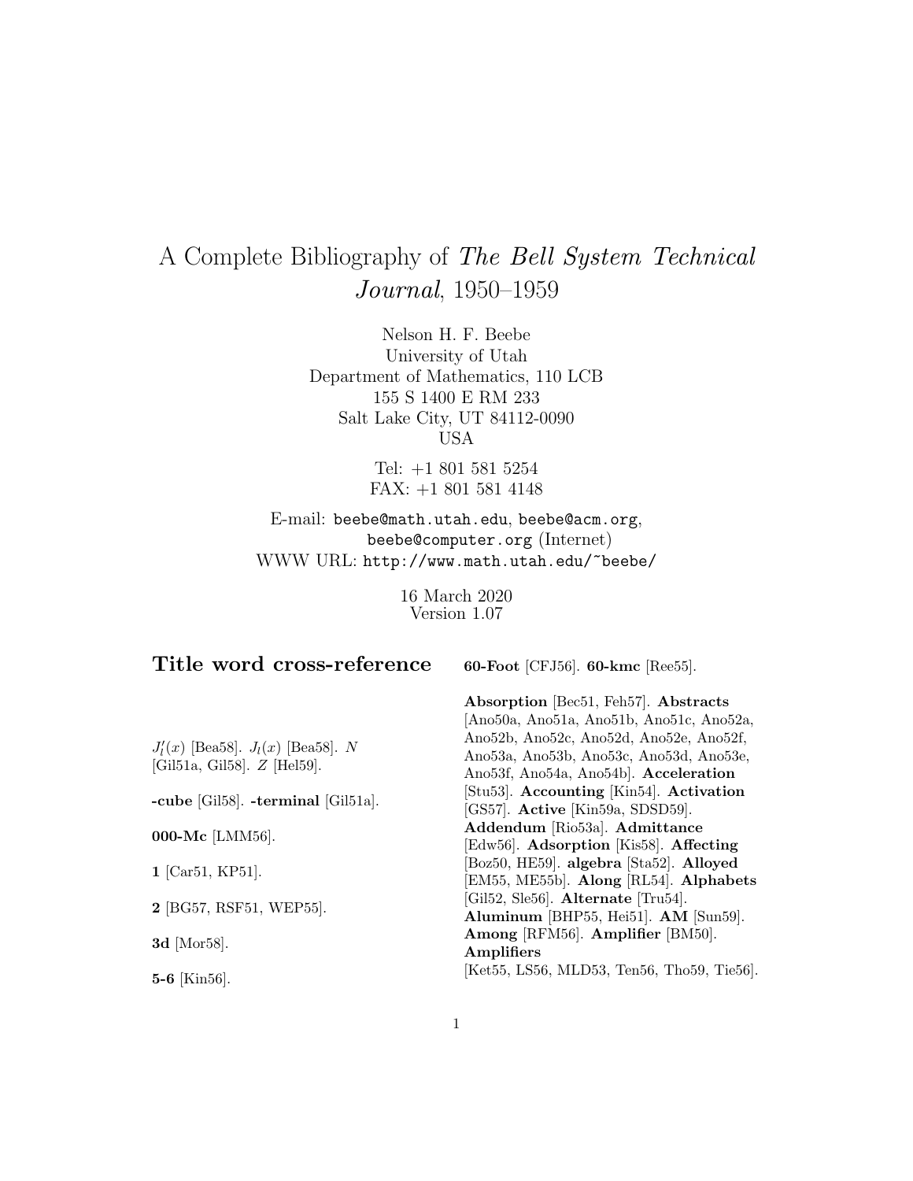# A Complete Bibliography of *The Bell System Technical Journal*, 1950–1959

Nelson H. F. Beebe
University of Utah
Department of Mathematics, 110 LCB
155 S 1400 E RM 233
Salt Lake City, UT 84112-0090
USA

Tel: +1 801 581 5254
FAX: +1 801 581 4148

E-mail: `beebe@math.utah.edu`, `beebe@acm.org`, `beebe@computer.org` (Internet)
WWW URL: `http://www.math.utah.edu/~beebe/`

16 March 2020
Version 1.07

## Title word cross-reference

$J_l'(x)$ [Bea58]. $J_l(x)$ [Bea58]. $N$ [Gil51a, Gil58]. $Z$ [Hel59].

**-cube** [Gil58]. **-terminal** [Gil51a].

**000-Mc** [LMM56].

**1** [Car51, KP51].

**2** [BG57, RSF51, WEP55].

**3d** [Mor58].

**5-6** [Kin56].

**60-Foot** [CFJ56]. **60-kmc** [Ree55].

**Absorption** [Bec51, Feh57]. **Abstracts** [Ano50a, Ano51a, Ano51b, Ano51c, Ano52a, Ano52b, Ano52c, Ano52d, Ano52e, Ano52f, Ano53a, Ano53b, Ano53c, Ano53d, Ano53e, Ano53f, Ano54a, Ano54b]. **Acceleration** [Stu53]. **Accounting** [Kin54]. **Activation** [GS57]. **Active** [Kin59a, SDSD59]. **Addendum** [Rio53a]. **Admittance** [Edw56]. **Adsorption** [Kis58]. **Affecting** [Boz50, HE59]. **algebra** [Sta52]. **Alloyed** [EM55, ME55b]. **Along** [RL54]. **Alphabets** [Gil52, Sle56]. **Alternate** [Tru54]. **Aluminum** [BHP55, Hei51]. **AM** [Sun59]. **Among** [RFM56]. **Amplifier** [BM50]. **Amplifiers** [Ket55, LS56, MLD53, Ten56, Tho59, Tie56].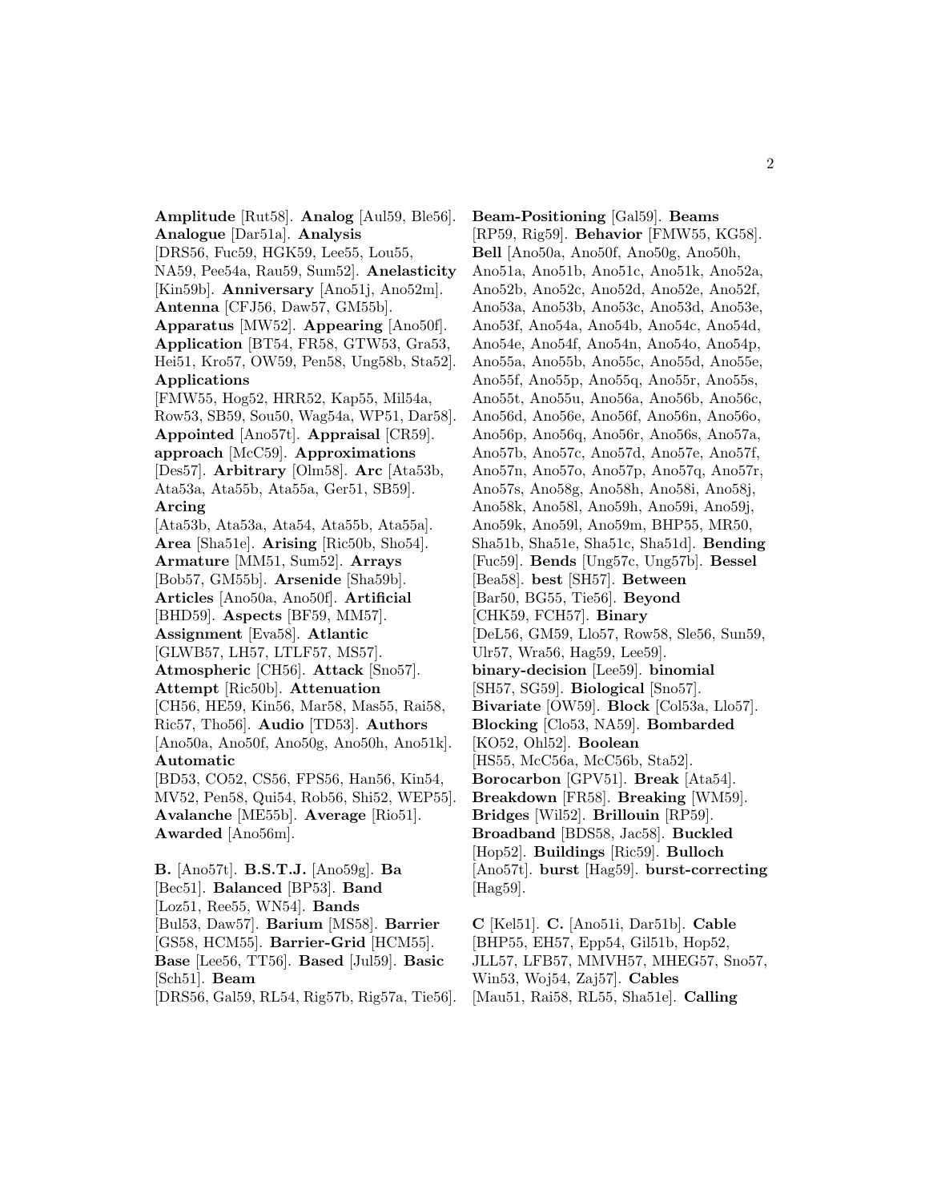**Amplitude** [Rut58]. **Analog** [Aul59, Ble56]. **Analogue** [Dar51a]. **Analysis** [DRS56, Fuc59, HGK59, Lee55, Lou55, NA59, Pee54a, Rau59, Sum52]. **Anelasticity** [Kin59b]. **Anniversary** [Ano51j, Ano52m]. **Antenna** [CFJ56, Daw57, GM55b]. **Apparatus** [MW52]. **Appearing** [Ano50f]. **Application** [BT54, FR58, GTW53, Gra53, Hei51, Kro57, OW59, Pen58, Ung58b, Sta52]. **Applications** [FMW55, Hog52, HRR52, Kap55, Mil54a, Row53, SB59, Sou50, Wag54a, WP51, Dar58]. **Appointed** [Ano57t]. **Appraisal** [CR59]. **approach** [McC59]. **Approximations** [Des57]. **Arbitrary** [Olm58]. **Arc** [Ata53b, Ata53a, Ata55b, Ata55a, Ger51, SB59]. **Arcing** [Ata53b, Ata53a, Ata54, Ata55b, Ata55a]. **Area** [Sha51e]. **Arising** [Ric50b, Sho54]. **Armature** [MM51, Sum52]. **Arrays** [Bob57, GM55b]. **Arsenide** [Sha59b]. **Articles** [Ano50a, Ano50f]. **Artificial** [BHD59]. **Aspects** [BF59, MM57]. **Assignment** [Eva58]. **Atlantic** [GLWB57, LH57, LTLF57, MS57]. **Atmospheric** [CH56]. **Attack** [Sno57]. **Attempt** [Ric50b]. **Attenuation** [CH56, HE59, Kin56, Mar58, Mas55, Rai58, Ric57, Tho56]. **Audio** [TD53]. **Authors** [Ano50a, Ano50f, Ano50g, Ano50h, Ano51k]. **Automatic** [BD53, CO52, CS56, FPS56, Han56, Kin54, MV52, Pen58, Qui54, Rob56, Shi52, WEP55]. **Avalanche** [ME55b]. **Average** [Rio51]. **Awarded** [Ano56m].

**B.** [Ano57t]. **B.S.T.J.** [Ano59g]. **Ba** [Bec51]. **Balanced** [BP53]. **Band** [Loz51, Ree55, WN54]. **Bands** [Bul53, Daw57]. **Barium** [MS58]. **Barrier** [GS58, HCM55]. **Barrier-Grid** [HCM55]. **Base** [Lee56, TT56]. **Based** [Jul59]. **Basic** [Sch51]. **Beam** [DRS56, Gal59, RL54, Rig57b, Rig57a, Tie56]. **Beam-Positioning** [Gal59]. **Beams** [RP59, Rig59]. **Behavior** [FMW55, KG58]. **Bell** [Ano50a, Ano50f, Ano50g, Ano50h, Ano51a, Ano51b, Ano51c, Ano51k, Ano52a, Ano52b, Ano52c, Ano52d, Ano52e, Ano52f, Ano53a, Ano53b, Ano53c, Ano53d, Ano53e, Ano53f, Ano54a, Ano54b, Ano54c, Ano54d, Ano54e, Ano54f, Ano54n, Ano54o, Ano54p, Ano55a, Ano55b, Ano55c, Ano55d, Ano55e, Ano55f, Ano55p, Ano55q, Ano55r, Ano55s, Ano55t, Ano55u, Ano56a, Ano56b, Ano56c, Ano56d, Ano56e, Ano56f, Ano56n, Ano56o, Ano56p, Ano56q, Ano56r, Ano56s, Ano57a, Ano57b, Ano57c, Ano57d, Ano57e, Ano57f, Ano57n, Ano57o, Ano57p, Ano57q, Ano57r, Ano57s, Ano58g, Ano58h, Ano58i, Ano58j, Ano58k, Ano58l, Ano59h, Ano59i, Ano59j, Ano59k, Ano59l, Ano59m, BHP55, MR50, Sha51b, Sha51e, Sha51c, Sha51d]. **Bending** [Fuc59]. **Bends** [Ung57c, Ung57b]. **Bessel** [Bea58]. **best** [SH57]. **Between** [Bar50, BG55, Tie56]. **Beyond** [CHK59, FCH57]. **Binary** [DeL56, GM59, Llo57, Row58, Sle56, Sun59, Ulr57, Wra56, Hag59, Lee59]. **binary-decision** [Lee59]. **binomial** [SH57, SG59]. **Biological** [Sno57]. **Bivariate** [OW59]. **Block** [Col53a, Llo57]. **Blocking** [Clo53, NA59]. **Bombarded** [KO52, Ohl52]. **Boolean** [HS55, McC56a, McC56b, Sta52]. **Borocarbon** [GPV51]. **Break** [Ata54]. **Breakdown** [FR58]. **Breaking** [WM59]. **Bridges** [Wil52]. **Brillouin** [RP59]. **Broadband** [BDS58, Jac58]. **Buckled** [Hop52]. **Buildings** [Ric59]. **Bulloch** [Ano57t]. **burst** [Hag59]. **burst-correcting** [Hag59].

**C** [Kel51]. **C.** [Ano51i, Dar51b]. **Cable** [BHP55, EH57, Epp54, Gil51b, Hop52, JLL57, LFB57, MMVH57, MHEG57, Sno57, Win53, Woj54, Zaj57]. **Cables** [Mau51, Rai58, RL55, Sha51e]. **Calling**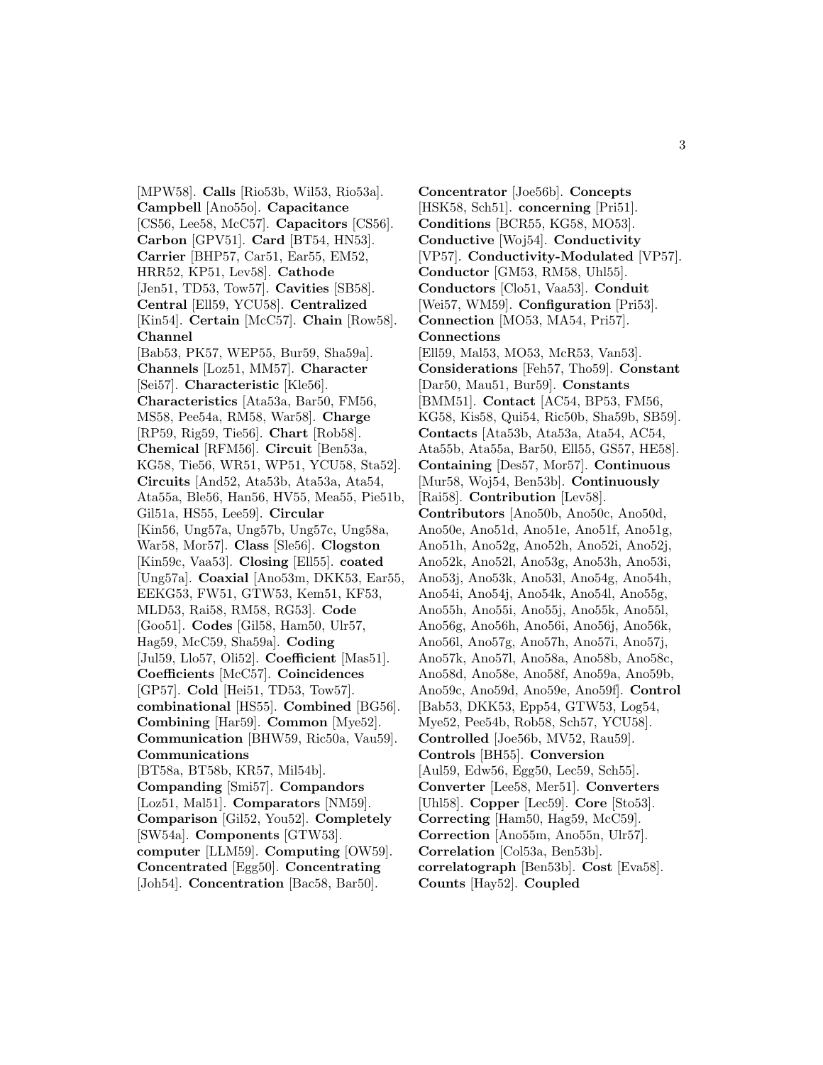[MPW58]. **Calls** [Rio53b, Wil53, Rio53a]. **Campbell** [Ano55o]. **Capacitance** [CS56, Lee58, McC57]. **Capacitors** [CS56]. **Carbon** [GPV51]. **Card** [BT54, HN53]. **Carrier** [BHP57, Car51, Ear55, EM52, HRR52, KP51, Lev58]. **Cathode** [Jen51, TD53, Tow57]. **Cavities** [SB58]. **Central** [Ell59, YCU58]. **Centralized** [Kin54]. **Certain** [McC57]. **Chain** [Row58]. **Channel** [Bab53, PK57, WEP55, Bur59, Sha59a]. **Channels** [Loz51, MM57]. **Character** [Sei57]. **Characteristic** [Kle56]. **Characteristics** [Ata53a, Bar50, FM56, MS58, Pee54a, RM58, War58]. **Charge** [RP59, Rig59, Tie56]. **Chart** [Rob58]. **Chemical** [RFM56]. **Circuit** [Ben53a, KG58, Tie56, WR51, WP51, YCU58, Sta52]. **Circuits** [And52, Ata53b, Ata53a, Ata54, Ata55a, Ble56, Han56, HV55, Mea55, Pie51b, Gil51a, HS55, Lee59]. **Circular** [Kin56, Ung57a, Ung57b, Ung57c, Ung58a, War58, Mor57]. **Class** [Sle56]. **Clogston** [Kin59c, Vaa53]. **Closing** [Ell55]. **coated** [Ung57a]. **Coaxial** [Ano53m, DKK53, Ear55, EEKG53, FW51, GTW53, Kem51, KF53, MLD53, Rai58, RM58, RG53]. **Code** [Goo51]. **Codes** [Gil58, Ham50, Ulr57, Hag59, McC59, Sha59a]. **Coding** [Jul59, Llo57, Oli52]. **Coefficient** [Mas51]. **Coefficients** [McC57]. **Coincidences** [GP57]. **Cold** [Hei51, TD53, Tow57]. **combinational** [HS55]. **Combined** [BG56]. **Combining** [Har59]. **Common** [Mye52]. **Communication** [BHW59, Ric50a, Vau59]. **Communications** [BT58a, BT58b, KR57, Mil54b]. **Companding** [Smi57]. **Compandors** [Loz51, Mal51]. **Comparators** [NM59]. **Comparison** [Gil52, You52]. **Completely** [SW54a]. **Components** [GTW53]. **computer** [LLM59]. **Computing** [OW59]. **Concentrated** [Egg50]. **Concentrating** [Joh54]. **Concentration** [Bac58, Bar50]. **Concentrator** [Joe56b]. **Concepts** [HSK58, Sch51]. **concerning** [Pri51]. **Conditions** [BCR55, KG58, MO53]. **Conductive** [Woj54]. **Conductivity** [VP57]. **Conductivity-Modulated** [VP57]. **Conductor** [GM53, RM58, Uhl55]. **Conductors** [Clo51, Vaa53]. **Conduit** [Wei57, WM59]. **Configuration** [Pri53]. **Connection** [MO53, MA54, Pri57]. **Connections** [Ell59, Mal53, MO53, McR53, Van53]. **Considerations** [Feh57, Tho59]. **Constant** [Dar50, Mau51, Bur59]. **Constants** [BMM51]. **Contact** [AC54, BP53, FM56, KG58, Kis58, Qui54, Ric50b, Sha59b, SB59]. **Contacts** [Ata53b, Ata53a, Ata54, AC54, Ata55b, Ata55a, Bar50, Ell55, GS57, HE58]. **Containing** [Des57, Mor57]. **Continuous** [Mur58, Woj54, Ben53b]. **Continuously** [Rai58]. **Contribution** [Lev58]. **Contributors** [Ano50b, Ano50c, Ano50d, Ano50e, Ano51d, Ano51e, Ano51f, Ano51g, Ano51h, Ano52g, Ano52h, Ano52i, Ano52j, Ano52k, Ano52l, Ano53g, Ano53h, Ano53i, Ano53j, Ano53k, Ano53l, Ano54g, Ano54h, Ano54i, Ano54j, Ano54k, Ano54l, Ano55g, Ano55h, Ano55i, Ano55j, Ano55k, Ano55l, Ano56g, Ano56h, Ano56i, Ano56j, Ano56k, Ano56l, Ano57g, Ano57h, Ano57i, Ano57j, Ano57k, Ano57l, Ano58a, Ano58b, Ano58c, Ano58d, Ano58e, Ano58f, Ano59a, Ano59b, Ano59c, Ano59d, Ano59e, Ano59f]. **Control** [Bab53, DKK53, Epp54, GTW53, Log54, Mye52, Pee54b, Rob58, Sch57, YCU58]. **Controlled** [Joe56b, MV52, Rau59]. **Controls** [BH55]. **Conversion** [Aul59, Edw56, Egg50, Lec59, Sch55]. **Converter** [Lee58, Mer51]. **Converters** [Uhl58]. **Copper** [Lec59]. **Core** [Sto53]. **Correcting** [Ham50, Hag59, McC59]. **Correction** [Ano55m, Ano55n, Ulr57]. **Correlation** [Col53a, Ben53b]. **correlatograph** [Ben53b]. **Cost** [Eva58]. **Counts** [Hay52]. **Coupled**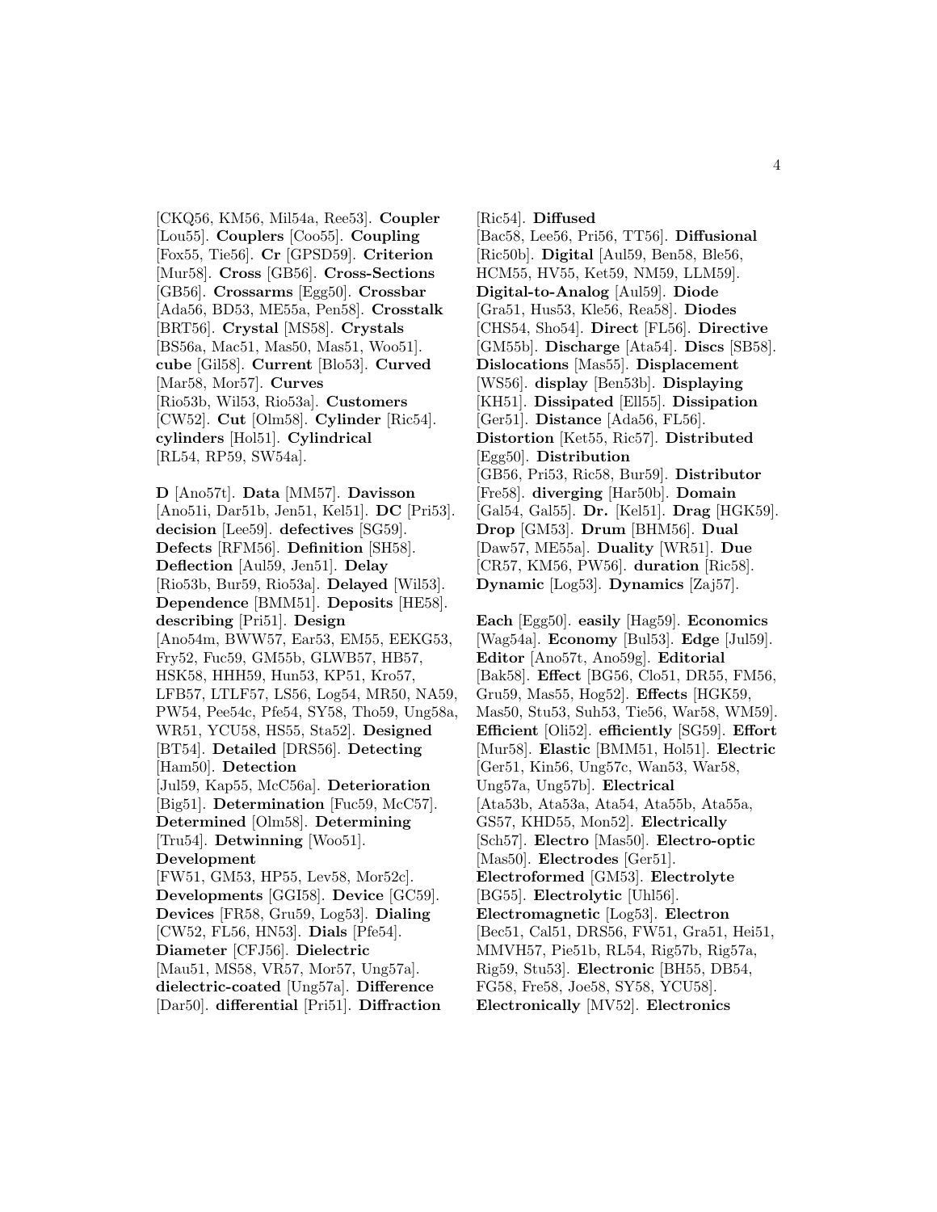[CKQ56, KM56, Mil54a, Ree53]. **Coupler** [Lou55]. **Couplers** [Coo55]. **Coupling** [Fox55, Tie56]. **Cr** [GPSD59]. **Criterion** [Mur58]. **Cross** [GB56]. **Cross-Sections** [GB56]. **Crossarms** [Egg50]. **Crossbar** [Ada56, BD53, ME55a, Pen58]. **Crosstalk** [BRT56]. **Crystal** [MS58]. **Crystals** [BS56a, Mac51, Mas50, Mas51, Woo51]. **cube** [Gil58]. **Current** [Blo53]. **Curved** [Mar58, Mor57]. **Curves** [Rio53b, Wil53, Rio53a]. **Customers** [CW52]. **Cut** [Olm58]. **Cylinder** [Ric54]. **cylinders** [Hol51]. **Cylindrical** [RL54, RP59, SW54a].

**D** [Ano57t]. **Data** [MM57]. **Davisson** [Ano51i, Dar51b, Jen51, Kel51]. **DC** [Pri53]. **decision** [Lee59]. **defectives** [SG59]. **Defects** [RFM56]. **Definition** [SH58]. **Deflection** [Aul59, Jen51]. **Delay** [Rio53b, Bur59, Rio53a]. **Delayed** [Wil53]. **Dependence** [BMM51]. **Deposits** [HE58]. **describing** [Pri51]. **Design** [Ano54m, BWW57, Ear53, EM55, EEKG53, Fry52, Fuc59, GM55b, GLWB57, HB57, HSK58, HHH59, Hun53, KP51, Kro57, LFB57, LTLF57, LS56, Log54, MR50, NA59, PW54, Pee54c, Pfe54, SY58, Tho59, Ung58a, WR51, YCU58, HS55, Sta52]. **Designed** [BT54]. **Detailed** [DRS56]. **Detecting** [Ham50]. **Detection** [Jul59, Kap55, McC56a]. **Deterioration** [Big51]. **Determination** [Fuc59, McC57]. **Determined** [Olm58]. **Determining** [Tru54]. **Detwinning** [Woo51]. **Development** [FW51, GM53, HP55, Lev58, Mor52c]. **Developments** [GGI58]. **Device** [GC59]. **Devices** [FR58, Gru59, Log53]. **Dialing** [CW52, FL56, HN53]. **Dials** [Pfe54]. **Diameter** [CFJ56]. **Dielectric** [Mau51, MS58, VR57, Mor57, Ung57a]. **dielectric-coated** [Ung57a]. **Difference** [Dar50]. **differential** [Pri51]. **Diffraction** [Ric54]. **Diffused** [Bac58, Lee56, Pri56, TT56]. **Diffusional** [Ric50b]. **Digital** [Aul59, Ben58, Ble56, HCM55, HV55, Ket59, NM59, LLM59]. **Digital-to-Analog** [Aul59]. **Diode** [Gra51, Hus53, Kle56, Rea58]. **Diodes** [CHS54, Sho54]. **Direct** [FL56]. **Directive** [GM55b]. **Discharge** [Ata54]. **Discs** [SB58]. **Dislocations** [Mas55]. **Displacement** [WS56]. **display** [Ben53b]. **Displaying** [KH51]. **Dissipated** [Ell55]. **Dissipation** [Ger51]. **Distance** [Ada56, FL56]. **Distortion** [Ket55, Ric57]. **Distributed** [Egg50]. **Distribution** [GB56, Pri53, Ric58, Bur59]. **Distributor** [Fre58]. **diverging** [Har50b]. **Domain** [Gal54, Gal55]. **Dr.** [Kel51]. **Drag** [HGK59]. **Drop** [GM53]. **Drum** [BHM56]. **Dual** [Daw57, ME55a]. **Duality** [WR51]. **Due** [CR57, KM56, PW56]. **duration** [Ric58]. **Dynamic** [Log53]. **Dynamics** [Zaj57].

**Each** [Egg50]. **easily** [Hag59]. **Economics** [Wag54a]. **Economy** [Bul53]. **Edge** [Jul59]. **Editor** [Ano57t, Ano59g]. **Editorial** [Bak58]. **Effect** [BG56, Clo51, DR55, FM56, Gru59, Mas55, Hog52]. **Effects** [HGK59, Mas50, Stu53, Suh53, Tie56, War58, WM59]. **Efficient** [Oli52]. **efficiently** [SG59]. **Effort** [Mur58]. **Elastic** [BMM51, Hol51]. **Electric** [Ger51, Kin56, Ung57c, Wan53, War58, Ung57a, Ung57b]. **Electrical** [Ata53b, Ata53a, Ata54, Ata55b, Ata55a, GS57, KHD55, Mon52]. **Electrically** [Sch57]. **Electro** [Mas50]. **Electro-optic** [Mas50]. **Electrodes** [Ger51]. **Electroformed** [GM53]. **Electrolyte** [BG55]. **Electrolytic** [Uhl56]. **Electromagnetic** [Log53]. **Electron** [Bec51, Cal51, DRS56, FW51, Gra51, Hei51, MMVH57, Pie51b, RL54, Rig57b, Rig57a, Rig59, Stu53]. **Electronic** [BH55, DB54, FG58, Fre58, Joe58, SY58, YCU58]. **Electronically** [MV52]. **Electronics**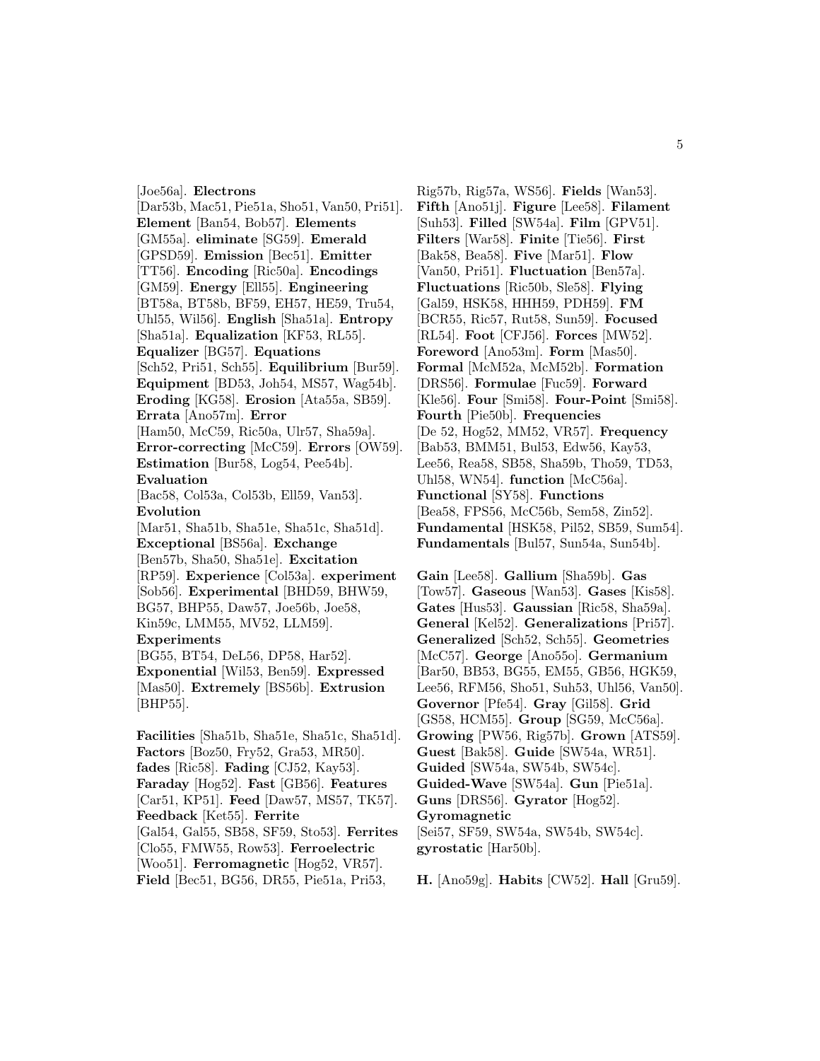[Joe56a]. **Electrons** [Dar53b, Mac51, Pie51a, Sho51, Van50, Pri51]. **Element** [Ban54, Bob57]. **Elements** [GM55a]. **eliminate** [SG59]. **Emerald** [GPSD59]. **Emission** [Bec51]. **Emitter** [TT56]. **Encoding** [Ric50a]. **Encodings** [GM59]. **Energy** [Ell55]. **Engineering** [BT58a, BT58b, BF59, EH57, HE59, Tru54, Uhl55, Wil56]. **English** [Sha51a]. **Entropy** [Sha51a]. **Equalization** [KF53, RL55]. **Equalizer** [BG57]. **Equations** [Sch52, Pri51, Sch55]. **Equilibrium** [Bur59]. **Equipment** [BD53, Joh54, MS57, Wag54b]. **Eroding** [KG58]. **Erosion** [Ata55a, SB59]. **Errata** [Ano57m]. **Error** [Ham50, McC59, Ric50a, Ulr57, Sha59a]. **Error-correcting** [McC59]. **Errors** [OW59]. **Estimation** [Bur58, Log54, Pee54b]. **Evaluation** [Bac58, Col53a, Col53b, Ell59, Van53]. **Evolution** [Mar51, Sha51b, Sha51e, Sha51c, Sha51d]. **Exceptional** [BS56a]. **Exchange** [Ben57b, Sha50, Sha51e]. **Excitation** [RP59]. **Experience** [Col53a]. **experiment** [Sob56]. **Experimental** [BHD59, BHW59, BG57, BHP55, Daw57, Joe56b, Joe58, Kin59c, LMM55, MV52, LLM59]. **Experiments** [BG55, BT54, DeL56, DP58, Har52]. **Exponential** [Wil53, Ben59]. **Expressed** [Mas50]. **Extremely** [BS56b]. **Extrusion** [BHP55].

**Facilities** [Sha51b, Sha51e, Sha51c, Sha51d]. **Factors** [Boz50, Fry52, Gra53, MR50]. **fades** [Ric58]. **Fading** [CJ52, Kay53]. **Faraday** [Hog52]. **Fast** [GB56]. **Features** [Car51, KP51]. **Feed** [Daw57, MS57, TK57]. **Feedback** [Ket55]. **Ferrite** [Gal54, Gal55, SB58, SF59, Sto53]. **Ferrites** [Clo55, FMW55, Row53]. **Ferroelectric** [Woo51]. **Ferromagnetic** [Hog52, VR57]. **Field** [Bec51, BG56, DR55, Pie51a, Pri53, Rig57b, Rig57a, WS56]. **Fields** [Wan53]. **Fifth** [Ano51j]. **Figure** [Lee58]. **Filament** [Suh53]. **Filled** [SW54a]. **Film** [GPV51]. **Filters** [War58]. **Finite** [Tie56]. **First** [Bak58, Bea58]. **Five** [Mar51]. **Flow** [Van50, Pri51]. **Fluctuation** [Ben57a]. **Fluctuations** [Ric50b, Sle58]. **Flying** [Gal59, HSK58, HHH59, PDH59]. **FM** [BCR55, Ric57, Rut58, Sun59]. **Focused** [RL54]. **Foot** [CFJ56]. **Forces** [MW52]. **Foreword** [Ano53m]. **Form** [Mas50]. **Formal** [McM52a, McM52b]. **Formation** [DRS56]. **Formulae** [Fuc59]. **Forward** [Kle56]. **Four** [Smi58]. **Four-Point** [Smi58]. **Fourth** [Pie50b]. **Frequencies** [De 52, Hog52, MM52, VR57]. **Frequency** [Bab53, BMM51, Bul53, Edw56, Kay53, Lee56, Rea58, SB58, Sha59b, Tho59, TD53, Uhl58, WN54]. **function** [McC56a]. **Functional** [SY58]. **Functions** [Bea58, FPS56, McC56b, Sem58, Zin52]. **Fundamental** [HSK58, Pil52, SB59, Sum54]. **Fundamentals** [Bul57, Sun54a, Sun54b].

**Gain** [Lee58]. **Gallium** [Sha59b]. **Gas** [Tow57]. **Gaseous** [Wan53]. **Gases** [Kis58]. **Gates** [Hus53]. **Gaussian** [Ric58, Sha59a]. **General** [Kel52]. **Generalizations** [Pri57]. **Generalized** [Sch52, Sch55]. **Geometries** [McC57]. **George** [Ano55o]. **Germanium** [Bar50, BB53, BG55, EM55, GB56, HGK59, Lee56, RFM56, Sho51, Suh53, Uhl56, Van50]. **Governor** [Pfe54]. **Gray** [Gil58]. **Grid** [GS58, HCM55]. **Group** [SG59, McC56a]. **Growing** [PW56, Rig57b]. **Grown** [ATS59]. **Guest** [Bak58]. **Guide** [SW54a, WR51]. **Guided** [SW54a, SW54b, SW54c]. **Guided-Wave** [SW54a]. **Gun** [Pie51a]. **Guns** [DRS56]. **Gyrator** [Hog52]. **Gyromagnetic** [Sei57, SF59, SW54a, SW54b, SW54c]. **gyrostatic** [Har50b].

**H.** [Ano59g]. **Habits** [CW52]. **Hall** [Gru59].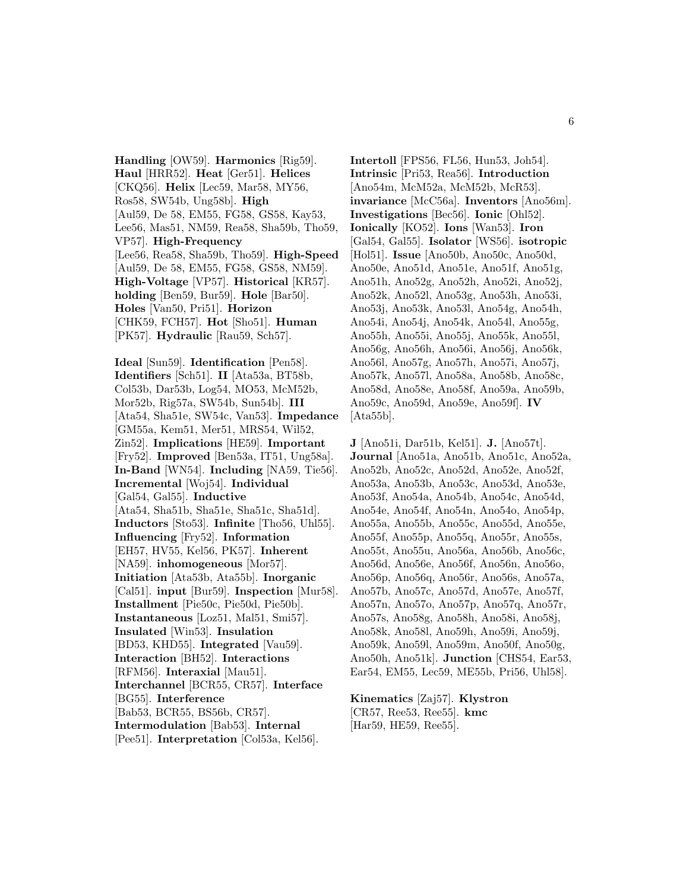**Handling** [OW59]. **Harmonics** [Rig59]. **Haul** [HRR52]. **Heat** [Ger51]. **Helices** [CKQ56]. **Helix** [Lec59, Mar58, MY56, Ros58, SW54b, Ung58b]. **High** [Aul59, De 58, EM55, FG58, GS58, Kay53, Lee56, Mas51, NM59, Rea58, Sha59b, Tho59, VP57]. **High-Frequency** [Lee56, Rea58, Sha59b, Tho59]. **High-Speed** [Aul59, De 58, EM55, FG58, GS58, NM59]. **High-Voltage** [VP57]. **Historical** [KR57]. **holding** [Ben59, Bur59]. **Hole** [Bar50]. **Holes** [Van50, Pri51]. **Horizon** [CHK59, FCH57]. **Hot** [Sho51]. **Human** [PK57]. **Hydraulic** [Rau59, Sch57].

**Ideal** [Sun59]. **Identification** [Pen58]. **Identifiers** [Sch51]. **II** [Ata53a, BT58b, Col53b, Dar53b, Log54, MO53, McM52b, Mor52b, Rig57a, SW54b, Sun54b]. **III** [Ata54, Sha51e, SW54c, Van53]. **Impedance** [GM55a, Kem51, Mer51, MRS54, Wil52, Zin52]. **Implications** [HE59]. **Important** [Fry52]. **Improved** [Ben53a, IT51, Ung58a]. **In-Band** [WN54]. **Including** [NA59, Tie56]. **Incremental** [Woj54]. **Individual** [Gal54, Gal55]. **Inductive** [Ata54, Sha51b, Sha51e, Sha51c, Sha51d]. **Inductors** [Sto53]. **Infinite** [Tho56, Uhl55]. **Influencing** [Fry52]. **Information** [EH57, HV55, Kel56, PK57]. **Inherent** [NA59]. **inhomogeneous** [Mor57]. **Initiation** [Ata53b, Ata55b]. **Inorganic** [Cal51]. **input** [Bur59]. **Inspection** [Mur58]. **Installment** [Pie50c, Pie50d, Pie50b]. **Instantaneous** [Loz51, Mal51, Smi57]. **Insulated** [Win53]. **Insulation** [BD53, KHD55]. **Integrated** [Vau59]. **Interaction** [BH52]. **Interactions** [RFM56]. **Interaxial** [Mau51]. **Interchannel** [BCR55, CR57]. **Interface** [BG55]. **Interference** [Bab53, BCR55, BS56b, CR57]. **Intermodulation** [Bab53]. **Internal** [Pee51]. **Interpretation** [Col53a, Kel56].

**Intertoll** [FPS56, FL56, Hun53, Joh54]. **Intrinsic** [Pri53, Rea56]. **Introduction** [Ano54m, McM52a, McM52b, McR53]. **invariance** [McC56a]. **Inventors** [Ano56m]. **Investigations** [Bec56]. **Ionic** [Ohl52]. **Ionically** [KO52]. **Ions** [Wan53]. **Iron** [Gal54, Gal55]. **Isolator** [WS56]. **isotropic** [Hol51]. **Issue** [Ano50b, Ano50c, Ano50d, Ano50e, Ano51d, Ano51e, Ano51f, Ano51g, Ano51h, Ano52g, Ano52h, Ano52i, Ano52j, Ano52k, Ano52l, Ano53g, Ano53h, Ano53i, Ano53j, Ano53k, Ano53l, Ano54g, Ano54h, Ano54i, Ano54j, Ano54k, Ano54l, Ano55g, Ano55h, Ano55i, Ano55j, Ano55k, Ano55l, Ano56g, Ano56h, Ano56i, Ano56j, Ano56k, Ano56l, Ano57g, Ano57h, Ano57i, Ano57j, Ano57k, Ano57l, Ano58a, Ano58b, Ano58c, Ano58d, Ano58e, Ano58f, Ano59a, Ano59b, Ano59c, Ano59d, Ano59e, Ano59f]. **IV** [Ata55b].

**J** [Ano51i, Dar51b, Kel51]. **J.** [Ano57t]. **Journal** [Ano51a, Ano51b, Ano51c, Ano52a, Ano52b, Ano52c, Ano52d, Ano52e, Ano52f, Ano53a, Ano53b, Ano53c, Ano53d, Ano53e, Ano53f, Ano54a, Ano54b, Ano54c, Ano54d, Ano54e, Ano54f, Ano54n, Ano54o, Ano54p, Ano55a, Ano55b, Ano55c, Ano55d, Ano55e, Ano55f, Ano55p, Ano55q, Ano55r, Ano55s, Ano55t, Ano55u, Ano56a, Ano56b, Ano56c, Ano56d, Ano56e, Ano56f, Ano56n, Ano56o, Ano56p, Ano56q, Ano56r, Ano56s, Ano57a, Ano57b, Ano57c, Ano57d, Ano57e, Ano57f, Ano57n, Ano57o, Ano57p, Ano57q, Ano57r, Ano57s, Ano58g, Ano58h, Ano58i, Ano58j, Ano58k, Ano58l, Ano59h, Ano59i, Ano59j, Ano59k, Ano59l, Ano59m, Ano50f, Ano50g, Ano50h, Ano51k]. **Junction** [CHS54, Ear53, Ear54, EM55, Lec59, ME55b, Pri56, Uhl58].

**Kinematics** [Zaj57]. **Klystron** [CR57, Ree53, Ree55]. **kmc** [Har59, HE59, Ree55].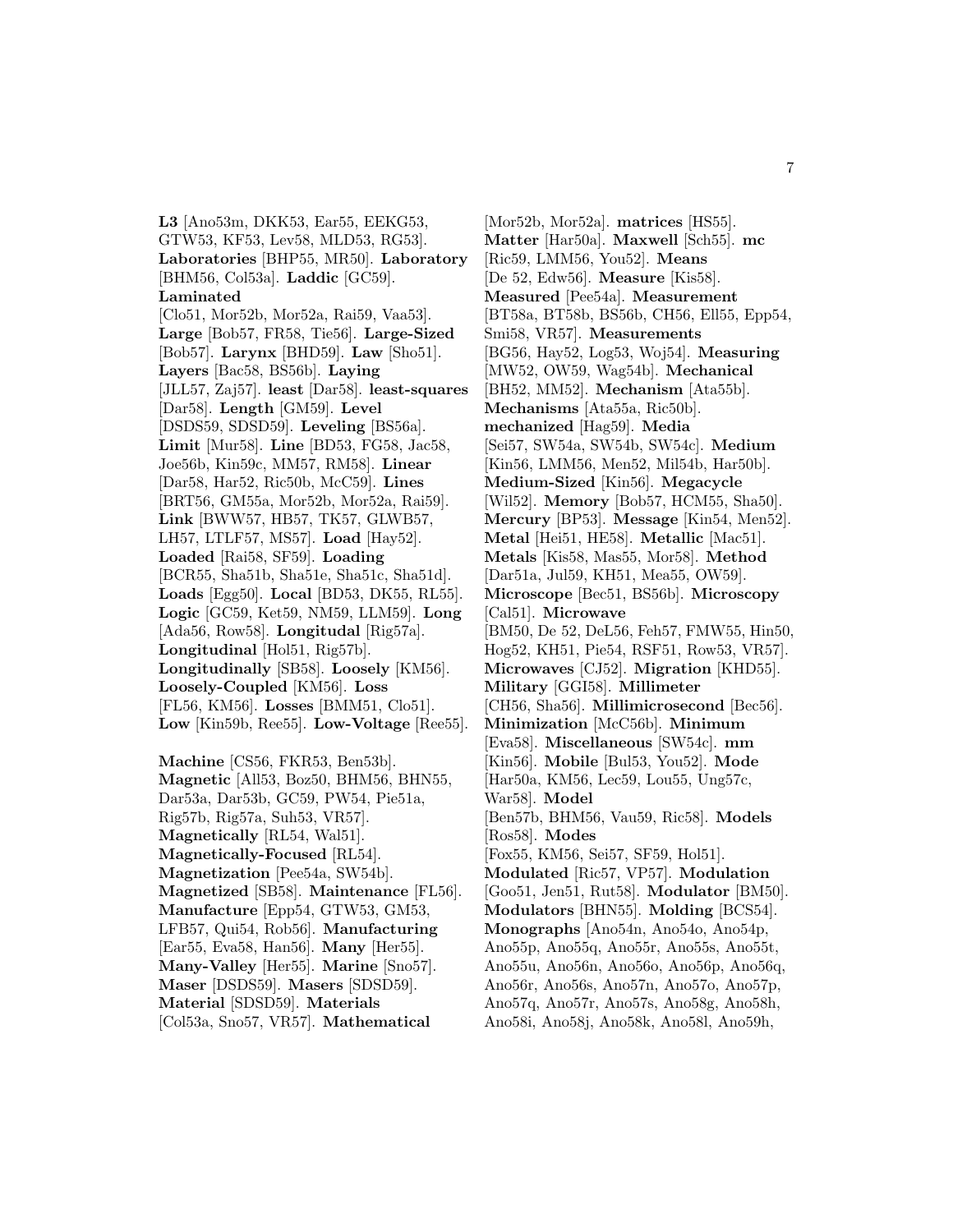**L3** [Ano53m, DKK53, Ear55, EEKG53, GTW53, KF53, Lev58, MLD53, RG53]. **Laboratories** [BHP55, MR50]. **Laboratory** [BHM56, Col53a]. **Laddic** [GC59]. **Laminated** [Clo51, Mor52b, Mor52a, Rai59, Vaa53]. **Large** [Bob57, FR58, Tie56]. **Large-Sized** [Bob57]. **Larynx** [BHD59]. **Law** [Sho51]. **Layers** [Bac58, BS56b]. **Laying** [JLL57, Zaj57]. **least** [Dar58]. **least-squares** [Dar58]. **Length** [GM59]. **Level** [DSDS59, SDSD59]. **Leveling** [BS56a]. **Limit** [Mur58]. **Line** [BD53, FG58, Jac58, Joe56b, Kin59c, MM57, RM58]. **Linear** [Dar58, Har52, Ric50b, McC59]. **Lines** [BRT56, GM55a, Mor52b, Mor52a, Rai59]. **Link** [BWW57, HB57, TK57, GLWB57, LH57, LTLF57, MS57]. **Load** [Hay52]. **Loaded** [Rai58, SF59]. **Loading** [BCR55, Sha51b, Sha51e, Sha51c, Sha51d]. **Loads** [Egg50]. **Local** [BD53, DK55, RL55]. **Logic** [GC59, Ket59, NM59, LLM59]. **Long** [Ada56, Row58]. **Longitudal** [Rig57a]. **Longitudinal** [Hol51, Rig57b]. **Longitudinally** [SB58]. **Loosely** [KM56]. **Loosely-Coupled** [KM56]. **Loss** [FL56, KM56]. **Losses** [BMM51, Clo51]. **Low** [Kin59b, Ree55]. **Low-Voltage** [Ree55].

**Machine** [CS56, FKR53, Ben53b]. **Magnetic** [All53, Boz50, BHM56, BHN55, Dar53a, Dar53b, GC59, PW54, Pie51a, Rig57b, Rig57a, Suh53, VR57]. **Magnetically** [RL54, Wal51]. **Magnetically-Focused** [RL54]. **Magnetization** [Pee54a, SW54b]. **Magnetized** [SB58]. **Maintenance** [FL56]. **Manufacture** [Epp54, GTW53, GM53, LFB57, Qui54, Rob56]. **Manufacturing** [Ear55, Eva58, Han56]. **Many** [Her55]. **Many-Valley** [Her55]. **Marine** [Sno57]. **Maser** [DSDS59]. **Masers** [SDSD59]. **Material** [SDSD59]. **Materials** [Col53a, Sno57, VR57]. **Mathematical** [Mor52b, Mor52a]. **matrices** [HS55]. **Matter** [Har50a]. **Maxwell** [Sch55]. **mc** [Ric59, LMM56, You52]. **Means** [De 52, Edw56]. **Measure** [Kis58]. **Measured** [Pee54a]. **Measurement** [BT58a, BT58b, BS56b, CH56, Ell55, Epp54, Smi58, VR57]. **Measurements** [BG56, Hay52, Log53, Woj54]. **Measuring** [MW52, OW59, Wag54b]. **Mechanical** [BH52, MM52]. **Mechanism** [Ata55b]. **Mechanisms** [Ata55a, Ric50b]. **mechanized** [Hag59]. **Media** [Sei57, SW54a, SW54b, SW54c]. **Medium** [Kin56, LMM56, Men52, Mil54b, Har50b]. **Medium-Sized** [Kin56]. **Megacycle** [Wil52]. **Memory** [Bob57, HCM55, Sha50]. **Mercury** [BP53]. **Message** [Kin54, Men52]. **Metal** [Hei51, HE58]. **Metallic** [Mac51]. **Metals** [Kis58, Mas55, Mor58]. **Method** [Dar51a, Jul59, KH51, Mea55, OW59]. **Microscope** [Bec51, BS56b]. **Microscopy** [Cal51]. **Microwave** [BM50, De 52, DeL56, Feh57, FMW55, Hin50, Hog52, KH51, Pie54, RSF51, Row53, VR57]. **Microwaves** [CJ52]. **Migration** [KHD55]. **Military** [GGI58]. **Millimeter** [CH56, Sha56]. **Millimicrosecond** [Bec56]. **Minimization** [McC56b]. **Minimum** [Eva58]. **Miscellaneous** [SW54c]. **mm** [Kin56]. **Mobile** [Bul53, You52]. **Mode** [Har50a, KM56, Lec59, Lou55, Ung57c, War58]. **Model** [Ben57b, BHM56, Vau59, Ric58]. **Models** [Ros58]. **Modes** [Fox55, KM56, Sei57, SF59, Hol51]. **Modulated** [Ric57, VP57]. **Modulation** [Goo51, Jen51, Rut58]. **Modulator** [BM50]. **Modulators** [BHN55]. **Molding** [BCS54]. **Monographs** [Ano54n, Ano54o, Ano54p, Ano55p, Ano55q, Ano55r, Ano55s, Ano55t, Ano55u, Ano56n, Ano56o, Ano56p, Ano56q, Ano56r, Ano56s, Ano57n, Ano57o, Ano57p, Ano57q, Ano57r, Ano57s, Ano58g, Ano58h, Ano58i, Ano58j, Ano58k, Ano58l, Ano59h,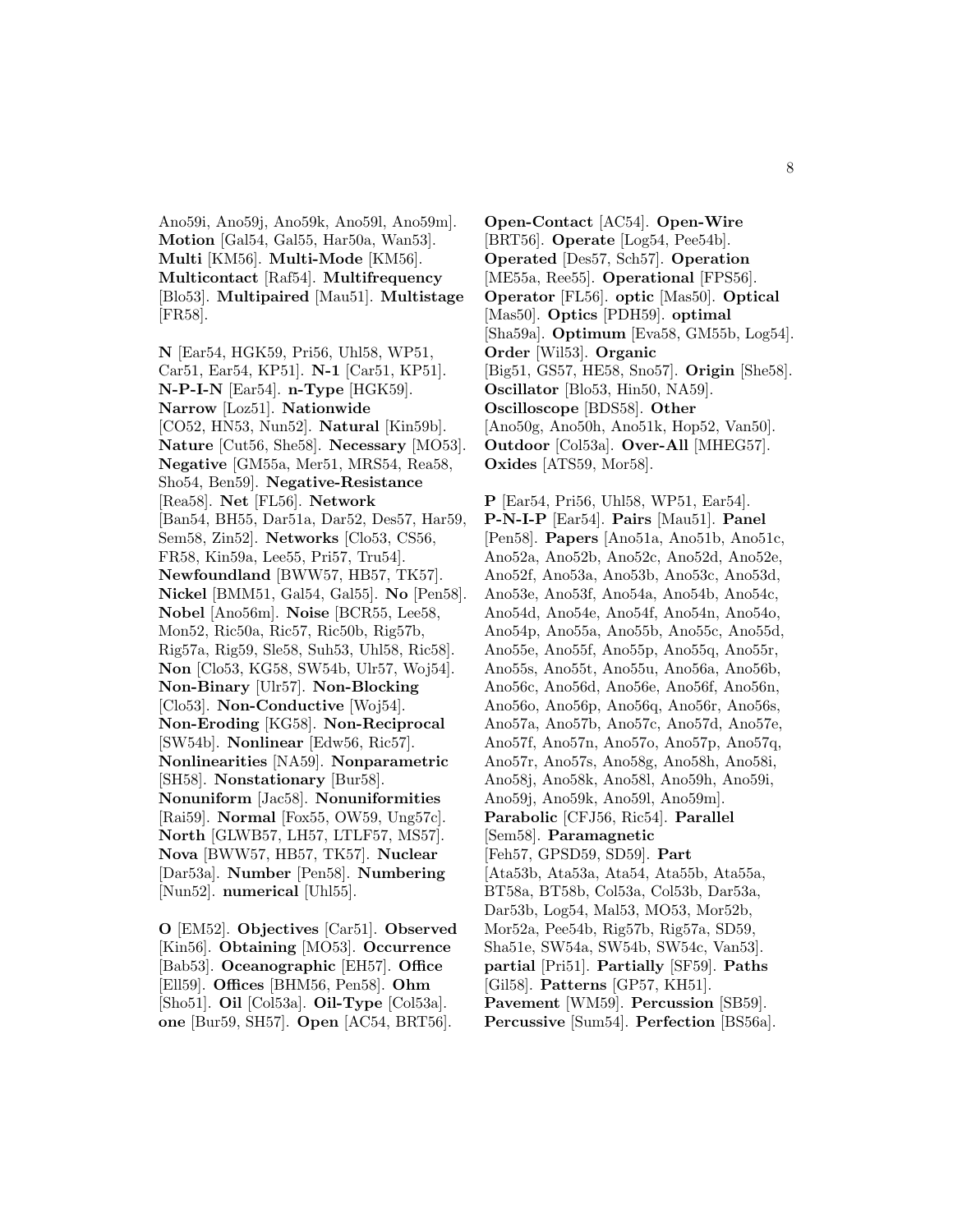Ano59i, Ano59j, Ano59k, Ano59l, Ano59m]. **Motion** [Gal54, Gal55, Har50a, Wan53]. **Multi** [KM56]. **Multi-Mode** [KM56]. **Multicontact** [Raf54]. **Multifrequency** [Blo53]. **Multipaired** [Mau51]. **Multistage** [FR58].

**N** [Ear54, HGK59, Pri56, Uhl58, WP51, Car51, Ear54, KP51]. **N-1** [Car51, KP51]. **N-P-I-N** [Ear54]. **n-Type** [HGK59]. **Narrow** [Loz51]. **Nationwide** [CO52, HN53, Nun52]. **Natural** [Kin59b]. **Nature** [Cut56, She58]. **Necessary** [MO53]. **Negative** [GM55a, Mer51, MRS54, Rea58, Sho54, Ben59]. **Negative-Resistance** [Rea58]. **Net** [FL56]. **Network** [Ban54, BH55, Dar51a, Dar52, Des57, Har59, Sem58, Zin52]. **Networks** [Clo53, CS56, FR58, Kin59a, Lee55, Pri57, Tru54]. **Newfoundland** [BWW57, HB57, TK57]. **Nickel** [BMM51, Gal54, Gal55]. **No** [Pen58]. **Nobel** [Ano56m]. **Noise** [BCR55, Lee58, Mon52, Ric50a, Ric57, Ric50b, Rig57b, Rig57a, Rig59, Sle58, Suh53, Uhl58, Ric58]. **Non** [Clo53, KG58, SW54b, Ulr57, Woj54]. **Non-Binary** [Ulr57]. **Non-Blocking** [Clo53]. **Non-Conductive** [Woj54]. **Non-Eroding** [KG58]. **Non-Reciprocal** [SW54b]. **Nonlinear** [Edw56, Ric57]. **Nonlinearities** [NA59]. **Nonparametric** [SH58]. **Nonstationary** [Bur58]. **Nonuniform** [Jac58]. **Nonuniformities** [Rai59]. **Normal** [Fox55, OW59, Ung57c]. **North** [GLWB57, LH57, LTLF57, MS57]. **Nova** [BWW57, HB57, TK57]. **Nuclear** [Dar53a]. **Number** [Pen58]. **Numbering** [Nun52]. **numerical** [Uhl55].

**O** [EM52]. **Objectives** [Car51]. **Observed** [Kin56]. **Obtaining** [MO53]. **Occurrence** [Bab53]. **Oceanographic** [EH57]. **Office** [Ell59]. **Offices** [BHM56, Pen58]. **Ohm** [Sho51]. **Oil** [Col53a]. **Oil-Type** [Col53a]. **one** [Bur59, SH57]. **Open** [AC54, BRT56]. **Open-Contact** [AC54]. **Open-Wire** [BRT56]. **Operate** [Log54, Pee54b]. **Operated** [Des57, Sch57]. **Operation** [ME55a, Ree55]. **Operational** [FPS56]. **Operator** [FL56]. **optic** [Mas50]. **Optical** [Mas50]. **Optics** [PDH59]. **optimal** [Sha59a]. **Optimum** [Eva58, GM55b, Log54]. **Order** [Wil53]. **Organic** [Big51, GS57, HE58, Sno57]. **Origin** [She58]. **Oscillator** [Blo53, Hin50, NA59]. **Oscilloscope** [BDS58]. **Other** [Ano50g, Ano50h, Ano51k, Hop52, Van50]. **Outdoor** [Col53a]. **Over-All** [MHEG57]. **Oxides** [ATS59, Mor58].

**P** [Ear54, Pri56, Uhl58, WP51, Ear54]. **P-N-I-P** [Ear54]. **Pairs** [Mau51]. **Panel** [Pen58]. **Papers** [Ano51a, Ano51b, Ano51c, Ano52a, Ano52b, Ano52c, Ano52d, Ano52e, Ano52f, Ano53a, Ano53b, Ano53c, Ano53d, Ano53e, Ano53f, Ano54a, Ano54b, Ano54c, Ano54d, Ano54e, Ano54f, Ano54n, Ano54o, Ano54p, Ano55a, Ano55b, Ano55c, Ano55d, Ano55e, Ano55f, Ano55p, Ano55q, Ano55r, Ano55s, Ano55t, Ano55u, Ano56a, Ano56b, Ano56c, Ano56d, Ano56e, Ano56f, Ano56n, Ano56o, Ano56p, Ano56q, Ano56r, Ano56s, Ano57a, Ano57b, Ano57c, Ano57d, Ano57e, Ano57f, Ano57n, Ano57o, Ano57p, Ano57q, Ano57r, Ano57s, Ano58g, Ano58h, Ano58i, Ano58j, Ano58k, Ano58l, Ano59h, Ano59i, Ano59j, Ano59k, Ano59l, Ano59m]. **Parabolic** [CFJ56, Ric54]. **Parallel** [Sem58]. **Paramagnetic** [Feh57, GPSD59, SD59]. **Part** [Ata53b, Ata53a, Ata54, Ata55b, Ata55a, BT58a, BT58b, Col53a, Col53b, Dar53a, Dar53b, Log54, Mal53, MO53, Mor52b, Mor52a, Pee54b, Rig57b, Rig57a, SD59, Sha51e, SW54a, SW54b, SW54c, Van53]. **partial** [Pri51]. **Partially** [SF59]. **Paths** [Gil58]. **Patterns** [GP57, KH51]. **Pavement** [WM59]. **Percussion** [SB59]. **Percussive** [Sum54]. **Perfection** [BS56a].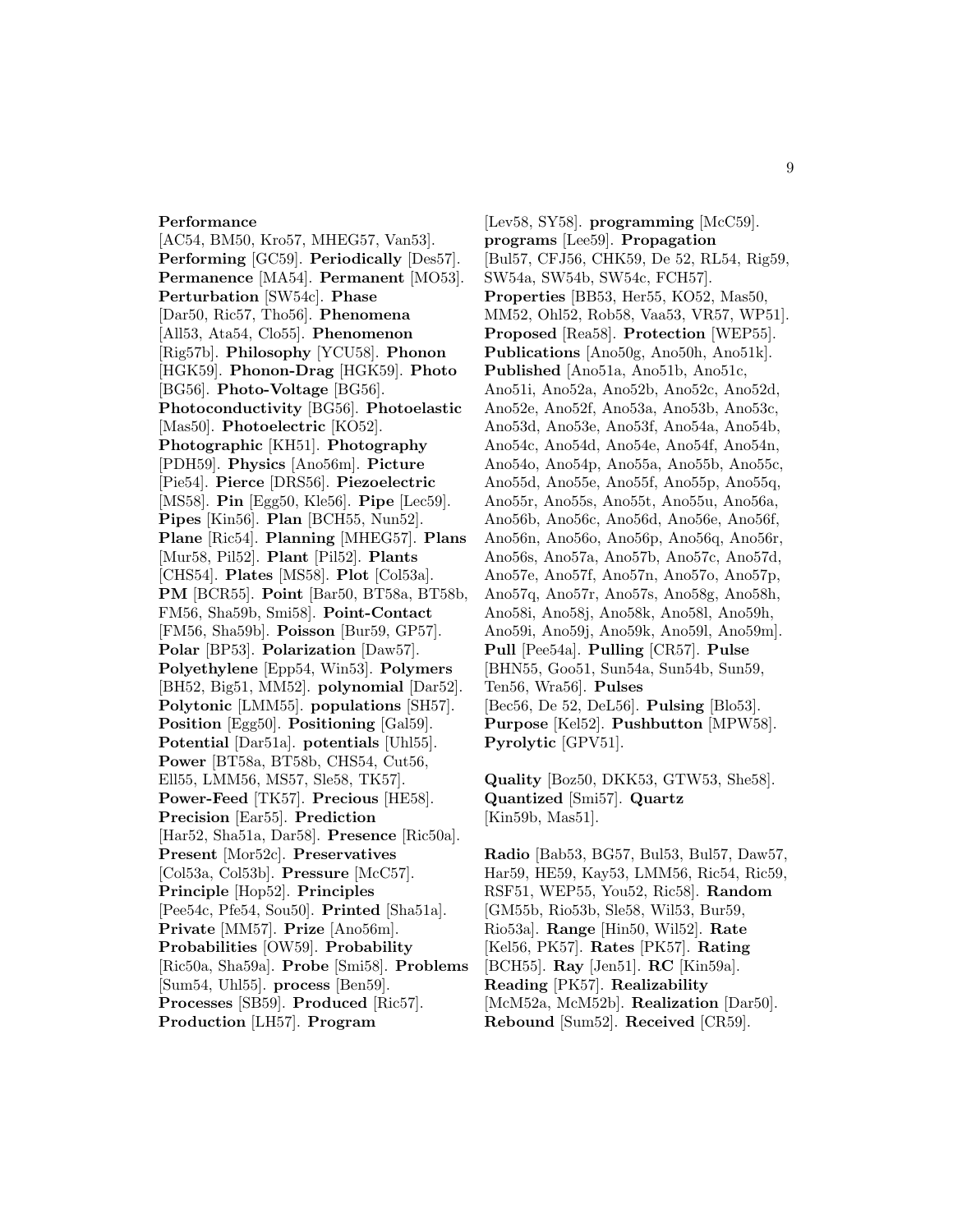**Performance** [AC54, BM50, Kro57, MHEG57, Van53]. **Performing** [GC59]. **Periodically** [Des57]. **Permanence** [MA54]. **Permanent** [MO53]. **Perturbation** [SW54c]. **Phase** [Dar50, Ric57, Tho56]. **Phenomena** [All53, Ata54, Clo55]. **Phenomenon** [Rig57b]. **Philosophy** [YCU58]. **Phonon** [HGK59]. **Phonon-Drag** [HGK59]. **Photo** [BG56]. **Photo-Voltage** [BG56]. **Photoconductivity** [BG56]. **Photoelastic** [Mas50]. **Photoelectric** [KO52]. **Photographic** [KH51]. **Photography** [PDH59]. **Physics** [Ano56m]. **Picture** [Pie54]. **Pierce** [DRS56]. **Piezoelectric** [MS58]. **Pin** [Egg50, Kle56]. **Pipe** [Lec59]. **Pipes** [Kin56]. **Plan** [BCH55, Nun52]. **Plane** [Ric54]. **Planning** [MHEG57]. **Plans** [Mur58, Pil52]. **Plant** [Pil52]. **Plants** [CHS54]. **Plates** [MS58]. **Plot** [Col53a]. **PM** [BCR55]. **Point** [Bar50, BT58a, BT58b, FM56, Sha59b, Smi58]. **Point-Contact** [FM56, Sha59b]. **Poisson** [Bur59, GP57]. **Polar** [BP53]. **Polarization** [Daw57]. **Polyethylene** [Epp54, Win53]. **Polymers** [BH52, Big51, MM52]. **polynomial** [Dar52]. **Polytonic** [LMM55]. **populations** [SH57]. **Position** [Egg50]. **Positioning** [Gal59]. **Potential** [Dar51a]. **potentials** [Uhl55]. **Power** [BT58a, BT58b, CHS54, Cut56, Ell55, LMM56, MS57, Sle58, TK57]. **Power-Feed** [TK57]. **Precious** [HE58]. **Precision** [Ear55]. **Prediction** [Har52, Sha51a, Dar58]. **Presence** [Ric50a]. **Present** [Mor52c]. **Preservatives** [Col53a, Col53b]. **Pressure** [McC57]. **Principle** [Hop52]. **Principles** [Pee54c, Pfe54, Sou50]. **Printed** [Sha51a]. **Private** [MM57]. **Prize** [Ano56m]. **Probabilities** [OW59]. **Probability** [Ric50a, Sha59a]. **Probe** [Smi58]. **Problems** [Sum54, Uhl55]. **process** [Ben59]. **Processes** [SB59]. **Produced** [Ric57]. **Production** [LH57]. **Program** [Lev58, SY58]. **programming** [McC59]. **programs** [Lee59]. **Propagation** [Bul57, CFJ56, CHK59, De 52, RL54, Rig59, SW54a, SW54b, SW54c, FCH57]. **Properties** [BB53, Her55, KO52, Mas50, MM52, Ohl52, Rob58, Vaa53, VR57, WP51]. **Proposed** [Rea58]. **Protection** [WEP55]. **Publications** [Ano50g, Ano50h, Ano51k]. **Published** [Ano51a, Ano51b, Ano51c, Ano51i, Ano52a, Ano52b, Ano52c, Ano52d, Ano52e, Ano52f, Ano53a, Ano53b, Ano53c, Ano53d, Ano53e, Ano53f, Ano54a, Ano54b, Ano54c, Ano54d, Ano54e, Ano54f, Ano54n, Ano54o, Ano54p, Ano55a, Ano55b, Ano55c, Ano55d, Ano55e, Ano55f, Ano55p, Ano55q, Ano55r, Ano55s, Ano55t, Ano55u, Ano56a, Ano56b, Ano56c, Ano56d, Ano56e, Ano56f, Ano56n, Ano56o, Ano56p, Ano56q, Ano56r, Ano56s, Ano57a, Ano57b, Ano57c, Ano57d, Ano57e, Ano57f, Ano57n, Ano57o, Ano57p, Ano57q, Ano57r, Ano57s, Ano58g, Ano58h, Ano58i, Ano58j, Ano58k, Ano58l, Ano59h, Ano59i, Ano59j, Ano59k, Ano59l, Ano59m]. **Pull** [Pee54a]. **Pulling** [CR57]. **Pulse** [BHN55, Goo51, Sun54a, Sun54b, Sun59, Ten56, Wra56]. **Pulses** [Bec56, De 52, DeL56]. **Pulsing** [Blo53]. **Purpose** [Kel52]. **Pushbutton** [MPW58]. **Pyrolytic** [GPV51].

**Quality** [Boz50, DKK53, GTW53, She58]. **Quantized** [Smi57]. **Quartz** [Kin59b, Mas51].

**Radio** [Bab53, BG57, Bul53, Bul57, Daw57, Har59, HE59, Kay53, LMM56, Ric54, Ric59, RSF51, WEP55, You52, Ric58]. **Random** [GM55b, Rio53b, Sle58, Wil53, Bur59, Rio53a]. **Range** [Hin50, Wil52]. **Rate** [Kel56, PK57]. **Rates** [PK57]. **Rating** [BCH55]. **Ray** [Jen51]. **RC** [Kin59a]. **Reading** [PK57]. **Realizability** [McM52a, McM52b]. **Realization** [Dar50]. **Rebound** [Sum52]. **Received** [CR59].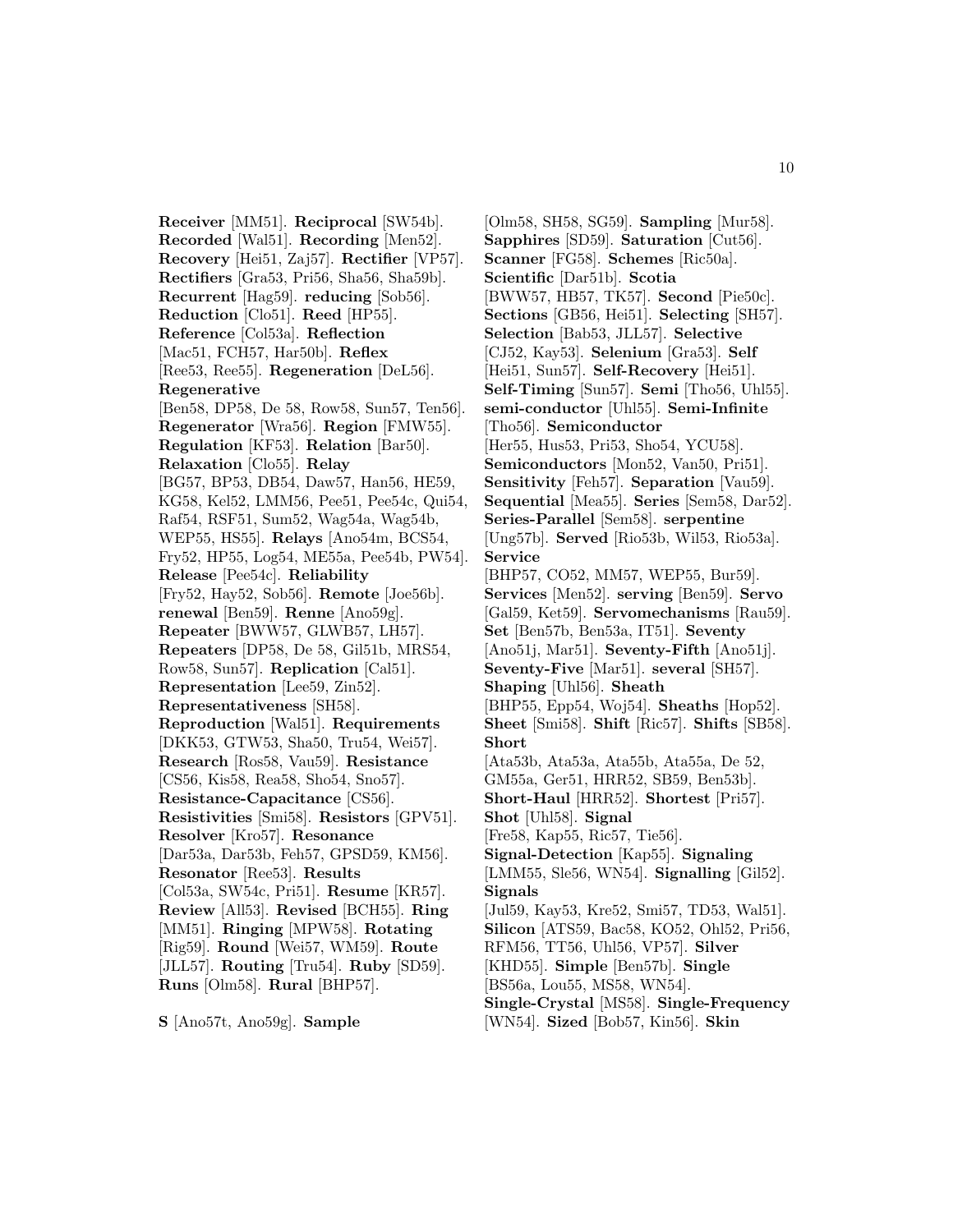**Receiver** [MM51]. **Reciprocal** [SW54b]. **Recorded** [Wal51]. **Recording** [Men52]. **Recovery** [Hei51, Zaj57]. **Rectifier** [VP57]. **Rectifiers** [Gra53, Pri56, Sha56, Sha59b]. **Recurrent** [Hag59]. **reducing** [Sob56]. **Reduction** [Clo51]. **Reed** [HP55]. **Reference** [Col53a]. **Reflection** [Mac51, FCH57, Har50b]. **Reflex** [Ree53, Ree55]. **Regeneration** [DeL56]. **Regenerative** [Ben58, DP58, De 58, Row58, Sun57, Ten56]. **Regenerator** [Wra56]. **Region** [FMW55]. **Regulation** [KF53]. **Relation** [Bar50]. **Relaxation** [Clo55]. **Relay** [BG57, BP53, DB54, Daw57, Han56, HE59, KG58, Kel52, LMM56, Pee51, Pee54c, Qui54, Raf54, RSF51, Sum52, Wag54a, Wag54b, WEP55, HS55]. **Relays** [Ano54m, BCS54, Fry52, HP55, Log54, ME55a, Pee54b, PW54]. **Release** [Pee54c]. **Reliability** [Fry52, Hay52, Sob56]. **Remote** [Joe56b]. **renewal** [Ben59]. **Renne** [Ano59g]. **Repeater** [BWW57, GLWB57, LH57]. **Repeaters** [DP58, De 58, Gil51b, MRS54, Row58, Sun57]. **Replication** [Cal51]. **Representation** [Lee59, Zin52]. **Representativeness** [SH58]. **Reproduction** [Wal51]. **Requirements** [DKK53, GTW53, Sha50, Tru54, Wei57]. **Research** [Ros58, Vau59]. **Resistance** [CS56, Kis58, Rea58, Sho54, Sno57]. **Resistance-Capacitance** [CS56]. **Resistivities** [Smi58]. **Resistors** [GPV51]. **Resolver** [Kro57]. **Resonance** [Dar53a, Dar53b, Feh57, GPSD59, KM56]. **Resonator** [Ree53]. **Results** [Col53a, SW54c, Pri51]. **Resume** [KR57]. **Review** [All53]. **Revised** [BCH55]. **Ring** [MM51]. **Ringing** [MPW58]. **Rotating** [Rig59]. **Round** [Wei57, WM59]. **Route** [JLL57]. **Routing** [Tru54]. **Ruby** [SD59]. **Runs** [Olm58]. **Rural** [BHP57].

**S** [Ano57t, Ano59g]. **Sample** [Olm58, SH58, SG59]. **Sampling** [Mur58]. **Sapphires** [SD59]. **Saturation** [Cut56]. **Scanner** [FG58]. **Schemes** [Ric50a]. **Scientific** [Dar51b]. **Scotia** [BWW57, HB57, TK57]. **Second** [Pie50c]. **Sections** [GB56, Hei51]. **Selecting** [SH57]. **Selection** [Bab53, JLL57]. **Selective** [CJ52, Kay53]. **Selenium** [Gra53]. **Self** [Hei51, Sun57]. **Self-Recovery** [Hei51]. **Self-Timing** [Sun57]. **Semi** [Tho56, Uhl55]. **semi-conductor** [Uhl55]. **Semi-Infinite** [Tho56]. **Semiconductor** [Her55, Hus53, Pri53, Sho54, YCU58]. **Semiconductors** [Mon52, Van50, Pri51]. **Sensitivity** [Feh57]. **Separation** [Vau59]. **Sequential** [Mea55]. **Series** [Sem58, Dar52]. **Series-Parallel** [Sem58]. **serpentine** [Ung57b]. **Served** [Rio53b, Wil53, Rio53a]. **Service** [BHP57, CO52, MM57, WEP55, Bur59]. **Services** [Men52]. **serving** [Ben59]. **Servo** [Gal59, Ket59]. **Servomechanisms** [Rau59]. **Set** [Ben57b, Ben53a, IT51]. **Seventy** [Ano51j, Mar51]. **Seventy-Fifth** [Ano51j]. **Seventy-Five** [Mar51]. **several** [SH57]. **Shaping** [Uhl56]. **Sheath** [BHP55, Epp54, Woj54]. **Sheaths** [Hop52]. **Sheet** [Smi58]. **Shift** [Ric57]. **Shifts** [SB58]. **Short** [Ata53b, Ata53a, Ata55b, Ata55a, De 52, GM55a, Ger51, HRR52, SB59, Ben53b]. **Short-Haul** [HRR52]. **Shortest** [Pri57]. **Shot** [Uhl58]. **Signal** [Fre58, Kap55, Ric57, Tie56]. **Signal-Detection** [Kap55]. **Signaling** [LMM55, Sle56, WN54]. **Signalling** [Gil52]. **Signals** [Jul59, Kay53, Kre52, Smi57, TD53, Wal51]. **Silicon** [ATS59, Bac58, KO52, Ohl52, Pri56, RFM56, TT56, Uhl56, VP57]. **Silver** [KHD55]. **Simple** [Ben57b]. **Single** [BS56a, Lou55, MS58, WN54]. **Single-Crystal** [MS58]. **Single-Frequency** [WN54]. **Sized** [Bob57, Kin56]. **Skin**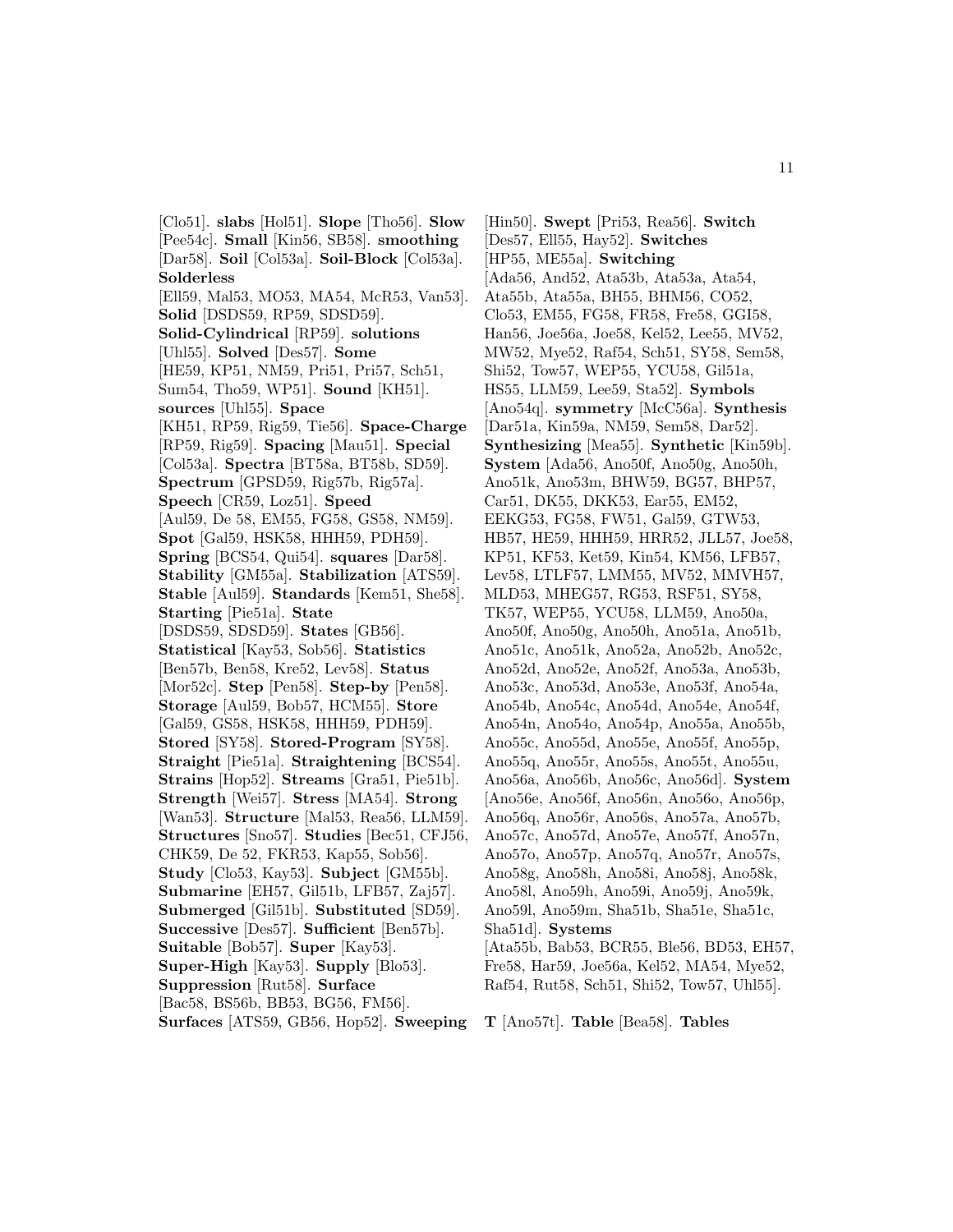[Clo51]. **slabs** [Hol51]. **Slope** [Tho56]. **Slow** [Pee54c]. **Small** [Kin56, SB58]. **smoothing** [Dar58]. **Soil** [Col53a]. **Soil-Block** [Col53a]. **Solderless** [Ell59, Mal53, MO53, MA54, McR53, Van53]. **Solid** [DSDS59, RP59, SDSD59]. **Solid-Cylindrical** [RP59]. **solutions** [Uhl55]. **Solved** [Des57]. **Some** [HE59, KP51, NM59, Pri51, Pri57, Sch51, Sum54, Tho59, WP51]. **Sound** [KH51]. **sources** [Uhl55]. **Space** [KH51, RP59, Rig59, Tie56]. **Space-Charge** [RP59, Rig59]. **Spacing** [Mau51]. **Special** [Col53a]. **Spectra** [BT58a, BT58b, SD59]. **Spectrum** [GPSD59, Rig57b, Rig57a]. **Speech** [CR59, Loz51]. **Speed** [Aul59, De 58, EM55, FG58, GS58, NM59]. **Spot** [Gal59, HSK58, HHH59, PDH59]. **Spring** [BCS54, Qui54]. **squares** [Dar58]. **Stability** [GM55a]. **Stabilization** [ATS59]. **Stable** [Aul59]. **Standards** [Kem51, She58]. **Starting** [Pie51a]. **State** [DSDS59, SDSD59]. **States** [GB56]. **Statistical** [Kay53, Sob56]. **Statistics** [Ben57b, Ben58, Kre52, Lev58]. **Status** [Mor52c]. **Step** [Pen58]. **Step-by** [Pen58]. **Storage** [Aul59, Bob57, HCM55]. **Store** [Gal59, GS58, HSK58, HHH59, PDH59]. **Stored** [SY58]. **Stored-Program** [SY58]. **Straight** [Pie51a]. **Straightening** [BCS54]. **Strains** [Hop52]. **Streams** [Gra51, Pie51b]. **Strength** [Wei57]. **Stress** [MA54]. **Strong** [Wan53]. **Structure** [Mal53, Rea56, LLM59]. **Structures** [Sno57]. **Studies** [Bec51, CFJ56, CHK59, De 52, FKR53, Kap55, Sob56]. **Study** [Clo53, Kay53]. **Subject** [GM55b]. **Submarine** [EH57, Gil51b, LFB57, Zaj57]. **Submerged** [Gil51b]. **Substituted** [SD59]. **Successive** [Des57]. **Sufficient** [Ben57b]. **Suitable** [Bob57]. **Super** [Kay53]. **Super-High** [Kay53]. **Supply** [Blo53]. **Suppression** [Rut58]. **Surface** [Bac58, BS56b, BB53, BG56, FM56]. **Surfaces** [ATS59, GB56, Hop52]. **Sweeping** [Hin50]. **Swept** [Pri53, Rea56]. **Switch** [Des57, Ell55, Hay52]. **Switches** [HP55, ME55a]. **Switching** [Ada56, And52, Ata53b, Ata53a, Ata54, Ata55b, Ata55a, BH55, BHM56, CO52, Clo53, EM55, FG58, FR58, Fre58, GGI58, Han56, Joe56a, Joe58, Kel52, Lee55, MV52, MW52, Mye52, Raf54, Sch51, SY58, Sem58, Shi52, Tow57, WEP55, YCU58, Gil51a, HS55, LLM59, Lee59, Sta52]. **Symbols** [Ano54q]. **symmetry** [McC56a]. **Synthesis** [Dar51a, Kin59a, NM59, Sem58, Dar52]. **Synthesizing** [Mea55]. **Synthetic** [Kin59b]. **System** [Ada56, Ano50f, Ano50g, Ano50h, Ano51k, Ano53m, BHW59, BG57, BHP57, Car51, DK55, DKK53, Ear55, EM52, EEKG53, FG58, FW51, Gal59, GTW53, HB57, HE59, HHH59, HRR52, JLL57, Joe58, KP51, KF53, Ket59, Kin54, KM56, LFB57, Lev58, LTLF57, LMM55, MV52, MMVH57, MLD53, MHEG57, RG53, RSF51, SY58, TK57, WEP55, YCU58, LLM59, Ano50a, Ano50f, Ano50g, Ano50h, Ano51a, Ano51b, Ano51c, Ano51k, Ano52a, Ano52b, Ano52c, Ano52d, Ano52e, Ano52f, Ano53a, Ano53b, Ano53c, Ano53d, Ano53e, Ano53f, Ano54a, Ano54b, Ano54c, Ano54d, Ano54e, Ano54f, Ano54n, Ano54o, Ano54p, Ano55a, Ano55b, Ano55c, Ano55d, Ano55e, Ano55f, Ano55p, Ano55q, Ano55r, Ano55s, Ano55t, Ano55u, Ano56a, Ano56b, Ano56c, Ano56d]. **System** [Ano56e, Ano56f, Ano56n, Ano56o, Ano56p, Ano56q, Ano56r, Ano56s, Ano57a, Ano57b, Ano57c, Ano57d, Ano57e, Ano57f, Ano57n, Ano57o, Ano57p, Ano57q, Ano57r, Ano57s, Ano58g, Ano58h, Ano58i, Ano58j, Ano58k, Ano58l, Ano59h, Ano59i, Ano59j, Ano59k, Ano59l, Ano59m, Sha51b, Sha51e, Sha51c, Sha51d]. **Systems** [Ata55b, Bab53, BCR55, Ble56, BD53, EH57, Fre58, Har59, Joe56a, Kel52, MA54, Mye52, Raf54, Rut58, Sch51, Shi52, Tow57, Uhl55].

**T** [Ano57t]. **Table** [Bea58]. **Tables**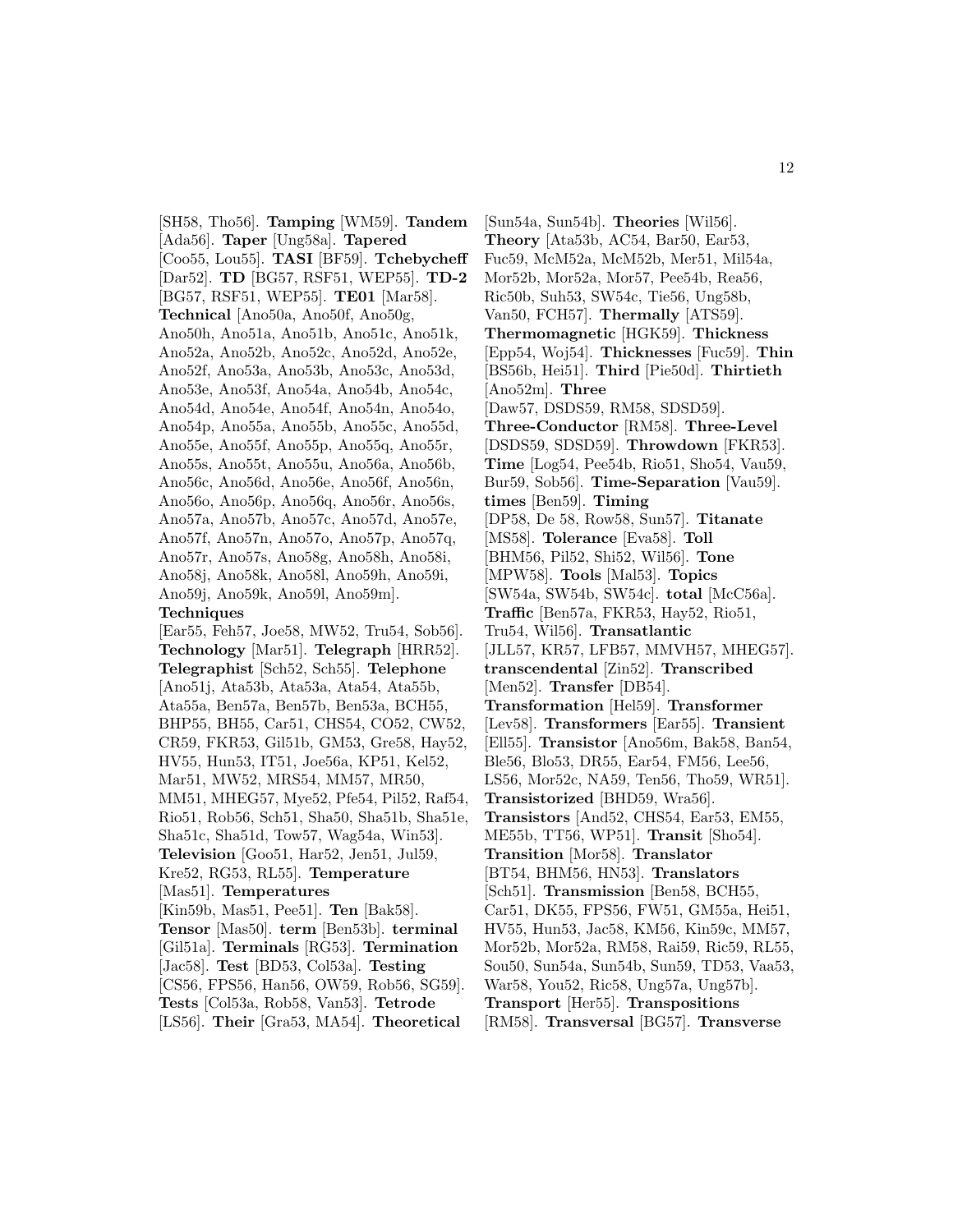[SH58, Tho56]. **Tamping** [WM59]. **Tandem** [Ada56]. **Taper** [Ung58a]. **Tapered** [Coo55, Lou55]. **TASI** [BF59]. **Tchebycheff** [Dar52]. **TD** [BG57, RSF51, WEP55]. **TD-2** [BG57, RSF51, WEP55]. **TE01** [Mar58]. **Technical** [Ano50a, Ano50f, Ano50g, Ano50h, Ano51a, Ano51b, Ano51c, Ano51k, Ano52a, Ano52b, Ano52c, Ano52d, Ano52e, Ano52f, Ano53a, Ano53b, Ano53c, Ano53d, Ano53e, Ano53f, Ano54a, Ano54b, Ano54c, Ano54d, Ano54e, Ano54f, Ano54n, Ano54o, Ano54p, Ano55a, Ano55b, Ano55c, Ano55d, Ano55e, Ano55f, Ano55p, Ano55q, Ano55r, Ano55s, Ano55t, Ano55u, Ano56a, Ano56b, Ano56c, Ano56d, Ano56e, Ano56f, Ano56n, Ano56o, Ano56p, Ano56q, Ano56r, Ano56s, Ano57a, Ano57b, Ano57c, Ano57d, Ano57e, Ano57f, Ano57n, Ano57o, Ano57p, Ano57q, Ano57r, Ano57s, Ano58g, Ano58h, Ano58i, Ano58j, Ano58k, Ano58l, Ano59h, Ano59i, Ano59j, Ano59k, Ano59l, Ano59m]. **Techniques** [Ear55, Feh57, Joe58, MW52, Tru54, Sob56]. **Technology** [Mar51]. **Telegraph** [HRR52]. **Telegraphist** [Sch52, Sch55]. **Telephone** [Ano51j, Ata53b, Ata53a, Ata54, Ata55b, Ata55a, Ben57a, Ben57b, Ben53a, BCH55, BHP55, BH55, Car51, CHS54, CO52, CW52, CR59, FKR53, Gil51b, GM53, Gre58, Hay52, HV55, Hun53, IT51, Joe56a, KP51, Kel52, Mar51, MW52, MRS54, MM57, MR50, MM51, MHEG57, Mye52, Pfe54, Pil52, Raf54, Rio51, Rob56, Sch51, Sha50, Sha51b, Sha51e, Sha51c, Sha51d, Tow57, Wag54a, Win53]. **Television** [Goo51, Har52, Jen51, Jul59, Kre52, RG53, RL55]. **Temperature** [Mas51]. **Temperatures** [Kin59b, Mas51, Pee51]. **Ten** [Bak58]. **Tensor** [Mas50]. **term** [Ben53b]. **terminal** [Gil51a]. **Terminals** [RG53]. **Termination** [Jac58]. **Test** [BD53, Col53a]. **Testing** [CS56, FPS56, Han56, OW59, Rob56, SG59]. **Tests** [Col53a, Rob58, Van53]. **Tetrode** [LS56]. **Their** [Gra53, MA54]. **Theoretical** [Sun54a, Sun54b]. **Theories** [Wil56]. **Theory** [Ata53b, AC54, Bar50, Ear53, Fuc59, McM52a, McM52b, Mer51, Mil54a, Mor52b, Mor52a, Mor57, Pee54b, Rea56, Ric50b, Suh53, SW54c, Tie56, Ung58b, Van50, FCH57]. **Thermally** [ATS59]. **Thermomagnetic** [HGK59]. **Thickness** [Epp54, Woj54]. **Thicknesses** [Fuc59]. **Thin** [BS56b, Hei51]. **Third** [Pie50d]. **Thirtieth** [Ano52m]. **Three** [Daw57, DSDS59, RM58, SDSD59]. **Three-Conductor** [RM58]. **Three-Level** [DSDS59, SDSD59]. **Throwdown** [FKR53]. **Time** [Log54, Pee54b, Rio51, Sho54, Vau59, Bur59, Sob56]. **Time-Separation** [Vau59]. **times** [Ben59]. **Timing** [DP58, De 58, Row58, Sun57]. **Titanate** [MS58]. **Tolerance** [Eva58]. **Toll** [BHM56, Pil52, Shi52, Wil56]. **Tone** [MPW58]. **Tools** [Mal53]. **Topics** [SW54a, SW54b, SW54c]. **total** [McC56a]. **Traffic** [Ben57a, FKR53, Hay52, Rio51, Tru54, Wil56]. **Transatlantic** [JLL57, KR57, LFB57, MMVH57, MHEG57]. **transcendental** [Zin52]. **Transcribed** [Men52]. **Transfer** [DB54]. **Transformation** [Hel59]. **Transformer** [Lev58]. **Transformers** [Ear55]. **Transient** [Ell55]. **Transistor** [Ano56m, Bak58, Ban54, Ble56, Blo53, DR55, Ear54, FM56, Lee56, LS56, Mor52c, NA59, Ten56, Tho59, WR51]. **Transistorized** [BHD59, Wra56]. **Transistors** [And52, CHS54, Ear53, EM55, ME55b, TT56, WP51]. **Transit** [Sho54]. **Transition** [Mor58]. **Translator** [BT54, BHM56, HN53]. **Translators** [Sch51]. **Transmission** [Ben58, BCH55, Car51, DK55, FPS56, FW51, GM55a, Hei51, HV55, Hun53, Jac58, KM56, Kin59c, MM57, Mor52b, Mor52a, RM58, Rai59, Ric59, RL55, Sou50, Sun54a, Sun54b, Sun59, TD53, Vaa53, War58, You52, Ric58, Ung57a, Ung57b]. **Transport** [Her55]. **Transpositions** [RM58]. **Transversal** [BG57]. **Transverse**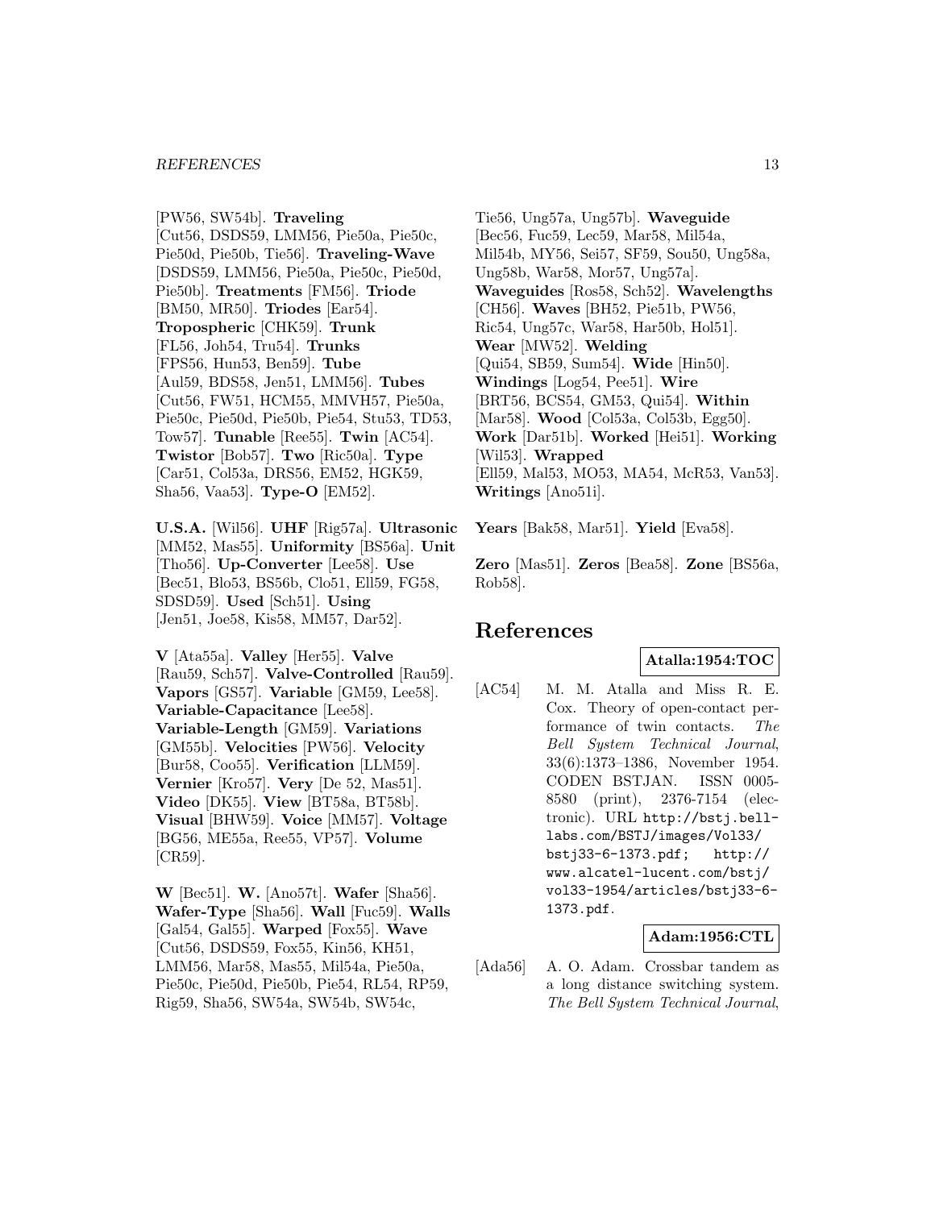[PW56, SW54b]. **Traveling** [Cut56, DSDS59, LMM56, Pie50a, Pie50c, Pie50d, Pie50b, Tie56]. **Traveling-Wave** [DSDS59, LMM56, Pie50a, Pie50c, Pie50d, Pie50b]. **Treatments** [FM56]. **Triode** [BM50, MR50]. **Triodes** [Ear54]. **Tropospheric** [CHK59]. **Trunk** [FL56, Joh54, Tru54]. **Trunks** [FPS56, Hun53, Ben59]. **Tube** [Aul59, BDS58, Jen51, LMM56]. **Tubes** [Cut56, FW51, HCM55, MMVH57, Pie50a, Pie50c, Pie50d, Pie50b, Pie54, Stu53, TD53, Tow57]. **Tunable** [Ree55]. **Twin** [AC54]. **Twistor** [Bob57]. **Two** [Ric50a]. **Type** [Car51, Col53a, DRS56, EM52, HGK59, Sha56, Vaa53]. **Type-O** [EM52].

**U.S.A.** [Wil56]. **UHF** [Rig57a]. **Ultrasonic** [MM52, Mas55]. **Uniformity** [BS56a]. **Unit** [Tho56]. **Up-Converter** [Lee58]. **Use** [Bec51, Blo53, BS56b, Clo51, Ell59, FG58, SDSD59]. **Used** [Sch51]. **Using** [Jen51, Joe58, Kis58, MM57, Dar52].

**V** [Ata55a]. **Valley** [Her55]. **Valve** [Rau59, Sch57]. **Valve-Controlled** [Rau59]. **Vapors** [GS57]. **Variable** [GM59, Lee58]. **Variable-Capacitance** [Lee58]. **Variable-Length** [GM59]. **Variations** [GM55b]. **Velocities** [PW56]. **Velocity** [Bur58, Coo55]. **Verification** [LLM59]. **Vernier** [Kro57]. **Very** [De 52, Mas51]. **Video** [DK55]. **View** [BT58a, BT58b]. **Visual** [BHW59]. **Voice** [MM57]. **Voltage** [BG56, ME55a, Ree55, VP57]. **Volume** [CR59].

**W** [Bec51]. **W.** [Ano57t]. **Wafer** [Sha56]. **Wafer-Type** [Sha56]. **Wall** [Fuc59]. **Walls** [Gal54, Gal55]. **Warped** [Fox55]. **Wave** [Cut56, DSDS59, Fox55, Kin56, KH51, LMM56, Mar58, Mas55, Mil54a, Pie50a, Pie50c, Pie50d, Pie50b, Pie54, RL54, RP59, Rig59, Sha56, SW54a, SW54b, SW54c, Tie56, Ung57a, Ung57b]. **Waveguide** [Bec56, Fuc59, Lec59, Mar58, Mil54a, Mil54b, MY56, Sei57, SF59, Sou50, Ung58a, Ung58b, War58, Mor57, Ung57a]. **Waveguides** [Ros58, Sch52]. **Wavelengths** [CH56]. **Waves** [BH52, Pie51b, PW56, Ric54, Ung57c, War58, Har50b, Hol51]. **Wear** [MW52]. **Welding** [Qui54, SB59, Sum54]. **Wide** [Hin50]. **Windings** [Log54, Pee51]. **Wire** [BRT56, BCS54, GM53, Qui54]. **Within** [Mar58]. **Wood** [Col53a, Col53b, Egg50]. **Work** [Dar51b]. **Worked** [Hei51]. **Working** [Wil53]. **Wrapped** [Ell59, Mal53, MO53, MA54, McR53, Van53]. **Writings** [Ano51i].

**Years** [Bak58, Mar51]. **Yield** [Eva58].

**Zero** [Mas51]. **Zeros** [Bea58]. **Zone** [BS56a, Rob58].

# References

**Atalla:1954:TOC**

[AC54] M. M. Atalla and Miss R. E. Cox. Theory of open-contact performance of twin contacts. *The Bell System Technical Journal*, 33(6):1373–1386, November 1954. CODEN BSTJAN. ISSN 0005-8580 (print), 2376-7154 (electronic). URL http://bstj.bell-labs.com/BSTJ/images/Vol33/bstj33-6-1373.pdf; http://www.alcatel-lucent.com/bstj/vol33-1954/articles/bstj33-6-1373.pdf.

**Adam:1956:CTL**

[Ada56] A. O. Adam. Crossbar tandem as a long distance switching system. *The Bell System Technical Journal*,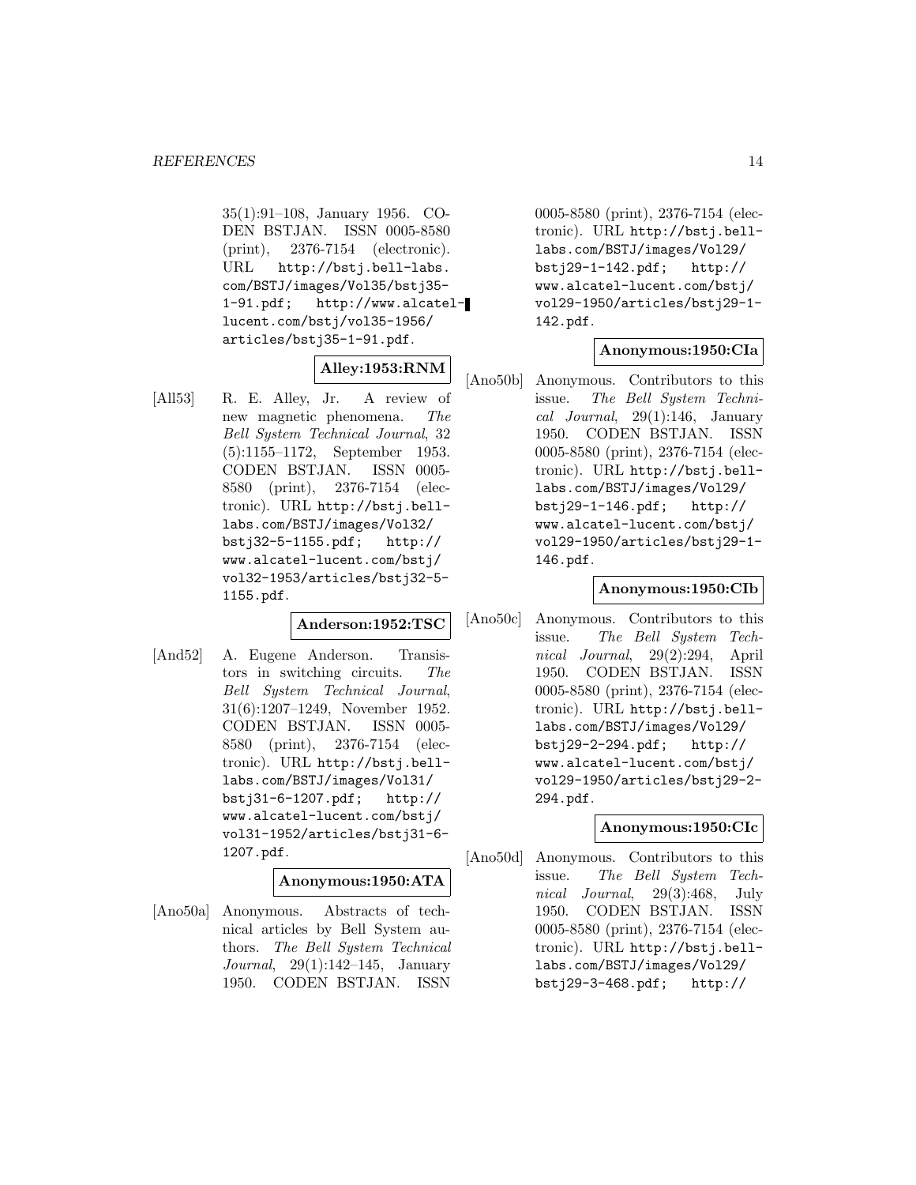35(1):91–108, January 1956. CODEN BSTJAN. ISSN 0005-8580 (print), 2376-7154 (electronic). URL http://bstj.bell-labs.com/BSTJ/images/Vol35/bstj35-1-91.pdf; http://www.alcatel-lucent.com/bstj/vol35-1956/articles/bstj35-1-91.pdf.

**Alley:1953:RNM**

[All53] R. E. Alley, Jr. A review of new magnetic phenomena. *The Bell System Technical Journal*, 32 (5):1155–1172, September 1953. CODEN BSTJAN. ISSN 0005-8580 (print), 2376-7154 (electronic). URL http://bstj.bell-labs.com/BSTJ/images/Vol32/bstj32-5-1155.pdf; http://www.alcatel-lucent.com/bstj/vol32-1953/articles/bstj32-5-1155.pdf.

**Anderson:1952:TSC**

[And52] A. Eugene Anderson. Transistors in switching circuits. *The Bell System Technical Journal*, 31(6):1207–1249, November 1952. CODEN BSTJAN. ISSN 0005-8580 (print), 2376-7154 (electronic). URL http://bstj.bell-labs.com/BSTJ/images/Vol31/bstj31-6-1207.pdf; http://www.alcatel-lucent.com/bstj/vol31-1952/articles/bstj31-6-1207.pdf.

**Anonymous:1950:ATA**

[Ano50a] Anonymous. Abstracts of technical articles by Bell System authors. *The Bell System Technical Journal*, 29(1):142–145, January 1950. CODEN BSTJAN. ISSN 0005-8580 (print), 2376-7154 (electronic). URL http://bstj.bell-labs.com/BSTJ/images/Vol29/bstj29-1-142.pdf; http://www.alcatel-lucent.com/bstj/vol29-1950/articles/bstj29-1-142.pdf.

**Anonymous:1950:CIa**

[Ano50b] Anonymous. Contributors to this issue. *The Bell System Technical Journal*, 29(1):146, January 1950. CODEN BSTJAN. ISSN 0005-8580 (print), 2376-7154 (electronic). URL http://bstj.bell-labs.com/BSTJ/images/Vol29/bstj29-1-146.pdf; http://www.alcatel-lucent.com/bstj/vol29-1950/articles/bstj29-1-146.pdf.

**Anonymous:1950:CIb**

[Ano50c] Anonymous. Contributors to this issue. *The Bell System Technical Journal*, 29(2):294, April 1950. CODEN BSTJAN. ISSN 0005-8580 (print), 2376-7154 (electronic). URL http://bstj.bell-labs.com/BSTJ/images/Vol29/bstj29-2-294.pdf; http://www.alcatel-lucent.com/bstj/vol29-1950/articles/bstj29-2-294.pdf.

**Anonymous:1950:CIc**

[Ano50d] Anonymous. Contributors to this issue. *The Bell System Technical Journal*, 29(3):468, July 1950. CODEN BSTJAN. ISSN 0005-8580 (print), 2376-7154 (electronic). URL http://bstj.bell-labs.com/BSTJ/images/Vol29/bstj29-3-468.pdf; http://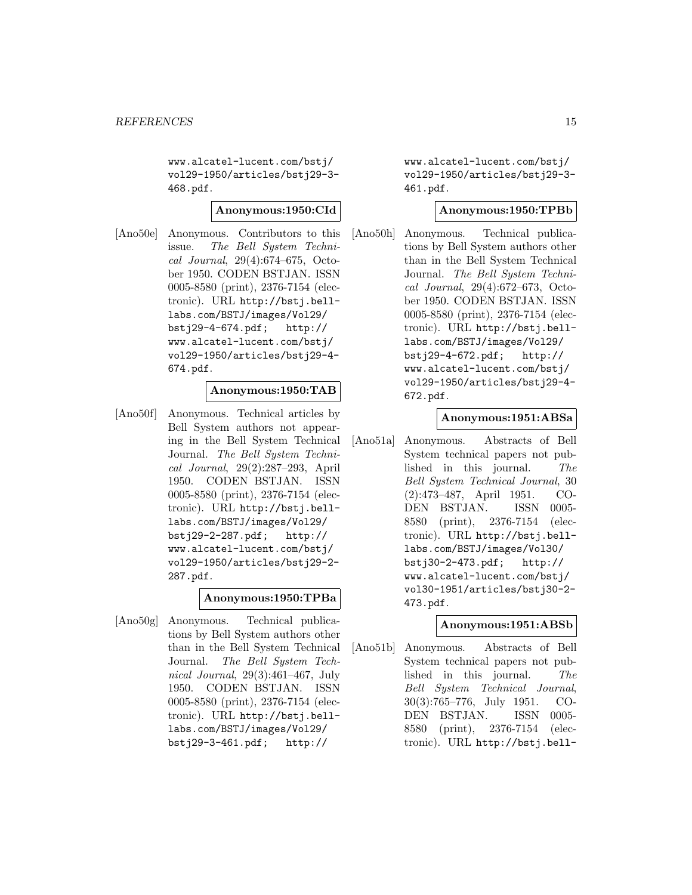www.alcatel-lucent.com/bstj/vol29-1950/articles/bstj29-3-468.pdf.

**Anonymous:1950:CId**

[Ano50e] Anonymous. Contributors to this issue. *The Bell System Technical Journal*, 29(4):674–675, October 1950. CODEN BSTJAN. ISSN 0005-8580 (print), 2376-7154 (electronic). URL http://bstj.bell-labs.com/BSTJ/images/Vol29/bstj29-4-674.pdf; http://www.alcatel-lucent.com/bstj/vol29-1950/articles/bstj29-4-674.pdf.

**Anonymous:1950:TAB**

[Ano50f] Anonymous. Technical articles by Bell System authors not appearing in the Bell System Technical Journal. *The Bell System Technical Journal*, 29(2):287–293, April 1950. CODEN BSTJAN. ISSN 0005-8580 (print), 2376-7154 (electronic). URL http://bstj.bell-labs.com/BSTJ/images/Vol29/bstj29-2-287.pdf; http://www.alcatel-lucent.com/bstj/vol29-1950/articles/bstj29-2-287.pdf.

**Anonymous:1950:TPBa**

[Ano50g] Anonymous. Technical publications by Bell System authors other than in the Bell System Technical Journal. *The Bell System Technical Journal*, 29(3):461–467, July 1950. CODEN BSTJAN. ISSN 0005-8580 (print), 2376-7154 (electronic). URL http://bstj.bell-labs.com/BSTJ/images/Vol29/bstj29-3-461.pdf; http://www.alcatel-lucent.com/bstj/vol29-1950/articles/bstj29-3-461.pdf.

**Anonymous:1950:TPBb**

[Ano50h] Anonymous. Technical publications by Bell System authors other than in the Bell System Technical Journal. *The Bell System Technical Journal*, 29(4):672–673, October 1950. CODEN BSTJAN. ISSN 0005-8580 (print), 2376-7154 (electronic). URL http://bstj.bell-labs.com/BSTJ/images/Vol29/bstj29-4-672.pdf; http://www.alcatel-lucent.com/bstj/vol29-1950/articles/bstj29-4-672.pdf.

**Anonymous:1951:ABSa**

[Ano51a] Anonymous. Abstracts of Bell System technical papers not published in this journal. *The Bell System Technical Journal*, 30(2):473–487, April 1951. CODEN BSTJAN. ISSN 0005-8580 (print), 2376-7154 (electronic). URL http://bstj.bell-labs.com/BSTJ/images/Vol30/bstj30-2-473.pdf; http://www.alcatel-lucent.com/bstj/vol30-1951/articles/bstj30-2-473.pdf.

**Anonymous:1951:ABSb**

[Ano51b] Anonymous. Abstracts of Bell System technical papers not published in this journal. *The Bell System Technical Journal*, 30(3):765–776, July 1951. CODEN BSTJAN. ISSN 0005-8580 (print), 2376-7154 (electronic). URL http://bstj.bell-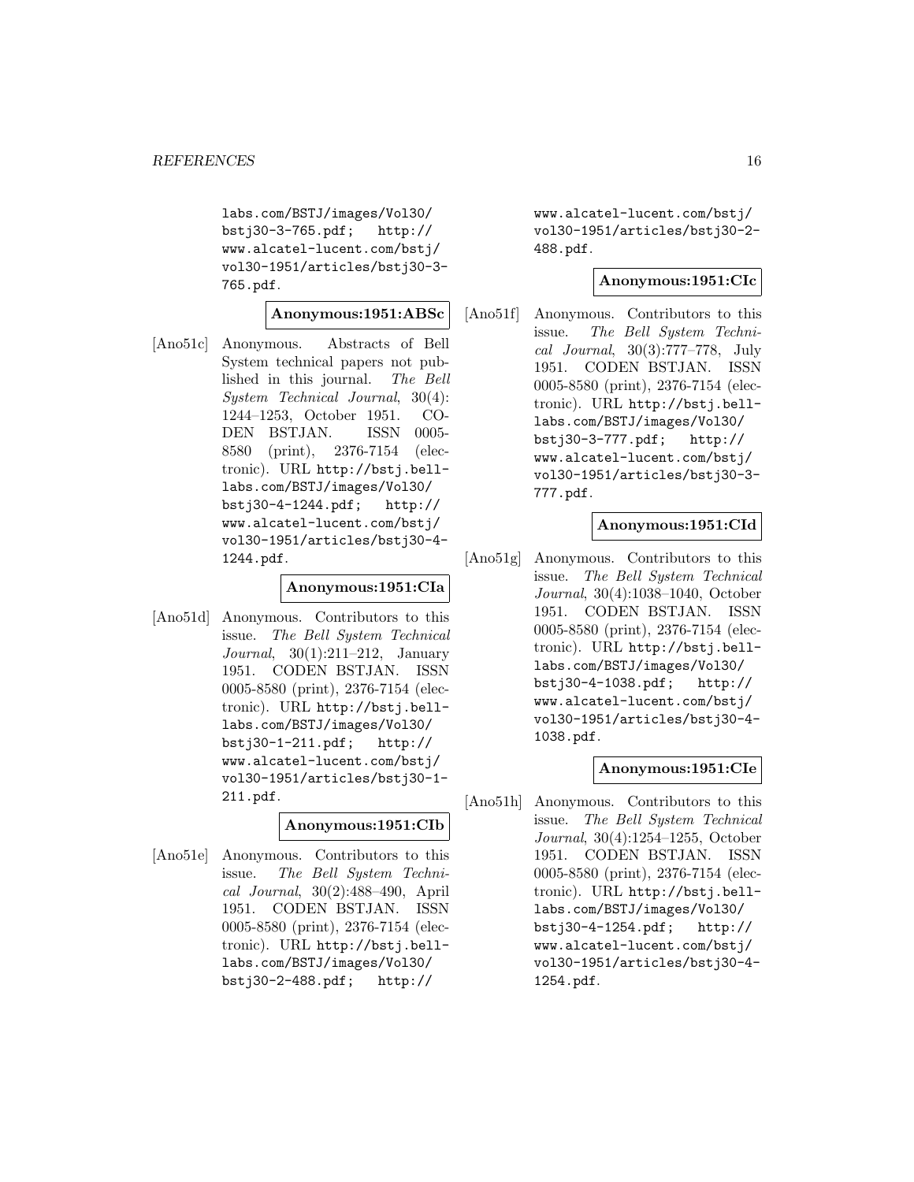labs.com/BSTJ/images/Vol30/bstj30-3-765.pdf; http://www.alcatel-lucent.com/bstj/vol30-1951/articles/bstj30-3-765.pdf.

**Anonymous:1951:ABSc**

[Ano51c] Anonymous. Abstracts of Bell System technical papers not published in this journal. *The Bell System Technical Journal*, 30(4): 1244–1253, October 1951. CODEN BSTJAN. ISSN 0005-8580 (print), 2376-7154 (electronic). URL http://bstj.bell-labs.com/BSTJ/images/Vol30/bstj30-4-1244.pdf; http://www.alcatel-lucent.com/bstj/vol30-1951/articles/bstj30-4-1244.pdf.

**Anonymous:1951:CIa**

[Ano51d] Anonymous. Contributors to this issue. *The Bell System Technical Journal*, 30(1):211–212, January 1951. CODEN BSTJAN. ISSN 0005-8580 (print), 2376-7154 (electronic). URL http://bstj.bell-labs.com/BSTJ/images/Vol30/bstj30-1-211.pdf; http://www.alcatel-lucent.com/bstj/vol30-1951/articles/bstj30-1-211.pdf.

**Anonymous:1951:CIb**

[Ano51e] Anonymous. Contributors to this issue. *The Bell System Technical Journal*, 30(2):488–490, April 1951. CODEN BSTJAN. ISSN 0005-8580 (print), 2376-7154 (electronic). URL http://bstj.bell-labs.com/BSTJ/images/Vol30/bstj30-2-488.pdf; http://www.alcatel-lucent.com/bstj/vol30-1951/articles/bstj30-2-488.pdf.

**Anonymous:1951:CIc**

[Ano51f] Anonymous. Contributors to this issue. *The Bell System Technical Journal*, 30(3):777–778, July 1951. CODEN BSTJAN. ISSN 0005-8580 (print), 2376-7154 (electronic). URL http://bstj.bell-labs.com/BSTJ/images/Vol30/bstj30-3-777.pdf; http://www.alcatel-lucent.com/bstj/vol30-1951/articles/bstj30-3-777.pdf.

**Anonymous:1951:CId**

[Ano51g] Anonymous. Contributors to this issue. *The Bell System Technical Journal*, 30(4):1038–1040, October 1951. CODEN BSTJAN. ISSN 0005-8580 (print), 2376-7154 (electronic). URL http://bstj.bell-labs.com/BSTJ/images/Vol30/bstj30-4-1038.pdf; http://www.alcatel-lucent.com/bstj/vol30-1951/articles/bstj30-4-1038.pdf.

**Anonymous:1951:CIe**

[Ano51h] Anonymous. Contributors to this issue. *The Bell System Technical Journal*, 30(4):1254–1255, October 1951. CODEN BSTJAN. ISSN 0005-8580 (print), 2376-7154 (electronic). URL http://bstj.bell-labs.com/BSTJ/images/Vol30/bstj30-4-1254.pdf; http://www.alcatel-lucent.com/bstj/vol30-1951/articles/bstj30-4-1254.pdf.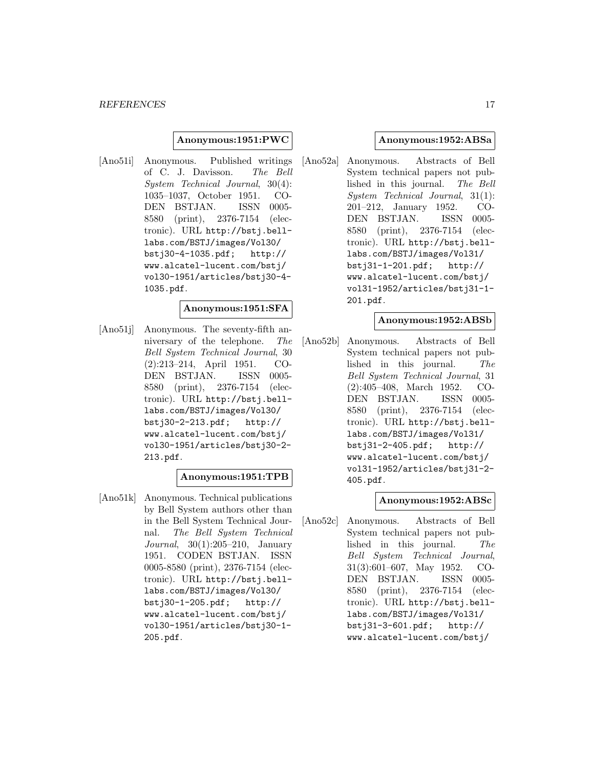**Anonymous:1951:PWC**

[Ano51i] Anonymous. Published writings of C. J. Davisson. *The Bell System Technical Journal*, 30(4): 1035–1037, October 1951. CODEN BSTJAN. ISSN 0005-8580 (print), 2376-7154 (electronic). URL http://bstj.bell-labs.com/BSTJ/images/Vol30/bstj30-4-1035.pdf; http://www.alcatel-lucent.com/bstj/vol30-1951/articles/bstj30-4-1035.pdf.

**Anonymous:1951:SFA**

[Ano51j] Anonymous. The seventy-fifth anniversary of the telephone. *The Bell System Technical Journal*, 30 (2):213–214, April 1951. CODEN BSTJAN. ISSN 0005-8580 (print), 2376-7154 (electronic). URL http://bstj.bell-labs.com/BSTJ/images/Vol30/bstj30-2-213.pdf; http://www.alcatel-lucent.com/bstj/vol30-1951/articles/bstj30-2-213.pdf.

**Anonymous:1951:TPB**

[Ano51k] Anonymous. Technical publications by Bell System authors other than in the Bell System Technical Journal. *The Bell System Technical Journal*, 30(1):205–210, January 1951. CODEN BSTJAN. ISSN 0005-8580 (print), 2376-7154 (electronic). URL http://bstj.bell-labs.com/BSTJ/images/Vol30/bstj30-1-205.pdf; http://www.alcatel-lucent.com/bstj/vol30-1951/articles/bstj30-1-205.pdf.

**Anonymous:1952:ABSa**

[Ano52a] Anonymous. Abstracts of Bell System technical papers not published in this journal. *The Bell System Technical Journal*, 31(1): 201–212, January 1952. CODEN BSTJAN. ISSN 0005-8580 (print), 2376-7154 (electronic). URL http://bstj.bell-labs.com/BSTJ/images/Vol31/bstj31-1-201.pdf; http://www.alcatel-lucent.com/bstj/vol31-1952/articles/bstj31-1-201.pdf.

**Anonymous:1952:ABSb**

[Ano52b] Anonymous. Abstracts of Bell System technical papers not published in this journal. *The Bell System Technical Journal*, 31 (2):405–408, March 1952. CODEN BSTJAN. ISSN 0005-8580 (print), 2376-7154 (electronic). URL http://bstj.bell-labs.com/BSTJ/images/Vol31/bstj31-2-405.pdf; http://www.alcatel-lucent.com/bstj/vol31-1952/articles/bstj31-2-405.pdf.

**Anonymous:1952:ABSc**

[Ano52c] Anonymous. Abstracts of Bell System technical papers not published in this journal. *The Bell System Technical Journal*, 31(3):601–607, May 1952. CODEN BSTJAN. ISSN 0005-8580 (print), 2376-7154 (electronic). URL http://bstj.bell-labs.com/BSTJ/images/Vol31/bstj31-3-601.pdf; http://www.alcatel-lucent.com/bstj/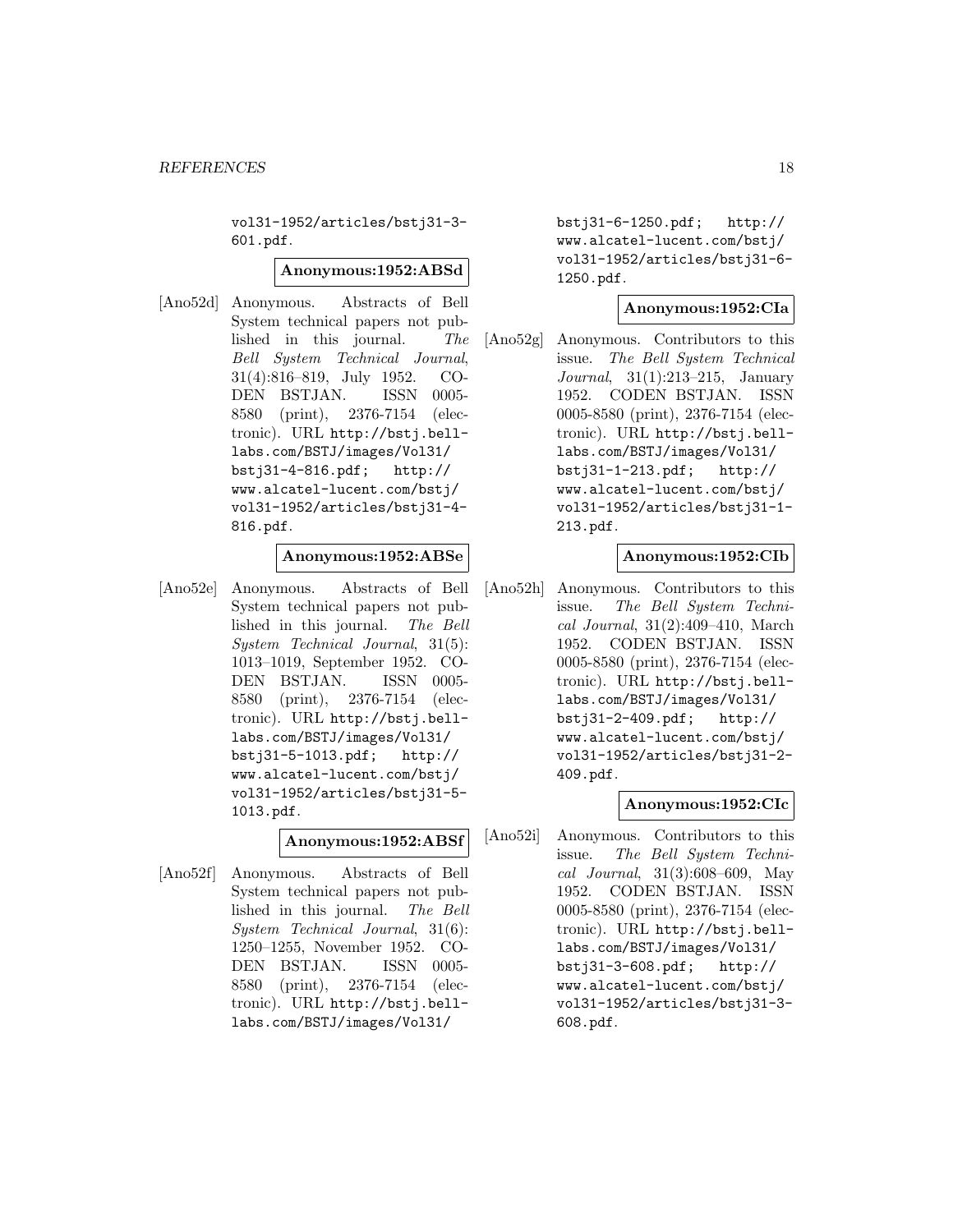vol31-1952/articles/bstj31-3-601.pdf.

**Anonymous:1952:ABSd**

[Ano52d] Anonymous. Abstracts of Bell System technical papers not published in this journal. *The Bell System Technical Journal*, 31(4):816–819, July 1952. CODEN BSTJAN. ISSN 0005-8580 (print), 2376-7154 (electronic). URL http://bstj.bell-labs.com/BSTJ/images/Vol31/bstj31-4-816.pdf; http://www.alcatel-lucent.com/bstj/vol31-1952/articles/bstj31-4-816.pdf.

**Anonymous:1952:ABSe**

[Ano52e] Anonymous. Abstracts of Bell System technical papers not published in this journal. *The Bell System Technical Journal*, 31(5):1013–1019, September 1952. CODEN BSTJAN. ISSN 0005-8580 (print), 2376-7154 (electronic). URL http://bstj.bell-labs.com/BSTJ/images/Vol31/bstj31-5-1013.pdf; http://www.alcatel-lucent.com/bstj/vol31-1952/articles/bstj31-5-1013.pdf.

**Anonymous:1952:ABSf**

[Ano52f] Anonymous. Abstracts of Bell System technical papers not published in this journal. *The Bell System Technical Journal*, 31(6):1250–1255, November 1952. CODEN BSTJAN. ISSN 0005-8580 (print), 2376-7154 (electronic). URL http://bstj.bell-labs.com/BSTJ/images/Vol31/bstj31-6-1250.pdf; http://www.alcatel-lucent.com/bstj/vol31-1952/articles/bstj31-6-1250.pdf.

**Anonymous:1952:CIa**

[Ano52g] Anonymous. Contributors to this issue. *The Bell System Technical Journal*, 31(1):213–215, January 1952. CODEN BSTJAN. ISSN 0005-8580 (print), 2376-7154 (electronic). URL http://bstj.bell-labs.com/BSTJ/images/Vol31/bstj31-1-213.pdf; http://www.alcatel-lucent.com/bstj/vol31-1952/articles/bstj31-1-213.pdf.

**Anonymous:1952:CIb**

[Ano52h] Anonymous. Contributors to this issue. *The Bell System Technical Journal*, 31(2):409–410, March 1952. CODEN BSTJAN. ISSN 0005-8580 (print), 2376-7154 (electronic). URL http://bstj.bell-labs.com/BSTJ/images/Vol31/bstj31-2-409.pdf; http://www.alcatel-lucent.com/bstj/vol31-1952/articles/bstj31-2-409.pdf.

**Anonymous:1952:CIc**

[Ano52i] Anonymous. Contributors to this issue. *The Bell System Technical Journal*, 31(3):608–609, May 1952. CODEN BSTJAN. ISSN 0005-8580 (print), 2376-7154 (electronic). URL http://bstj.bell-labs.com/BSTJ/images/Vol31/bstj31-3-608.pdf; http://www.alcatel-lucent.com/bstj/vol31-1952/articles/bstj31-3-608.pdf.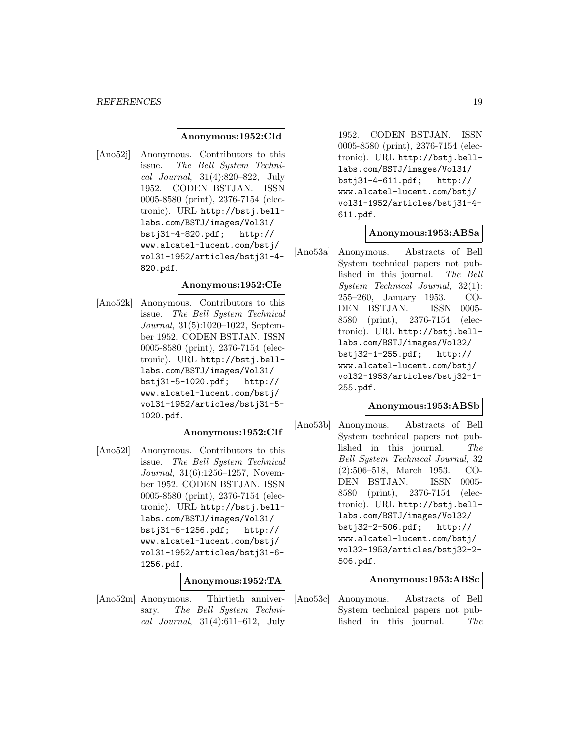**Anonymous:1952:CId**

[Ano52j] Anonymous. Contributors to this issue. *The Bell System Technical Journal*, 31(4):820–822, July 1952. CODEN BSTJAN. ISSN 0005-8580 (print), 2376-7154 (electronic). URL http://bstj.bell-labs.com/BSTJ/images/Vol31/bstj31-4-820.pdf; http://www.alcatel-lucent.com/bstj/vol31-1952/articles/bstj31-4-820.pdf.

**Anonymous:1952:CIe**

[Ano52k] Anonymous. Contributors to this issue. *The Bell System Technical Journal*, 31(5):1020–1022, September 1952. CODEN BSTJAN. ISSN 0005-8580 (print), 2376-7154 (electronic). URL http://bstj.bell-labs.com/BSTJ/images/Vol31/bstj31-5-1020.pdf; http://www.alcatel-lucent.com/bstj/vol31-1952/articles/bstj31-5-1020.pdf.

**Anonymous:1952:CIf**

[Ano52l] Anonymous. Contributors to this issue. *The Bell System Technical Journal*, 31(6):1256–1257, November 1952. CODEN BSTJAN. ISSN 0005-8580 (print), 2376-7154 (electronic). URL http://bstj.bell-labs.com/BSTJ/images/Vol31/bstj31-6-1256.pdf; http://www.alcatel-lucent.com/bstj/vol31-1952/articles/bstj31-6-1256.pdf.

**Anonymous:1952:TA**

[Ano52m] Anonymous. Thirtieth anniversary. *The Bell System Technical Journal*, 31(4):611–612, July 1952. CODEN BSTJAN. ISSN 0005-8580 (print), 2376-7154 (electronic). URL http://bstj.bell-labs.com/BSTJ/images/Vol31/bstj31-4-611.pdf; http://www.alcatel-lucent.com/bstj/vol31-1952/articles/bstj31-4-611.pdf.

**Anonymous:1953:ABSa**

[Ano53a] Anonymous. Abstracts of Bell System technical papers not published in this journal. *The Bell System Technical Journal*, 32(1):255–260, January 1953. CODEN BSTJAN. ISSN 0005-8580 (print), 2376-7154 (electronic). URL http://bstj.bell-labs.com/BSTJ/images/Vol32/bstj32-1-255.pdf; http://www.alcatel-lucent.com/bstj/vol32-1953/articles/bstj32-1-255.pdf.

**Anonymous:1953:ABSb**

[Ano53b] Anonymous. Abstracts of Bell System technical papers not published in this journal. *The Bell System Technical Journal*, 32(2):506–518, March 1953. CODEN BSTJAN. ISSN 0005-8580 (print), 2376-7154 (electronic). URL http://bstj.bell-labs.com/BSTJ/images/Vol32/bstj32-2-506.pdf; http://www.alcatel-lucent.com/bstj/vol32-1953/articles/bstj32-2-506.pdf.

**Anonymous:1953:ABSc**

[Ano53c] Anonymous. Abstracts of Bell System technical papers not published in this journal. *The*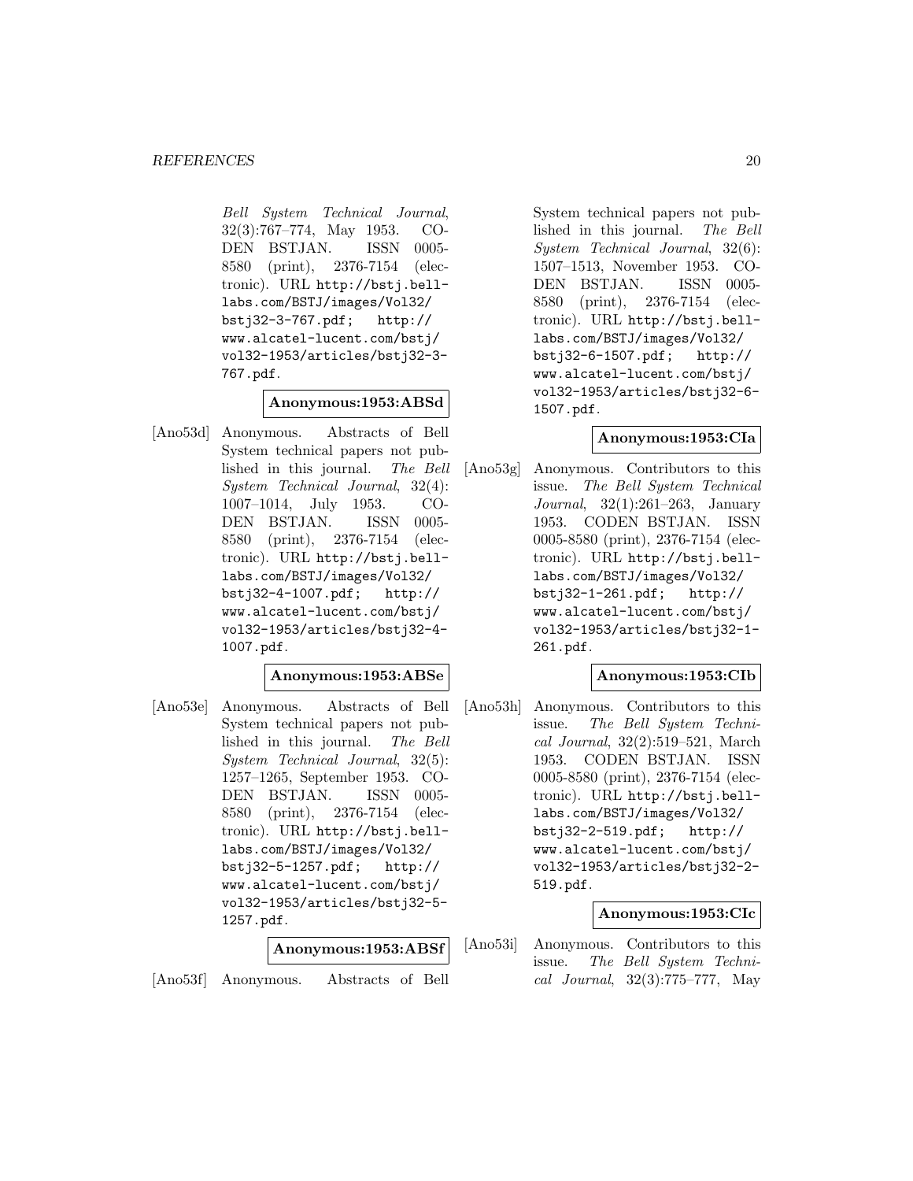*Bell System Technical Journal*, 32(3):767–774, May 1953. CODEN BSTJAN. ISSN 0005-8580 (print), 2376-7154 (electronic). URL http://bstj.bell-labs.com/BSTJ/images/Vol32/bstj32-3-767.pdf; http://www.alcatel-lucent.com/bstj/vol32-1953/articles/bstj32-3-767.pdf.

**Anonymous:1953:ABSd**

[Ano53d] Anonymous. Abstracts of Bell System technical papers not published in this journal. *The Bell System Technical Journal*, 32(4):1007–1014, July 1953. CODEN BSTJAN. ISSN 0005-8580 (print), 2376-7154 (electronic). URL http://bstj.bell-labs.com/BSTJ/images/Vol32/bstj32-4-1007.pdf; http://www.alcatel-lucent.com/bstj/vol32-1953/articles/bstj32-4-1007.pdf.

**Anonymous:1953:ABSe**

[Ano53e] Anonymous. Abstracts of Bell System technical papers not published in this journal. *The Bell System Technical Journal*, 32(5):1257–1265, September 1953. CODEN BSTJAN. ISSN 0005-8580 (print), 2376-7154 (electronic). URL http://bstj.bell-labs.com/BSTJ/images/Vol32/bstj32-5-1257.pdf; http://www.alcatel-lucent.com/bstj/vol32-1953/articles/bstj32-5-1257.pdf.

**Anonymous:1953:ABSf**

[Ano53f] Anonymous. Abstracts of Bell System technical papers not published in this journal. *The Bell System Technical Journal*, 32(6):1507–1513, November 1953. CODEN BSTJAN. ISSN 0005-8580 (print), 2376-7154 (electronic). URL http://bstj.bell-labs.com/BSTJ/images/Vol32/bstj32-6-1507.pdf; http://www.alcatel-lucent.com/bstj/vol32-1953/articles/bstj32-6-1507.pdf.

**Anonymous:1953:CIa**

[Ano53g] Anonymous. Contributors to this issue. *The Bell System Technical Journal*, 32(1):261–263, January 1953. CODEN BSTJAN. ISSN 0005-8580 (print), 2376-7154 (electronic). URL http://bstj.bell-labs.com/BSTJ/images/Vol32/bstj32-1-261.pdf; http://www.alcatel-lucent.com/bstj/vol32-1953/articles/bstj32-1-261.pdf.

**Anonymous:1953:CIb**

[Ano53h] Anonymous. Contributors to this issue. *The Bell System Technical Journal*, 32(2):519–521, March 1953. CODEN BSTJAN. ISSN 0005-8580 (print), 2376-7154 (electronic). URL http://bstj.bell-labs.com/BSTJ/images/Vol32/bstj32-2-519.pdf; http://www.alcatel-lucent.com/bstj/vol32-1953/articles/bstj32-2-519.pdf.

**Anonymous:1953:CIc**

[Ano53i] Anonymous. Contributors to this issue. *The Bell System Technical Journal*, 32(3):775–777, May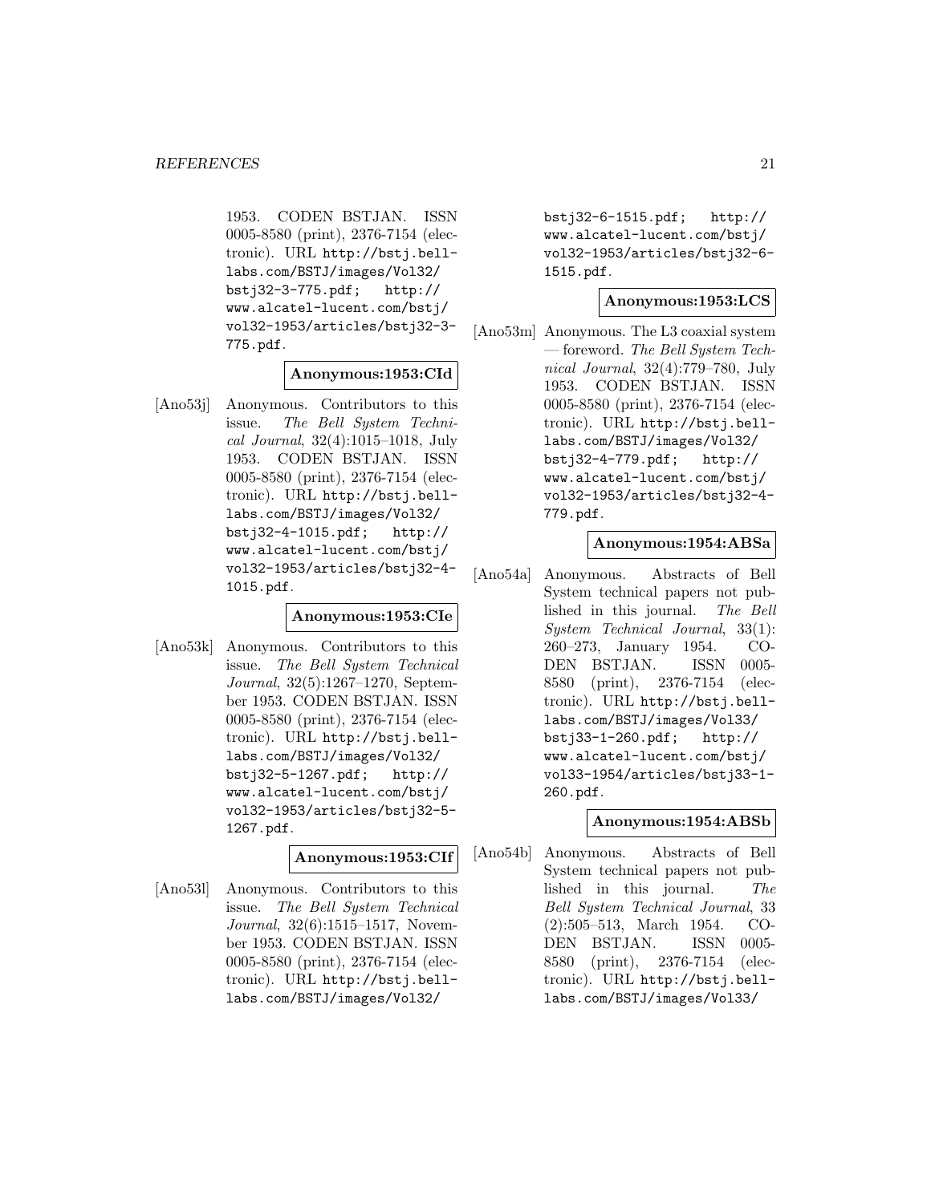1953. CODEN BSTJAN. ISSN 0005-8580 (print), 2376-7154 (electronic). URL http://bstj.bell-labs.com/BSTJ/images/Vol32/bstj32-3-775.pdf; http://www.alcatel-lucent.com/bstj/vol32-1953/articles/bstj32-3-775.pdf.

**Anonymous:1953:CId**

[Ano53j] Anonymous. Contributors to this issue. *The Bell System Technical Journal*, 32(4):1015–1018, July 1953. CODEN BSTJAN. ISSN 0005-8580 (print), 2376-7154 (electronic). URL http://bstj.bell-labs.com/BSTJ/images/Vol32/bstj32-4-1015.pdf; http://www.alcatel-lucent.com/bstj/vol32-1953/articles/bstj32-4-1015.pdf.

**Anonymous:1953:CIe**

[Ano53k] Anonymous. Contributors to this issue. *The Bell System Technical Journal*, 32(5):1267–1270, September 1953. CODEN BSTJAN. ISSN 0005-8580 (print), 2376-7154 (electronic). URL http://bstj.bell-labs.com/BSTJ/images/Vol32/bstj32-5-1267.pdf; http://www.alcatel-lucent.com/bstj/vol32-1953/articles/bstj32-5-1267.pdf.

**Anonymous:1953:CIf**

[Ano53l] Anonymous. Contributors to this issue. *The Bell System Technical Journal*, 32(6):1515–1517, November 1953. CODEN BSTJAN. ISSN 0005-8580 (print), 2376-7154 (electronic). URL http://bstj.bell-labs.com/BSTJ/images/Vol32/bstj32-6-1515.pdf; http://www.alcatel-lucent.com/bstj/vol32-1953/articles/bstj32-6-1515.pdf.

**Anonymous:1953:LCS**

[Ano53m] Anonymous. The L3 coaxial system — foreword. *The Bell System Technical Journal*, 32(4):779–780, July 1953. CODEN BSTJAN. ISSN 0005-8580 (print), 2376-7154 (electronic). URL http://bstj.bell-labs.com/BSTJ/images/Vol32/bstj32-4-779.pdf; http://www.alcatel-lucent.com/bstj/vol32-1953/articles/bstj32-4-779.pdf.

**Anonymous:1954:ABSa**

[Ano54a] Anonymous. Abstracts of Bell System technical papers not published in this journal. *The Bell System Technical Journal*, 33(1): 260–273, January 1954. CODEN BSTJAN. ISSN 0005-8580 (print), 2376-7154 (electronic). URL http://bstj.bell-labs.com/BSTJ/images/Vol33/bstj33-1-260.pdf; http://www.alcatel-lucent.com/bstj/vol33-1954/articles/bstj33-1-260.pdf.

**Anonymous:1954:ABSb**

[Ano54b] Anonymous. Abstracts of Bell System technical papers not published in this journal. *The Bell System Technical Journal*, 33 (2):505–513, March 1954. CODEN BSTJAN. ISSN 0005-8580 (print), 2376-7154 (electronic). URL http://bstj.bell-labs.com/BSTJ/images/Vol33/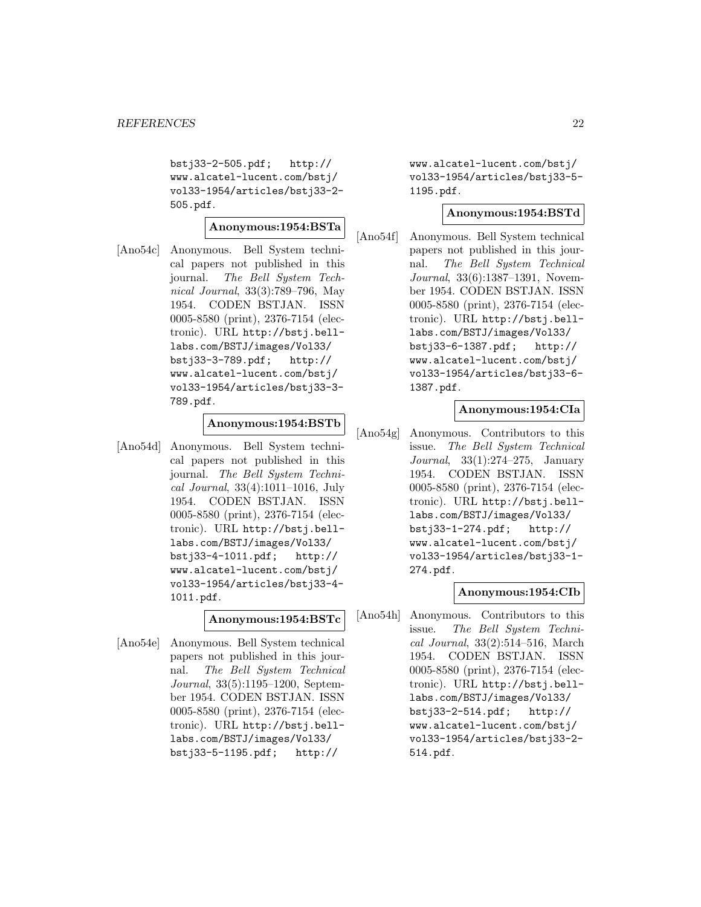bstj33-2-505.pdf; http://www.alcatel-lucent.com/bstj/vol33-1954/articles/bstj33-2-505.pdf.

**Anonymous:1954:BSTa**

[Ano54c] Anonymous. Bell System technical papers not published in this journal. *The Bell System Technical Journal*, 33(3):789–796, May 1954. CODEN BSTJAN. ISSN 0005-8580 (print), 2376-7154 (electronic). URL http://bstj.bell-labs.com/BSTJ/images/Vol33/bstj33-3-789.pdf; http://www.alcatel-lucent.com/bstj/vol33-1954/articles/bstj33-3-789.pdf.

**Anonymous:1954:BSTb**

[Ano54d] Anonymous. Bell System technical papers not published in this journal. *The Bell System Technical Journal*, 33(4):1011–1016, July 1954. CODEN BSTJAN. ISSN 0005-8580 (print), 2376-7154 (electronic). URL http://bstj.bell-labs.com/BSTJ/images/Vol33/bstj33-4-1011.pdf; http://www.alcatel-lucent.com/bstj/vol33-1954/articles/bstj33-4-1011.pdf.

**Anonymous:1954:BSTc**

[Ano54e] Anonymous. Bell System technical papers not published in this journal. *The Bell System Technical Journal*, 33(5):1195–1200, September 1954. CODEN BSTJAN. ISSN 0005-8580 (print), 2376-7154 (electronic). URL http://bstj.bell-labs.com/BSTJ/images/Vol33/bstj33-5-1195.pdf; http://www.alcatel-lucent.com/bstj/vol33-1954/articles/bstj33-5-1195.pdf.

**Anonymous:1954:BSTd**

[Ano54f] Anonymous. Bell System technical papers not published in this journal. *The Bell System Technical Journal*, 33(6):1387–1391, November 1954. CODEN BSTJAN. ISSN 0005-8580 (print), 2376-7154 (electronic). URL http://bstj.bell-labs.com/BSTJ/images/Vol33/bstj33-6-1387.pdf; http://www.alcatel-lucent.com/bstj/vol33-1954/articles/bstj33-6-1387.pdf.

**Anonymous:1954:CIa**

[Ano54g] Anonymous. Contributors to this issue. *The Bell System Technical Journal*, 33(1):274–275, January 1954. CODEN BSTJAN. ISSN 0005-8580 (print), 2376-7154 (electronic). URL http://bstj.bell-labs.com/BSTJ/images/Vol33/bstj33-1-274.pdf; http://www.alcatel-lucent.com/bstj/vol33-1954/articles/bstj33-1-274.pdf.

**Anonymous:1954:CIb**

[Ano54h] Anonymous. Contributors to this issue. *The Bell System Technical Journal*, 33(2):514–516, March 1954. CODEN BSTJAN. ISSN 0005-8580 (print), 2376-7154 (electronic). URL http://bstj.bell-labs.com/BSTJ/images/Vol33/bstj33-2-514.pdf; http://www.alcatel-lucent.com/bstj/vol33-1954/articles/bstj33-2-514.pdf.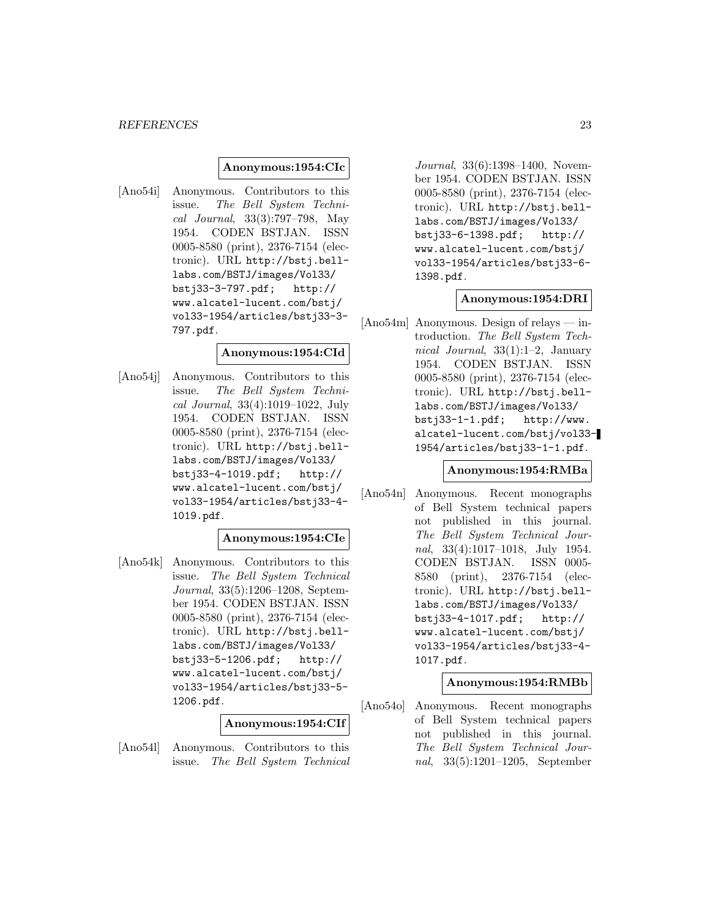**Anonymous:1954:CIc**

[Ano54i] Anonymous. Contributors to this issue. *The Bell System Technical Journal*, 33(3):797–798, May 1954. CODEN BSTJAN. ISSN 0005-8580 (print), 2376-7154 (electronic). URL http://bstj.bell-labs.com/BSTJ/images/Vol33/bstj33-3-797.pdf; http://www.alcatel-lucent.com/bstj/vol33-1954/articles/bstj33-3-797.pdf.

**Anonymous:1954:CId**

[Ano54j] Anonymous. Contributors to this issue. *The Bell System Technical Journal*, 33(4):1019–1022, July 1954. CODEN BSTJAN. ISSN 0005-8580 (print), 2376-7154 (electronic). URL http://bstj.bell-labs.com/BSTJ/images/Vol33/bstj33-4-1019.pdf; http://www.alcatel-lucent.com/bstj/vol33-1954/articles/bstj33-4-1019.pdf.

**Anonymous:1954:CIe**

[Ano54k] Anonymous. Contributors to this issue. *The Bell System Technical Journal*, 33(5):1206–1208, September 1954. CODEN BSTJAN. ISSN 0005-8580 (print), 2376-7154 (electronic). URL http://bstj.bell-labs.com/BSTJ/images/Vol33/bstj33-5-1206.pdf; http://www.alcatel-lucent.com/bstj/vol33-1954/articles/bstj33-5-1206.pdf.

**Anonymous:1954:CIf**

[Ano54l] Anonymous. Contributors to this issue. *The Bell System Technical Journal*, 33(6):1398–1400, November 1954. CODEN BSTJAN. ISSN 0005-8580 (print), 2376-7154 (electronic). URL http://bstj.bell-labs.com/BSTJ/images/Vol33/bstj33-6-1398.pdf; http://www.alcatel-lucent.com/bstj/vol33-1954/articles/bstj33-6-1398.pdf.

**Anonymous:1954:DRI**

[Ano54m] Anonymous. Design of relays — introduction. *The Bell System Technical Journal*, 33(1):1–2, January 1954. CODEN BSTJAN. ISSN 0005-8580 (print), 2376-7154 (electronic). URL http://bstj.bell-labs.com/BSTJ/images/Vol33/bstj33-1-1.pdf; http://www.alcatel-lucent.com/bstj/vol33-1954/articles/bstj33-1-1.pdf.

**Anonymous:1954:RMBa**

[Ano54n] Anonymous. Recent monographs of Bell System technical papers not published in this journal. *The Bell System Technical Journal*, 33(4):1017–1018, July 1954. CODEN BSTJAN. ISSN 0005-8580 (print), 2376-7154 (electronic). URL http://bstj.bell-labs.com/BSTJ/images/Vol33/bstj33-4-1017.pdf; http://www.alcatel-lucent.com/bstj/vol33-1954/articles/bstj33-4-1017.pdf.

**Anonymous:1954:RMBb**

[Ano54o] Anonymous. Recent monographs of Bell System technical papers not published in this journal. *The Bell System Technical Journal*, 33(5):1201–1205, September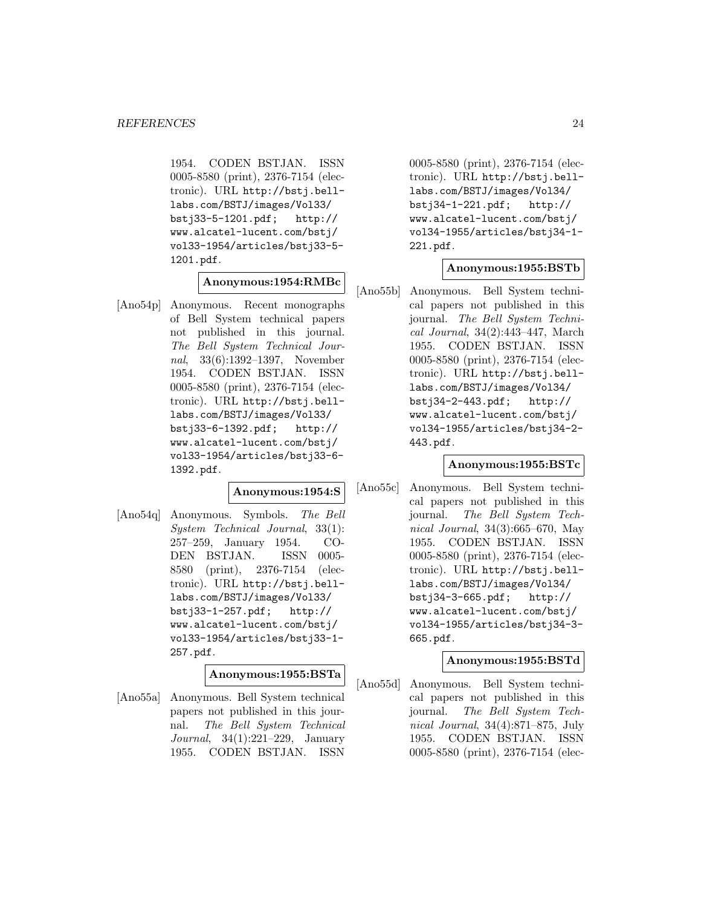1954. CODEN BSTJAN. ISSN 0005-8580 (print), 2376-7154 (electronic). URL http://bstj.bell-labs.com/BSTJ/images/Vol33/bstj33-5-1201.pdf; http://www.alcatel-lucent.com/bstj/vol33-1954/articles/bstj33-5-1201.pdf.

**Anonymous:1954:RMBc**

[Ano54p] Anonymous. Recent monographs of Bell System technical papers not published in this journal. *The Bell System Technical Journal*, 33(6):1392–1397, November 1954. CODEN BSTJAN. ISSN 0005-8580 (print), 2376-7154 (electronic). URL http://bstj.bell-labs.com/BSTJ/images/Vol33/bstj33-6-1392.pdf; http://www.alcatel-lucent.com/bstj/vol33-1954/articles/bstj33-6-1392.pdf.

**Anonymous:1954:S**

[Ano54q] Anonymous. Symbols. *The Bell System Technical Journal*, 33(1): 257–259, January 1954. CODEN BSTJAN. ISSN 0005-8580 (print), 2376-7154 (electronic). URL http://bstj.bell-labs.com/BSTJ/images/Vol33/bstj33-1-257.pdf; http://www.alcatel-lucent.com/bstj/vol33-1954/articles/bstj33-1-257.pdf.

**Anonymous:1955:BSTa**

[Ano55a] Anonymous. Bell System technical papers not published in this journal. *The Bell System Technical Journal*, 34(1):221–229, January 1955. CODEN BSTJAN. ISSN 0005-8580 (print), 2376-7154 (electronic). URL http://bstj.bell-labs.com/BSTJ/images/Vol34/bstj34-1-221.pdf; http://www.alcatel-lucent.com/bstj/vol34-1955/articles/bstj34-1-221.pdf.

**Anonymous:1955:BSTb**

[Ano55b] Anonymous. Bell System technical papers not published in this journal. *The Bell System Technical Journal*, 34(2):443–447, March 1955. CODEN BSTJAN. ISSN 0005-8580 (print), 2376-7154 (electronic). URL http://bstj.bell-labs.com/BSTJ/images/Vol34/bstj34-2-443.pdf; http://www.alcatel-lucent.com/bstj/vol34-1955/articles/bstj34-2-443.pdf.

**Anonymous:1955:BSTc**

[Ano55c] Anonymous. Bell System technical papers not published in this journal. *The Bell System Technical Journal*, 34(3):665–670, May 1955. CODEN BSTJAN. ISSN 0005-8580 (print), 2376-7154 (electronic). URL http://bstj.bell-labs.com/BSTJ/images/Vol34/bstj34-3-665.pdf; http://www.alcatel-lucent.com/bstj/vol34-1955/articles/bstj34-3-665.pdf.

**Anonymous:1955:BSTd**

[Ano55d] Anonymous. Bell System technical papers not published in this journal. *The Bell System Technical Journal*, 34(4):871–875, July 1955. CODEN BSTJAN. ISSN 0005-8580 (print), 2376-7154 (elec-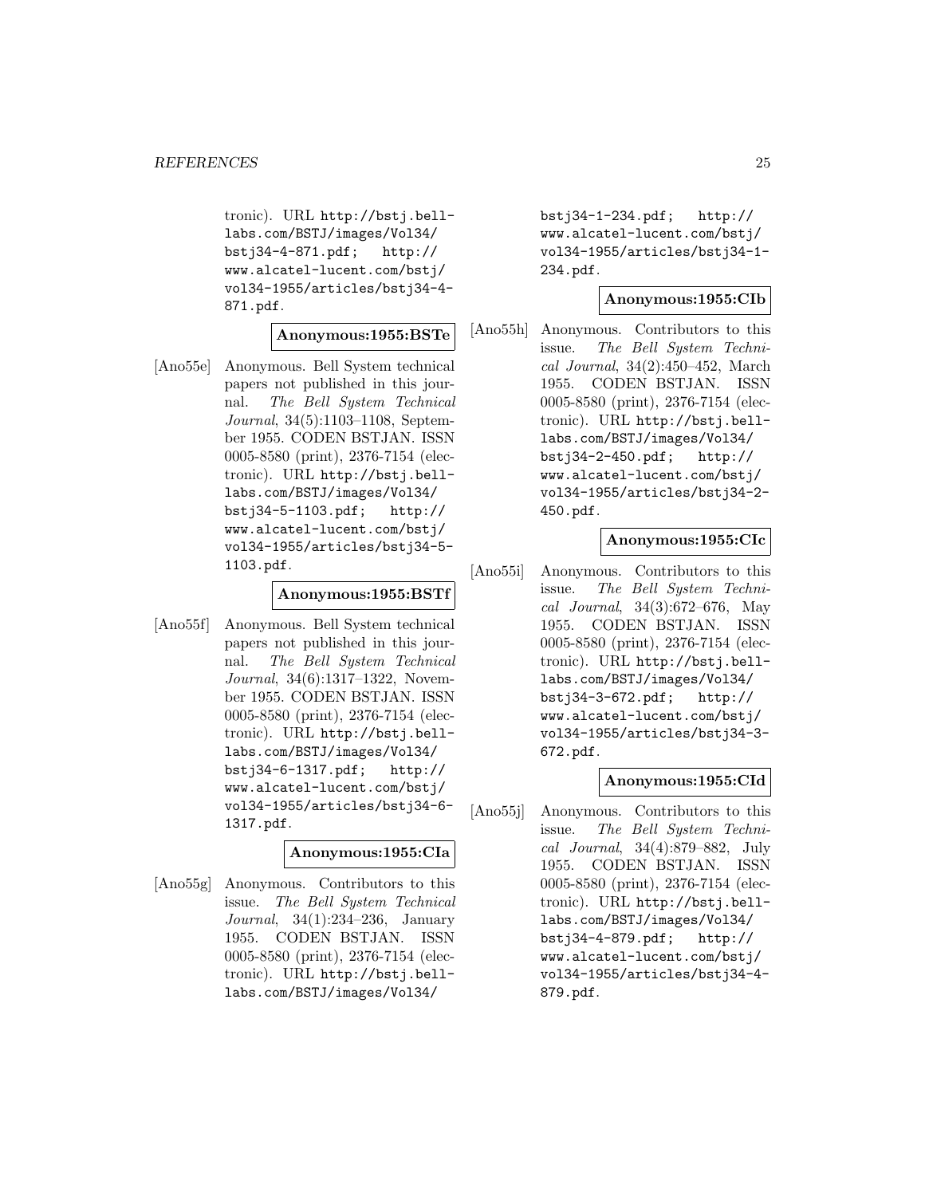tronic). URL http://bstj.bell-labs.com/BSTJ/images/Vol34/bstj34-4-871.pdf; http://www.alcatel-lucent.com/bstj/vol34-1955/articles/bstj34-4-871.pdf.

**Anonymous:1955:BSTe**

[Ano55e] Anonymous. Bell System technical papers not published in this journal. *The Bell System Technical Journal*, 34(5):1103–1108, September 1955. CODEN BSTJAN. ISSN 0005-8580 (print), 2376-7154 (electronic). URL http://bstj.bell-labs.com/BSTJ/images/Vol34/bstj34-5-1103.pdf; http://www.alcatel-lucent.com/bstj/vol34-1955/articles/bstj34-5-1103.pdf.

**Anonymous:1955:BSTf**

[Ano55f] Anonymous. Bell System technical papers not published in this journal. *The Bell System Technical Journal*, 34(6):1317–1322, November 1955. CODEN BSTJAN. ISSN 0005-8580 (print), 2376-7154 (electronic). URL http://bstj.bell-labs.com/BSTJ/images/Vol34/bstj34-6-1317.pdf; http://www.alcatel-lucent.com/bstj/vol34-1955/articles/bstj34-6-1317.pdf.

**Anonymous:1955:CIa**

[Ano55g] Anonymous. Contributors to this issue. *The Bell System Technical Journal*, 34(1):234–236, January 1955. CODEN BSTJAN. ISSN 0005-8580 (print), 2376-7154 (electronic). URL http://bstj.bell-labs.com/BSTJ/images/Vol34/bstj34-1-234.pdf; http://www.alcatel-lucent.com/bstj/vol34-1955/articles/bstj34-1-234.pdf.

**Anonymous:1955:CIb**

[Ano55h] Anonymous. Contributors to this issue. *The Bell System Technical Journal*, 34(2):450–452, March 1955. CODEN BSTJAN. ISSN 0005-8580 (print), 2376-7154 (electronic). URL http://bstj.bell-labs.com/BSTJ/images/Vol34/bstj34-2-450.pdf; http://www.alcatel-lucent.com/bstj/vol34-1955/articles/bstj34-2-450.pdf.

**Anonymous:1955:CIc**

[Ano55i] Anonymous. Contributors to this issue. *The Bell System Technical Journal*, 34(3):672–676, May 1955. CODEN BSTJAN. ISSN 0005-8580 (print), 2376-7154 (electronic). URL http://bstj.bell-labs.com/BSTJ/images/Vol34/bstj34-3-672.pdf; http://www.alcatel-lucent.com/bstj/vol34-1955/articles/bstj34-3-672.pdf.

**Anonymous:1955:CId**

[Ano55j] Anonymous. Contributors to this issue. *The Bell System Technical Journal*, 34(4):879–882, July 1955. CODEN BSTJAN. ISSN 0005-8580 (print), 2376-7154 (electronic). URL http://bstj.bell-labs.com/BSTJ/images/Vol34/bstj34-4-879.pdf; http://www.alcatel-lucent.com/bstj/vol34-1955/articles/bstj34-4-879.pdf.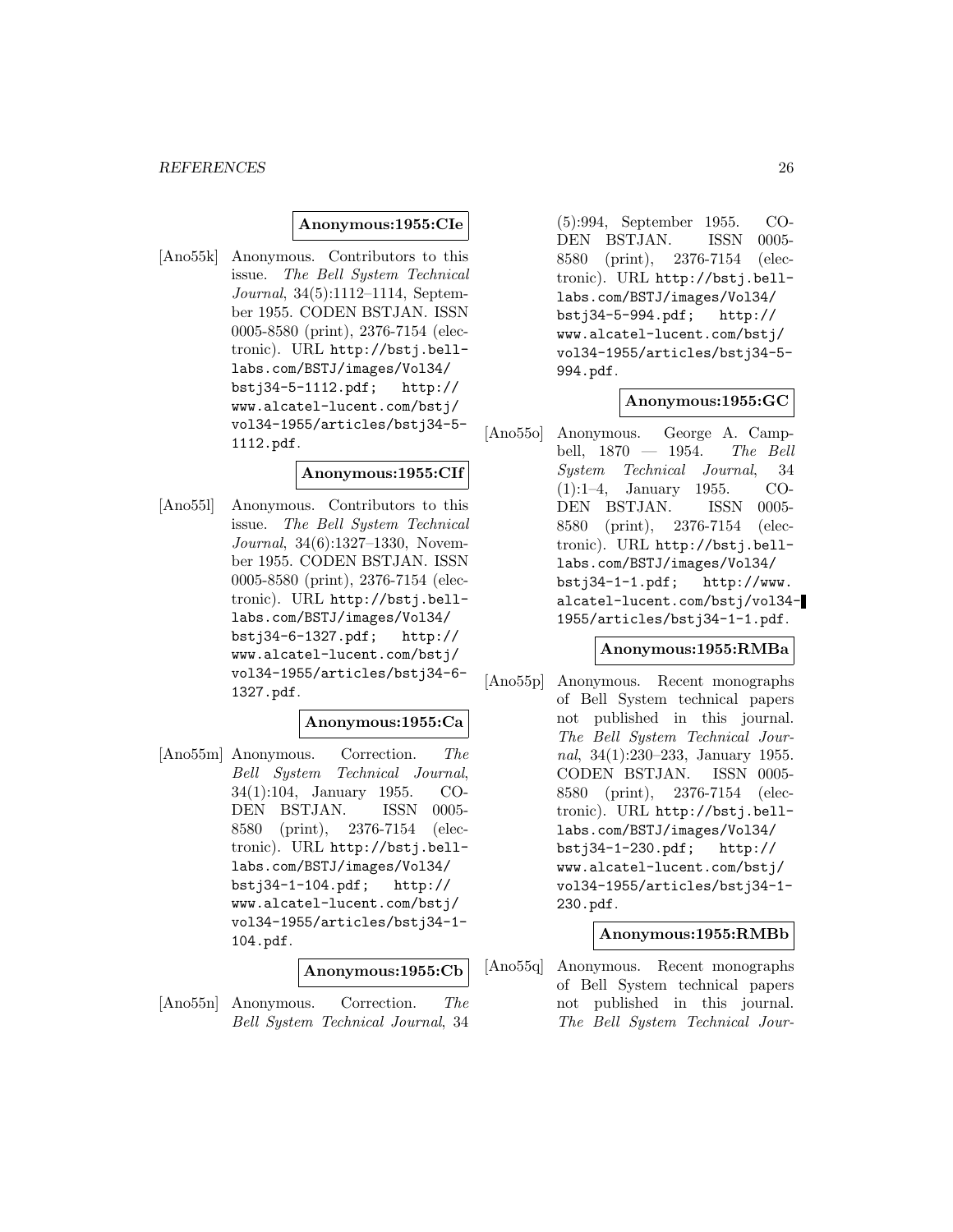**Anonymous:1955:CIe**

[Ano55k] Anonymous. Contributors to this issue. *The Bell System Technical Journal*, 34(5):1112–1114, September 1955. CODEN BSTJAN. ISSN 0005-8580 (print), 2376-7154 (electronic). URL `http://bstj.bell-labs.com/BSTJ/images/Vol34/bstj34-5-1112.pdf`; `http://www.alcatel-lucent.com/bstj/vol34-1955/articles/bstj34-5-1112.pdf`.

**Anonymous:1955:CIf**

[Ano55l] Anonymous. Contributors to this issue. *The Bell System Technical Journal*, 34(6):1327–1330, November 1955. CODEN BSTJAN. ISSN 0005-8580 (print), 2376-7154 (electronic). URL `http://bstj.bell-labs.com/BSTJ/images/Vol34/bstj34-6-1327.pdf`; `http://www.alcatel-lucent.com/bstj/vol34-1955/articles/bstj34-6-1327.pdf`.

**Anonymous:1955:Ca**

[Ano55m] Anonymous. Correction. *The Bell System Technical Journal*, 34(1):104, January 1955. CODEN BSTJAN. ISSN 0005-8580 (print), 2376-7154 (electronic). URL `http://bstj.bell-labs.com/BSTJ/images/Vol34/bstj34-1-104.pdf`; `http://www.alcatel-lucent.com/bstj/vol34-1955/articles/bstj34-1-104.pdf`.

**Anonymous:1955:Cb**

[Ano55n] Anonymous. Correction. *The Bell System Technical Journal*, 34(5):994, September 1955. CODEN BSTJAN. ISSN 0005-8580 (print), 2376-7154 (electronic). URL `http://bstj.bell-labs.com/BSTJ/images/Vol34/bstj34-5-994.pdf`; `http://www.alcatel-lucent.com/bstj/vol34-1955/articles/bstj34-5-994.pdf`.

**Anonymous:1955:GC**

[Ano55o] Anonymous. George A. Campbell, 1870 — 1954. *The Bell System Technical Journal*, 34(1):1–4, January 1955. CODEN BSTJAN. ISSN 0005-8580 (print), 2376-7154 (electronic). URL `http://bstj.bell-labs.com/BSTJ/images/Vol34/bstj34-1-1.pdf`; `http://www.alcatel-lucent.com/bstj/vol34-1955/articles/bstj34-1-1.pdf`.

**Anonymous:1955:RMBa**

[Ano55p] Anonymous. Recent monographs of Bell System technical papers not published in this journal. *The Bell System Technical Journal*, 34(1):230–233, January 1955. CODEN BSTJAN. ISSN 0005-8580 (print), 2376-7154 (electronic). URL `http://bstj.bell-labs.com/BSTJ/images/Vol34/bstj34-1-230.pdf`; `http://www.alcatel-lucent.com/bstj/vol34-1955/articles/bstj34-1-230.pdf`.

**Anonymous:1955:RMBb**

[Ano55q] Anonymous. Recent monographs of Bell System technical papers not published in this journal. *The Bell System Technical Jour-*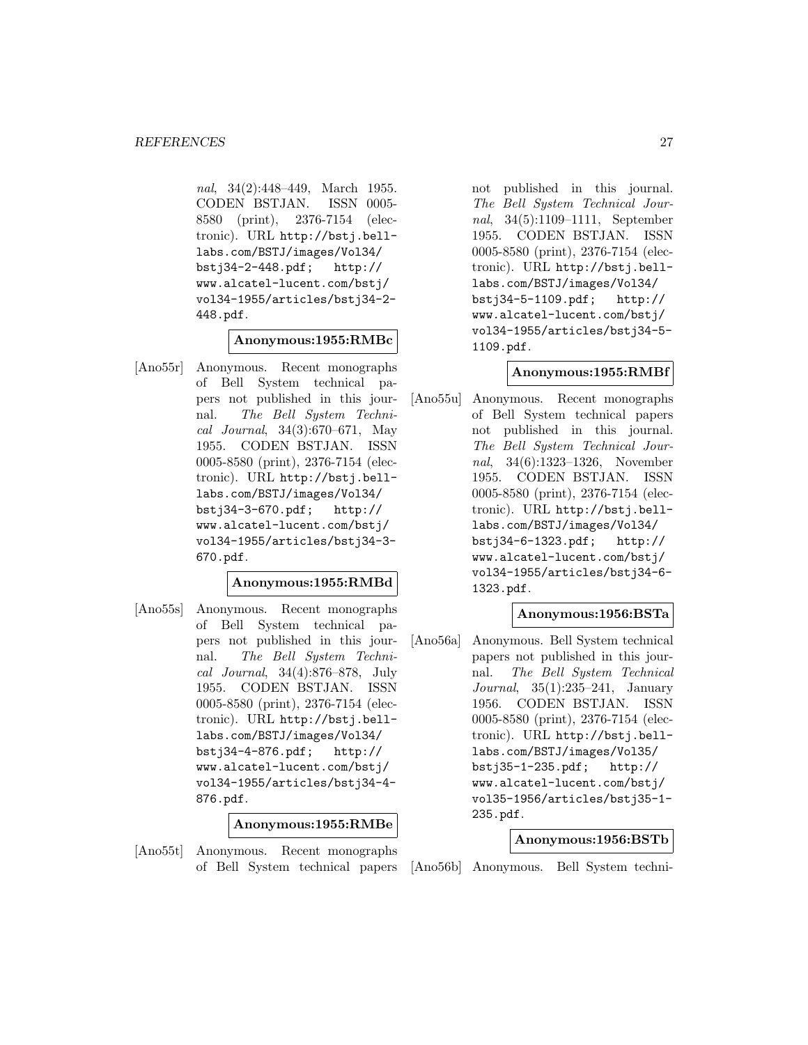*nal*, 34(2):448–449, March 1955. CODEN BSTJAN. ISSN 0005-8580 (print), 2376-7154 (electronic). URL http://bstj.bell-labs.com/BSTJ/images/Vol34/bstj34-2-448.pdf; http://www.alcatel-lucent.com/bstj/vol34-1955/articles/bstj34-2-448.pdf.

**Anonymous:1955:RMBc**

[Ano55r] Anonymous. Recent monographs of Bell System technical papers not published in this journal. *The Bell System Technical Journal*, 34(3):670–671, May 1955. CODEN BSTJAN. ISSN 0005-8580 (print), 2376-7154 (electronic). URL http://bstj.bell-labs.com/BSTJ/images/Vol34/bstj34-3-670.pdf; http://www.alcatel-lucent.com/bstj/vol34-1955/articles/bstj34-3-670.pdf.

**Anonymous:1955:RMBd**

[Ano55s] Anonymous. Recent monographs of Bell System technical papers not published in this journal. *The Bell System Technical Journal*, 34(4):876–878, July 1955. CODEN BSTJAN. ISSN 0005-8580 (print), 2376-7154 (electronic). URL http://bstj.bell-labs.com/BSTJ/images/Vol34/bstj34-4-876.pdf; http://www.alcatel-lucent.com/bstj/vol34-1955/articles/bstj34-4-876.pdf.

**Anonymous:1955:RMBe**

[Ano55t] Anonymous. Recent monographs of Bell System technical papers not published in this journal. *The Bell System Technical Journal*, 34(5):1109–1111, September 1955. CODEN BSTJAN. ISSN 0005-8580 (print), 2376-7154 (electronic). URL http://bstj.bell-labs.com/BSTJ/images/Vol34/bstj34-5-1109.pdf; http://www.alcatel-lucent.com/bstj/vol34-1955/articles/bstj34-5-1109.pdf.

**Anonymous:1955:RMBf**

[Ano55u] Anonymous. Recent monographs of Bell System technical papers not published in this journal. *The Bell System Technical Journal*, 34(6):1323–1326, November 1955. CODEN BSTJAN. ISSN 0005-8580 (print), 2376-7154 (electronic). URL http://bstj.bell-labs.com/BSTJ/images/Vol34/bstj34-6-1323.pdf; http://www.alcatel-lucent.com/bstj/vol34-1955/articles/bstj34-6-1323.pdf.

**Anonymous:1956:BSTa**

[Ano56a] Anonymous. Bell System technical papers not published in this journal. *The Bell System Technical Journal*, 35(1):235–241, January 1956. CODEN BSTJAN. ISSN 0005-8580 (print), 2376-7154 (electronic). URL http://bstj.bell-labs.com/BSTJ/images/Vol35/bstj35-1-235.pdf; http://www.alcatel-lucent.com/bstj/vol35-1956/articles/bstj35-1-235.pdf.

**Anonymous:1956:BSTb**

[Ano56b] Anonymous. Bell System techni-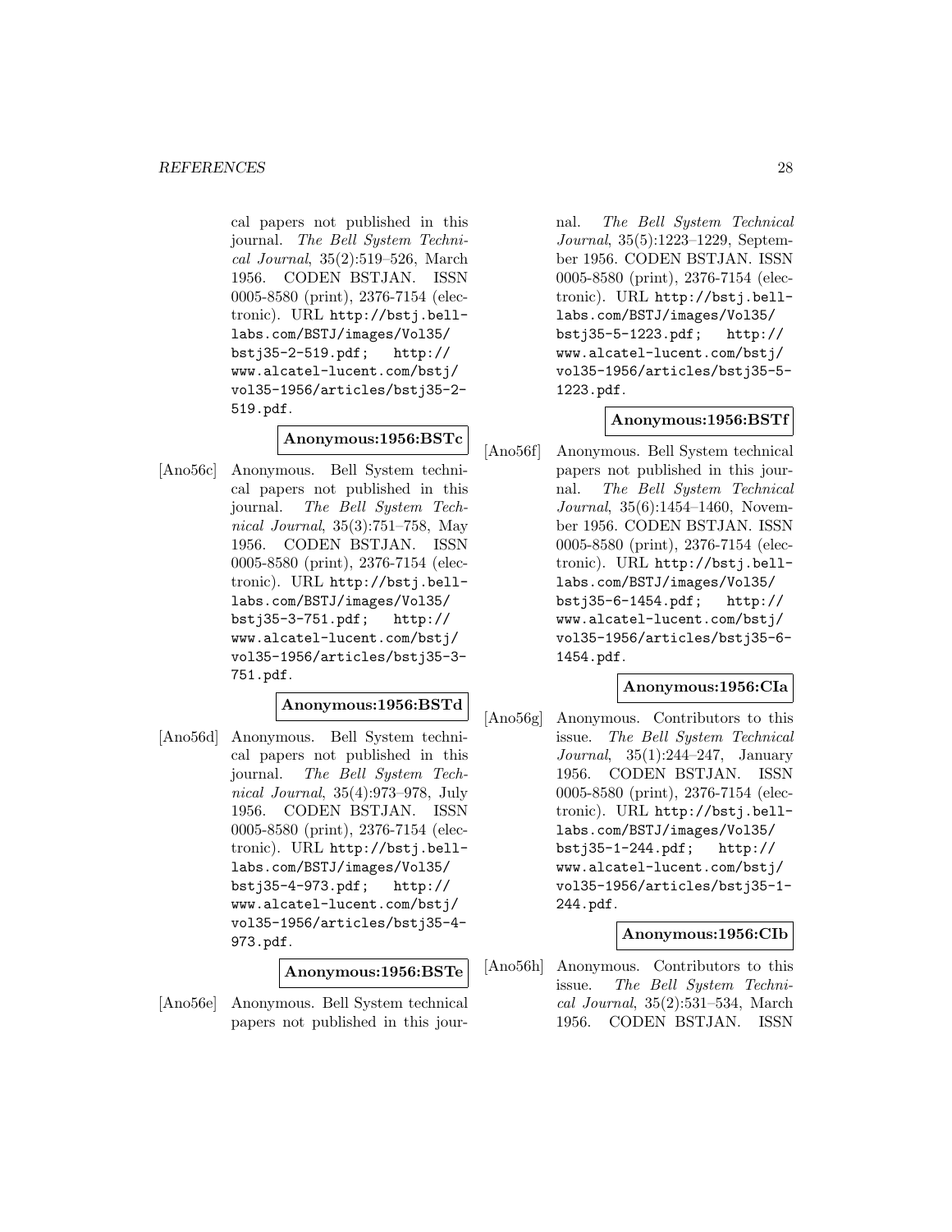cal papers not published in this journal. *The Bell System Technical Journal*, 35(2):519–526, March 1956. CODEN BSTJAN. ISSN 0005-8580 (print), 2376-7154 (electronic). URL http://bstj.bell-labs.com/BSTJ/images/Vol35/bstj35-2-519.pdf; http://www.alcatel-lucent.com/bstj/vol35-1956/articles/bstj35-2-519.pdf.

**Anonymous:1956:BSTc**

[Ano56c] Anonymous. Bell System technical papers not published in this journal. *The Bell System Technical Journal*, 35(3):751–758, May 1956. CODEN BSTJAN. ISSN 0005-8580 (print), 2376-7154 (electronic). URL http://bstj.bell-labs.com/BSTJ/images/Vol35/bstj35-3-751.pdf; http://www.alcatel-lucent.com/bstj/vol35-1956/articles/bstj35-3-751.pdf.

**Anonymous:1956:BSTd**

[Ano56d] Anonymous. Bell System technical papers not published in this journal. *The Bell System Technical Journal*, 35(4):973–978, July 1956. CODEN BSTJAN. ISSN 0005-8580 (print), 2376-7154 (electronic). URL http://bstj.bell-labs.com/BSTJ/images/Vol35/bstj35-4-973.pdf; http://www.alcatel-lucent.com/bstj/vol35-1956/articles/bstj35-4-973.pdf.

**Anonymous:1956:BSTe**

[Ano56e] Anonymous. Bell System technical papers not published in this journal. *The Bell System Technical Journal*, 35(5):1223–1229, September 1956. CODEN BSTJAN. ISSN 0005-8580 (print), 2376-7154 (electronic). URL http://bstj.bell-labs.com/BSTJ/images/Vol35/bstj35-5-1223.pdf; http://www.alcatel-lucent.com/bstj/vol35-1956/articles/bstj35-5-1223.pdf.

**Anonymous:1956:BSTf**

[Ano56f] Anonymous. Bell System technical papers not published in this journal. *The Bell System Technical Journal*, 35(6):1454–1460, November 1956. CODEN BSTJAN. ISSN 0005-8580 (print), 2376-7154 (electronic). URL http://bstj.bell-labs.com/BSTJ/images/Vol35/bstj35-6-1454.pdf; http://www.alcatel-lucent.com/bstj/vol35-1956/articles/bstj35-6-1454.pdf.

**Anonymous:1956:CIa**

[Ano56g] Anonymous. Contributors to this issue. *The Bell System Technical Journal*, 35(1):244–247, January 1956. CODEN BSTJAN. ISSN 0005-8580 (print), 2376-7154 (electronic). URL http://bstj.bell-labs.com/BSTJ/images/Vol35/bstj35-1-244.pdf; http://www.alcatel-lucent.com/bstj/vol35-1956/articles/bstj35-1-244.pdf.

**Anonymous:1956:CIb**

[Ano56h] Anonymous. Contributors to this issue. *The Bell System Technical Journal*, 35(2):531–534, March 1956. CODEN BSTJAN. ISSN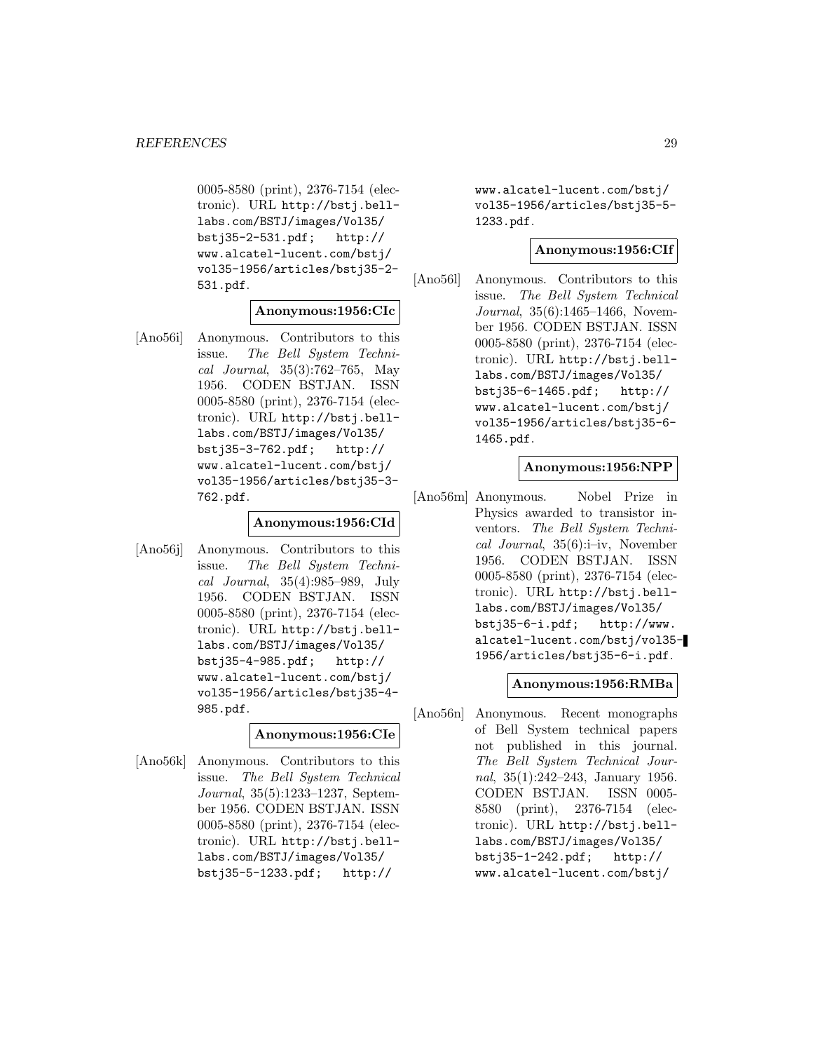0005-8580 (print), 2376-7154 (electronic). URL http://bstj.bell-labs.com/BSTJ/images/Vol35/bstj35-2-531.pdf; http://www.alcatel-lucent.com/bstj/vol35-1956/articles/bstj35-2-531.pdf.

**Anonymous:1956:CIc**

[Ano56i] Anonymous. Contributors to this issue. *The Bell System Technical Journal*, 35(3):762–765, May 1956. CODEN BSTJAN. ISSN 0005-8580 (print), 2376-7154 (electronic). URL http://bstj.bell-labs.com/BSTJ/images/Vol35/bstj35-3-762.pdf; http://www.alcatel-lucent.com/bstj/vol35-1956/articles/bstj35-3-762.pdf.

**Anonymous:1956:CId**

[Ano56j] Anonymous. Contributors to this issue. *The Bell System Technical Journal*, 35(4):985–989, July 1956. CODEN BSTJAN. ISSN 0005-8580 (print), 2376-7154 (electronic). URL http://bstj.bell-labs.com/BSTJ/images/Vol35/bstj35-4-985.pdf; http://www.alcatel-lucent.com/bstj/vol35-1956/articles/bstj35-4-985.pdf.

**Anonymous:1956:CIe**

[Ano56k] Anonymous. Contributors to this issue. *The Bell System Technical Journal*, 35(5):1233–1237, September 1956. CODEN BSTJAN. ISSN 0005-8580 (print), 2376-7154 (electronic). URL http://bstj.bell-labs.com/BSTJ/images/Vol35/bstj35-5-1233.pdf; http://www.alcatel-lucent.com/bstj/vol35-1956/articles/bstj35-5-1233.pdf.

**Anonymous:1956:CIf**

[Ano56l] Anonymous. Contributors to this issue. *The Bell System Technical Journal*, 35(6):1465–1466, November 1956. CODEN BSTJAN. ISSN 0005-8580 (print), 2376-7154 (electronic). URL http://bstj.bell-labs.com/BSTJ/images/Vol35/bstj35-6-1465.pdf; http://www.alcatel-lucent.com/bstj/vol35-1956/articles/bstj35-6-1465.pdf.

**Anonymous:1956:NPP**

[Ano56m] Anonymous. Nobel Prize in Physics awarded to transistor inventors. *The Bell System Technical Journal*, 35(6):i–iv, November 1956. CODEN BSTJAN. ISSN 0005-8580 (print), 2376-7154 (electronic). URL http://bstj.bell-labs.com/BSTJ/images/Vol35/bstj35-6-i.pdf; http://www.alcatel-lucent.com/bstj/vol35-1956/articles/bstj35-6-i.pdf.

**Anonymous:1956:RMBa**

[Ano56n] Anonymous. Recent monographs of Bell System technical papers not published in this journal. *The Bell System Technical Journal*, 35(1):242–243, January 1956. CODEN BSTJAN. ISSN 0005-8580 (print), 2376-7154 (electronic). URL http://bstj.bell-labs.com/BSTJ/images/Vol35/bstj35-1-242.pdf; http://www.alcatel-lucent.com/bstj/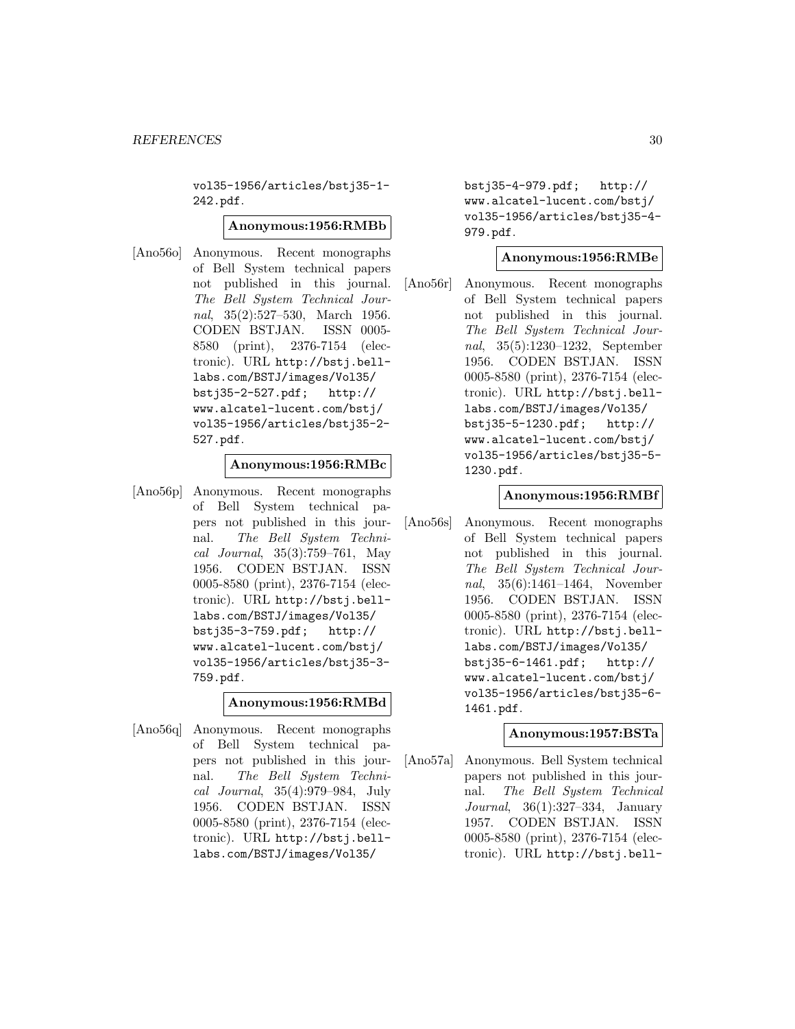vol35-1956/articles/bstj35-1-242.pdf.

**Anonymous:1956:RMBb**

[Ano56o] Anonymous. Recent monographs of Bell System technical papers not published in this journal. *The Bell System Technical Journal*, 35(2):527–530, March 1956. CODEN BSTJAN. ISSN 0005-8580 (print), 2376-7154 (electronic). URL http://bstj.bell-labs.com/BSTJ/images/Vol35/bstj35-2-527.pdf; http://www.alcatel-lucent.com/bstj/vol35-1956/articles/bstj35-2-527.pdf.

**Anonymous:1956:RMBc**

[Ano56p] Anonymous. Recent monographs of Bell System technical papers not published in this journal. *The Bell System Technical Journal*, 35(3):759–761, May 1956. CODEN BSTJAN. ISSN 0005-8580 (print), 2376-7154 (electronic). URL http://bstj.bell-labs.com/BSTJ/images/Vol35/bstj35-3-759.pdf; http://www.alcatel-lucent.com/bstj/vol35-1956/articles/bstj35-3-759.pdf.

**Anonymous:1956:RMBd**

[Ano56q] Anonymous. Recent monographs of Bell System technical papers not published in this journal. *The Bell System Technical Journal*, 35(4):979–984, July 1956. CODEN BSTJAN. ISSN 0005-8580 (print), 2376-7154 (electronic). URL http://bstj.bell-labs.com/BSTJ/images/Vol35/bstj35-4-979.pdf; http://www.alcatel-lucent.com/bstj/vol35-1956/articles/bstj35-4-979.pdf.

**Anonymous:1956:RMBe**

[Ano56r] Anonymous. Recent monographs of Bell System technical papers not published in this journal. *The Bell System Technical Journal*, 35(5):1230–1232, September 1956. CODEN BSTJAN. ISSN 0005-8580 (print), 2376-7154 (electronic). URL http://bstj.bell-labs.com/BSTJ/images/Vol35/bstj35-5-1230.pdf; http://www.alcatel-lucent.com/bstj/vol35-1956/articles/bstj35-5-1230.pdf.

**Anonymous:1956:RMBf**

[Ano56s] Anonymous. Recent monographs of Bell System technical papers not published in this journal. *The Bell System Technical Journal*, 35(6):1461–1464, November 1956. CODEN BSTJAN. ISSN 0005-8580 (print), 2376-7154 (electronic). URL http://bstj.bell-labs.com/BSTJ/images/Vol35/bstj35-6-1461.pdf; http://www.alcatel-lucent.com/bstj/vol35-1956/articles/bstj35-6-1461.pdf.

**Anonymous:1957:BSTa**

[Ano57a] Anonymous. Bell System technical papers not published in this journal. *The Bell System Technical Journal*, 36(1):327–334, January 1957. CODEN BSTJAN. ISSN 0005-8580 (print), 2376-7154 (electronic). URL http://bstj.bell-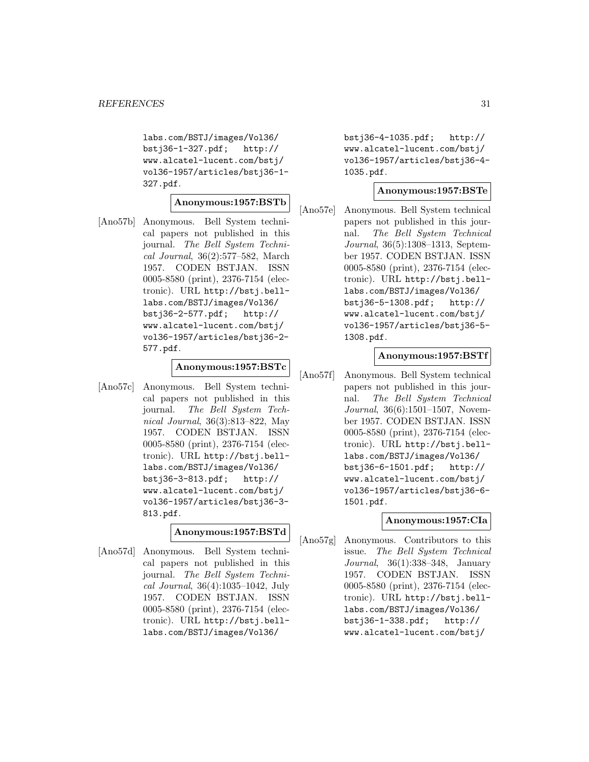labs.com/BSTJ/images/Vol36/bstj36-1-327.pdf; http://www.alcatel-lucent.com/bstj/vol36-1957/articles/bstj36-1-327.pdf.

**Anonymous:1957:BSTb**

[Ano57b] Anonymous. Bell System technical papers not published in this journal. *The Bell System Technical Journal*, 36(2):577–582, March 1957. CODEN BSTJAN. ISSN 0005-8580 (print), 2376-7154 (electronic). URL http://bstj.bell-labs.com/BSTJ/images/Vol36/bstj36-2-577.pdf; http://www.alcatel-lucent.com/bstj/vol36-1957/articles/bstj36-2-577.pdf.

**Anonymous:1957:BSTc**

[Ano57c] Anonymous. Bell System technical papers not published in this journal. *The Bell System Technical Journal*, 36(3):813–822, May 1957. CODEN BSTJAN. ISSN 0005-8580 (print), 2376-7154 (electronic). URL http://bstj.bell-labs.com/BSTJ/images/Vol36/bstj36-3-813.pdf; http://www.alcatel-lucent.com/bstj/vol36-1957/articles/bstj36-3-813.pdf.

**Anonymous:1957:BSTd**

[Ano57d] Anonymous. Bell System technical papers not published in this journal. *The Bell System Technical Journal*, 36(4):1035–1042, July 1957. CODEN BSTJAN. ISSN 0005-8580 (print), 2376-7154 (electronic). URL http://bstj.bell-labs.com/BSTJ/images/Vol36/bstj36-4-1035.pdf; http://www.alcatel-lucent.com/bstj/vol36-1957/articles/bstj36-4-1035.pdf.

**Anonymous:1957:BSTe**

[Ano57e] Anonymous. Bell System technical papers not published in this journal. *The Bell System Technical Journal*, 36(5):1308–1313, September 1957. CODEN BSTJAN. ISSN 0005-8580 (print), 2376-7154 (electronic). URL http://bstj.bell-labs.com/BSTJ/images/Vol36/bstj36-5-1308.pdf; http://www.alcatel-lucent.com/bstj/vol36-1957/articles/bstj36-5-1308.pdf.

**Anonymous:1957:BSTf**

[Ano57f] Anonymous. Bell System technical papers not published in this journal. *The Bell System Technical Journal*, 36(6):1501–1507, November 1957. CODEN BSTJAN. ISSN 0005-8580 (print), 2376-7154 (electronic). URL http://bstj.bell-labs.com/BSTJ/images/Vol36/bstj36-6-1501.pdf; http://www.alcatel-lucent.com/bstj/vol36-1957/articles/bstj36-6-1501.pdf.

**Anonymous:1957:CIa**

[Ano57g] Anonymous. Contributors to this issue. *The Bell System Technical Journal*, 36(1):338–348, January 1957. CODEN BSTJAN. ISSN 0005-8580 (print), 2376-7154 (electronic). URL http://bstj.bell-labs.com/BSTJ/images/Vol36/bstj36-1-338.pdf; http://www.alcatel-lucent.com/bstj/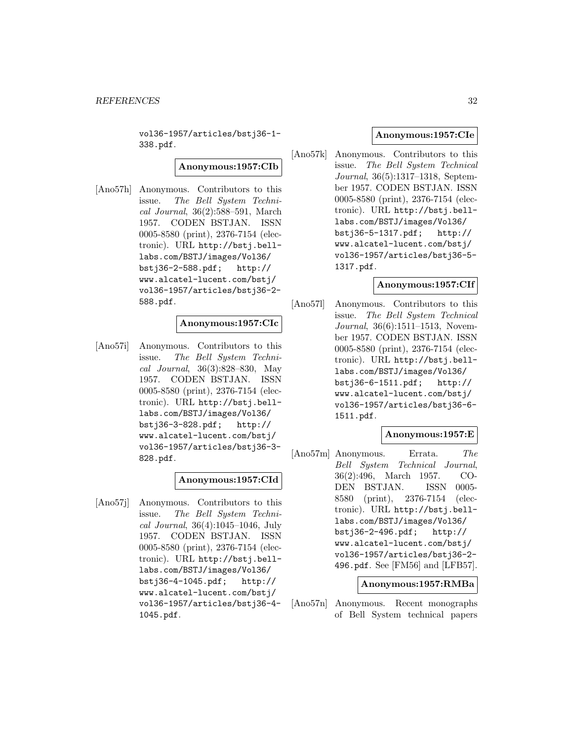vol36-1957/articles/bstj36-1-338.pdf.

**Anonymous:1957:CIb**

[Ano57h] Anonymous. Contributors to this issue. *The Bell System Technical Journal*, 36(2):588–591, March 1957. CODEN BSTJAN. ISSN 0005-8580 (print), 2376-7154 (electronic). URL http://bstj.bell-labs.com/BSTJ/images/Vol36/bstj36-2-588.pdf; http://www.alcatel-lucent.com/bstj/vol36-1957/articles/bstj36-2-588.pdf.

**Anonymous:1957:CIc**

[Ano57i] Anonymous. Contributors to this issue. *The Bell System Technical Journal*, 36(3):828–830, May 1957. CODEN BSTJAN. ISSN 0005-8580 (print), 2376-7154 (electronic). URL http://bstj.bell-labs.com/BSTJ/images/Vol36/bstj36-3-828.pdf; http://www.alcatel-lucent.com/bstj/vol36-1957/articles/bstj36-3-828.pdf.

**Anonymous:1957:CId**

[Ano57j] Anonymous. Contributors to this issue. *The Bell System Technical Journal*, 36(4):1045–1046, July 1957. CODEN BSTJAN. ISSN 0005-8580 (print), 2376-7154 (electronic). URL http://bstj.bell-labs.com/BSTJ/images/Vol36/bstj36-4-1045.pdf; http://www.alcatel-lucent.com/bstj/vol36-1957/articles/bstj36-4-1045.pdf.

**Anonymous:1957:CIe**

[Ano57k] Anonymous. Contributors to this issue. *The Bell System Technical Journal*, 36(5):1317–1318, September 1957. CODEN BSTJAN. ISSN 0005-8580 (print), 2376-7154 (electronic). URL http://bstj.bell-labs.com/BSTJ/images/Vol36/bstj36-5-1317.pdf; http://www.alcatel-lucent.com/bstj/vol36-1957/articles/bstj36-5-1317.pdf.

**Anonymous:1957:CIf**

[Ano57l] Anonymous. Contributors to this issue. *The Bell System Technical Journal*, 36(6):1511–1513, November 1957. CODEN BSTJAN. ISSN 0005-8580 (print), 2376-7154 (electronic). URL http://bstj.bell-labs.com/BSTJ/images/Vol36/bstj36-6-1511.pdf; http://www.alcatel-lucent.com/bstj/vol36-1957/articles/bstj36-6-1511.pdf.

**Anonymous:1957:E**

[Ano57m] Anonymous. Errata. *The Bell System Technical Journal*, 36(2):496, March 1957. CODEN BSTJAN. ISSN 0005-8580 (print), 2376-7154 (electronic). URL http://bstj.bell-labs.com/BSTJ/images/Vol36/bstj36-2-496.pdf; http://www.alcatel-lucent.com/bstj/vol36-1957/articles/bstj36-2-496.pdf. See [FM56] and [LFB57].

**Anonymous:1957:RMBa**

[Ano57n] Anonymous. Recent monographs of Bell System technical papers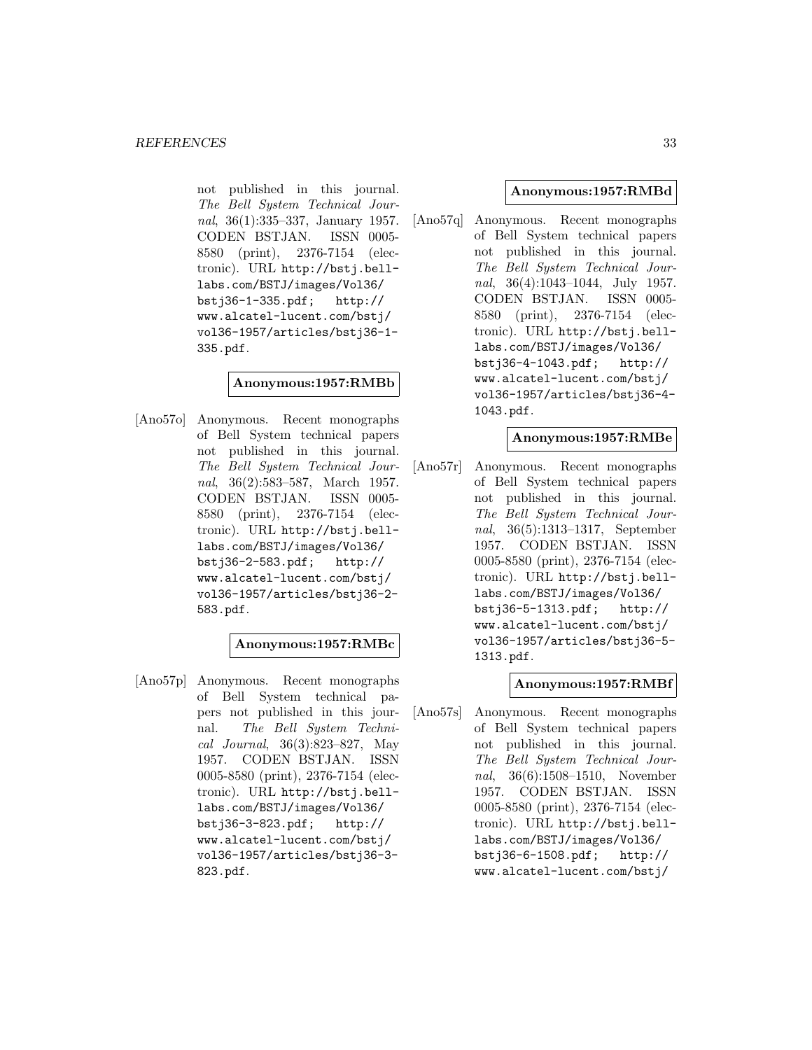not published in this journal. *The Bell System Technical Journal*, 36(1):335–337, January 1957. CODEN BSTJAN. ISSN 0005-8580 (print), 2376-7154 (electronic). URL http://bstj.bell-labs.com/BSTJ/images/Vol36/bstj36-1-335.pdf; http://www.alcatel-lucent.com/bstj/vol36-1957/articles/bstj36-1-335.pdf.

**Anonymous:1957:RMBb**

[Ano57o] Anonymous. Recent monographs of Bell System technical papers not published in this journal. *The Bell System Technical Journal*, 36(2):583–587, March 1957. CODEN BSTJAN. ISSN 0005-8580 (print), 2376-7154 (electronic). URL http://bstj.bell-labs.com/BSTJ/images/Vol36/bstj36-2-583.pdf; http://www.alcatel-lucent.com/bstj/vol36-1957/articles/bstj36-2-583.pdf.

**Anonymous:1957:RMBc**

[Ano57p] Anonymous. Recent monographs of Bell System technical papers not published in this journal. *The Bell System Technical Journal*, 36(3):823–827, May 1957. CODEN BSTJAN. ISSN 0005-8580 (print), 2376-7154 (electronic). URL http://bstj.bell-labs.com/BSTJ/images/Vol36/bstj36-3-823.pdf; http://www.alcatel-lucent.com/bstj/vol36-1957/articles/bstj36-3-823.pdf.

**Anonymous:1957:RMBd**

[Ano57q] Anonymous. Recent monographs of Bell System technical papers not published in this journal. *The Bell System Technical Journal*, 36(4):1043–1044, July 1957. CODEN BSTJAN. ISSN 0005-8580 (print), 2376-7154 (electronic). URL http://bstj.bell-labs.com/BSTJ/images/Vol36/bstj36-4-1043.pdf; http://www.alcatel-lucent.com/bstj/vol36-1957/articles/bstj36-4-1043.pdf.

**Anonymous:1957:RMBe**

[Ano57r] Anonymous. Recent monographs of Bell System technical papers not published in this journal. *The Bell System Technical Journal*, 36(5):1313–1317, September 1957. CODEN BSTJAN. ISSN 0005-8580 (print), 2376-7154 (electronic). URL http://bstj.bell-labs.com/BSTJ/images/Vol36/bstj36-5-1313.pdf; http://www.alcatel-lucent.com/bstj/vol36-1957/articles/bstj36-5-1313.pdf.

**Anonymous:1957:RMBf**

[Ano57s] Anonymous. Recent monographs of Bell System technical papers not published in this journal. *The Bell System Technical Journal*, 36(6):1508–1510, November 1957. CODEN BSTJAN. ISSN 0005-8580 (print), 2376-7154 (electronic). URL http://bstj.bell-labs.com/BSTJ/images/Vol36/bstj36-6-1508.pdf; http://www.alcatel-lucent.com/bstj/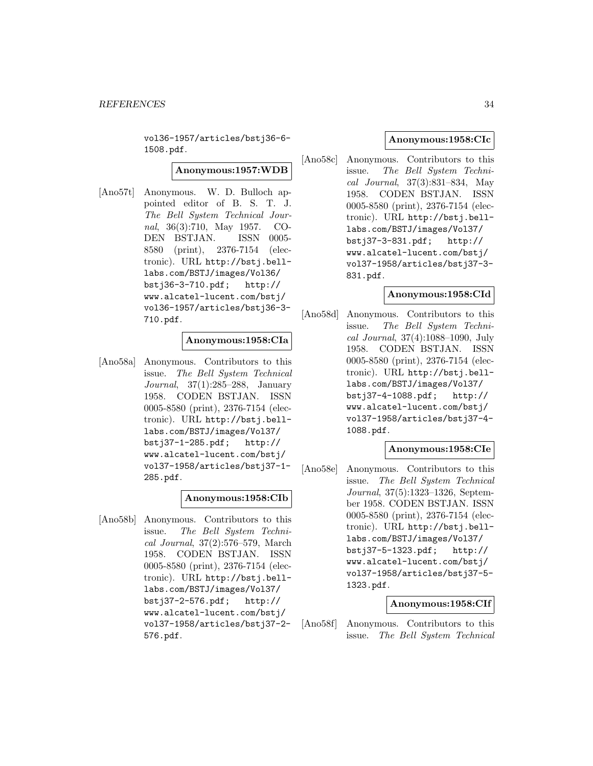vol36-1957/articles/bstj36-6-1508.pdf.

**Anonymous:1957:WDB**

[Ano57t] Anonymous. W. D. Bulloch appointed editor of B. S. T. J. *The Bell System Technical Journal*, 36(3):710, May 1957. CODEN BSTJAN. ISSN 0005-8580 (print), 2376-7154 (electronic). URL http://bstj.bell-labs.com/BSTJ/images/Vol36/bstj36-3-710.pdf; http://www.alcatel-lucent.com/bstj/vol36-1957/articles/bstj36-3-710.pdf.

**Anonymous:1958:CIa**

[Ano58a] Anonymous. Contributors to this issue. *The Bell System Technical Journal*, 37(1):285–288, January 1958. CODEN BSTJAN. ISSN 0005-8580 (print), 2376-7154 (electronic). URL http://bstj.bell-labs.com/BSTJ/images/Vol37/bstj37-1-285.pdf; http://www.alcatel-lucent.com/bstj/vol37-1958/articles/bstj37-1-285.pdf.

**Anonymous:1958:CIb**

[Ano58b] Anonymous. Contributors to this issue. *The Bell System Technical Journal*, 37(2):576–579, March 1958. CODEN BSTJAN. ISSN 0005-8580 (print), 2376-7154 (electronic). URL http://bstj.bell-labs.com/BSTJ/images/Vol37/bstj37-2-576.pdf; http://www.alcatel-lucent.com/bstj/vol37-1958/articles/bstj37-2-576.pdf.

**Anonymous:1958:CIc**

[Ano58c] Anonymous. Contributors to this issue. *The Bell System Technical Journal*, 37(3):831–834, May 1958. CODEN BSTJAN. ISSN 0005-8580 (print), 2376-7154 (electronic). URL http://bstj.bell-labs.com/BSTJ/images/Vol37/bstj37-3-831.pdf; http://www.alcatel-lucent.com/bstj/vol37-1958/articles/bstj37-3-831.pdf.

**Anonymous:1958:CId**

[Ano58d] Anonymous. Contributors to this issue. *The Bell System Technical Journal*, 37(4):1088–1090, July 1958. CODEN BSTJAN. ISSN 0005-8580 (print), 2376-7154 (electronic). URL http://bstj.bell-labs.com/BSTJ/images/Vol37/bstj37-4-1088.pdf; http://www.alcatel-lucent.com/bstj/vol37-1958/articles/bstj37-4-1088.pdf.

**Anonymous:1958:CIe**

[Ano58e] Anonymous. Contributors to this issue. *The Bell System Technical Journal*, 37(5):1323–1326, September 1958. CODEN BSTJAN. ISSN 0005-8580 (print), 2376-7154 (electronic). URL http://bstj.bell-labs.com/BSTJ/images/Vol37/bstj37-5-1323.pdf; http://www.alcatel-lucent.com/bstj/vol37-1958/articles/bstj37-5-1323.pdf.

**Anonymous:1958:CIf**

[Ano58f] Anonymous. Contributors to this issue. *The Bell System Technical*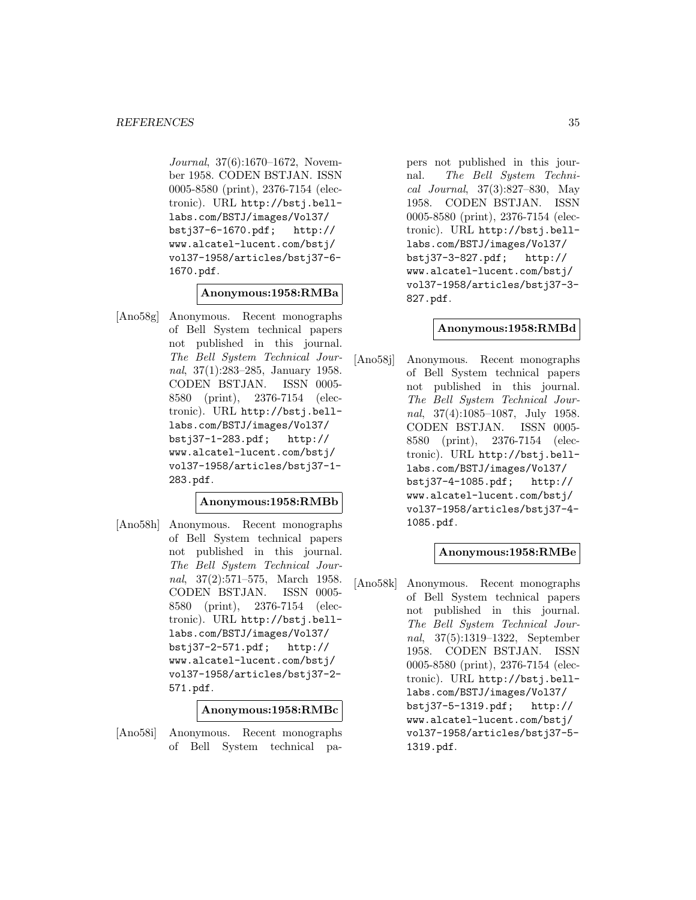*Journal*, 37(6):1670–1672, November 1958. CODEN BSTJAN. ISSN 0005-8580 (print), 2376-7154 (electronic). URL http://bstj.bell-labs.com/BSTJ/images/Vol37/bstj37-6-1670.pdf; http://www.alcatel-lucent.com/bstj/vol37-1958/articles/bstj37-6-1670.pdf.

**Anonymous:1958:RMBa**

[Ano58g] Anonymous. Recent monographs of Bell System technical papers not published in this journal. *The Bell System Technical Journal*, 37(1):283–285, January 1958. CODEN BSTJAN. ISSN 0005-8580 (print), 2376-7154 (electronic). URL http://bstj.bell-labs.com/BSTJ/images/Vol37/bstj37-1-283.pdf; http://www.alcatel-lucent.com/bstj/vol37-1958/articles/bstj37-1-283.pdf.

**Anonymous:1958:RMBb**

[Ano58h] Anonymous. Recent monographs of Bell System technical papers not published in this journal. *The Bell System Technical Journal*, 37(2):571–575, March 1958. CODEN BSTJAN. ISSN 0005-8580 (print), 2376-7154 (electronic). URL http://bstj.bell-labs.com/BSTJ/images/Vol37/bstj37-2-571.pdf; http://www.alcatel-lucent.com/bstj/vol37-1958/articles/bstj37-2-571.pdf.

**Anonymous:1958:RMBc**

[Ano58i] Anonymous. Recent monographs of Bell System technical papers not published in this journal. *The Bell System Technical Journal*, 37(3):827–830, May 1958. CODEN BSTJAN. ISSN 0005-8580 (print), 2376-7154 (electronic). URL http://bstj.bell-labs.com/BSTJ/images/Vol37/bstj37-3-827.pdf; http://www.alcatel-lucent.com/bstj/vol37-1958/articles/bstj37-3-827.pdf.

**Anonymous:1958:RMBd**

[Ano58j] Anonymous. Recent monographs of Bell System technical papers not published in this journal. *The Bell System Technical Journal*, 37(4):1085–1087, July 1958. CODEN BSTJAN. ISSN 0005-8580 (print), 2376-7154 (electronic). URL http://bstj.bell-labs.com/BSTJ/images/Vol37/bstj37-4-1085.pdf; http://www.alcatel-lucent.com/bstj/vol37-1958/articles/bstj37-4-1085.pdf.

**Anonymous:1958:RMBe**

[Ano58k] Anonymous. Recent monographs of Bell System technical papers not published in this journal. *The Bell System Technical Journal*, 37(5):1319–1322, September 1958. CODEN BSTJAN. ISSN 0005-8580 (print), 2376-7154 (electronic). URL http://bstj.bell-labs.com/BSTJ/images/Vol37/bstj37-5-1319.pdf; http://www.alcatel-lucent.com/bstj/vol37-1958/articles/bstj37-5-1319.pdf.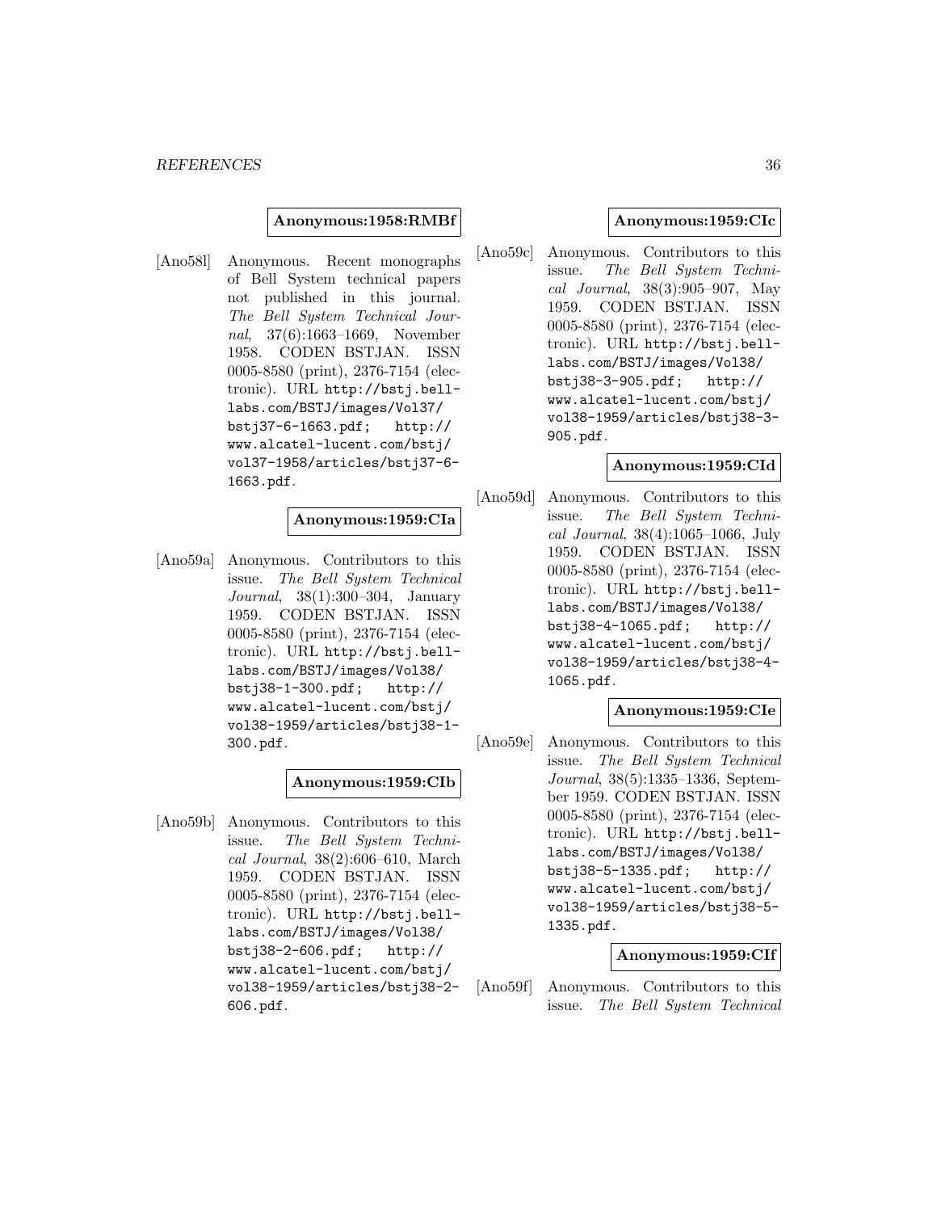**Anonymous:1958:RMBf**

[Ano58l] Anonymous. Recent monographs of Bell System technical papers not published in this journal. *The Bell System Technical Journal*, 37(6):1663–1669, November 1958. CODEN BSTJAN. ISSN 0005-8580 (print), 2376-7154 (electronic). URL http://bstj.bell-labs.com/BSTJ/images/Vol37/bstj37-6-1663.pdf; http://www.alcatel-lucent.com/bstj/vol37-1958/articles/bstj37-6-1663.pdf.

**Anonymous:1959:CIa**

[Ano59a] Anonymous. Contributors to this issue. *The Bell System Technical Journal*, 38(1):300–304, January 1959. CODEN BSTJAN. ISSN 0005-8580 (print), 2376-7154 (electronic). URL http://bstj.bell-labs.com/BSTJ/images/Vol38/bstj38-1-300.pdf; http://www.alcatel-lucent.com/bstj/vol38-1959/articles/bstj38-1-300.pdf.

**Anonymous:1959:CIb**

[Ano59b] Anonymous. Contributors to this issue. *The Bell System Technical Journal*, 38(2):606–610, March 1959. CODEN BSTJAN. ISSN 0005-8580 (print), 2376-7154 (electronic). URL http://bstj.bell-labs.com/BSTJ/images/Vol38/bstj38-2-606.pdf; http://www.alcatel-lucent.com/bstj/vol38-1959/articles/bstj38-2-606.pdf.

**Anonymous:1959:CIc**

[Ano59c] Anonymous. Contributors to this issue. *The Bell System Technical Journal*, 38(3):905–907, May 1959. CODEN BSTJAN. ISSN 0005-8580 (print), 2376-7154 (electronic). URL http://bstj.bell-labs.com/BSTJ/images/Vol38/bstj38-3-905.pdf; http://www.alcatel-lucent.com/bstj/vol38-1959/articles/bstj38-3-905.pdf.

**Anonymous:1959:CId**

[Ano59d] Anonymous. Contributors to this issue. *The Bell System Technical Journal*, 38(4):1065–1066, July 1959. CODEN BSTJAN. ISSN 0005-8580 (print), 2376-7154 (electronic). URL http://bstj.bell-labs.com/BSTJ/images/Vol38/bstj38-4-1065.pdf; http://www.alcatel-lucent.com/bstj/vol38-1959/articles/bstj38-4-1065.pdf.

**Anonymous:1959:CIe**

[Ano59e] Anonymous. Contributors to this issue. *The Bell System Technical Journal*, 38(5):1335–1336, September 1959. CODEN BSTJAN. ISSN 0005-8580 (print), 2376-7154 (electronic). URL http://bstj.bell-labs.com/BSTJ/images/Vol38/bstj38-5-1335.pdf; http://www.alcatel-lucent.com/bstj/vol38-1959/articles/bstj38-5-1335.pdf.

**Anonymous:1959:CIf**

[Ano59f] Anonymous. Contributors to this issue. *The Bell System Technical*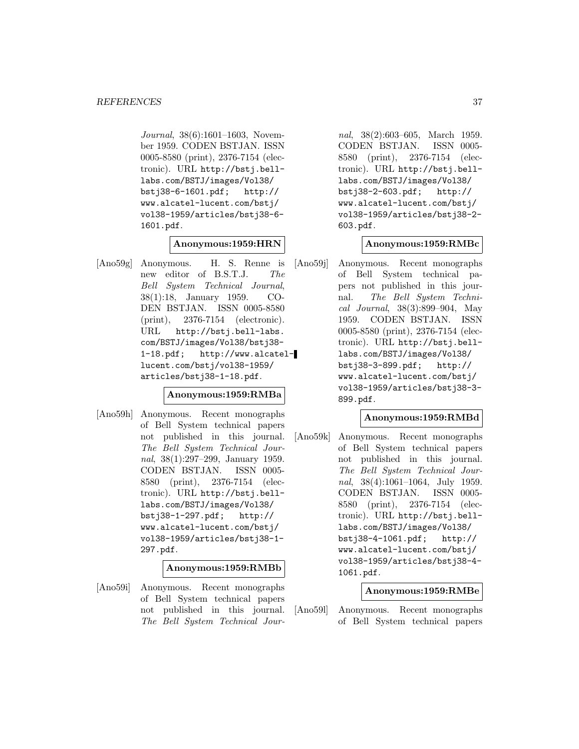*Journal*, 38(6):1601–1603, November 1959. CODEN BSTJAN. ISSN 0005-8580 (print), 2376-7154 (electronic). URL http://bstj.bell-labs.com/BSTJ/images/Vol38/bstj38-6-1601.pdf; http://www.alcatel-lucent.com/bstj/vol38-1959/articles/bstj38-6-1601.pdf.

**Anonymous:1959:HRN**

[Ano59g] Anonymous. H. S. Renne is new editor of B.S.T.J. *The Bell System Technical Journal*, 38(1):18, January 1959. CODEN BSTJAN. ISSN 0005-8580 (print), 2376-7154 (electronic). URL http://bstj.bell-labs.com/BSTJ/images/Vol38/bstj38-1-18.pdf; http://www.alcatel-lucent.com/bstj/vol38-1959/articles/bstj38-1-18.pdf.

**Anonymous:1959:RMBa**

[Ano59h] Anonymous. Recent monographs of Bell System technical papers not published in this journal. *The Bell System Technical Journal*, 38(1):297–299, January 1959. CODEN BSTJAN. ISSN 0005-8580 (print), 2376-7154 (electronic). URL http://bstj.bell-labs.com/BSTJ/images/Vol38/bstj38-1-297.pdf; http://www.alcatel-lucent.com/bstj/vol38-1959/articles/bstj38-1-297.pdf.

**Anonymous:1959:RMBb**

[Ano59i] Anonymous. Recent monographs of Bell System technical papers not published in this journal. *The Bell System Technical Journal*, 38(2):603–605, March 1959. CODEN BSTJAN. ISSN 0005-8580 (print), 2376-7154 (electronic). URL http://bstj.bell-labs.com/BSTJ/images/Vol38/bstj38-2-603.pdf; http://www.alcatel-lucent.com/bstj/vol38-1959/articles/bstj38-2-603.pdf.

**Anonymous:1959:RMBc**

[Ano59j] Anonymous. Recent monographs of Bell System technical papers not published in this journal. *The Bell System Technical Journal*, 38(3):899–904, May 1959. CODEN BSTJAN. ISSN 0005-8580 (print), 2376-7154 (electronic). URL http://bstj.bell-labs.com/BSTJ/images/Vol38/bstj38-3-899.pdf; http://www.alcatel-lucent.com/bstj/vol38-1959/articles/bstj38-3-899.pdf.

**Anonymous:1959:RMBd**

[Ano59k] Anonymous. Recent monographs of Bell System technical papers not published in this journal. *The Bell System Technical Journal*, 38(4):1061–1064, July 1959. CODEN BSTJAN. ISSN 0005-8580 (print), 2376-7154 (electronic). URL http://bstj.bell-labs.com/BSTJ/images/Vol38/bstj38-4-1061.pdf; http://www.alcatel-lucent.com/bstj/vol38-1959/articles/bstj38-4-1061.pdf.

**Anonymous:1959:RMBe**

[Ano59l] Anonymous. Recent monographs of Bell System technical papers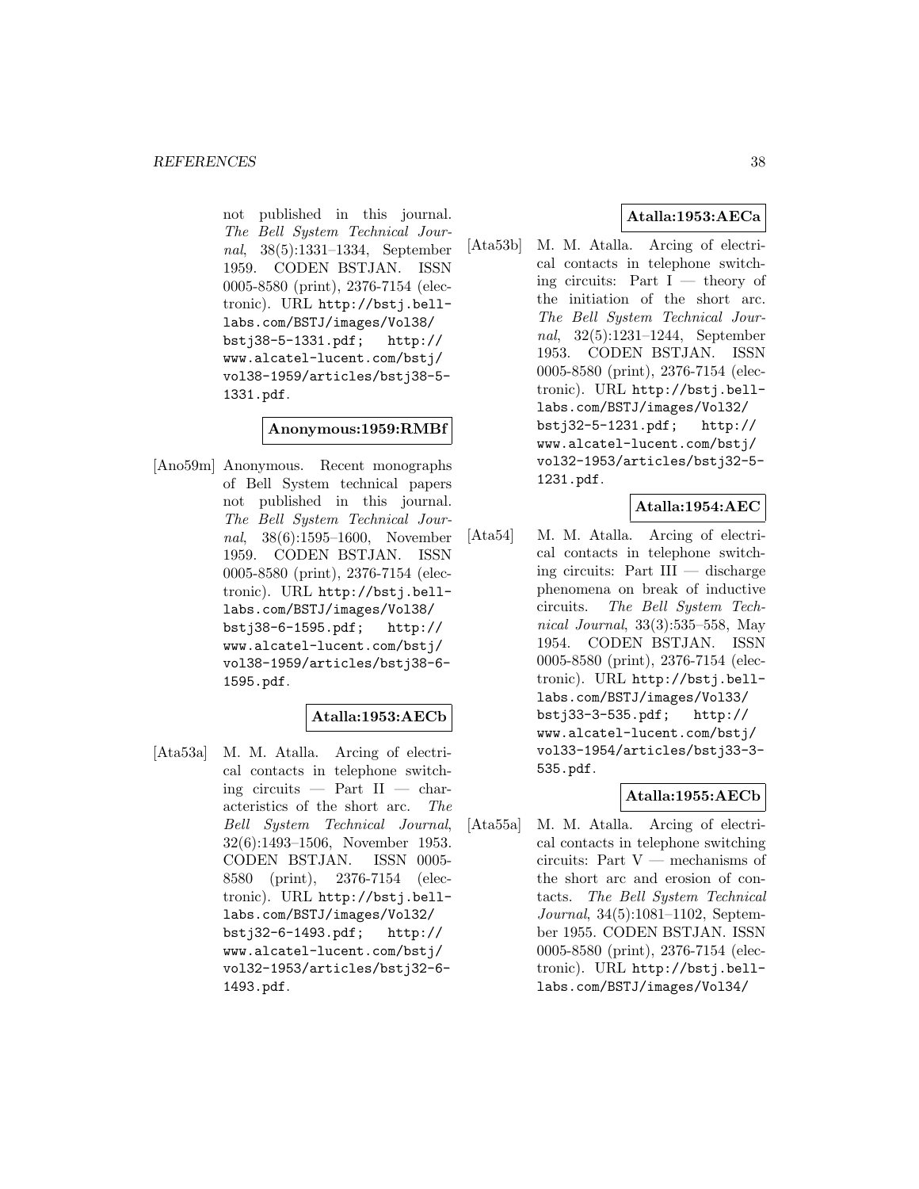not published in this journal. *The Bell System Technical Journal*, 38(5):1331–1334, September 1959. CODEN BSTJAN. ISSN 0005-8580 (print), 2376-7154 (electronic). URL http://bstj.bell-labs.com/BSTJ/images/Vol38/bstj38-5-1331.pdf; http://www.alcatel-lucent.com/bstj/vol38-1959/articles/bstj38-5-1331.pdf.

**Anonymous:1959:RMBf**

[Ano59m] Anonymous. Recent monographs of Bell System technical papers not published in this journal. *The Bell System Technical Journal*, 38(6):1595–1600, November 1959. CODEN BSTJAN. ISSN 0005-8580 (print), 2376-7154 (electronic). URL http://bstj.bell-labs.com/BSTJ/images/Vol38/bstj38-6-1595.pdf; http://www.alcatel-lucent.com/bstj/vol38-1959/articles/bstj38-6-1595.pdf.

**Atalla:1953:AECb**

[Ata53a] M. M. Atalla. Arcing of electrical contacts in telephone switching circuits — Part II — characteristics of the short arc. *The Bell System Technical Journal*, 32(6):1493–1506, November 1953. CODEN BSTJAN. ISSN 0005-8580 (print), 2376-7154 (electronic). URL http://bstj.bell-labs.com/BSTJ/images/Vol32/bstj32-6-1493.pdf; http://www.alcatel-lucent.com/bstj/vol32-1953/articles/bstj32-6-1493.pdf.

**Atalla:1953:AECa**

[Ata53b] M. M. Atalla. Arcing of electrical contacts in telephone switching circuits: Part I — theory of the initiation of the short arc. *The Bell System Technical Journal*, 32(5):1231–1244, September 1953. CODEN BSTJAN. ISSN 0005-8580 (print), 2376-7154 (electronic). URL http://bstj.bell-labs.com/BSTJ/images/Vol32/bstj32-5-1231.pdf; http://www.alcatel-lucent.com/bstj/vol32-1953/articles/bstj32-5-1231.pdf.

**Atalla:1954:AEC**

[Ata54] M. M. Atalla. Arcing of electrical contacts in telephone switching circuits: Part III — discharge phenomena on break of inductive circuits. *The Bell System Technical Journal*, 33(3):535–558, May 1954. CODEN BSTJAN. ISSN 0005-8580 (print), 2376-7154 (electronic). URL http://bstj.bell-labs.com/BSTJ/images/Vol33/bstj33-3-535.pdf; http://www.alcatel-lucent.com/bstj/vol33-1954/articles/bstj33-3-535.pdf.

**Atalla:1955:AECb**

[Ata55a] M. M. Atalla. Arcing of electrical contacts in telephone switching circuits: Part V — mechanisms of the short arc and erosion of contacts. *The Bell System Technical Journal*, 34(5):1081–1102, September 1955. CODEN BSTJAN. ISSN 0005-8580 (print), 2376-7154 (electronic). URL http://bstj.bell-labs.com/BSTJ/images/Vol34/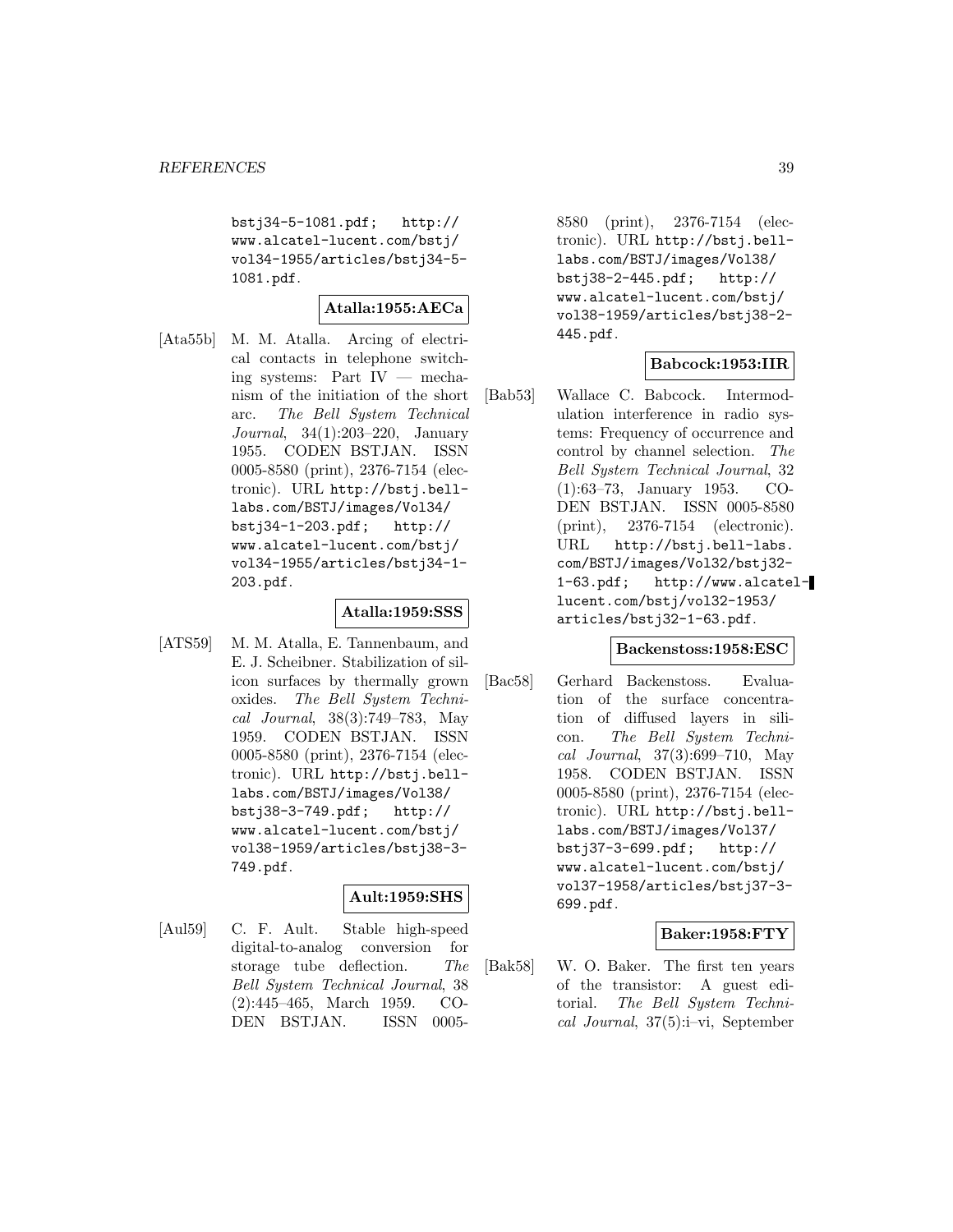bstj34-5-1081.pdf; http://www.alcatel-lucent.com/bstj/vol34-1955/articles/bstj34-5-1081.pdf.

**Atalla:1955:AECa**

[Ata55b] M. M. Atalla. Arcing of electrical contacts in telephone switching systems: Part IV — mechanism of the initiation of the short arc. *The Bell System Technical Journal*, 34(1):203–220, January 1955. CODEN BSTJAN. ISSN 0005-8580 (print), 2376-7154 (electronic). URL http://bstj.bell-labs.com/BSTJ/images/Vol34/bstj34-1-203.pdf; http://www.alcatel-lucent.com/bstj/vol34-1955/articles/bstj34-1-203.pdf.

**Atalla:1959:SSS**

[ATS59] M. M. Atalla, E. Tannenbaum, and E. J. Scheibner. Stabilization of silicon surfaces by thermally grown oxides. *The Bell System Technical Journal*, 38(3):749–783, May 1959. CODEN BSTJAN. ISSN 0005-8580 (print), 2376-7154 (electronic). URL http://bstj.bell-labs.com/BSTJ/images/Vol38/bstj38-3-749.pdf; http://www.alcatel-lucent.com/bstj/vol38-1959/articles/bstj38-3-749.pdf.

**Ault:1959:SHS**

[Aul59] C. F. Ault. Stable high-speed digital-to-analog conversion for storage tube deflection. *The Bell System Technical Journal*, 38 (2):445–465, March 1959. CODEN BSTJAN. ISSN 0005-8580 (print), 2376-7154 (electronic). URL http://bstj.bell-labs.com/BSTJ/images/Vol38/bstj38-2-445.pdf; http://www.alcatel-lucent.com/bstj/vol38-1959/articles/bstj38-2-445.pdf.

**Babcock:1953:IIR**

[Bab53] Wallace C. Babcock. Intermodulation interference in radio systems: Frequency of occurrence and control by channel selection. *The Bell System Technical Journal*, 32 (1):63–73, January 1953. CODEN BSTJAN. ISSN 0005-8580 (print), 2376-7154 (electronic). URL http://bstj.bell-labs.com/BSTJ/images/Vol32/bstj32-1-63.pdf; http://www.alcatel-lucent.com/bstj/vol32-1953/articles/bstj32-1-63.pdf.

**Backenstoss:1958:ESC**

[Bac58] Gerhard Backenstoss. Evaluation of the surface concentration of diffused layers in silicon. *The Bell System Technical Journal*, 37(3):699–710, May 1958. CODEN BSTJAN. ISSN 0005-8580 (print), 2376-7154 (electronic). URL http://bstj.bell-labs.com/BSTJ/images/Vol37/bstj37-3-699.pdf; http://www.alcatel-lucent.com/bstj/vol37-1958/articles/bstj37-3-699.pdf.

**Baker:1958:FTY**

[Bak58] W. O. Baker. The first ten years of the transistor: A guest editorial. *The Bell System Technical Journal*, 37(5):i–vi, September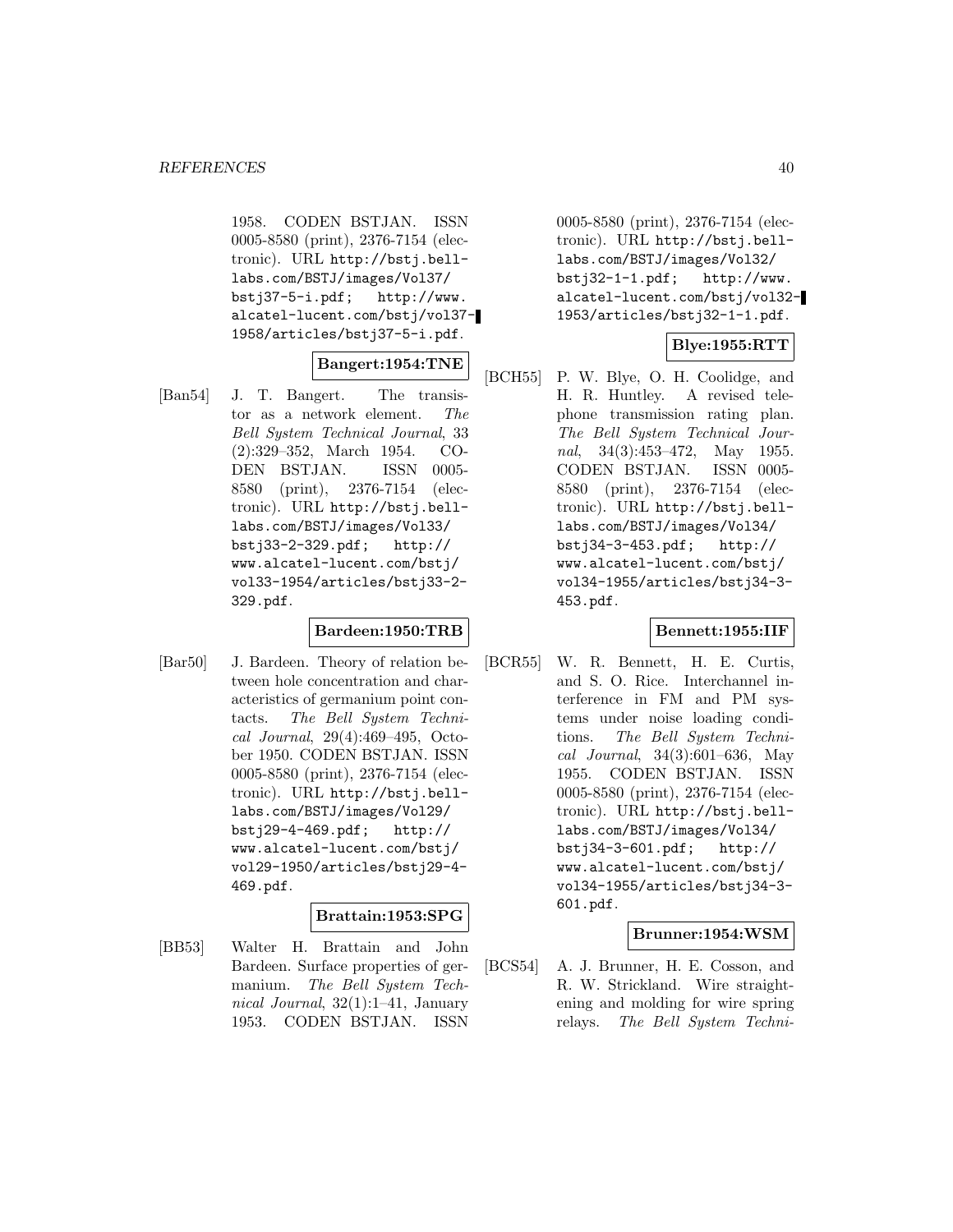1958. CODEN BSTJAN. ISSN 0005-8580 (print), 2376-7154 (electronic). URL http://bstj.bell-labs.com/BSTJ/images/Vol37/bstj37-5-i.pdf; http://www.alcatel-lucent.com/bstj/vol37-1958/articles/bstj37-5-i.pdf.

**Bangert:1954:TNE**

[Ban54] J. T. Bangert. The transistor as a network element. *The Bell System Technical Journal*, 33 (2):329–352, March 1954. CODEN BSTJAN. ISSN 0005-8580 (print), 2376-7154 (electronic). URL http://bstj.bell-labs.com/BSTJ/images/Vol33/bstj33-2-329.pdf; http://www.alcatel-lucent.com/bstj/vol33-1954/articles/bstj33-2-329.pdf.

**Bardeen:1950:TRB**

[Bar50] J. Bardeen. Theory of relation between hole concentration and characteristics of germanium point contacts. *The Bell System Technical Journal*, 29(4):469–495, October 1950. CODEN BSTJAN. ISSN 0005-8580 (print), 2376-7154 (electronic). URL http://bstj.bell-labs.com/BSTJ/images/Vol29/bstj29-4-469.pdf; http://www.alcatel-lucent.com/bstj/vol29-1950/articles/bstj29-4-469.pdf.

**Brattain:1953:SPG**

[BB53] Walter H. Brattain and John Bardeen. Surface properties of germanium. *The Bell System Technical Journal*, 32(1):1–41, January 1953. CODEN BSTJAN. ISSN 0005-8580 (print), 2376-7154 (electronic). URL http://bstj.bell-labs.com/BSTJ/images/Vol32/bstj32-1-1.pdf; http://www.alcatel-lucent.com/bstj/vol32-1953/articles/bstj32-1-1.pdf.

**Blye:1955:RTT**

[BCH55] P. W. Blye, O. H. Coolidge, and H. R. Huntley. A revised telephone transmission rating plan. *The Bell System Technical Journal*, 34(3):453–472, May 1955. CODEN BSTJAN. ISSN 0005-8580 (print), 2376-7154 (electronic). URL http://bstj.bell-labs.com/BSTJ/images/Vol34/bstj34-3-453.pdf; http://www.alcatel-lucent.com/bstj/vol34-1955/articles/bstj34-3-453.pdf.

**Bennett:1955:IIF**

[BCR55] W. R. Bennett, H. E. Curtis, and S. O. Rice. Interchannel interference in FM and PM systems under noise loading conditions. *The Bell System Technical Journal*, 34(3):601–636, May 1955. CODEN BSTJAN. ISSN 0005-8580 (print), 2376-7154 (electronic). URL http://bstj.bell-labs.com/BSTJ/images/Vol34/bstj34-3-601.pdf; http://www.alcatel-lucent.com/bstj/vol34-1955/articles/bstj34-3-601.pdf.

**Brunner:1954:WSM**

[BCS54] A. J. Brunner, H. E. Cosson, and R. W. Strickland. Wire straightening and molding for wire spring relays. *The Bell System Techni-*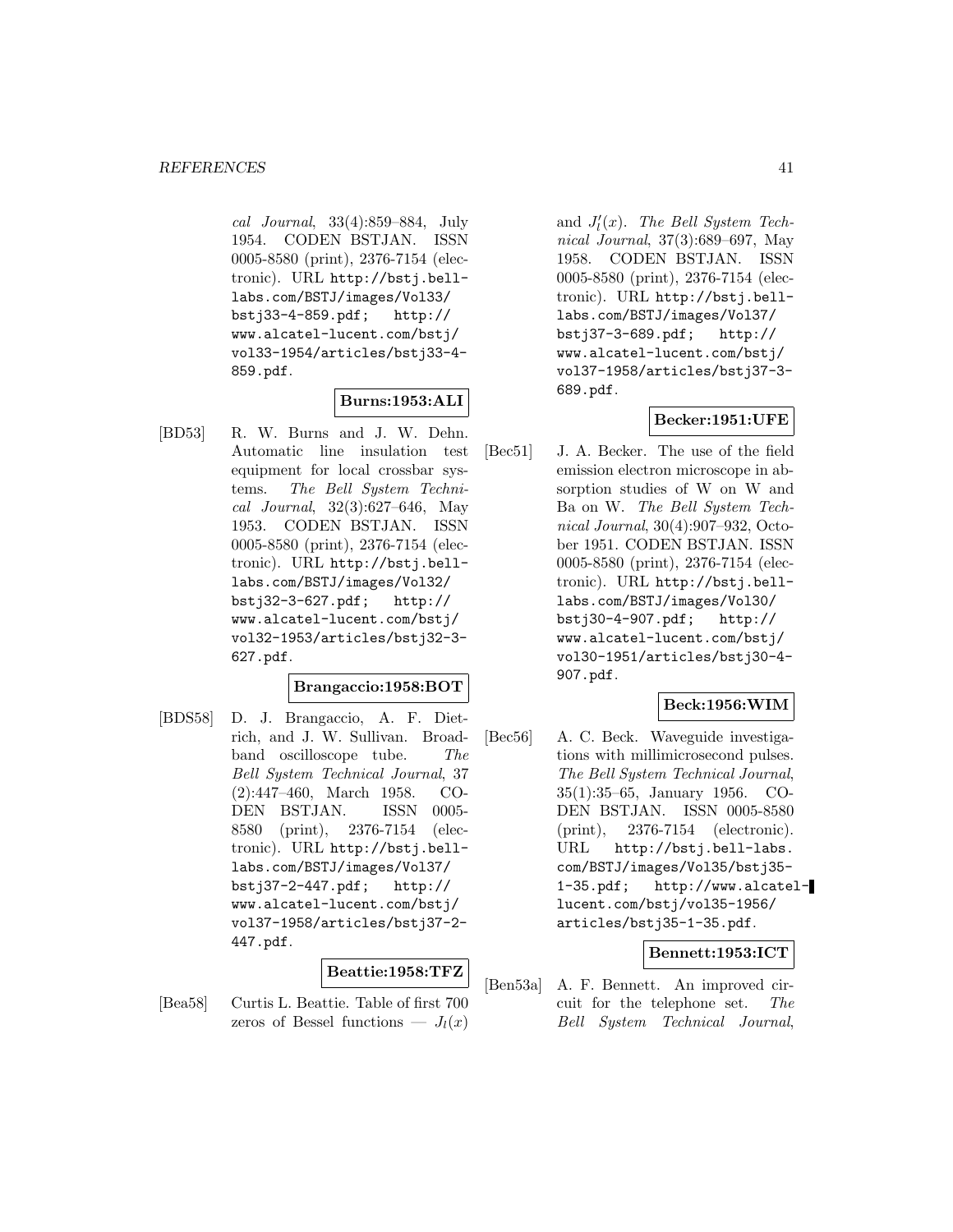*cal Journal*, 33(4):859–884, July 1954. CODEN BSTJAN. ISSN 0005-8580 (print), 2376-7154 (electronic). URL http://bstj.bell-labs.com/BSTJ/images/Vol33/bstj33-4-859.pdf; http://www.alcatel-lucent.com/bstj/vol33-1954/articles/bstj33-4-859.pdf.

**Burns:1953:ALI**

[BD53] R. W. Burns and J. W. Dehn. Automatic line insulation test equipment for local crossbar systems. *The Bell System Technical Journal*, 32(3):627–646, May 1953. CODEN BSTJAN. ISSN 0005-8580 (print), 2376-7154 (electronic). URL http://bstj.bell-labs.com/BSTJ/images/Vol32/bstj32-3-627.pdf; http://www.alcatel-lucent.com/bstj/vol32-1953/articles/bstj32-3-627.pdf.

**Brangaccio:1958:BOT**

[BDS58] D. J. Brangaccio, A. F. Dietrich, and J. W. Sullivan. Broadband oscilloscope tube. *The Bell System Technical Journal*, 37 (2):447–460, March 1958. CODEN BSTJAN. ISSN 0005-8580 (print), 2376-7154 (electronic). URL http://bstj.bell-labs.com/BSTJ/images/Vol37/bstj37-2-447.pdf; http://www.alcatel-lucent.com/bstj/vol37-1958/articles/bstj37-2-447.pdf.

**Beattie:1958:TFZ**

[Bea58] Curtis L. Beattie. Table of first 700 zeros of Bessel functions — $J_l(x)$ and $J_l'(x)$. *The Bell System Technical Journal*, 37(3):689–697, May 1958. CODEN BSTJAN. ISSN 0005-8580 (print), 2376-7154 (electronic). URL http://bstj.bell-labs.com/BSTJ/images/Vol37/bstj37-3-689.pdf; http://www.alcatel-lucent.com/bstj/vol37-1958/articles/bstj37-3-689.pdf.

**Becker:1951:UFE**

[Bec51] J. A. Becker. The use of the field emission electron microscope in absorption studies of W on W and Ba on W. *The Bell System Technical Journal*, 30(4):907–932, October 1951. CODEN BSTJAN. ISSN 0005-8580 (print), 2376-7154 (electronic). URL http://bstj.bell-labs.com/BSTJ/images/Vol30/bstj30-4-907.pdf; http://www.alcatel-lucent.com/bstj/vol30-1951/articles/bstj30-4-907.pdf.

**Beck:1956:WIM**

[Bec56] A. C. Beck. Waveguide investigations with millimicrosecond pulses. *The Bell System Technical Journal*, 35(1):35–65, January 1956. CODEN BSTJAN. ISSN 0005-8580 (print), 2376-7154 (electronic). URL http://bstj.bell-labs.com/BSTJ/images/Vol35/bstj35-1-35.pdf; http://www.alcatel-lucent.com/bstj/vol35-1956/articles/bstj35-1-35.pdf.

**Bennett:1953:ICT**

[Ben53a] A. F. Bennett. An improved circuit for the telephone set. *The Bell System Technical Journal*,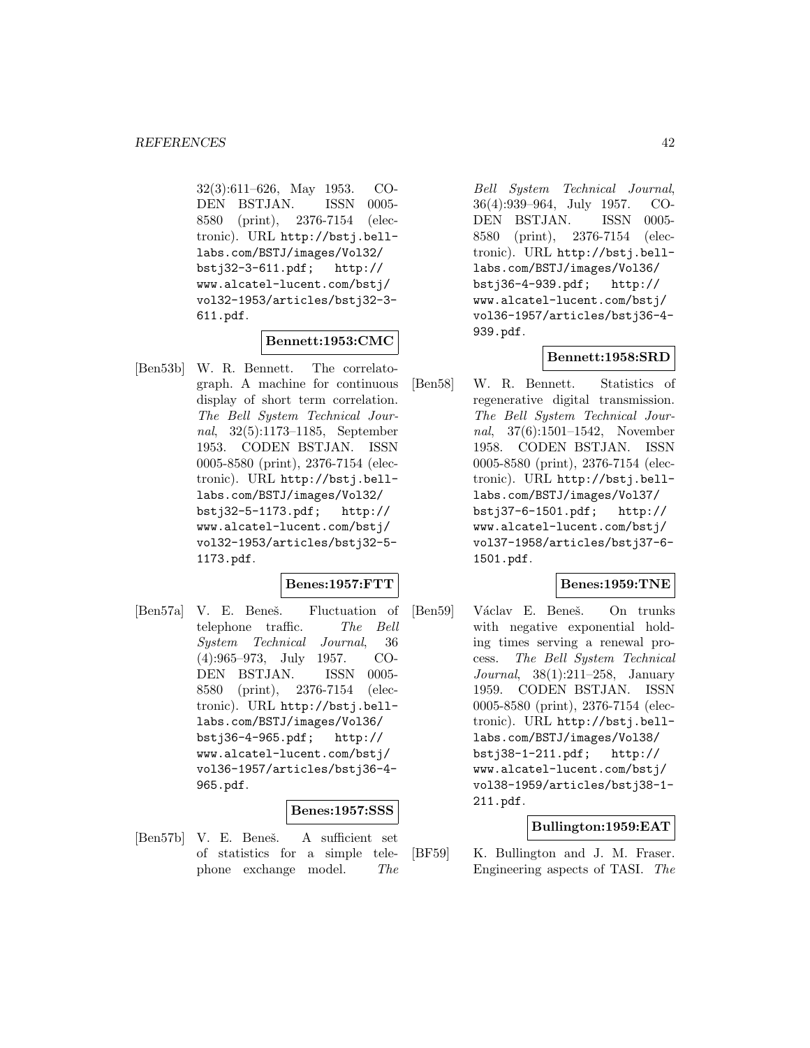32(3):611–626, May 1953. CODEN BSTJAN. ISSN 0005-8580 (print), 2376-7154 (electronic). URL http://bstj.bell-labs.com/BSTJ/images/Vol32/bstj32-3-611.pdf; http://www.alcatel-lucent.com/bstj/vol32-1953/articles/bstj32-3-611.pdf.

**Bennett:1953:CMC**

[Ben53b] W. R. Bennett. The correlatograph. A machine for continuous display of short term correlation. *The Bell System Technical Journal*, 32(5):1173–1185, September 1953. CODEN BSTJAN. ISSN 0005-8580 (print), 2376-7154 (electronic). URL http://bstj.bell-labs.com/BSTJ/images/Vol32/bstj32-5-1173.pdf; http://www.alcatel-lucent.com/bstj/vol32-1953/articles/bstj32-5-1173.pdf.

**Benes:1957:FTT**

[Ben57a] V. E. Beneš. Fluctuation of telephone traffic. *The Bell System Technical Journal*, 36(4):965–973, July 1957. CODEN BSTJAN. ISSN 0005-8580 (print), 2376-7154 (electronic). URL http://bstj.bell-labs.com/BSTJ/images/Vol36/bstj36-4-965.pdf; http://www.alcatel-lucent.com/bstj/vol36-1957/articles/bstj36-4-965.pdf.

**Benes:1957:SSS**

[Ben57b] V. E. Beneš. A sufficient set of statistics for a simple telephone exchange model. *The Bell System Technical Journal*, 36(4):939–964, July 1957. CODEN BSTJAN. ISSN 0005-8580 (print), 2376-7154 (electronic). URL http://bstj.bell-labs.com/BSTJ/images/Vol36/bstj36-4-939.pdf; http://www.alcatel-lucent.com/bstj/vol36-1957/articles/bstj36-4-939.pdf.

**Bennett:1958:SRD**

[Ben58] W. R. Bennett. Statistics of regenerative digital transmission. *The Bell System Technical Journal*, 37(6):1501–1542, November 1958. CODEN BSTJAN. ISSN 0005-8580 (print), 2376-7154 (electronic). URL http://bstj.bell-labs.com/BSTJ/images/Vol37/bstj37-6-1501.pdf; http://www.alcatel-lucent.com/bstj/vol37-1958/articles/bstj37-6-1501.pdf.

**Benes:1959:TNE**

[Ben59] Václav E. Beneš. On trunks with negative exponential holding times serving a renewal process. *The Bell System Technical Journal*, 38(1):211–258, January 1959. CODEN BSTJAN. ISSN 0005-8580 (print), 2376-7154 (electronic). URL http://bstj.bell-labs.com/BSTJ/images/Vol38/bstj38-1-211.pdf; http://www.alcatel-lucent.com/bstj/vol38-1959/articles/bstj38-1-211.pdf.

**Bullington:1959:EAT**

[BF59] K. Bullington and J. M. Fraser. Engineering aspects of TASI. *The*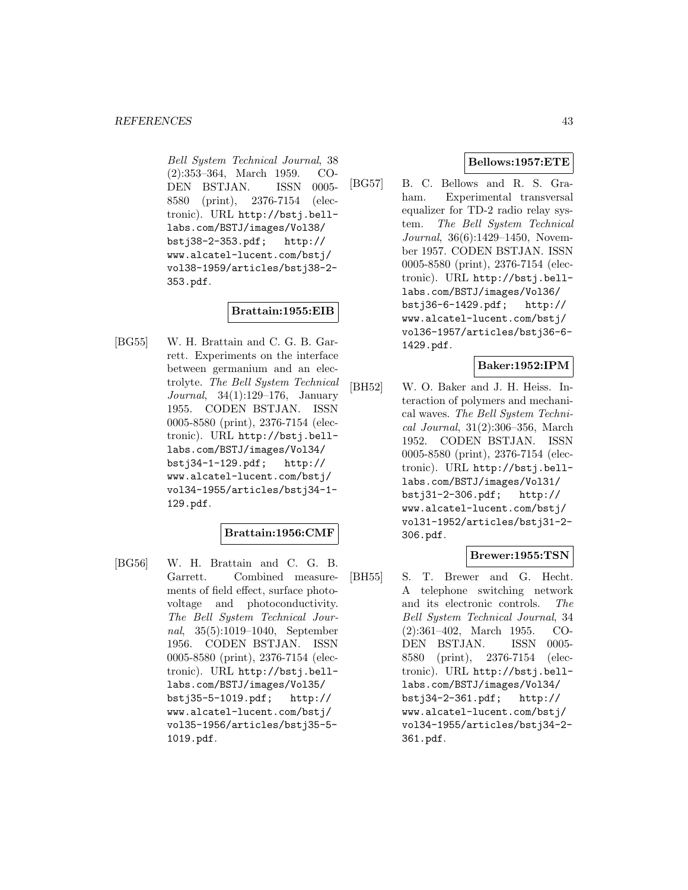Bell System Technical Journal, 38 (2):353–364, March 1959. CODEN BSTJAN. ISSN 0005-8580 (print), 2376-7154 (electronic). URL http://bstj.bell-labs.com/BSTJ/images/Vol38/bstj38-2-353.pdf; http://www.alcatel-lucent.com/bstj/vol38-1959/articles/bstj38-2-353.pdf.

**Brattain:1955:EIB**

[BG55] W. H. Brattain and C. G. B. Garrett. Experiments on the interface between germanium and an electrolyte. *The Bell System Technical Journal*, 34(1):129–176, January 1955. CODEN BSTJAN. ISSN 0005-8580 (print), 2376-7154 (electronic). URL http://bstj.bell-labs.com/BSTJ/images/Vol34/bstj34-1-129.pdf; http://www.alcatel-lucent.com/bstj/vol34-1955/articles/bstj34-1-129.pdf.

**Brattain:1956:CMF**

[BG56] W. H. Brattain and C. G. B. Garrett. Combined measurements of field effect, surface photovoltage and photoconductivity. *The Bell System Technical Journal*, 35(5):1019–1040, September 1956. CODEN BSTJAN. ISSN 0005-8580 (print), 2376-7154 (electronic). URL http://bstj.bell-labs.com/BSTJ/images/Vol35/bstj35-5-1019.pdf; http://www.alcatel-lucent.com/bstj/vol35-1956/articles/bstj35-5-1019.pdf.

**Bellows:1957:ETE**

[BG57] B. C. Bellows and R. S. Graham. Experimental transversal equalizer for TD-2 radio relay system. *The Bell System Technical Journal*, 36(6):1429–1450, November 1957. CODEN BSTJAN. ISSN 0005-8580 (print), 2376-7154 (electronic). URL http://bstj.bell-labs.com/BSTJ/images/Vol36/bstj36-6-1429.pdf; http://www.alcatel-lucent.com/bstj/vol36-1957/articles/bstj36-6-1429.pdf.

**Baker:1952:IPM**

[BH52] W. O. Baker and J. H. Heiss. Interaction of polymers and mechanical waves. *The Bell System Technical Journal*, 31(2):306–356, March 1952. CODEN BSTJAN. ISSN 0005-8580 (print), 2376-7154 (electronic). URL http://bstj.bell-labs.com/BSTJ/images/Vol31/bstj31-2-306.pdf; http://www.alcatel-lucent.com/bstj/vol31-1952/articles/bstj31-2-306.pdf.

**Brewer:1955:TSN**

[BH55] S. T. Brewer and G. Hecht. A telephone switching network and its electronic controls. *The Bell System Technical Journal*, 34 (2):361–402, March 1955. CODEN BSTJAN. ISSN 0005-8580 (print), 2376-7154 (electronic). URL http://bstj.bell-labs.com/BSTJ/images/Vol34/bstj34-2-361.pdf; http://www.alcatel-lucent.com/bstj/vol34-1955/articles/bstj34-2-361.pdf.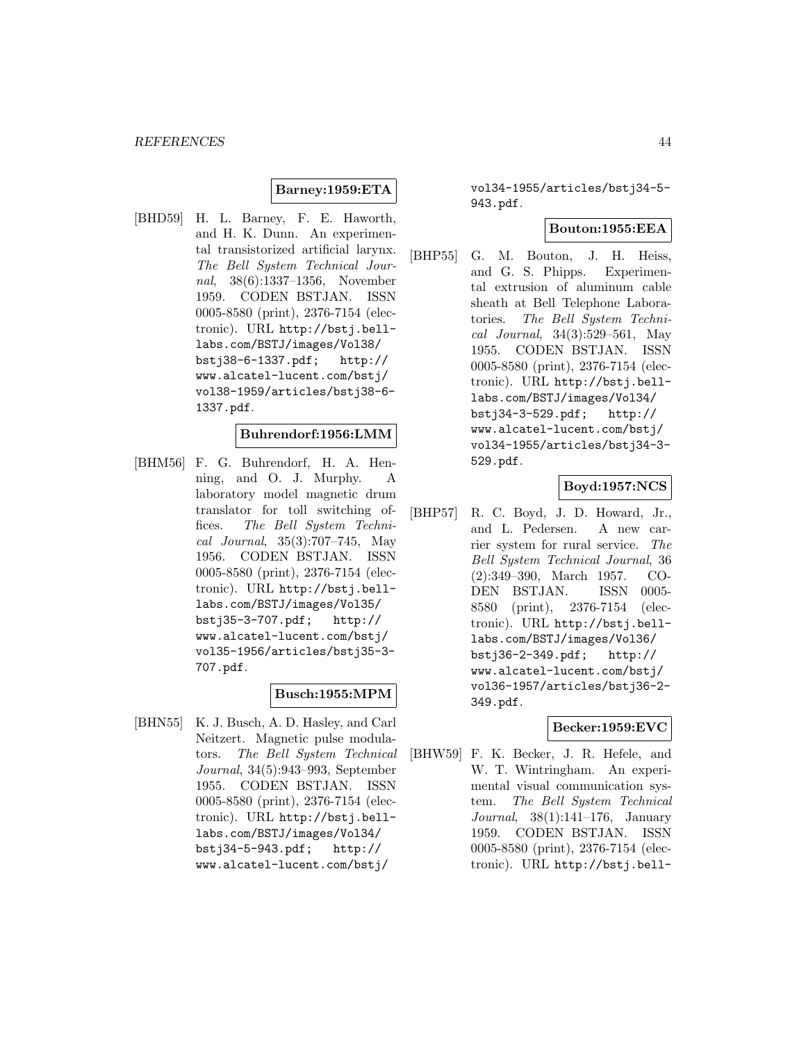**Barney:1959:ETA**

[BHD59] H. L. Barney, F. E. Haworth, and H. K. Dunn. An experimental transistorized artificial larynx. *The Bell System Technical Journal*, 38(6):1337–1356, November 1959. CODEN BSTJAN. ISSN 0005-8580 (print), 2376-7154 (electronic). URL http://bstj.bell-labs.com/BSTJ/images/Vol38/bstj38-6-1337.pdf; http://www.alcatel-lucent.com/bstj/vol38-1959/articles/bstj38-6-1337.pdf.

**Buhrendorf:1956:LMM**

[BHM56] F. G. Buhrendorf, H. A. Henning, and O. J. Murphy. A laboratory model magnetic drum translator for toll switching offices. *The Bell System Technical Journal*, 35(3):707–745, May 1956. CODEN BSTJAN. ISSN 0005-8580 (print), 2376-7154 (electronic). URL http://bstj.bell-labs.com/BSTJ/images/Vol35/bstj35-3-707.pdf; http://www.alcatel-lucent.com/bstj/vol35-1956/articles/bstj35-3-707.pdf.

**Busch:1955:MPM**

[BHN55] K. J. Busch, A. D. Hasley, and Carl Neitzert. Magnetic pulse modulators. *The Bell System Technical Journal*, 34(5):943–993, September 1955. CODEN BSTJAN. ISSN 0005-8580 (print), 2376-7154 (electronic). URL http://bstj.bell-labs.com/BSTJ/images/Vol34/bstj34-5-943.pdf; http://www.alcatel-lucent.com/bstj/vol34-1955/articles/bstj34-5-943.pdf.

**Bouton:1955:EEA**

[BHP55] G. M. Bouton, J. H. Heiss, and G. S. Phipps. Experimental extrusion of aluminum cable sheath at Bell Telephone Laboratories. *The Bell System Technical Journal*, 34(3):529–561, May 1955. CODEN BSTJAN. ISSN 0005-8580 (print), 2376-7154 (electronic). URL http://bstj.bell-labs.com/BSTJ/images/Vol34/bstj34-3-529.pdf; http://www.alcatel-lucent.com/bstj/vol34-1955/articles/bstj34-3-529.pdf.

**Boyd:1957:NCS**

[BHP57] R. C. Boyd, J. D. Howard, Jr., and L. Pedersen. A new carrier system for rural service. *The Bell System Technical Journal*, 36 (2):349–390, March 1957. CODEN BSTJAN. ISSN 0005-8580 (print), 2376-7154 (electronic). URL http://bstj.bell-labs.com/BSTJ/images/Vol36/bstj36-2-349.pdf; http://www.alcatel-lucent.com/bstj/vol36-1957/articles/bstj36-2-349.pdf.

**Becker:1959:EVC**

[BHW59] F. K. Becker, J. R. Hefele, and W. T. Wintringham. An experimental visual communication system. *The Bell System Technical Journal*, 38(1):141–176, January 1959. CODEN BSTJAN. ISSN 0005-8580 (print), 2376-7154 (electronic). URL http://bstj.bell-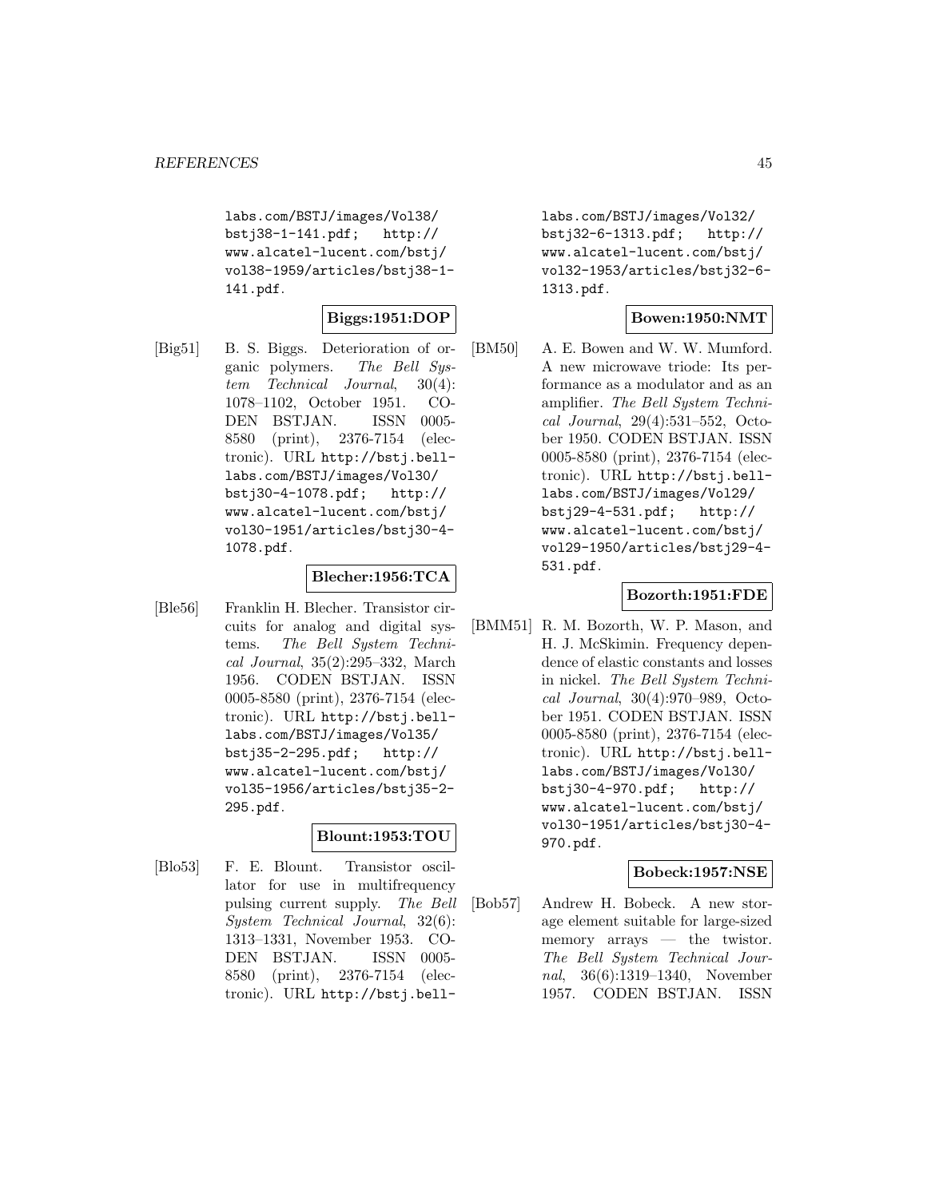labs.com/BSTJ/images/Vol38/bstj38-1-141.pdf; http://www.alcatel-lucent.com/bstj/vol38-1959/articles/bstj38-1-141.pdf.

**Biggs:1951:DOP**

[Big51] B. S. Biggs. Deterioration of organic polymers. *The Bell System Technical Journal*, 30(4): 1078–1102, October 1951. CODEN BSTJAN. ISSN 0005-8580 (print), 2376-7154 (electronic). URL http://bstj.bell-labs.com/BSTJ/images/Vol30/bstj30-4-1078.pdf; http://www.alcatel-lucent.com/bstj/vol30-1951/articles/bstj30-4-1078.pdf.

**Blecher:1956:TCA**

[Ble56] Franklin H. Blecher. Transistor circuits for analog and digital systems. *The Bell System Technical Journal*, 35(2):295–332, March 1956. CODEN BSTJAN. ISSN 0005-8580 (print), 2376-7154 (electronic). URL http://bstj.bell-labs.com/BSTJ/images/Vol35/bstj35-2-295.pdf; http://www.alcatel-lucent.com/bstj/vol35-1956/articles/bstj35-2-295.pdf.

**Blount:1953:TOU**

[Blo53] F. E. Blount. Transistor oscillator for use in multifrequency pulsing current supply. *The Bell System Technical Journal*, 32(6): 1313–1331, November 1953. CODEN BSTJAN. ISSN 0005-8580 (print), 2376-7154 (electronic). URL http://bstj.bell-labs.com/BSTJ/images/Vol32/bstj32-6-1313.pdf; http://www.alcatel-lucent.com/bstj/vol32-1953/articles/bstj32-6-1313.pdf.

**Bowen:1950:NMT**

[BM50] A. E. Bowen and W. W. Mumford. A new microwave triode: Its performance as a modulator and as an amplifier. *The Bell System Technical Journal*, 29(4):531–552, October 1950. CODEN BSTJAN. ISSN 0005-8580 (print), 2376-7154 (electronic). URL http://bstj.bell-labs.com/BSTJ/images/Vol29/bstj29-4-531.pdf; http://www.alcatel-lucent.com/bstj/vol29-1950/articles/bstj29-4-531.pdf.

**Bozorth:1951:FDE**

[BMM51] R. M. Bozorth, W. P. Mason, and H. J. McSkimin. Frequency dependence of elastic constants and losses in nickel. *The Bell System Technical Journal*, 30(4):970–989, October 1951. CODEN BSTJAN. ISSN 0005-8580 (print), 2376-7154 (electronic). URL http://bstj.bell-labs.com/BSTJ/images/Vol30/bstj30-4-970.pdf; http://www.alcatel-lucent.com/bstj/vol30-1951/articles/bstj30-4-970.pdf.

**Bobeck:1957:NSE**

[Bob57] Andrew H. Bobeck. A new storage element suitable for large-sized memory arrays — the twistor. *The Bell System Technical Journal*, 36(6):1319–1340, November 1957. CODEN BSTJAN. ISSN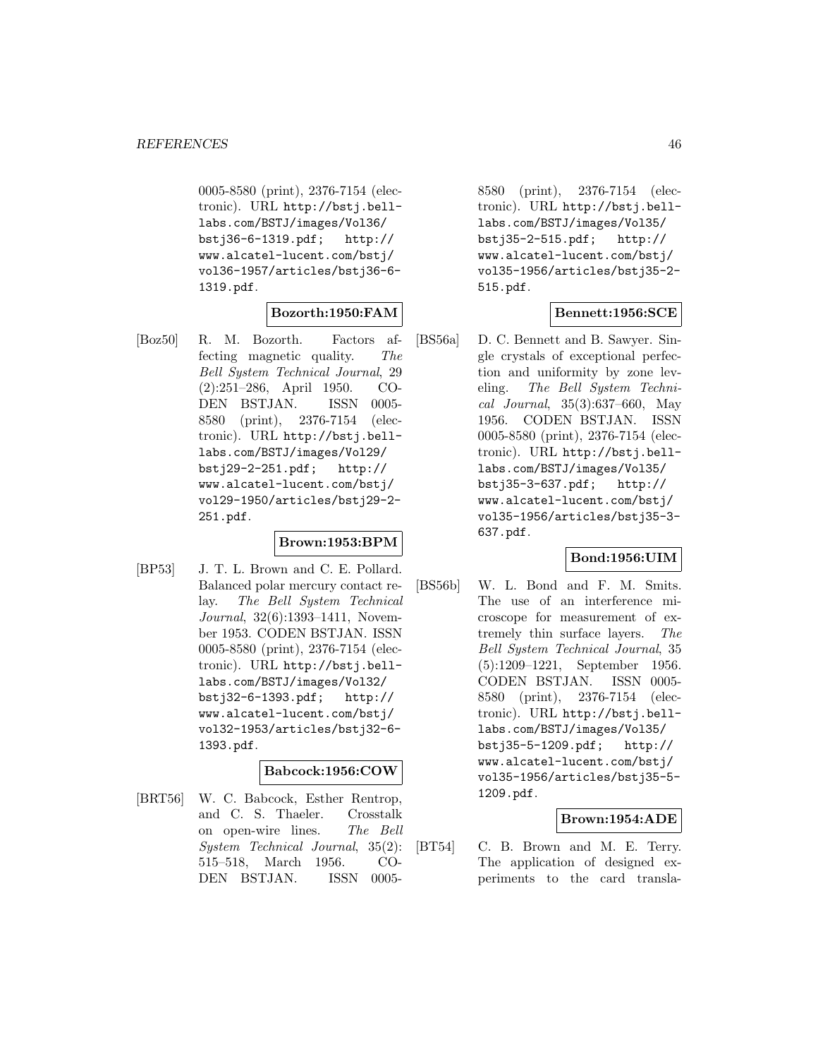0005-8580 (print), 2376-7154 (electronic). URL http://bstj.bell-labs.com/BSTJ/images/Vol36/bstj36-6-1319.pdf; http://www.alcatel-lucent.com/bstj/vol36-1957/articles/bstj36-6-1319.pdf.

**Bozorth:1950:FAM**

[Boz50] R. M. Bozorth. Factors affecting magnetic quality. *The Bell System Technical Journal*, 29 (2):251–286, April 1950. CODEN BSTJAN. ISSN 0005-8580 (print), 2376-7154 (electronic). URL http://bstj.bell-labs.com/BSTJ/images/Vol29/bstj29-2-251.pdf; http://www.alcatel-lucent.com/bstj/vol29-1950/articles/bstj29-2-251.pdf.

**Brown:1953:BPM**

[BP53] J. T. L. Brown and C. E. Pollard. Balanced polar mercury contact relay. *The Bell System Technical Journal*, 32(6):1393–1411, November 1953. CODEN BSTJAN. ISSN 0005-8580 (print), 2376-7154 (electronic). URL http://bstj.bell-labs.com/BSTJ/images/Vol32/bstj32-6-1393.pdf; http://www.alcatel-lucent.com/bstj/vol32-1953/articles/bstj32-6-1393.pdf.

**Babcock:1956:COW**

[BRT56] W. C. Babcock, Esther Rentrop, and C. S. Thaeler. Crosstalk on open-wire lines. *The Bell System Technical Journal*, 35(2): 515–518, March 1956. CODEN BSTJAN. ISSN 0005-8580 (print), 2376-7154 (electronic). URL http://bstj.bell-labs.com/BSTJ/images/Vol35/bstj35-2-515.pdf; http://www.alcatel-lucent.com/bstj/vol35-1956/articles/bstj35-2-515.pdf.

**Bennett:1956:SCE**

[BS56a] D. C. Bennett and B. Sawyer. Single crystals of exceptional perfection and uniformity by zone leveling. *The Bell System Technical Journal*, 35(3):637–660, May 1956. CODEN BSTJAN. ISSN 0005-8580 (print), 2376-7154 (electronic). URL http://bstj.bell-labs.com/BSTJ/images/Vol35/bstj35-3-637.pdf; http://www.alcatel-lucent.com/bstj/vol35-1956/articles/bstj35-3-637.pdf.

**Bond:1956:UIM**

[BS56b] W. L. Bond and F. M. Smits. The use of an interference microscope for measurement of extremely thin surface layers. *The Bell System Technical Journal*, 35 (5):1209–1221, September 1956. CODEN BSTJAN. ISSN 0005-8580 (print), 2376-7154 (electronic). URL http://bstj.bell-labs.com/BSTJ/images/Vol35/bstj35-5-1209.pdf; http://www.alcatel-lucent.com/bstj/vol35-1956/articles/bstj35-5-1209.pdf.

**Brown:1954:ADE**

[BT54] C. B. Brown and M. E. Terry. The application of designed experiments to the card transla-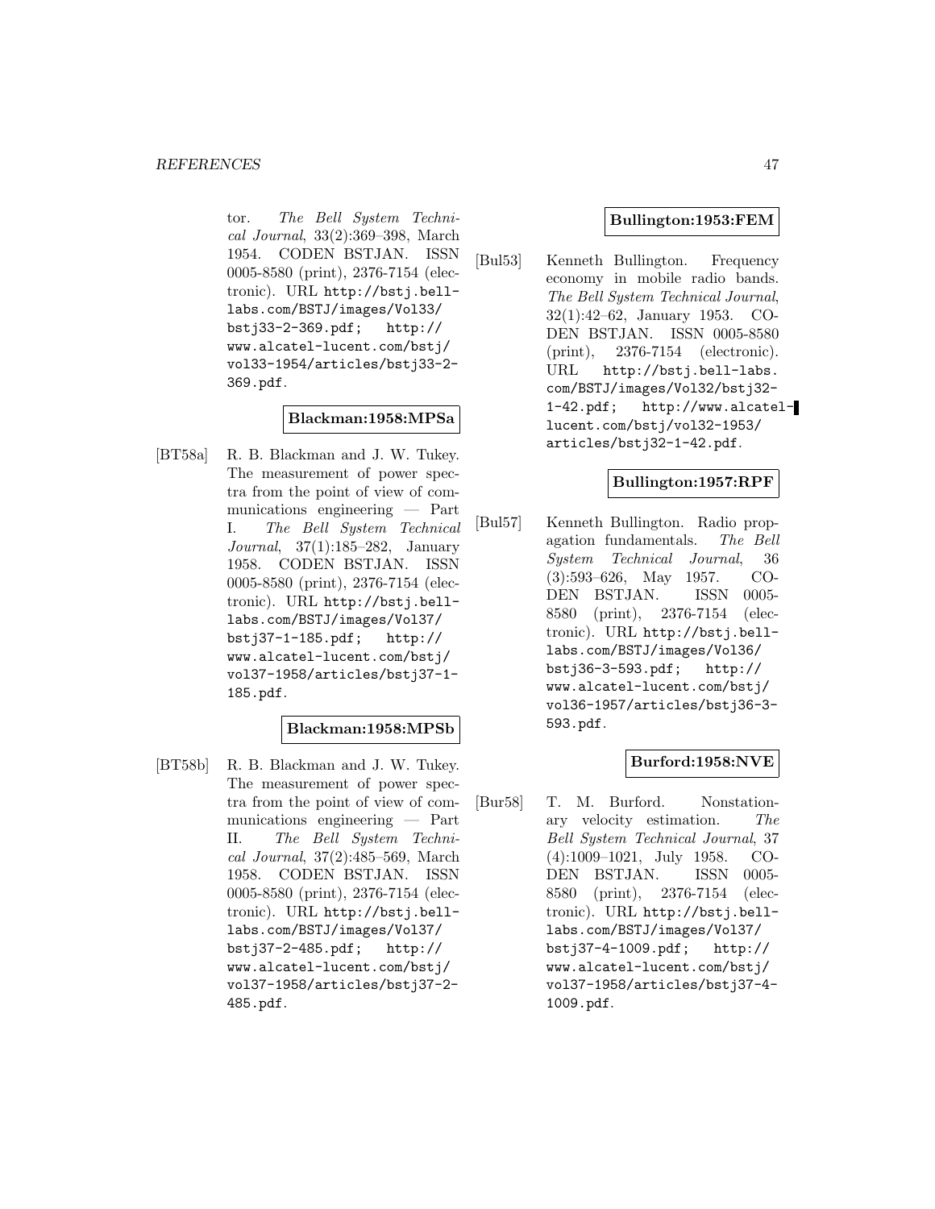tor. *The Bell System Technical Journal*, 33(2):369–398, March 1954. CODEN BSTJAN. ISSN 0005-8580 (print), 2376-7154 (electronic). URL http://bstj.bell-labs.com/BSTJ/images/Vol33/bstj33-2-369.pdf; http://www.alcatel-lucent.com/bstj/vol33-1954/articles/bstj33-2-369.pdf.

**Blackman:1958:MPSa**

[BT58a] R. B. Blackman and J. W. Tukey. The measurement of power spectra from the point of view of communications engineering — Part I. *The Bell System Technical Journal*, 37(1):185–282, January 1958. CODEN BSTJAN. ISSN 0005-8580 (print), 2376-7154 (electronic). URL http://bstj.bell-labs.com/BSTJ/images/Vol37/bstj37-1-185.pdf; http://www.alcatel-lucent.com/bstj/vol37-1958/articles/bstj37-1-185.pdf.

**Blackman:1958:MPSb**

[BT58b] R. B. Blackman and J. W. Tukey. The measurement of power spectra from the point of view of communications engineering — Part II. *The Bell System Technical Journal*, 37(2):485–569, March 1958. CODEN BSTJAN. ISSN 0005-8580 (print), 2376-7154 (electronic). URL http://bstj.bell-labs.com/BSTJ/images/Vol37/bstj37-2-485.pdf; http://www.alcatel-lucent.com/bstj/vol37-1958/articles/bstj37-2-485.pdf.

**Bullington:1953:FEM**

[Bul53] Kenneth Bullington. Frequency economy in mobile radio bands. *The Bell System Technical Journal*, 32(1):42–62, January 1953. CODEN BSTJAN. ISSN 0005-8580 (print), 2376-7154 (electronic). URL http://bstj.bell-labs.com/BSTJ/images/Vol32/bstj32-1-42.pdf; http://www.alcatel-lucent.com/bstj/vol32-1953/articles/bstj32-1-42.pdf.

**Bullington:1957:RPF**

[Bul57] Kenneth Bullington. Radio propagation fundamentals. *The Bell System Technical Journal*, 36 (3):593–626, May 1957. CODEN BSTJAN. ISSN 0005-8580 (print), 2376-7154 (electronic). URL http://bstj.bell-labs.com/BSTJ/images/Vol36/bstj36-3-593.pdf; http://www.alcatel-lucent.com/bstj/vol36-1957/articles/bstj36-3-593.pdf.

**Burford:1958:NVE**

[Bur58] T. M. Burford. Nonstationary velocity estimation. *The Bell System Technical Journal*, 37 (4):1009–1021, July 1958. CODEN BSTJAN. ISSN 0005-8580 (print), 2376-7154 (electronic). URL http://bstj.bell-labs.com/BSTJ/images/Vol37/bstj37-4-1009.pdf; http://www.alcatel-lucent.com/bstj/vol37-1958/articles/bstj37-4-1009.pdf.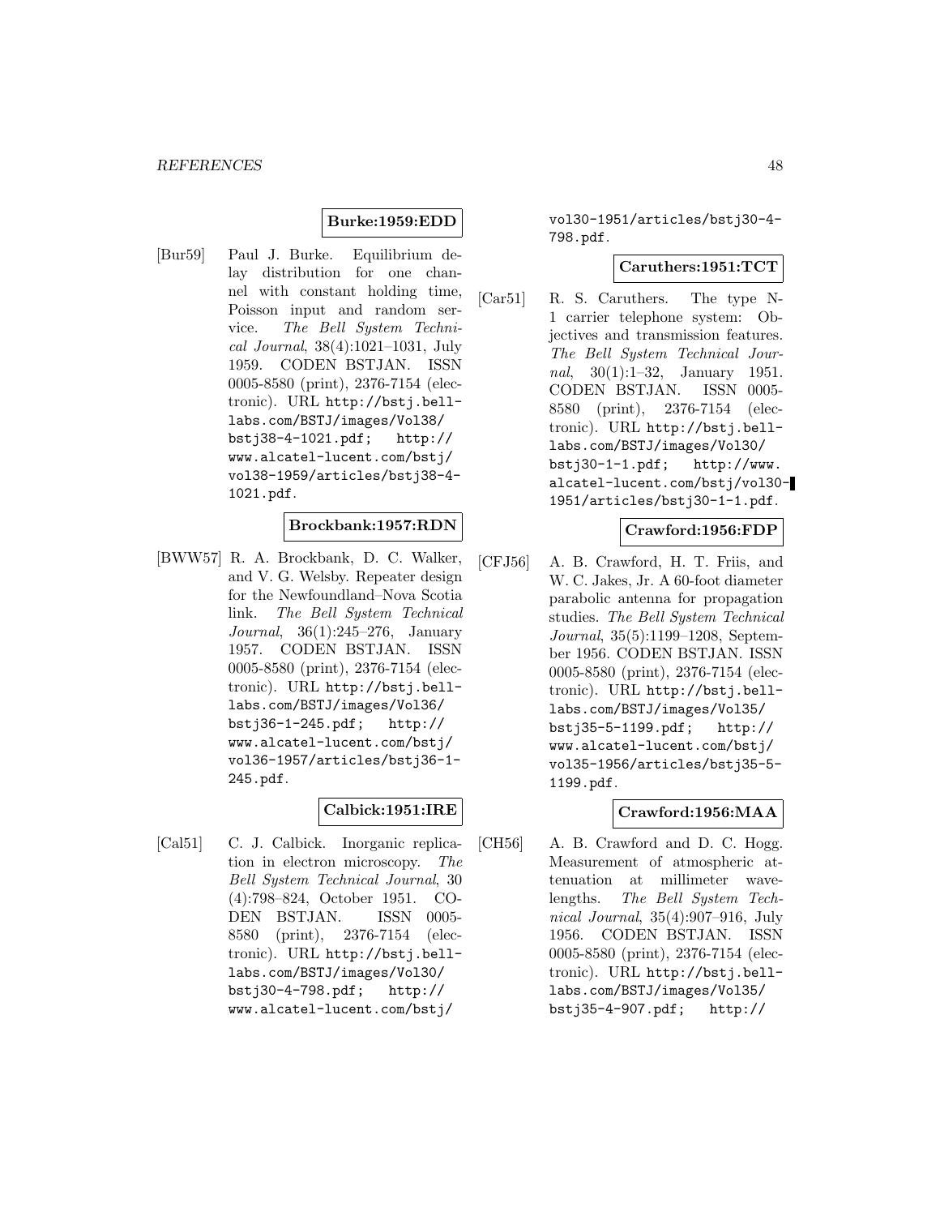**Burke:1959:EDD**

[Bur59] Paul J. Burke. Equilibrium delay distribution for one channel with constant holding time, Poisson input and random service. *The Bell System Technical Journal*, 38(4):1021–1031, July 1959. CODEN BSTJAN. ISSN 0005-8580 (print), 2376-7154 (electronic). URL http://bstj.bell-labs.com/BSTJ/images/Vol38/bstj38-4-1021.pdf; http://www.alcatel-lucent.com/bstj/vol38-1959/articles/bstj38-4-1021.pdf.

**Brockbank:1957:RDN**

[BWW57] R. A. Brockbank, D. C. Walker, and V. G. Welsby. Repeater design for the Newfoundland–Nova Scotia link. *The Bell System Technical Journal*, 36(1):245–276, January 1957. CODEN BSTJAN. ISSN 0005-8580 (print), 2376-7154 (electronic). URL http://bstj.bell-labs.com/BSTJ/images/Vol36/bstj36-1-245.pdf; http://www.alcatel-lucent.com/bstj/vol36-1957/articles/bstj36-1-245.pdf.

**Calbick:1951:IRE**

[Cal51] C. J. Calbick. Inorganic replication in electron microscopy. *The Bell System Technical Journal*, 30 (4):798–824, October 1951. CODEN BSTJAN. ISSN 0005-8580 (print), 2376-7154 (electronic). URL http://bstj.bell-labs.com/BSTJ/images/Vol30/bstj30-4-798.pdf; http://www.alcatel-lucent.com/bstj/vol30-1951/articles/bstj30-4-798.pdf.

**Caruthers:1951:TCT**

[Car51] R. S. Caruthers. The type N-1 carrier telephone system: Objectives and transmission features. *The Bell System Technical Journal*, 30(1):1–32, January 1951. CODEN BSTJAN. ISSN 0005-8580 (print), 2376-7154 (electronic). URL http://bstj.bell-labs.com/BSTJ/images/Vol30/bstj30-1-1.pdf; http://www.alcatel-lucent.com/bstj/vol30-1951/articles/bstj30-1-1.pdf.

**Crawford:1956:FDP**

[CFJ56] A. B. Crawford, H. T. Friis, and W. C. Jakes, Jr. A 60-foot diameter parabolic antenna for propagation studies. *The Bell System Technical Journal*, 35(5):1199–1208, September 1956. CODEN BSTJAN. ISSN 0005-8580 (print), 2376-7154 (electronic). URL http://bstj.bell-labs.com/BSTJ/images/Vol35/bstj35-5-1199.pdf; http://www.alcatel-lucent.com/bstj/vol35-1956/articles/bstj35-5-1199.pdf.

**Crawford:1956:MAA**

[CH56] A. B. Crawford and D. C. Hogg. Measurement of atmospheric attenuation at millimeter wavelengths. *The Bell System Technical Journal*, 35(4):907–916, July 1956. CODEN BSTJAN. ISSN 0005-8580 (print), 2376-7154 (electronic). URL http://bstj.bell-labs.com/BSTJ/images/Vol35/bstj35-4-907.pdf; http://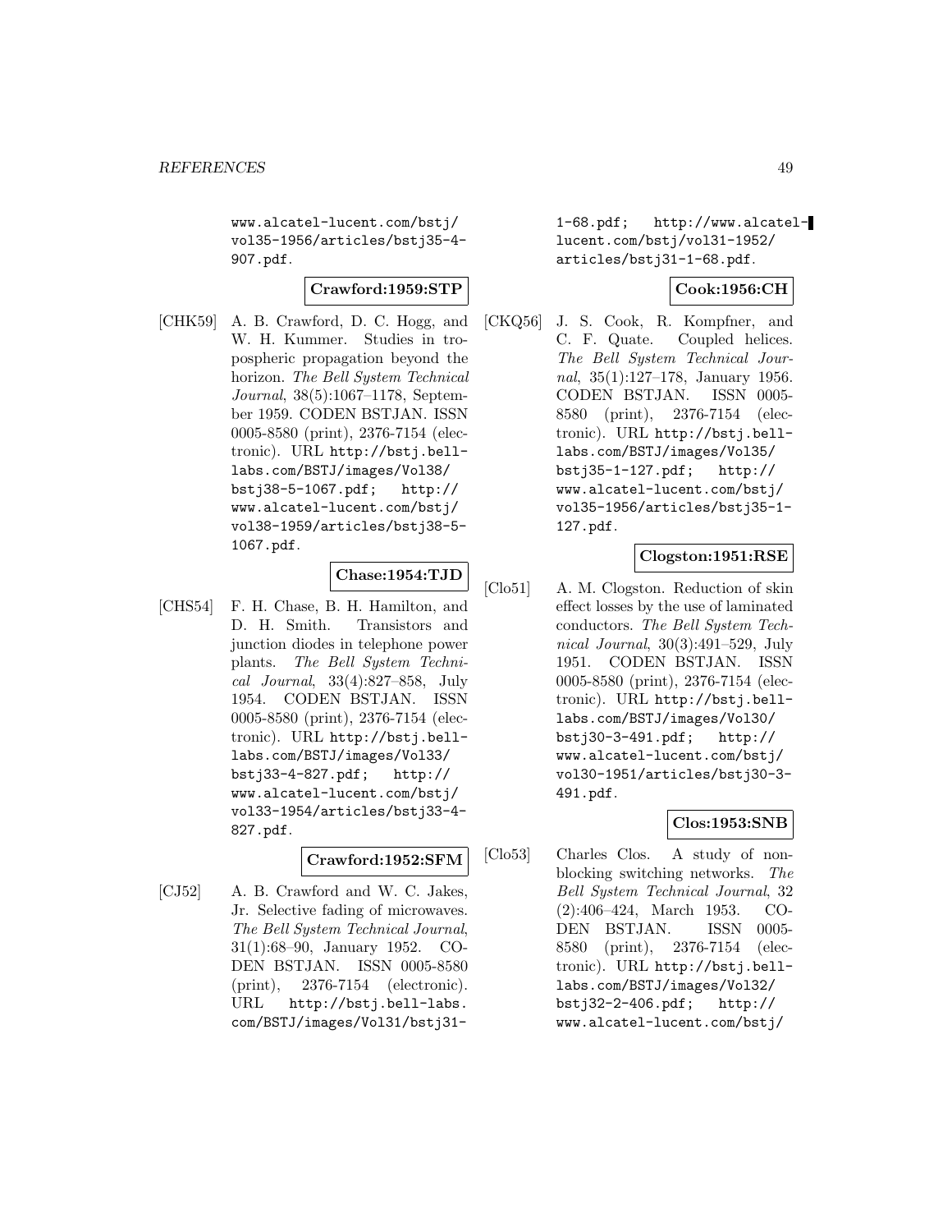www.alcatel-lucent.com/bstj/vol35-1956/articles/bstj35-4-907.pdf.

**Crawford:1959:STP**

[CHK59] A. B. Crawford, D. C. Hogg, and W. H. Kummer. Studies in tropospheric propagation beyond the horizon. *The Bell System Technical Journal*, 38(5):1067–1178, September 1959. CODEN BSTJAN. ISSN 0005-8580 (print), 2376-7154 (electronic). URL http://bstj.bell-labs.com/BSTJ/images/Vol38/bstj38-5-1067.pdf; http://www.alcatel-lucent.com/bstj/vol38-1959/articles/bstj38-5-1067.pdf.

**Chase:1954:TJD**

[CHS54] F. H. Chase, B. H. Hamilton, and D. H. Smith. Transistors and junction diodes in telephone power plants. *The Bell System Technical Journal*, 33(4):827–858, July 1954. CODEN BSTJAN. ISSN 0005-8580 (print), 2376-7154 (electronic). URL http://bstj.bell-labs.com/BSTJ/images/Vol33/bstj33-4-827.pdf; http://www.alcatel-lucent.com/bstj/vol33-1954/articles/bstj33-4-827.pdf.

**Crawford:1952:SFM**

[CJ52] A. B. Crawford and W. C. Jakes, Jr. Selective fading of microwaves. *The Bell System Technical Journal*, 31(1):68–90, January 1952. CODEN BSTJAN. ISSN 0005-8580 (print), 2376-7154 (electronic). URL http://bstj.bell-labs.com/BSTJ/images/Vol31/bstj31-1-68.pdf; http://www.alcatel-lucent.com/bstj/vol31-1952/articles/bstj31-1-68.pdf.

**Cook:1956:CH**

[CKQ56] J. S. Cook, R. Kompfner, and C. F. Quate. Coupled helices. *The Bell System Technical Journal*, 35(1):127–178, January 1956. CODEN BSTJAN. ISSN 0005-8580 (print), 2376-7154 (electronic). URL http://bstj.bell-labs.com/BSTJ/images/Vol35/bstj35-1-127.pdf; http://www.alcatel-lucent.com/bstj/vol35-1956/articles/bstj35-1-127.pdf.

**Clogston:1951:RSE**

[Clo51] A. M. Clogston. Reduction of skin effect losses by the use of laminated conductors. *The Bell System Technical Journal*, 30(3):491–529, July 1951. CODEN BSTJAN. ISSN 0005-8580 (print), 2376-7154 (electronic). URL http://bstj.bell-labs.com/BSTJ/images/Vol30/bstj30-3-491.pdf; http://www.alcatel-lucent.com/bstj/vol30-1951/articles/bstj30-3-491.pdf.

**Clos:1953:SNB**

[Clo53] Charles Clos. A study of non-blocking switching networks. *The Bell System Technical Journal*, 32 (2):406–424, March 1953. CODEN BSTJAN. ISSN 0005-8580 (print), 2376-7154 (electronic). URL http://bstj.bell-labs.com/BSTJ/images/Vol32/bstj32-2-406.pdf; http://www.alcatel-lucent.com/bstj/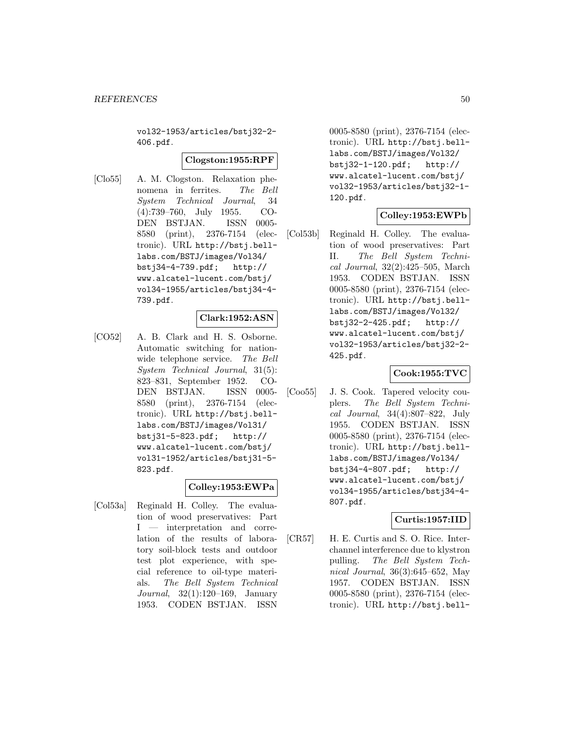vol32-1953/articles/bstj32-2-406.pdf.

**Clogston:1955:RPF**

[Clo55] A. M. Clogston. Relaxation phenomena in ferrites. *The Bell System Technical Journal*, 34 (4):739–760, July 1955. CODEN BSTJAN. ISSN 0005-8580 (print), 2376-7154 (electronic). URL http://bstj.bell-labs.com/BSTJ/images/Vol34/bstj34-4-739.pdf; http://www.alcatel-lucent.com/bstj/vol34-1955/articles/bstj34-4-739.pdf.

**Clark:1952:ASN**

[CO52] A. B. Clark and H. S. Osborne. Automatic switching for nationwide telephone service. *The Bell System Technical Journal*, 31(5): 823–831, September 1952. CODEN BSTJAN. ISSN 0005-8580 (print), 2376-7154 (electronic). URL http://bstj.bell-labs.com/BSTJ/images/Vol31/bstj31-5-823.pdf; http://www.alcatel-lucent.com/bstj/vol31-1952/articles/bstj31-5-823.pdf.

**Colley:1953:EWPa**

[Col53a] Reginald H. Colley. The evaluation of wood preservatives: Part I — interpretation and correlation of the results of laboratory soil-block tests and outdoor test plot experience, with special reference to oil-type materials. *The Bell System Technical Journal*, 32(1):120–169, January 1953. CODEN BSTJAN. ISSN 0005-8580 (print), 2376-7154 (electronic). URL http://bstj.bell-labs.com/BSTJ/images/Vol32/bstj32-1-120.pdf; http://www.alcatel-lucent.com/bstj/vol32-1953/articles/bstj32-1-120.pdf.

**Colley:1953:EWPb**

[Col53b] Reginald H. Colley. The evaluation of wood preservatives: Part II. *The Bell System Technical Journal*, 32(2):425–505, March 1953. CODEN BSTJAN. ISSN 0005-8580 (print), 2376-7154 (electronic). URL http://bstj.bell-labs.com/BSTJ/images/Vol32/bstj32-2-425.pdf; http://www.alcatel-lucent.com/bstj/vol32-1953/articles/bstj32-2-425.pdf.

**Cook:1955:TVC**

[Coo55] J. S. Cook. Tapered velocity couplers. *The Bell System Technical Journal*, 34(4):807–822, July 1955. CODEN BSTJAN. ISSN 0005-8580 (print), 2376-7154 (electronic). URL http://bstj.bell-labs.com/BSTJ/images/Vol34/bstj34-4-807.pdf; http://www.alcatel-lucent.com/bstj/vol34-1955/articles/bstj34-4-807.pdf.

**Curtis:1957:IID**

[CR57] H. E. Curtis and S. O. Rice. Interchannel interference due to klystron pulling. *The Bell System Technical Journal*, 36(3):645–652, May 1957. CODEN BSTJAN. ISSN 0005-8580 (print), 2376-7154 (electronic). URL http://bstj.bell-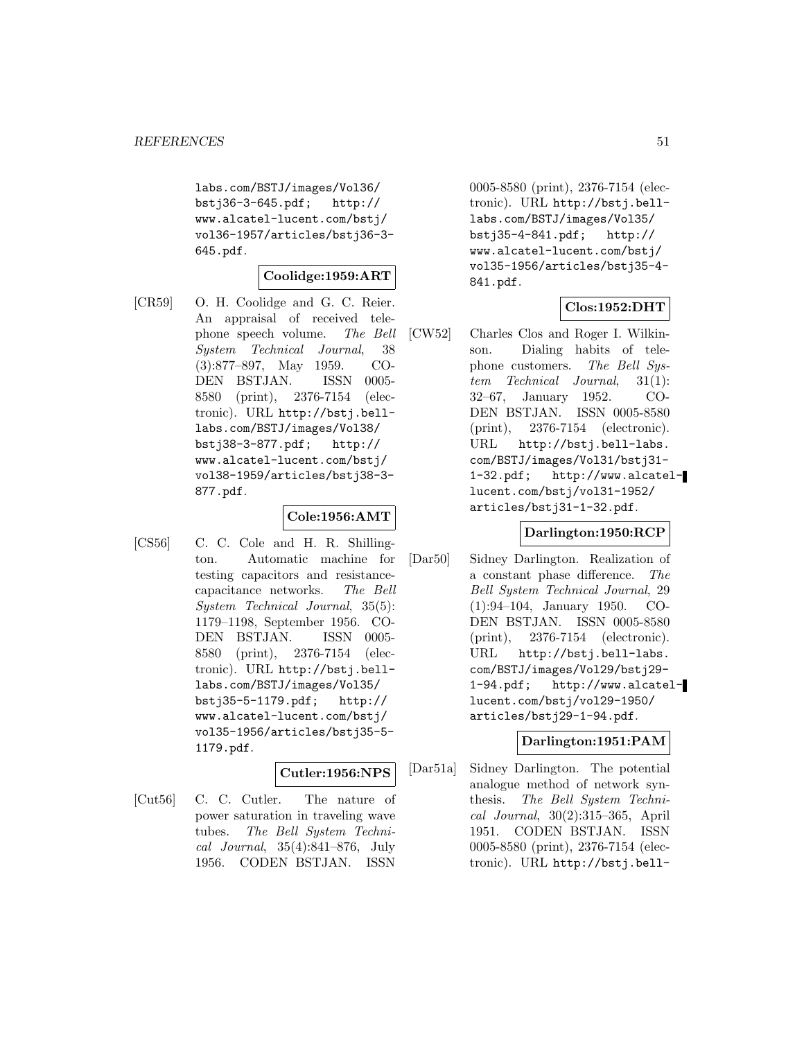labs.com/BSTJ/images/Vol36/bstj36-3-645.pdf; http://www.alcatel-lucent.com/bstj/vol36-1957/articles/bstj36-3-645.pdf.

**Coolidge:1959:ART**

[CR59] O. H. Coolidge and G. C. Reier. An appraisal of received telephone speech volume. *The Bell System Technical Journal*, 38 (3):877–897, May 1959. CODEN BSTJAN. ISSN 0005-8580 (print), 2376-7154 (electronic). URL http://bstj.bell-labs.com/BSTJ/images/Vol38/bstj38-3-877.pdf; http://www.alcatel-lucent.com/bstj/vol38-1959/articles/bstj38-3-877.pdf.

**Cole:1956:AMT**

[CS56] C. C. Cole and H. R. Shillington. Automatic machine for testing capacitors and resistance-capacitance networks. *The Bell System Technical Journal*, 35(5): 1179–1198, September 1956. CODEN BSTJAN. ISSN 0005-8580 (print), 2376-7154 (electronic). URL http://bstj.bell-labs.com/BSTJ/images/Vol35/bstj35-5-1179.pdf; http://www.alcatel-lucent.com/bstj/vol35-1956/articles/bstj35-5-1179.pdf.

**Cutler:1956:NPS**

[Cut56] C. C. Cutler. The nature of power saturation in traveling wave tubes. *The Bell System Technical Journal*, 35(4):841–876, July 1956. CODEN BSTJAN. ISSN 0005-8580 (print), 2376-7154 (electronic). URL http://bstj.bell-labs.com/BSTJ/images/Vol35/bstj35-4-841.pdf; http://www.alcatel-lucent.com/bstj/vol35-1956/articles/bstj35-4-841.pdf.

**Clos:1952:DHT**

[CW52] Charles Clos and Roger I. Wilkinson. Dialing habits of telephone customers. *The Bell System Technical Journal*, 31(1): 32–67, January 1952. CODEN BSTJAN. ISSN 0005-8580 (print), 2376-7154 (electronic). URL http://bstj.bell-labs.com/BSTJ/images/Vol31/bstj31-1-32.pdf; http://www.alcatel-lucent.com/bstj/vol31-1952/articles/bstj31-1-32.pdf.

**Darlington:1950:RCP**

[Dar50] Sidney Darlington. Realization of a constant phase difference. *The Bell System Technical Journal*, 29 (1):94–104, January 1950. CODEN BSTJAN. ISSN 0005-8580 (print), 2376-7154 (electronic). URL http://bstj.bell-labs.com/BSTJ/images/Vol29/bstj29-1-94.pdf; http://www.alcatel-lucent.com/bstj/vol29-1950/articles/bstj29-1-94.pdf.

**Darlington:1951:PAM**

[Dar51a] Sidney Darlington. The potential analogue method of network synthesis. *The Bell System Technical Journal*, 30(2):315–365, April 1951. CODEN BSTJAN. ISSN 0005-8580 (print), 2376-7154 (electronic). URL http://bstj.bell-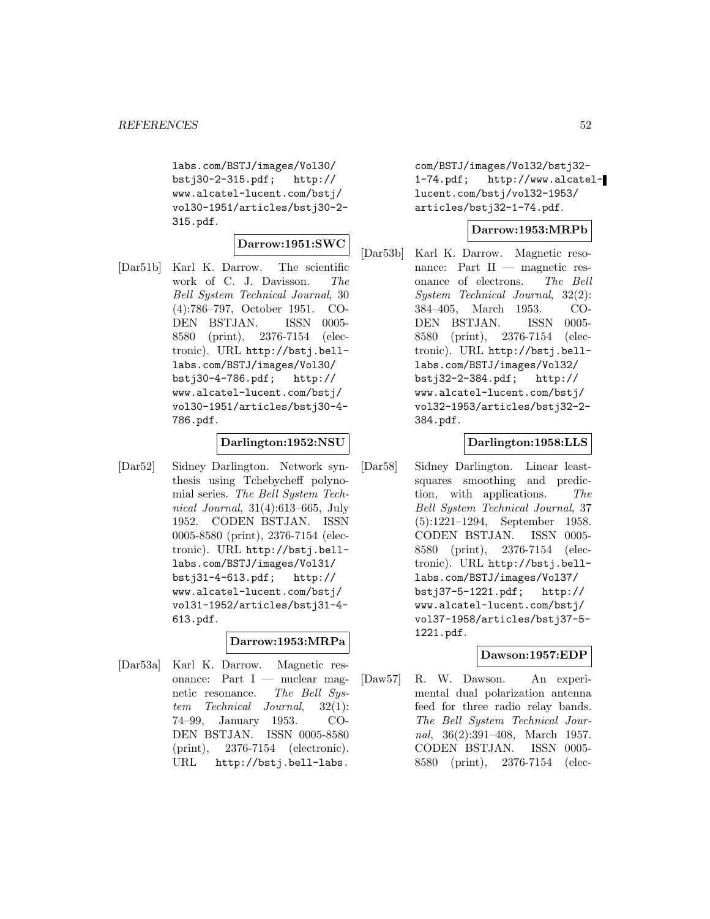labs.com/BSTJ/images/Vol30/ bstj30-2-315.pdf; http:// www.alcatel-lucent.com/bstj/ vol30-1951/articles/bstj30-2-315.pdf.

**Darrow:1951:SWC**

[Dar51b] Karl K. Darrow. The scientific work of C. J. Davisson. *The Bell System Technical Journal*, 30 (4):786–797, October 1951. CODEN BSTJAN. ISSN 0005-8580 (print), 2376-7154 (electronic). URL http://bstj.bell-labs.com/BSTJ/images/Vol30/ bstj30-4-786.pdf; http:// www.alcatel-lucent.com/bstj/ vol30-1951/articles/bstj30-4-786.pdf.

**Darlington:1952:NSU**

[Dar52] Sidney Darlington. Network synthesis using Tchebycheff polynomial series. *The Bell System Technical Journal*, 31(4):613–665, July 1952. CODEN BSTJAN. ISSN 0005-8580 (print), 2376-7154 (electronic). URL http://bstj.bell-labs.com/BSTJ/images/Vol31/ bstj31-4-613.pdf; http:// www.alcatel-lucent.com/bstj/ vol31-1952/articles/bstj31-4-613.pdf.

**Darrow:1953:MRPa**

[Dar53a] Karl K. Darrow. Magnetic resonance: Part I — nuclear magnetic resonance. *The Bell System Technical Journal*, 32(1): 74–99, January 1953. CODEN BSTJAN. ISSN 0005-8580 (print), 2376-7154 (electronic). URL http://bstj.bell-labs.com/BSTJ/images/Vol32/bstj32-1-74.pdf; http://www.alcatel-lucent.com/bstj/vol32-1953/ articles/bstj32-1-74.pdf.

**Darrow:1953:MRPb**

[Dar53b] Karl K. Darrow. Magnetic resonance: Part II — magnetic resonance of electrons. *The Bell System Technical Journal*, 32(2): 384–405, March 1953. CODEN BSTJAN. ISSN 0005-8580 (print), 2376-7154 (electronic). URL http://bstj.bell-labs.com/BSTJ/images/Vol32/ bstj32-2-384.pdf; http:// www.alcatel-lucent.com/bstj/ vol32-1953/articles/bstj32-2-384.pdf.

**Darlington:1958:LLS**

[Dar58] Sidney Darlington. Linear least-squares smoothing and prediction, with applications. *The Bell System Technical Journal*, 37 (5):1221–1294, September 1958. CODEN BSTJAN. ISSN 0005-8580 (print), 2376-7154 (electronic). URL http://bstj.bell-labs.com/BSTJ/images/Vol37/ bstj37-5-1221.pdf; http:// www.alcatel-lucent.com/bstj/ vol37-1958/articles/bstj37-5-1221.pdf.

**Dawson:1957:EDP**

[Daw57] R. W. Dawson. An experimental dual polarization antenna feed for three radio relay bands. *The Bell System Technical Journal*, 36(2):391–408, March 1957. CODEN BSTJAN. ISSN 0005-8580 (print), 2376-7154 (elec-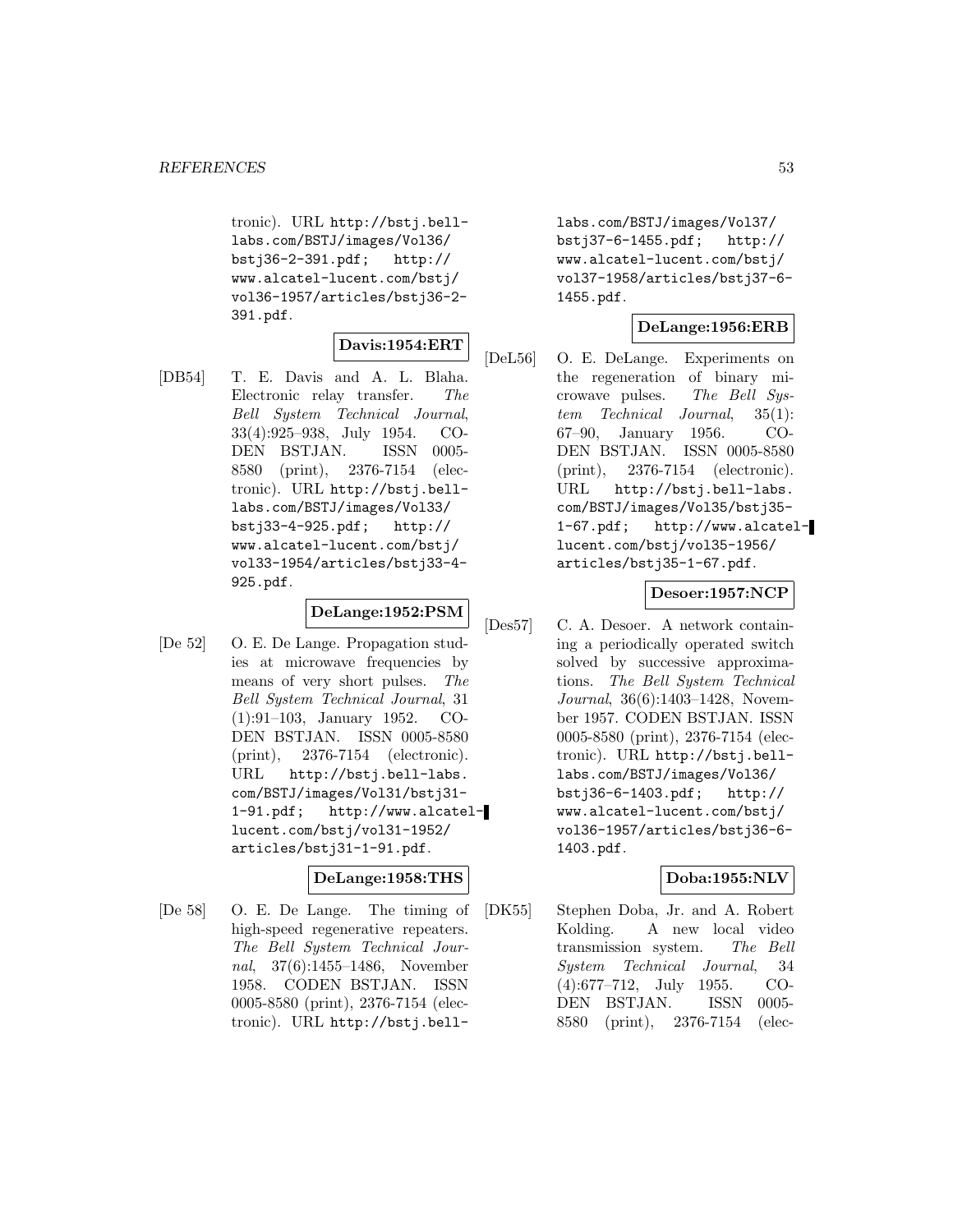tronic). URL http://bstj.bell-labs.com/BSTJ/images/Vol36/bstj36-2-391.pdf; http://www.alcatel-lucent.com/bstj/vol36-1957/articles/bstj36-2-391.pdf.

**Davis:1954:ERT**

[DB54] T. E. Davis and A. L. Blaha. Electronic relay transfer. *The Bell System Technical Journal*, 33(4):925–938, July 1954. CODEN BSTJAN. ISSN 0005-8580 (print), 2376-7154 (electronic). URL http://bstj.bell-labs.com/BSTJ/images/Vol33/bstj33-4-925.pdf; http://www.alcatel-lucent.com/bstj/vol33-1954/articles/bstj33-4-925.pdf.

**DeLange:1952:PSM**

[De 52] O. E. De Lange. Propagation studies at microwave frequencies by means of very short pulses. *The Bell System Technical Journal*, 31(1):91–103, January 1952. CODEN BSTJAN. ISSN 0005-8580 (print), 2376-7154 (electronic). URL http://bstj.bell-labs.com/BSTJ/images/Vol31/bstj31-1-91.pdf; http://www.alcatel-lucent.com/bstj/vol31-1952/articles/bstj31-1-91.pdf.

**DeLange:1958:THS**

[De 58] O. E. De Lange. The timing of high-speed regenerative repeaters. *The Bell System Technical Journal*, 37(6):1455–1486, November 1958. CODEN BSTJAN. ISSN 0005-8580 (print), 2376-7154 (electronic). URL http://bstj.bell-labs.com/BSTJ/images/Vol37/bstj37-6-1455.pdf; http://www.alcatel-lucent.com/bstj/vol37-1958/articles/bstj37-6-1455.pdf.

**DeLange:1956:ERB**

[DeL56] O. E. DeLange. Experiments on the regeneration of binary microwave pulses. *The Bell System Technical Journal*, 35(1):67–90, January 1956. CODEN BSTJAN. ISSN 0005-8580 (print), 2376-7154 (electronic). URL http://bstj.bell-labs.com/BSTJ/images/Vol35/bstj35-1-67.pdf; http://www.alcatel-lucent.com/bstj/vol35-1956/articles/bstj35-1-67.pdf.

**Desoer:1957:NCP**

[Des57] C. A. Desoer. A network containing a periodically operated switch solved by successive approximations. *The Bell System Technical Journal*, 36(6):1403–1428, November 1957. CODEN BSTJAN. ISSN 0005-8580 (print), 2376-7154 (electronic). URL http://bstj.bell-labs.com/BSTJ/images/Vol36/bstj36-6-1403.pdf; http://www.alcatel-lucent.com/bstj/vol36-1957/articles/bstj36-6-1403.pdf.

**Doba:1955:NLV**

[DK55] Stephen Doba, Jr. and A. Robert Kolding. A new local video transmission system. *The Bell System Technical Journal*, 34(4):677–712, July 1955. CODEN BSTJAN. ISSN 0005-8580 (print), 2376-7154 (elec-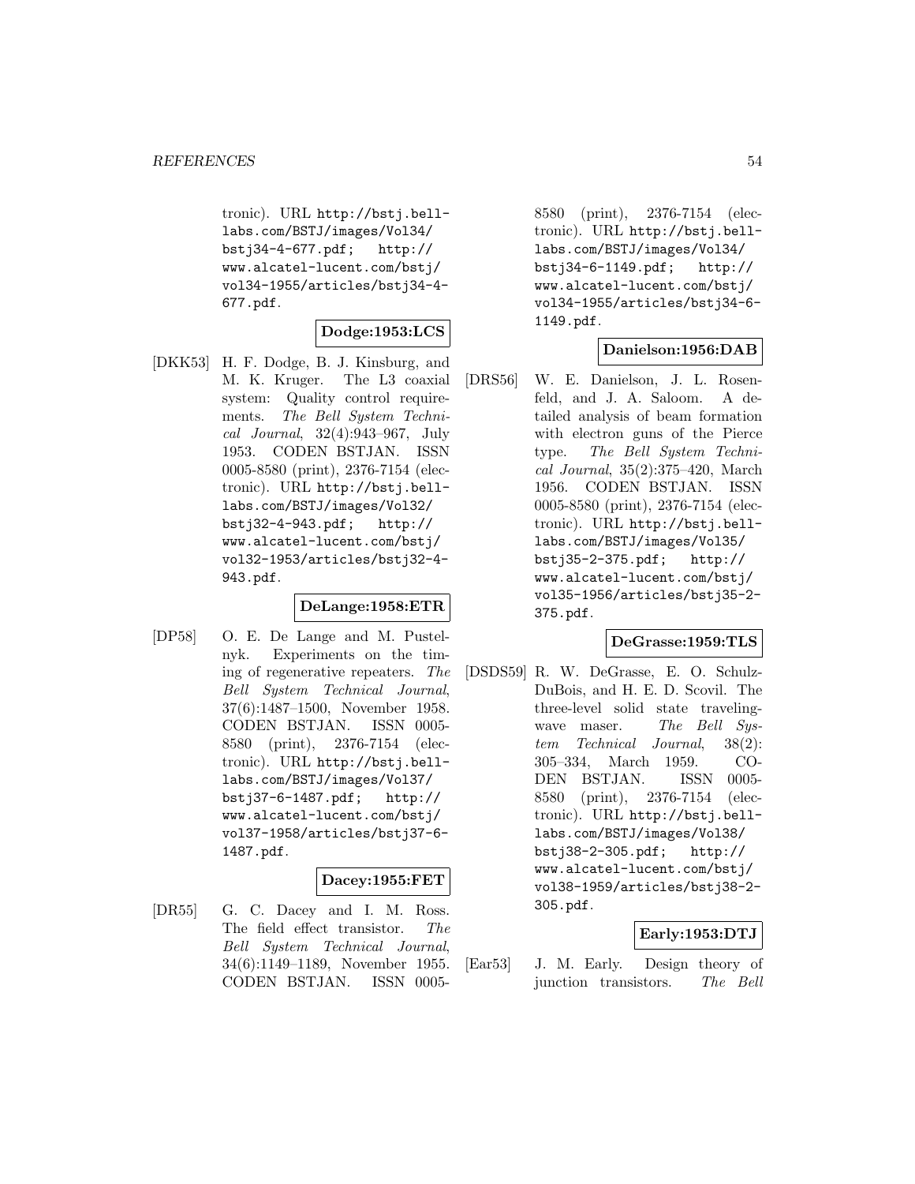tronic). URL http://bstj.bell-labs.com/BSTJ/images/Vol34/bstj34-4-677.pdf; http://www.alcatel-lucent.com/bstj/vol34-1955/articles/bstj34-4-677.pdf.

**Dodge:1953:LCS**

[DKK53] H. F. Dodge, B. J. Kinsburg, and M. K. Kruger. The L3 coaxial system: Quality control requirements. *The Bell System Technical Journal*, 32(4):943–967, July 1953. CODEN BSTJAN. ISSN 0005-8580 (print), 2376-7154 (electronic). URL http://bstj.bell-labs.com/BSTJ/images/Vol32/bstj32-4-943.pdf; http://www.alcatel-lucent.com/bstj/vol32-1953/articles/bstj32-4-943.pdf.

**DeLange:1958:ETR**

[DP58] O. E. De Lange and M. Pustelnyk. Experiments on the timing of regenerative repeaters. *The Bell System Technical Journal*, 37(6):1487–1500, November 1958. CODEN BSTJAN. ISSN 0005-8580 (print), 2376-7154 (electronic). URL http://bstj.bell-labs.com/BSTJ/images/Vol37/bstj37-6-1487.pdf; http://www.alcatel-lucent.com/bstj/vol37-1958/articles/bstj37-6-1487.pdf.

**Dacey:1955:FET**

[DR55] G. C. Dacey and I. M. Ross. The field effect transistor. *The Bell System Technical Journal*, 34(6):1149–1189, November 1955. CODEN BSTJAN. ISSN 0005-8580 (print), 2376-7154 (electronic). URL http://bstj.bell-labs.com/BSTJ/images/Vol34/bstj34-6-1149.pdf; http://www.alcatel-lucent.com/bstj/vol34-1955/articles/bstj34-6-1149.pdf.

**Danielson:1956:DAB**

[DRS56] W. E. Danielson, J. L. Rosenfeld, and J. A. Saloom. A detailed analysis of beam formation with electron guns of the Pierce type. *The Bell System Technical Journal*, 35(2):375–420, March 1956. CODEN BSTJAN. ISSN 0005-8580 (print), 2376-7154 (electronic). URL http://bstj.bell-labs.com/BSTJ/images/Vol35/bstj35-2-375.pdf; http://www.alcatel-lucent.com/bstj/vol35-1956/articles/bstj35-2-375.pdf.

**DeGrasse:1959:TLS**

[DSDS59] R. W. DeGrasse, E. O. Schulz-DuBois, and H. E. D. Scovil. The three-level solid state traveling-wave maser. *The Bell System Technical Journal*, 38(2):305–334, March 1959. CODEN BSTJAN. ISSN 0005-8580 (print), 2376-7154 (electronic). URL http://bstj.bell-labs.com/BSTJ/images/Vol38/bstj38-2-305.pdf; http://www.alcatel-lucent.com/bstj/vol38-1959/articles/bstj38-2-305.pdf.

**Early:1953:DTJ**

[Ear53] J. M. Early. Design theory of junction transistors. *The Bell*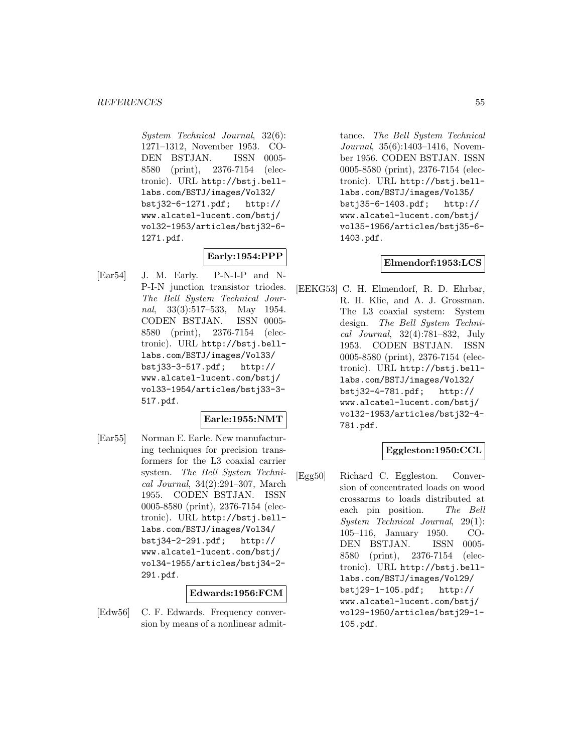*System Technical Journal*, 32(6): 1271–1312, November 1953. CODEN BSTJAN. ISSN 0005-8580 (print), 2376-7154 (electronic). URL http://bstj.bell-labs.com/BSTJ/images/Vol32/bstj32-6-1271.pdf; http://www.alcatel-lucent.com/bstj/vol32-1953/articles/bstj32-6-1271.pdf.

**Early:1954:PPP**

[Ear54] J. M. Early. P-N-I-P and N-P-I-N junction transistor triodes. *The Bell System Technical Journal*, 33(3):517–533, May 1954. CODEN BSTJAN. ISSN 0005-8580 (print), 2376-7154 (electronic). URL http://bstj.bell-labs.com/BSTJ/images/Vol33/bstj33-3-517.pdf; http://www.alcatel-lucent.com/bstj/vol33-1954/articles/bstj33-3-517.pdf.

**Earle:1955:NMT**

[Ear55] Norman E. Earle. New manufacturing techniques for precision transformers for the L3 coaxial carrier system. *The Bell System Technical Journal*, 34(2):291–307, March 1955. CODEN BSTJAN. ISSN 0005-8580 (print), 2376-7154 (electronic). URL http://bstj.bell-labs.com/BSTJ/images/Vol34/bstj34-2-291.pdf; http://www.alcatel-lucent.com/bstj/vol34-1955/articles/bstj34-2-291.pdf.

**Edwards:1956:FCM**

[Edw56] C. F. Edwards. Frequency conversion by means of a nonlinear admittance. *The Bell System Technical Journal*, 35(6):1403–1416, November 1956. CODEN BSTJAN. ISSN 0005-8580 (print), 2376-7154 (electronic). URL http://bstj.bell-labs.com/BSTJ/images/Vol35/bstj35-6-1403.pdf; http://www.alcatel-lucent.com/bstj/vol35-1956/articles/bstj35-6-1403.pdf.

**Elmendorf:1953:LCS**

[EEKG53] C. H. Elmendorf, R. D. Ehrbar, R. H. Klie, and A. J. Grossman. The L3 coaxial system: System design. *The Bell System Technical Journal*, 32(4):781–832, July 1953. CODEN BSTJAN. ISSN 0005-8580 (print), 2376-7154 (electronic). URL http://bstj.bell-labs.com/BSTJ/images/Vol32/bstj32-4-781.pdf; http://www.alcatel-lucent.com/bstj/vol32-1953/articles/bstj32-4-781.pdf.

**Eggleston:1950:CCL**

[Egg50] Richard C. Eggleston. Conversion of concentrated loads on wood crossarms to loads distributed at each pin position. *The Bell System Technical Journal*, 29(1): 105–116, January 1950. CODEN BSTJAN. ISSN 0005-8580 (print), 2376-7154 (electronic). URL http://bstj.bell-labs.com/BSTJ/images/Vol29/bstj29-1-105.pdf; http://www.alcatel-lucent.com/bstj/vol29-1950/articles/bstj29-1-105.pdf.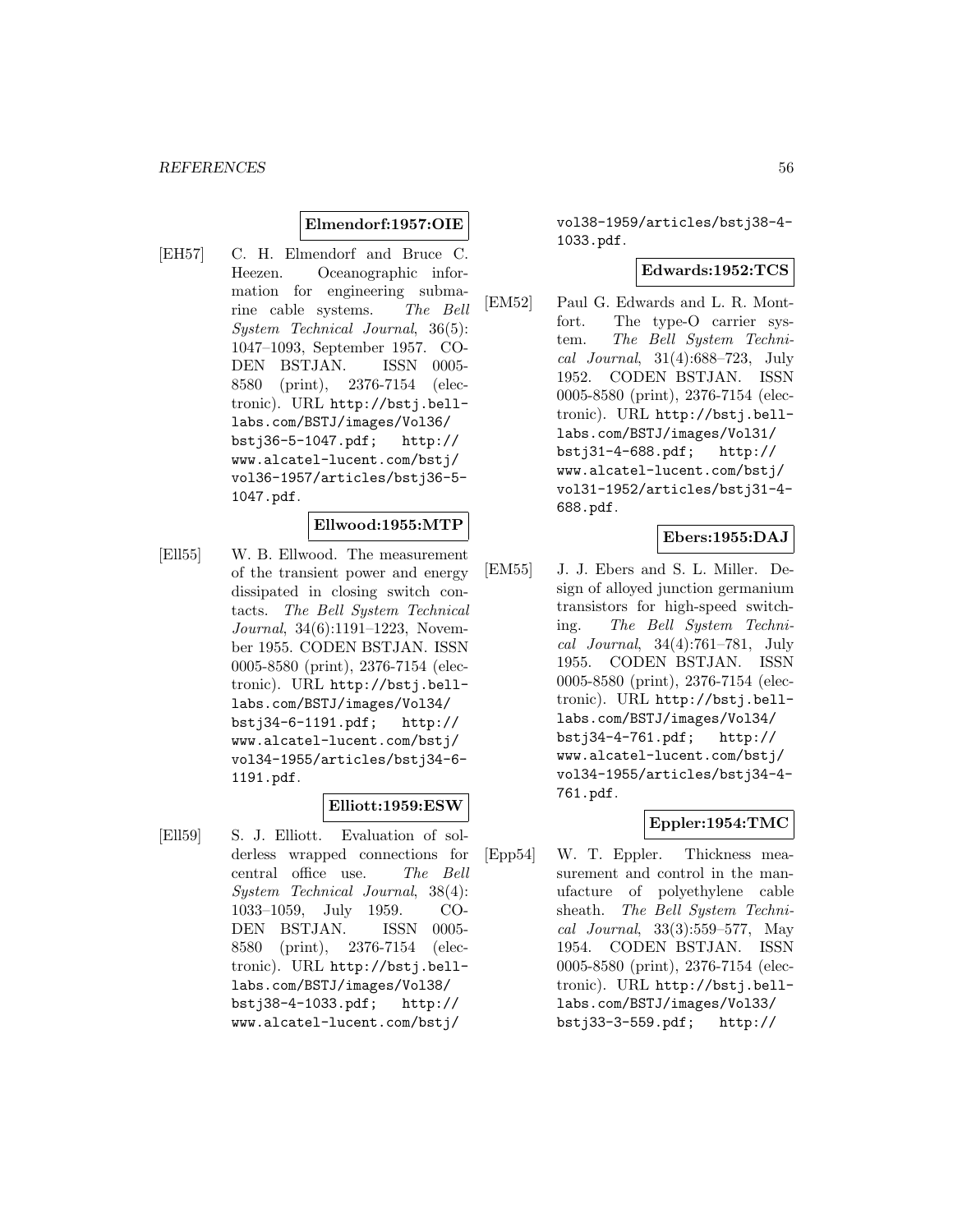**Elmendorf:1957:OIE**

[EH57] C. H. Elmendorf and Bruce C. Heezen. Oceanographic information for engineering submarine cable systems. *The Bell System Technical Journal*, 36(5): 1047–1093, September 1957. CODEN BSTJAN. ISSN 0005-8580 (print), 2376-7154 (electronic). URL http://bstj.bell-labs.com/BSTJ/images/Vol36/bstj36-5-1047.pdf; http://www.alcatel-lucent.com/bstj/vol36-1957/articles/bstj36-5-1047.pdf.

**Ellwood:1955:MTP**

[Ell55] W. B. Ellwood. The measurement of the transient power and energy dissipated in closing switch contacts. *The Bell System Technical Journal*, 34(6):1191–1223, November 1955. CODEN BSTJAN. ISSN 0005-8580 (print), 2376-7154 (electronic). URL http://bstj.bell-labs.com/BSTJ/images/Vol34/bstj34-6-1191.pdf; http://www.alcatel-lucent.com/bstj/vol34-1955/articles/bstj34-6-1191.pdf.

**Elliott:1959:ESW**

[Ell59] S. J. Elliott. Evaluation of solderless wrapped connections for central office use. *The Bell System Technical Journal*, 38(4): 1033–1059, July 1959. CODEN BSTJAN. ISSN 0005-8580 (print), 2376-7154 (electronic). URL http://bstj.bell-labs.com/BSTJ/images/Vol38/bstj38-4-1033.pdf; http://www.alcatel-lucent.com/bstj/vol38-1959/articles/bstj38-4-1033.pdf.

**Edwards:1952:TCS**

[EM52] Paul G. Edwards and L. R. Montfort. The type-O carrier system. *The Bell System Technical Journal*, 31(4):688–723, July 1952. CODEN BSTJAN. ISSN 0005-8580 (print), 2376-7154 (electronic). URL http://bstj.bell-labs.com/BSTJ/images/Vol31/bstj31-4-688.pdf; http://www.alcatel-lucent.com/bstj/vol31-1952/articles/bstj31-4-688.pdf.

**Ebers:1955:DAJ**

[EM55] J. J. Ebers and S. L. Miller. Design of alloyed junction germanium transistors for high-speed switching. *The Bell System Technical Journal*, 34(4):761–781, July 1955. CODEN BSTJAN. ISSN 0005-8580 (print), 2376-7154 (electronic). URL http://bstj.bell-labs.com/BSTJ/images/Vol34/bstj34-4-761.pdf; http://www.alcatel-lucent.com/bstj/vol34-1955/articles/bstj34-4-761.pdf.

**Eppler:1954:TMC**

[Epp54] W. T. Eppler. Thickness measurement and control in the manufacture of polyethylene cable sheath. *The Bell System Technical Journal*, 33(3):559–577, May 1954. CODEN BSTJAN. ISSN 0005-8580 (print), 2376-7154 (electronic). URL http://bstj.bell-labs.com/BSTJ/images/Vol33/bstj33-3-559.pdf; http://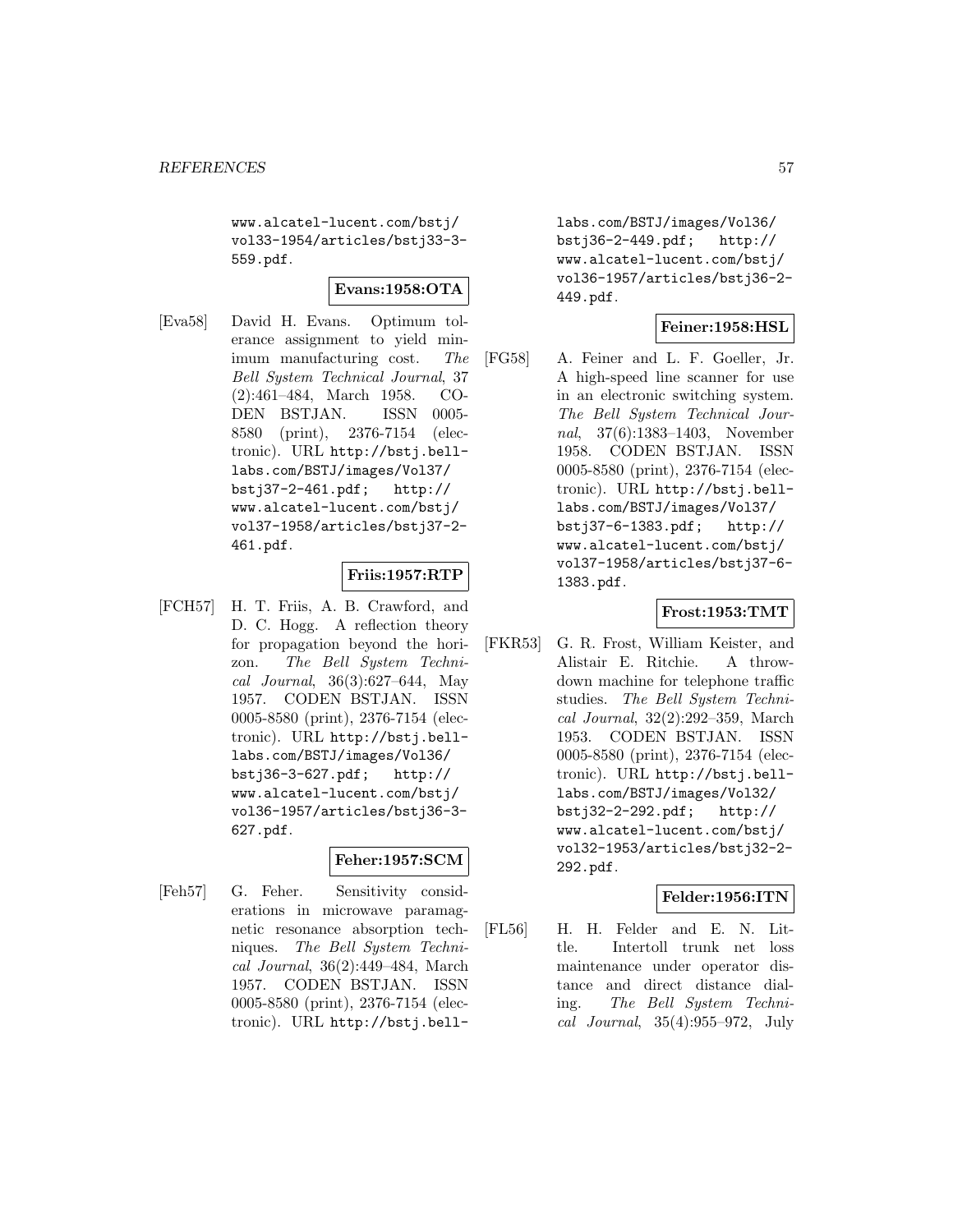www.alcatel-lucent.com/bstj/vol33-1954/articles/bstj33-3-559.pdf.

**Evans:1958:OTA**

[Eva58] David H. Evans. Optimum tolerance assignment to yield minimum manufacturing cost. *The Bell System Technical Journal*, 37 (2):461–484, March 1958. CODEN BSTJAN. ISSN 0005-8580 (print), 2376-7154 (electronic). URL http://bstj.bell-labs.com/BSTJ/images/Vol37/bstj37-2-461.pdf; http://www.alcatel-lucent.com/bstj/vol37-1958/articles/bstj37-2-461.pdf.

**Friis:1957:RTP**

[FCH57] H. T. Friis, A. B. Crawford, and D. C. Hogg. A reflection theory for propagation beyond the horizon. *The Bell System Technical Journal*, 36(3):627–644, May 1957. CODEN BSTJAN. ISSN 0005-8580 (print), 2376-7154 (electronic). URL http://bstj.bell-labs.com/BSTJ/images/Vol36/bstj36-3-627.pdf; http://www.alcatel-lucent.com/bstj/vol36-1957/articles/bstj36-3-627.pdf.

**Feher:1957:SCM**

[Feh57] G. Feher. Sensitivity considerations in microwave paramagnetic resonance absorption techniques. *The Bell System Technical Journal*, 36(2):449–484, March 1957. CODEN BSTJAN. ISSN 0005-8580 (print), 2376-7154 (electronic). URL http://bstj.bell-labs.com/BSTJ/images/Vol36/bstj36-2-449.pdf; http://www.alcatel-lucent.com/bstj/vol36-1957/articles/bstj36-2-449.pdf.

**Feiner:1958:HSL**

[FG58] A. Feiner and L. F. Goeller, Jr. A high-speed line scanner for use in an electronic switching system. *The Bell System Technical Journal*, 37(6):1383–1403, November 1958. CODEN BSTJAN. ISSN 0005-8580 (print), 2376-7154 (electronic). URL http://bstj.bell-labs.com/BSTJ/images/Vol37/bstj37-6-1383.pdf; http://www.alcatel-lucent.com/bstj/vol37-1958/articles/bstj37-6-1383.pdf.

**Frost:1953:TMT**

[FKR53] G. R. Frost, William Keister, and Alistair E. Ritchie. A throwdown machine for telephone traffic studies. *The Bell System Technical Journal*, 32(2):292–359, March 1953. CODEN BSTJAN. ISSN 0005-8580 (print), 2376-7154 (electronic). URL http://bstj.bell-labs.com/BSTJ/images/Vol32/bstj32-2-292.pdf; http://www.alcatel-lucent.com/bstj/vol32-1953/articles/bstj32-2-292.pdf.

**Felder:1956:ITN**

[FL56] H. H. Felder and E. N. Little. Intertoll trunk net loss maintenance under operator distance and direct distance dialing. *The Bell System Technical Journal*, 35(4):955–972, July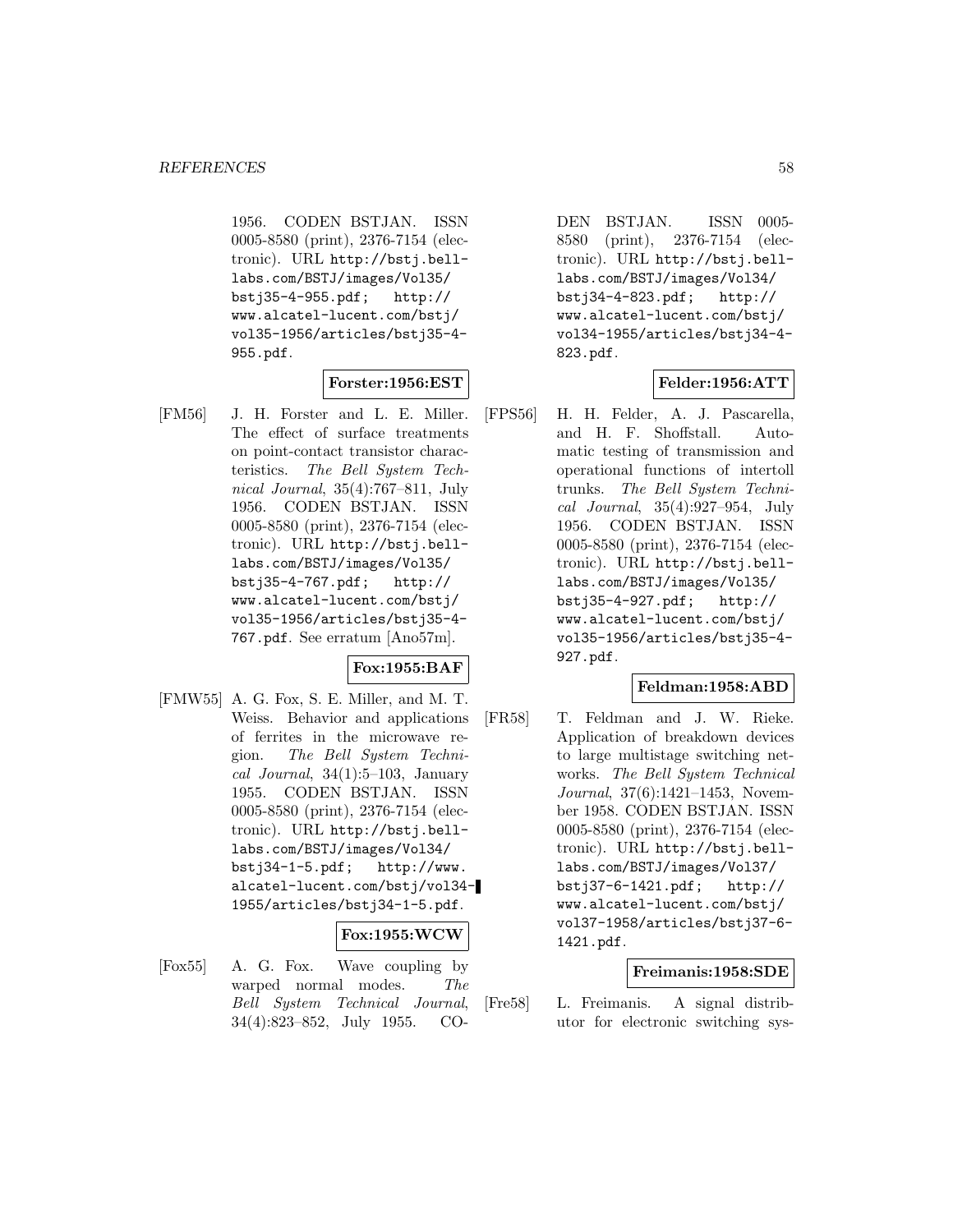1956. CODEN BSTJAN. ISSN 0005-8580 (print), 2376-7154 (electronic). URL http://bstj.bell-labs.com/BSTJ/images/Vol35/bstj35-4-955.pdf; http://www.alcatel-lucent.com/bstj/vol35-1956/articles/bstj35-4-955.pdf.

**Forster:1956:EST**

[FM56] J. H. Forster and L. E. Miller. The effect of surface treatments on point-contact transistor characteristics. *The Bell System Technical Journal*, 35(4):767–811, July 1956. CODEN BSTJAN. ISSN 0005-8580 (print), 2376-7154 (electronic). URL http://bstj.bell-labs.com/BSTJ/images/Vol35/bstj35-4-767.pdf; http://www.alcatel-lucent.com/bstj/vol35-1956/articles/bstj35-4-767.pdf. See erratum [Ano57m].

**Fox:1955:BAF**

[FMW55] A. G. Fox, S. E. Miller, and M. T. Weiss. Behavior and applications of ferrites in the microwave region. *The Bell System Technical Journal*, 34(1):5–103, January 1955. CODEN BSTJAN. ISSN 0005-8580 (print), 2376-7154 (electronic). URL http://bstj.bell-labs.com/BSTJ/images/Vol34/bstj34-1-5.pdf; http://www.alcatel-lucent.com/bstj/vol34-1955/articles/bstj34-1-5.pdf.

**Fox:1955:WCW**

[Fox55] A. G. Fox. Wave coupling by warped normal modes. *The Bell System Technical Journal*, 34(4):823–852, July 1955. CODEN BSTJAN. ISSN 0005-8580 (print), 2376-7154 (electronic). URL http://bstj.bell-labs.com/BSTJ/images/Vol34/bstj34-4-823.pdf; http://www.alcatel-lucent.com/bstj/vol34-1955/articles/bstj34-4-823.pdf.

**Felder:1956:ATT**

[FPS56] H. H. Felder, A. J. Pascarella, and H. F. Shoffstall. Automatic testing of transmission and operational functions of intertoll trunks. *The Bell System Technical Journal*, 35(4):927–954, July 1956. CODEN BSTJAN. ISSN 0005-8580 (print), 2376-7154 (electronic). URL http://bstj.bell-labs.com/BSTJ/images/Vol35/bstj35-4-927.pdf; http://www.alcatel-lucent.com/bstj/vol35-1956/articles/bstj35-4-927.pdf.

**Feldman:1958:ABD**

[FR58] T. Feldman and J. W. Rieke. Application of breakdown devices to large multistage switching networks. *The Bell System Technical Journal*, 37(6):1421–1453, November 1958. CODEN BSTJAN. ISSN 0005-8580 (print), 2376-7154 (electronic). URL http://bstj.bell-labs.com/BSTJ/images/Vol37/bstj37-6-1421.pdf; http://www.alcatel-lucent.com/bstj/vol37-1958/articles/bstj37-6-1421.pdf.

**Freimanis:1958:SDE**

[Fre58] L. Freimanis. A signal distributor for electronic switching sys-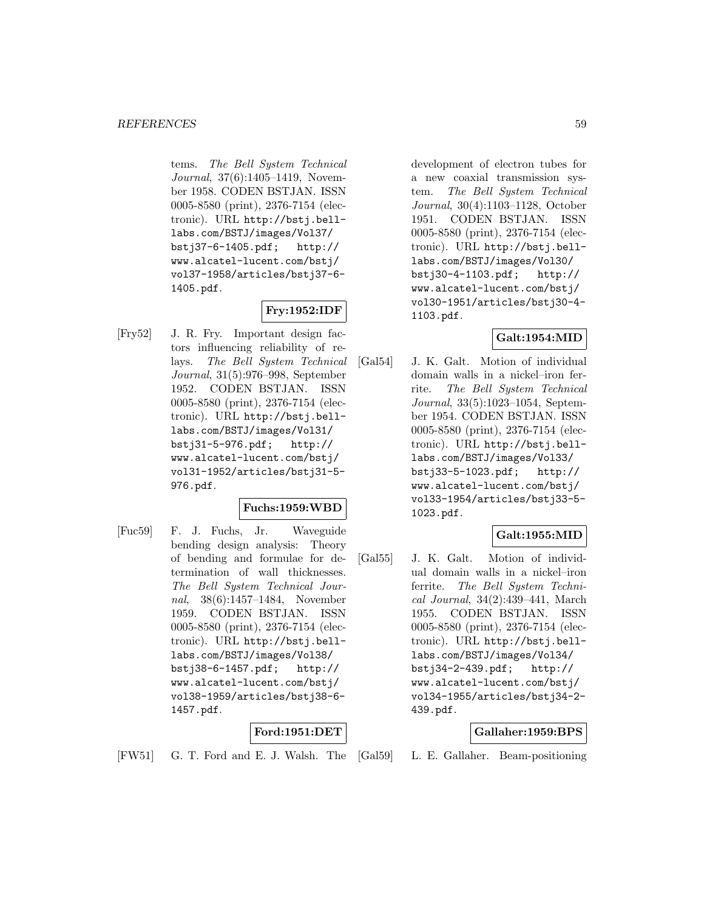tems. *The Bell System Technical Journal*, 37(6):1405–1419, November 1958. CODEN BSTJAN. ISSN 0005-8580 (print), 2376-7154 (electronic). URL http://bstj.bell-labs.com/BSTJ/images/Vol37/bstj37-6-1405.pdf; http://www.alcatel-lucent.com/bstj/vol37-1958/articles/bstj37-6-1405.pdf.

**Fry:1952:IDF**

[Fry52] J. R. Fry. Important design factors influencing reliability of relays. *The Bell System Technical Journal*, 31(5):976–998, September 1952. CODEN BSTJAN. ISSN 0005-8580 (print), 2376-7154 (electronic). URL http://bstj.bell-labs.com/BSTJ/images/Vol31/bstj31-5-976.pdf; http://www.alcatel-lucent.com/bstj/vol31-1952/articles/bstj31-5-976.pdf.

**Fuchs:1959:WBD**

[Fuc59] F. J. Fuchs, Jr. Waveguide bending design analysis: Theory of bending and formulae for determination of wall thicknesses. *The Bell System Technical Journal*, 38(6):1457–1484, November 1959. CODEN BSTJAN. ISSN 0005-8580 (print), 2376-7154 (electronic). URL http://bstj.bell-labs.com/BSTJ/images/Vol38/bstj38-6-1457.pdf; http://www.alcatel-lucent.com/bstj/vol38-1959/articles/bstj38-6-1457.pdf.

**Ford:1951:DET**

[FW51] G. T. Ford and E. J. Walsh. The development of electron tubes for a new coaxial transmission system. *The Bell System Technical Journal*, 30(4):1103–1128, October 1951. CODEN BSTJAN. ISSN 0005-8580 (print), 2376-7154 (electronic). URL http://bstj.bell-labs.com/BSTJ/images/Vol30/bstj30-4-1103.pdf; http://www.alcatel-lucent.com/bstj/vol30-1951/articles/bstj30-4-1103.pdf.

**Galt:1954:MID**

[Gal54] J. K. Galt. Motion of individual domain walls in a nickel–iron ferrite. *The Bell System Technical Journal*, 33(5):1023–1054, September 1954. CODEN BSTJAN. ISSN 0005-8580 (print), 2376-7154 (electronic). URL http://bstj.bell-labs.com/BSTJ/images/Vol33/bstj33-5-1023.pdf; http://www.alcatel-lucent.com/bstj/vol33-1954/articles/bstj33-5-1023.pdf.

**Galt:1955:MID**

[Gal55] J. K. Galt. Motion of individual domain walls in a nickel–iron ferrite. *The Bell System Technical Journal*, 34(2):439–441, March 1955. CODEN BSTJAN. ISSN 0005-8580 (print), 2376-7154 (electronic). URL http://bstj.bell-labs.com/BSTJ/images/Vol34/bstj34-2-439.pdf; http://www.alcatel-lucent.com/bstj/vol34-1955/articles/bstj34-2-439.pdf.

**Gallaher:1959:BPS**

[Gal59] L. E. Gallaher. Beam-positioning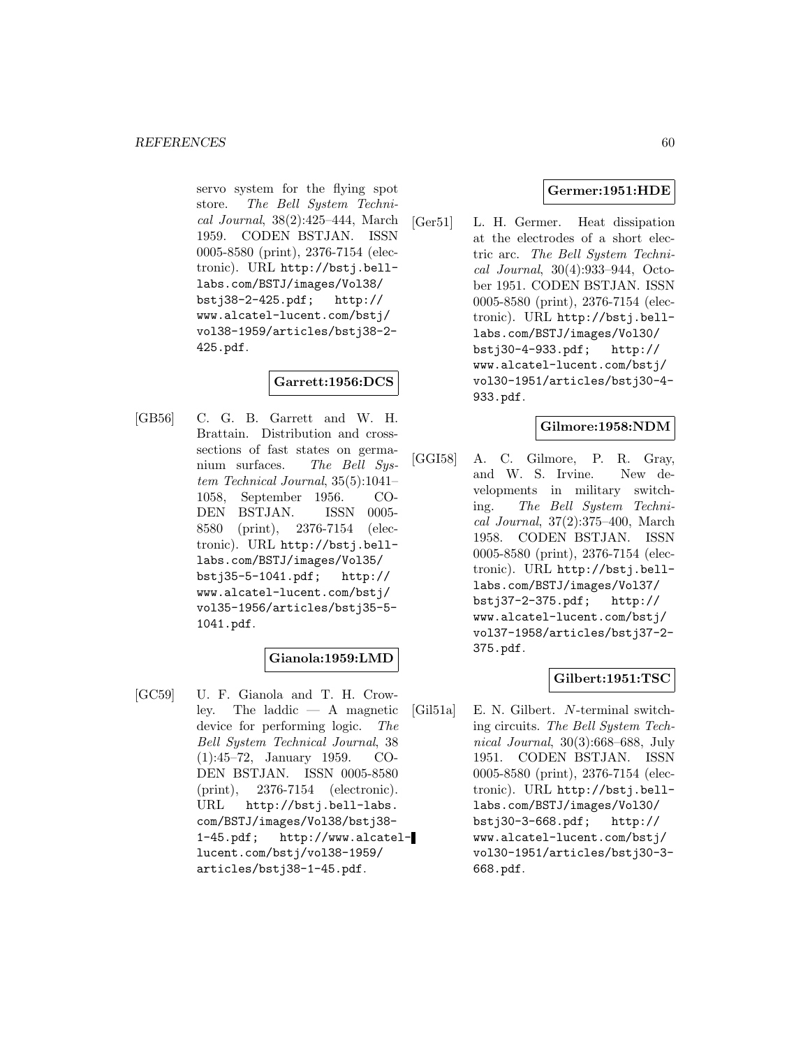servo system for the flying spot store. *The Bell System Technical Journal*, 38(2):425–444, March 1959. CODEN BSTJAN. ISSN 0005-8580 (print), 2376-7154 (electronic). URL http://bstj.bell-labs.com/BSTJ/images/Vol38/bstj38-2-425.pdf; http://www.alcatel-lucent.com/bstj/vol38-1959/articles/bstj38-2-425.pdf.

**Garrett:1956:DCS**

[GB56] C. G. B. Garrett and W. H. Brattain. Distribution and cross-sections of fast states on germanium surfaces. *The Bell System Technical Journal*, 35(5):1041–1058, September 1956. CODEN BSTJAN. ISSN 0005-8580 (print), 2376-7154 (electronic). URL http://bstj.bell-labs.com/BSTJ/images/Vol35/bstj35-5-1041.pdf; http://www.alcatel-lucent.com/bstj/vol35-1956/articles/bstj35-5-1041.pdf.

**Gianola:1959:LMD**

[GC59] U. F. Gianola and T. H. Crowley. The laddic — A magnetic device for performing logic. *The Bell System Technical Journal*, 38 (1):45–72, January 1959. CODEN BSTJAN. ISSN 0005-8580 (print), 2376-7154 (electronic). URL http://bstj.bell-labs.com/BSTJ/images/Vol38/bstj38-1-45.pdf; http://www.alcatel-lucent.com/bstj/vol38-1959/articles/bstj38-1-45.pdf.

**Germer:1951:HDE**

[Ger51] L. H. Germer. Heat dissipation at the electrodes of a short electric arc. *The Bell System Technical Journal*, 30(4):933–944, October 1951. CODEN BSTJAN. ISSN 0005-8580 (print), 2376-7154 (electronic). URL http://bstj.bell-labs.com/BSTJ/images/Vol30/bstj30-4-933.pdf; http://www.alcatel-lucent.com/bstj/vol30-1951/articles/bstj30-4-933.pdf.

**Gilmore:1958:NDM**

[GGI58] A. C. Gilmore, P. R. Gray, and W. S. Irvine. New developments in military switching. *The Bell System Technical Journal*, 37(2):375–400, March 1958. CODEN BSTJAN. ISSN 0005-8580 (print), 2376-7154 (electronic). URL http://bstj.bell-labs.com/BSTJ/images/Vol37/bstj37-2-375.pdf; http://www.alcatel-lucent.com/bstj/vol37-1958/articles/bstj37-2-375.pdf.

**Gilbert:1951:TSC**

[Gil51a] E. N. Gilbert. *N*-terminal switching circuits. *The Bell System Technical Journal*, 30(3):668–688, July 1951. CODEN BSTJAN. ISSN 0005-8580 (print), 2376-7154 (electronic). URL http://bstj.bell-labs.com/BSTJ/images/Vol30/bstj30-3-668.pdf; http://www.alcatel-lucent.com/bstj/vol30-1951/articles/bstj30-3-668.pdf.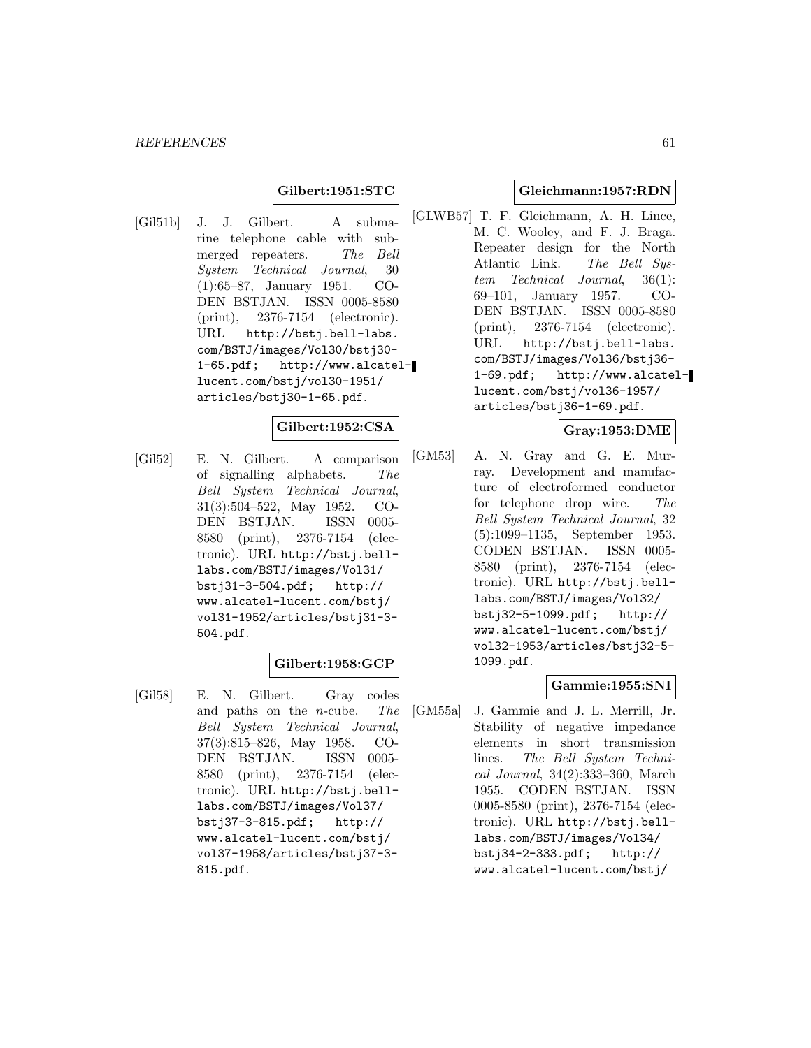**Gilbert:1951:STC**

[Gil51b] J. J. Gilbert. A submarine telephone cable with submerged repeaters. *The Bell System Technical Journal*, 30 (1):65–87, January 1951. CODEN BSTJAN. ISSN 0005-8580 (print), 2376-7154 (electronic). URL http://bstj.bell-labs.com/BSTJ/images/Vol30/bstj30-1-65.pdf; http://www.alcatel-lucent.com/bstj/vol30-1951/articles/bstj30-1-65.pdf.

**Gilbert:1952:CSA**

[Gil52] E. N. Gilbert. A comparison of signalling alphabets. *The Bell System Technical Journal*, 31(3):504–522, May 1952. CODEN BSTJAN. ISSN 0005-8580 (print), 2376-7154 (electronic). URL http://bstj.bell-labs.com/BSTJ/images/Vol31/bstj31-3-504.pdf; http://www.alcatel-lucent.com/bstj/vol31-1952/articles/bstj31-3-504.pdf.

**Gilbert:1958:GCP**

[Gil58] E. N. Gilbert. Gray codes and paths on the $n$-cube. *The Bell System Technical Journal*, 37(3):815–826, May 1958. CODEN BSTJAN. ISSN 0005-8580 (print), 2376-7154 (electronic). URL http://bstj.bell-labs.com/BSTJ/images/Vol37/bstj37-3-815.pdf; http://www.alcatel-lucent.com/bstj/vol37-1958/articles/bstj37-3-815.pdf.

**Gleichmann:1957:RDN**

[GLWB57] T. F. Gleichmann, A. H. Lince, M. C. Wooley, and F. J. Braga. Repeater design for the North Atlantic Link. *The Bell System Technical Journal*, 36(1): 69–101, January 1957. CODEN BSTJAN. ISSN 0005-8580 (print), 2376-7154 (electronic). URL http://bstj.bell-labs.com/BSTJ/images/Vol36/bstj36-1-69.pdf; http://www.alcatel-lucent.com/bstj/vol36-1957/articles/bstj36-1-69.pdf.

**Gray:1953:DME**

[GM53] A. N. Gray and G. E. Murray. Development and manufacture of electroformed conductor for telephone drop wire. *The Bell System Technical Journal*, 32 (5):1099–1135, September 1953. CODEN BSTJAN. ISSN 0005-8580 (print), 2376-7154 (electronic). URL http://bstj.bell-labs.com/BSTJ/images/Vol32/bstj32-5-1099.pdf; http://www.alcatel-lucent.com/bstj/vol32-1953/articles/bstj32-5-1099.pdf.

**Gammie:1955:SNI**

[GM55a] J. Gammie and J. L. Merrill, Jr. Stability of negative impedance elements in short transmission lines. *The Bell System Technical Journal*, 34(2):333–360, March 1955. CODEN BSTJAN. ISSN 0005-8580 (print), 2376-7154 (electronic). URL http://bstj.bell-labs.com/BSTJ/images/Vol34/bstj34-2-333.pdf; http://www.alcatel-lucent.com/bstj/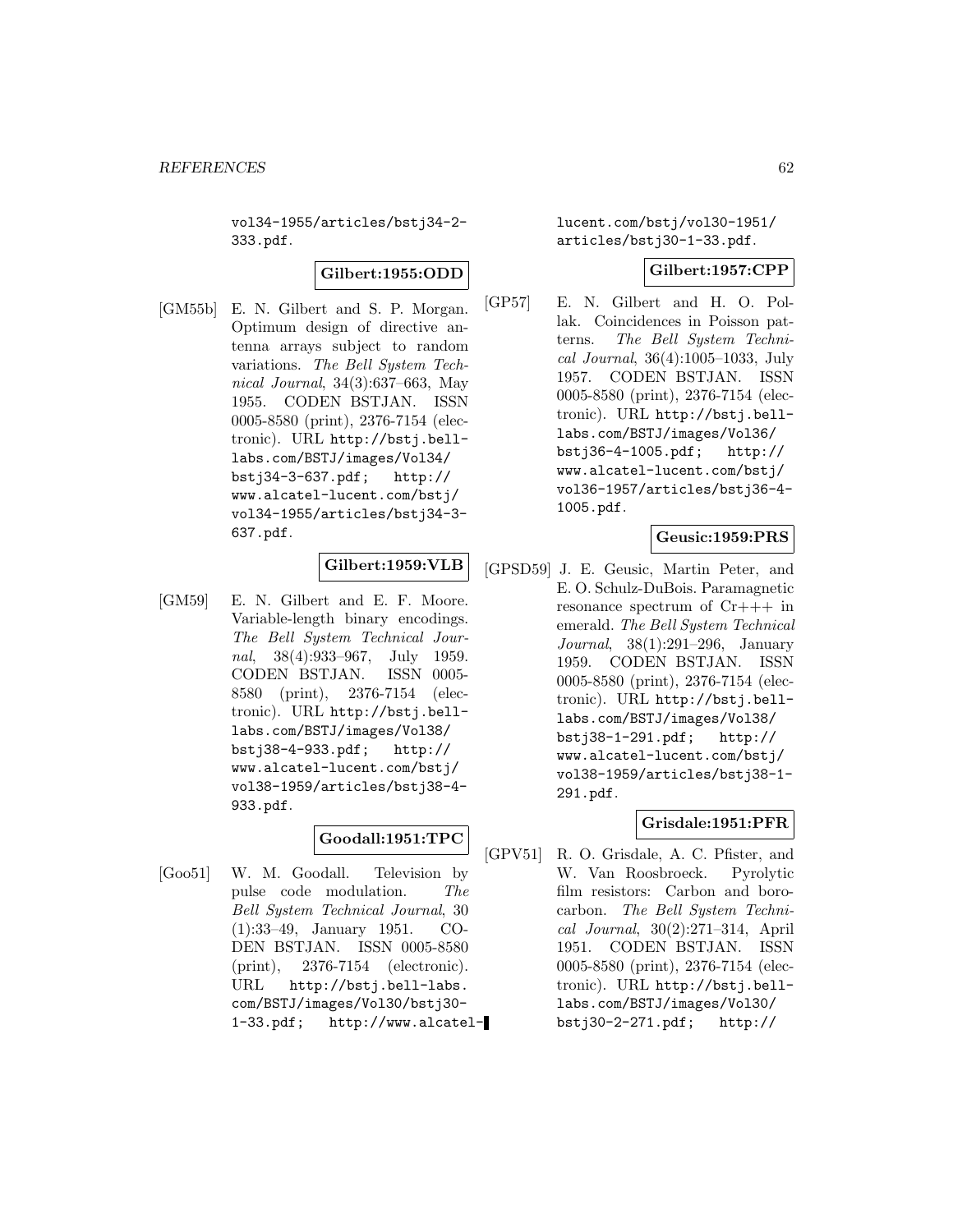vol34-1955/articles/bstj34-2-333.pdf.

**Gilbert:1955:ODD**

[GM55b] E. N. Gilbert and S. P. Morgan. Optimum design of directive antenna arrays subject to random variations. *The Bell System Technical Journal*, 34(3):637–663, May 1955. CODEN BSTJAN. ISSN 0005-8580 (print), 2376-7154 (electronic). URL http://bstj.bell-labs.com/BSTJ/images/Vol34/bstj34-3-637.pdf; http://www.alcatel-lucent.com/bstj/vol34-1955/articles/bstj34-3-637.pdf.

**Gilbert:1959:VLB**

[GM59] E. N. Gilbert and E. F. Moore. Variable-length binary encodings. *The Bell System Technical Journal*, 38(4):933–967, July 1959. CODEN BSTJAN. ISSN 0005-8580 (print), 2376-7154 (electronic). URL http://bstj.bell-labs.com/BSTJ/images/Vol38/bstj38-4-933.pdf; http://www.alcatel-lucent.com/bstj/vol38-1959/articles/bstj38-4-933.pdf.

**Goodall:1951:TPC**

[Goo51] W. M. Goodall. Television by pulse code modulation. *The Bell System Technical Journal*, 30(1):33–49, January 1951. CODEN BSTJAN. ISSN 0005-8580 (print), 2376-7154 (electronic). URL http://bstj.bell-labs.com/BSTJ/images/Vol30/bstj30-1-33.pdf; http://www.alcatel-lucent.com/bstj/vol30-1951/articles/bstj30-1-33.pdf.

**Gilbert:1957:CPP**

[GP57] E. N. Gilbert and H. O. Pollak. Coincidences in Poisson patterns. *The Bell System Technical Journal*, 36(4):1005–1033, July 1957. CODEN BSTJAN. ISSN 0005-8580 (print), 2376-7154 (electronic). URL http://bstj.bell-labs.com/BSTJ/images/Vol36/bstj36-4-1005.pdf; http://www.alcatel-lucent.com/bstj/vol36-1957/articles/bstj36-4-1005.pdf.

**Geusic:1959:PRS**

[GPSD59] J. E. Geusic, Martin Peter, and E. O. Schulz-DuBois. Paramagnetic resonance spectrum of Cr+++ in emerald. *The Bell System Technical Journal*, 38(1):291–296, January 1959. CODEN BSTJAN. ISSN 0005-8580 (print), 2376-7154 (electronic). URL http://bstj.bell-labs.com/BSTJ/images/Vol38/bstj38-1-291.pdf; http://www.alcatel-lucent.com/bstj/vol38-1959/articles/bstj38-1-291.pdf.

**Grisdale:1951:PFR**

[GPV51] R. O. Grisdale, A. C. Pfister, and W. Van Roosbroeck. Pyrolytic film resistors: Carbon and borocarbon. *The Bell System Technical Journal*, 30(2):271–314, April 1951. CODEN BSTJAN. ISSN 0005-8580 (print), 2376-7154 (electronic). URL http://bstj.bell-labs.com/BSTJ/images/Vol30/bstj30-2-271.pdf; http://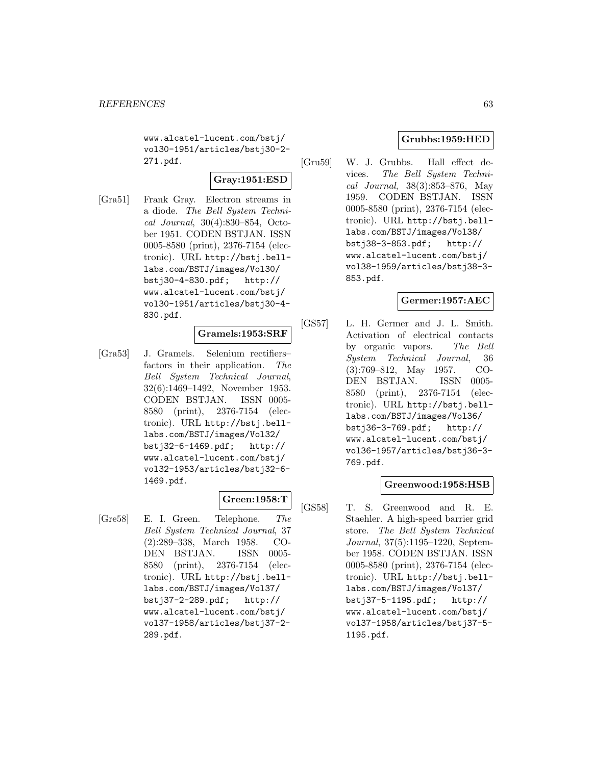www.alcatel-lucent.com/bstj/vol30-1951/articles/bstj30-2-271.pdf.

**Gray:1951:ESD**

[Gra51] Frank Gray. Electron streams in a diode. *The Bell System Technical Journal*, 30(4):830–854, October 1951. CODEN BSTJAN. ISSN 0005-8580 (print), 2376-7154 (electronic). URL http://bstj.bell-labs.com/BSTJ/images/Vol30/bstj30-4-830.pdf; http://www.alcatel-lucent.com/bstj/vol30-1951/articles/bstj30-4-830.pdf.

**Gramels:1953:SRF**

[Gra53] J. Gramels. Selenium rectifiers–factors in their application. *The Bell System Technical Journal*, 32(6):1469–1492, November 1953. CODEN BSTJAN. ISSN 0005-8580 (print), 2376-7154 (electronic). URL http://bstj.bell-labs.com/BSTJ/images/Vol32/bstj32-6-1469.pdf; http://www.alcatel-lucent.com/bstj/vol32-1953/articles/bstj32-6-1469.pdf.

**Green:1958:T**

[Gre58] E. I. Green. Telephone. *The Bell System Technical Journal*, 37(2):289–338, March 1958. CODEN BSTJAN. ISSN 0005-8580 (print), 2376-7154 (electronic). URL http://bstj.bell-labs.com/BSTJ/images/Vol37/bstj37-2-289.pdf; http://www.alcatel-lucent.com/bstj/vol37-1958/articles/bstj37-2-289.pdf.

**Grubbs:1959:HED**

[Gru59] W. J. Grubbs. Hall effect devices. *The Bell System Technical Journal*, 38(3):853–876, May 1959. CODEN BSTJAN. ISSN 0005-8580 (print), 2376-7154 (electronic). URL http://bstj.bell-labs.com/BSTJ/images/Vol38/bstj38-3-853.pdf; http://www.alcatel-lucent.com/bstj/vol38-1959/articles/bstj38-3-853.pdf.

**Germer:1957:AEC**

[GS57] L. H. Germer and J. L. Smith. Activation of electrical contacts by organic vapors. *The Bell System Technical Journal*, 36(3):769–812, May 1957. CODEN BSTJAN. ISSN 0005-8580 (print), 2376-7154 (electronic). URL http://bstj.bell-labs.com/BSTJ/images/Vol36/bstj36-3-769.pdf; http://www.alcatel-lucent.com/bstj/vol36-1957/articles/bstj36-3-769.pdf.

**Greenwood:1958:HSB**

[GS58] T. S. Greenwood and R. E. Staehler. A high-speed barrier grid store. *The Bell System Technical Journal*, 37(5):1195–1220, September 1958. CODEN BSTJAN. ISSN 0005-8580 (print), 2376-7154 (electronic). URL http://bstj.bell-labs.com/BSTJ/images/Vol37/bstj37-5-1195.pdf; http://www.alcatel-lucent.com/bstj/vol37-1958/articles/bstj37-5-1195.pdf.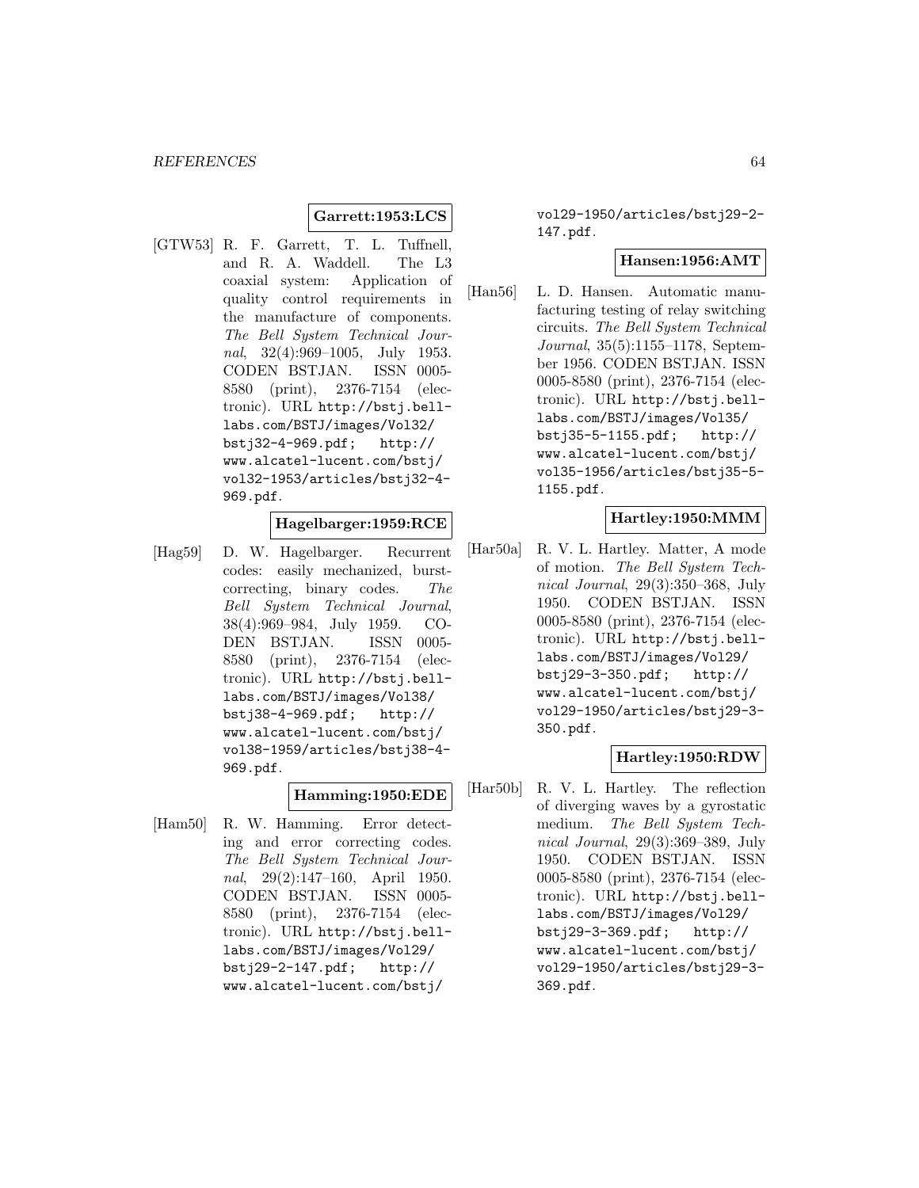**Garrett:1953:LCS**

[GTW53] R. F. Garrett, T. L. Tuffnell, and R. A. Waddell. The L3 coaxial system: Application of quality control requirements in the manufacture of components. *The Bell System Technical Journal*, 32(4):969–1005, July 1953. CODEN BSTJAN. ISSN 0005-8580 (print), 2376-7154 (electronic). URL `http://bstj.bell-labs.com/BSTJ/images/Vol32/bstj32-4-969.pdf`; `http://www.alcatel-lucent.com/bstj/vol32-1953/articles/bstj32-4-969.pdf`.

**Hagelbarger:1959:RCE**

[Hag59] D. W. Hagelbarger. Recurrent codes: easily mechanized, burst-correcting, binary codes. *The Bell System Technical Journal*, 38(4):969–984, July 1959. CODEN BSTJAN. ISSN 0005-8580 (print), 2376-7154 (electronic). URL `http://bstj.bell-labs.com/BSTJ/images/Vol38/bstj38-4-969.pdf`; `http://www.alcatel-lucent.com/bstj/vol38-1959/articles/bstj38-4-969.pdf`.

**Hamming:1950:EDE**

[Ham50] R. W. Hamming. Error detecting and error correcting codes. *The Bell System Technical Journal*, 29(2):147–160, April 1950. CODEN BSTJAN. ISSN 0005-8580 (print), 2376-7154 (electronic). URL `http://bstj.bell-labs.com/BSTJ/images/Vol29/bstj29-2-147.pdf`; `http://www.alcatel-lucent.com/bstj/vol29-1950/articles/bstj29-2-147.pdf`.

**Hansen:1956:AMT**

[Han56] L. D. Hansen. Automatic manufacturing testing of relay switching circuits. *The Bell System Technical Journal*, 35(5):1155–1178, September 1956. CODEN BSTJAN. ISSN 0005-8580 (print), 2376-7154 (electronic). URL `http://bstj.bell-labs.com/BSTJ/images/Vol35/bstj35-5-1155.pdf`; `http://www.alcatel-lucent.com/bstj/vol35-1956/articles/bstj35-5-1155.pdf`.

**Hartley:1950:MMM**

[Har50a] R. V. L. Hartley. Matter, A mode of motion. *The Bell System Technical Journal*, 29(3):350–368, July 1950. CODEN BSTJAN. ISSN 0005-8580 (print), 2376-7154 (electronic). URL `http://bstj.bell-labs.com/BSTJ/images/Vol29/bstj29-3-350.pdf`; `http://www.alcatel-lucent.com/bstj/vol29-1950/articles/bstj29-3-350.pdf`.

**Hartley:1950:RDW**

[Har50b] R. V. L. Hartley. The reflection of diverging waves by a gyrostatic medium. *The Bell System Technical Journal*, 29(3):369–389, July 1950. CODEN BSTJAN. ISSN 0005-8580 (print), 2376-7154 (electronic). URL `http://bstj.bell-labs.com/BSTJ/images/Vol29/bstj29-3-369.pdf`; `http://www.alcatel-lucent.com/bstj/vol29-1950/articles/bstj29-3-369.pdf`.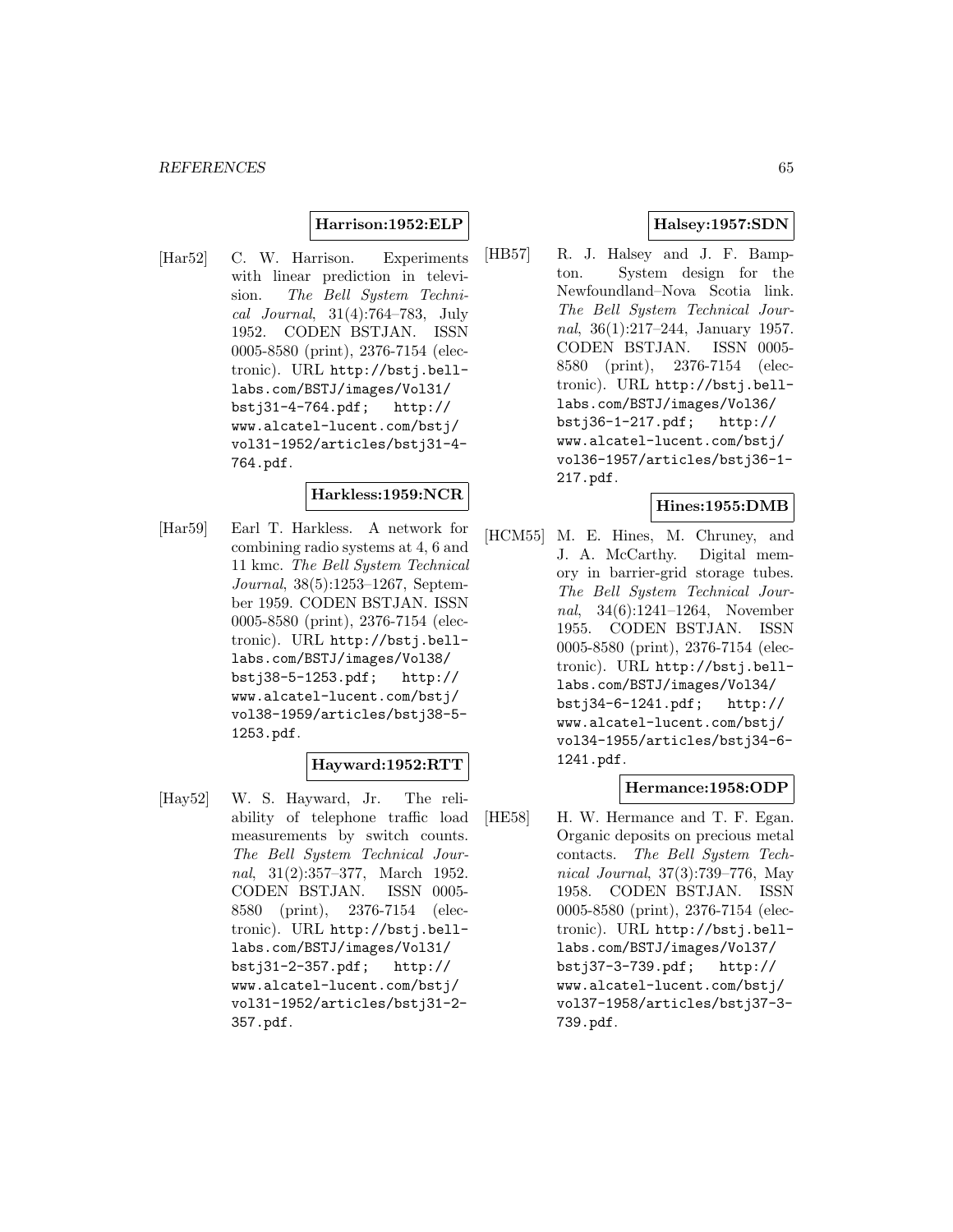**Harrison:1952:ELP**

[Har52] C. W. Harrison. Experiments with linear prediction in television. *The Bell System Technical Journal*, 31(4):764–783, July 1952. CODEN BSTJAN. ISSN 0005-8580 (print), 2376-7154 (electronic). URL `http://bstj.bell-labs.com/BSTJ/images/Vol31/bstj31-4-764.pdf; http://www.alcatel-lucent.com/bstj/vol31-1952/articles/bstj31-4-764.pdf`.

**Harkless:1959:NCR**

[Har59] Earl T. Harkless. A network for combining radio systems at 4, 6 and 11 kmc. *The Bell System Technical Journal*, 38(5):1253–1267, September 1959. CODEN BSTJAN. ISSN 0005-8580 (print), 2376-7154 (electronic). URL `http://bstj.bell-labs.com/BSTJ/images/Vol38/bstj38-5-1253.pdf; http://www.alcatel-lucent.com/bstj/vol38-1959/articles/bstj38-5-1253.pdf`.

**Hayward:1952:RTT**

[Hay52] W. S. Hayward, Jr. The reliability of telephone traffic load measurements by switch counts. *The Bell System Technical Journal*, 31(2):357–377, March 1952. CODEN BSTJAN. ISSN 0005-8580 (print), 2376-7154 (electronic). URL `http://bstj.bell-labs.com/BSTJ/images/Vol31/bstj31-2-357.pdf; http://www.alcatel-lucent.com/bstj/vol31-1952/articles/bstj31-2-357.pdf`.

**Halsey:1957:SDN**

[HB57] R. J. Halsey and J. F. Bampton. System design for the Newfoundland–Nova Scotia link. *The Bell System Technical Journal*, 36(1):217–244, January 1957. CODEN BSTJAN. ISSN 0005-8580 (print), 2376-7154 (electronic). URL `http://bstj.bell-labs.com/BSTJ/images/Vol36/bstj36-1-217.pdf; http://www.alcatel-lucent.com/bstj/vol36-1957/articles/bstj36-1-217.pdf`.

**Hines:1955:DMB**

[HCM55] M. E. Hines, M. Chruney, and J. A. McCarthy. Digital memory in barrier-grid storage tubes. *The Bell System Technical Journal*, 34(6):1241–1264, November 1955. CODEN BSTJAN. ISSN 0005-8580 (print), 2376-7154 (electronic). URL `http://bstj.bell-labs.com/BSTJ/images/Vol34/bstj34-6-1241.pdf; http://www.alcatel-lucent.com/bstj/vol34-1955/articles/bstj34-6-1241.pdf`.

**Hermance:1958:ODP**

[HE58] H. W. Hermance and T. F. Egan. Organic deposits on precious metal contacts. *The Bell System Technical Journal*, 37(3):739–776, May 1958. CODEN BSTJAN. ISSN 0005-8580 (print), 2376-7154 (electronic). URL `http://bstj.bell-labs.com/BSTJ/images/Vol37/bstj37-3-739.pdf; http://www.alcatel-lucent.com/bstj/vol37-1958/articles/bstj37-3-739.pdf`.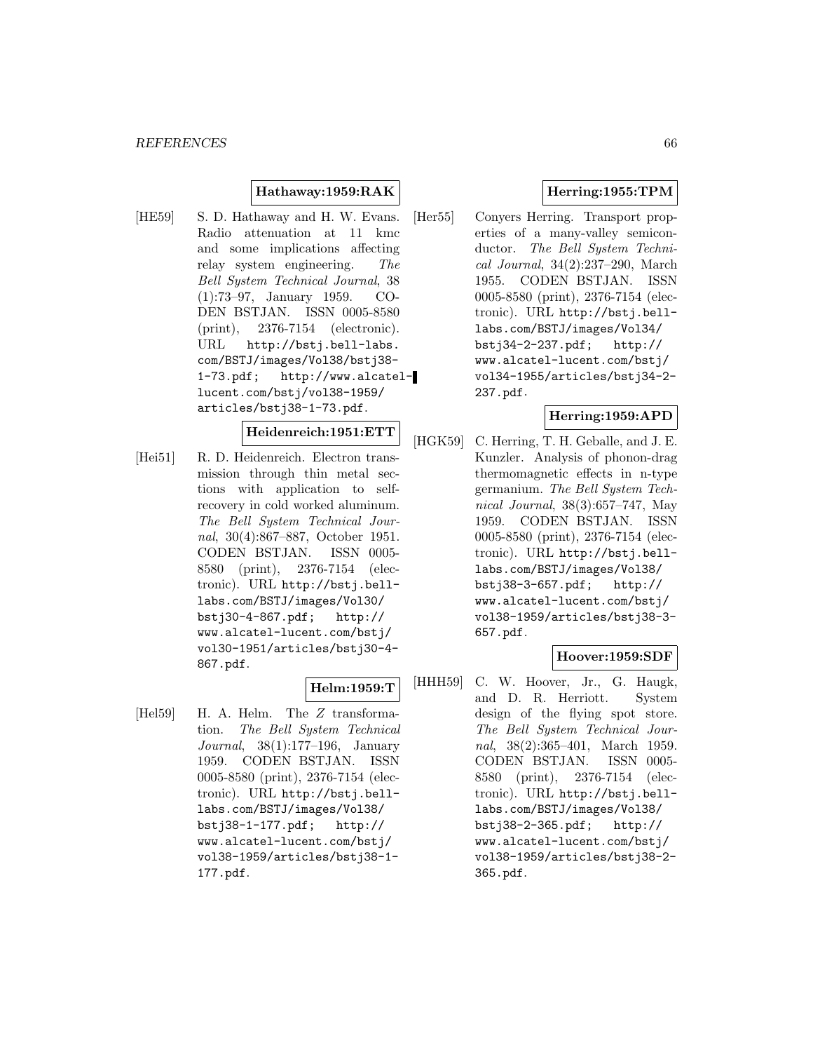**Hathaway:1959:RAK**

[HE59] S. D. Hathaway and H. W. Evans. Radio attenuation at 11 kmc and some implications affecting relay system engineering. *The Bell System Technical Journal*, 38 (1):73–97, January 1959. CODEN BSTJAN. ISSN 0005-8580 (print), 2376-7154 (electronic). URL http://bstj.bell-labs.com/BSTJ/images/Vol38/bstj38-1-73.pdf; http://www.alcatel-lucent.com/bstj/vol38-1959/articles/bstj38-1-73.pdf.

**Heidenreich:1951:ETT**

[Hei51] R. D. Heidenreich. Electron transmission through thin metal sections with application to self-recovery in cold worked aluminum. *The Bell System Technical Journal*, 30(4):867–887, October 1951. CODEN BSTJAN. ISSN 0005-8580 (print), 2376-7154 (electronic). URL http://bstj.bell-labs.com/BSTJ/images/Vol30/bstj30-4-867.pdf; http://www.alcatel-lucent.com/bstj/vol30-1951/articles/bstj30-4-867.pdf.

**Helm:1959:T**

[Hel59] H. A. Helm. The $Z$ transformation. *The Bell System Technical Journal*, 38(1):177–196, January 1959. CODEN BSTJAN. ISSN 0005-8580 (print), 2376-7154 (electronic). URL http://bstj.bell-labs.com/BSTJ/images/Vol38/bstj38-1-177.pdf; http://www.alcatel-lucent.com/bstj/vol38-1959/articles/bstj38-1-177.pdf.

**Herring:1955:TPM**

[Her55] Conyers Herring. Transport properties of a many-valley semiconductor. *The Bell System Technical Journal*, 34(2):237–290, March 1955. CODEN BSTJAN. ISSN 0005-8580 (print), 2376-7154 (electronic). URL http://bstj.bell-labs.com/BSTJ/images/Vol34/bstj34-2-237.pdf; http://www.alcatel-lucent.com/bstj/vol34-1955/articles/bstj34-2-237.pdf.

**Herring:1959:APD**

[HGK59] C. Herring, T. H. Geballe, and J. E. Kunzler. Analysis of phonon-drag thermomagnetic effects in n-type germanium. *The Bell System Technical Journal*, 38(3):657–747, May 1959. CODEN BSTJAN. ISSN 0005-8580 (print), 2376-7154 (electronic). URL http://bstj.bell-labs.com/BSTJ/images/Vol38/bstj38-3-657.pdf; http://www.alcatel-lucent.com/bstj/vol38-1959/articles/bstj38-3-657.pdf.

**Hoover:1959:SDF**

[HHH59] C. W. Hoover, Jr., G. Haugk, and D. R. Herriott. System design of the flying spot store. *The Bell System Technical Journal*, 38(2):365–401, March 1959. CODEN BSTJAN. ISSN 0005-8580 (print), 2376-7154 (electronic). URL http://bstj.bell-labs.com/BSTJ/images/Vol38/bstj38-2-365.pdf; http://www.alcatel-lucent.com/bstj/vol38-1959/articles/bstj38-2-365.pdf.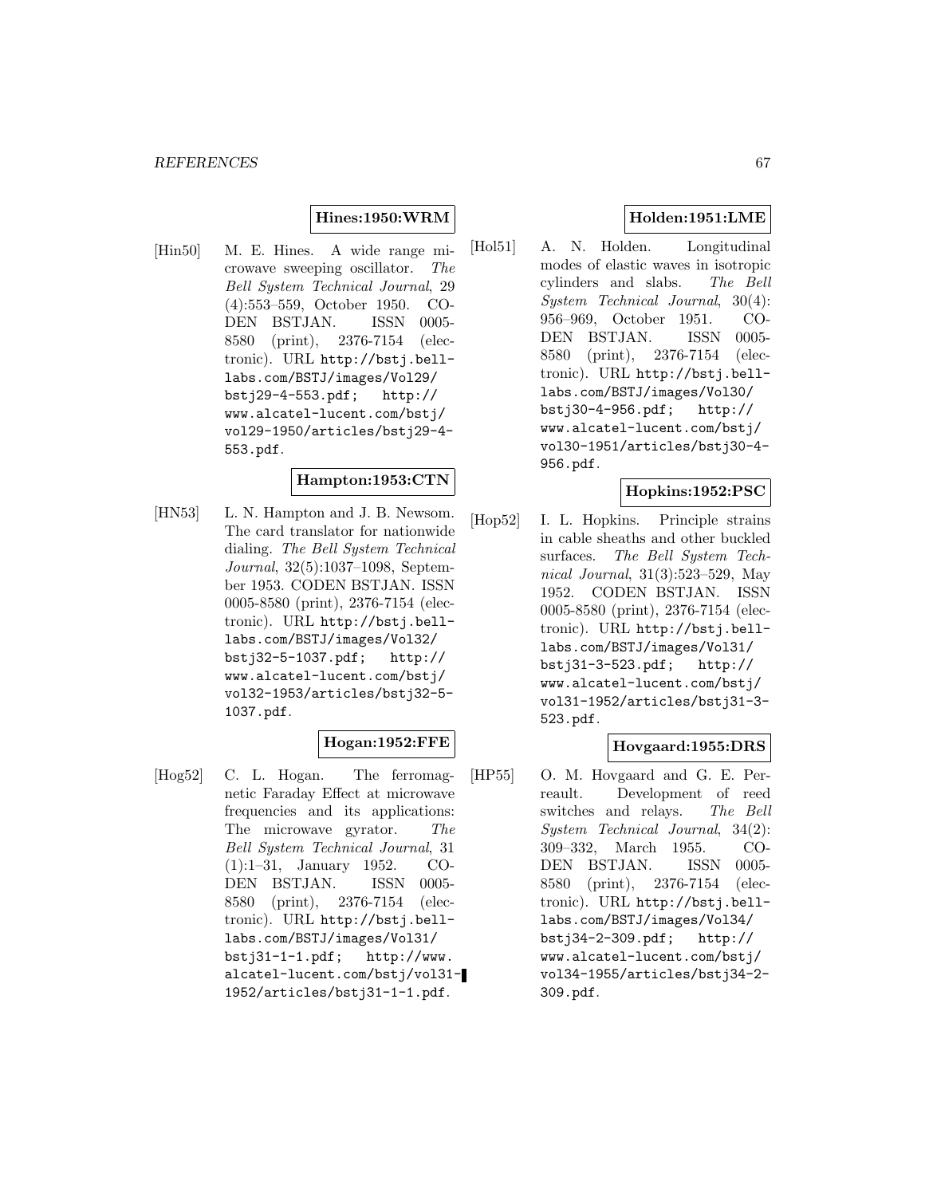**Hines:1950:WRM**

[Hin50] M. E. Hines. A wide range microwave sweeping oscillator. *The Bell System Technical Journal*, 29 (4):553–559, October 1950. CODEN BSTJAN. ISSN 0005-8580 (print), 2376-7154 (electronic). URL http://bstj.bell-labs.com/BSTJ/images/Vol29/bstj29-4-553.pdf; http://www.alcatel-lucent.com/bstj/vol29-1950/articles/bstj29-4-553.pdf.

**Hampton:1953:CTN**

[HN53] L. N. Hampton and J. B. Newsom. The card translator for nationwide dialing. *The Bell System Technical Journal*, 32(5):1037–1098, September 1953. CODEN BSTJAN. ISSN 0005-8580 (print), 2376-7154 (electronic). URL http://bstj.bell-labs.com/BSTJ/images/Vol32/bstj32-5-1037.pdf; http://www.alcatel-lucent.com/bstj/vol32-1953/articles/bstj32-5-1037.pdf.

**Hogan:1952:FFE**

[Hog52] C. L. Hogan. The ferromagnetic Faraday Effect at microwave frequencies and its applications: The microwave gyrator. *The Bell System Technical Journal*, 31 (1):1–31, January 1952. CODEN BSTJAN. ISSN 0005-8580 (print), 2376-7154 (electronic). URL http://bstj.bell-labs.com/BSTJ/images/Vol31/bstj31-1-1.pdf; http://www.alcatel-lucent.com/bstj/vol31-1952/articles/bstj31-1-1.pdf.

**Holden:1951:LME**

[Hol51] A. N. Holden. Longitudinal modes of elastic waves in isotropic cylinders and slabs. *The Bell System Technical Journal*, 30(4): 956–969, October 1951. CODEN BSTJAN. ISSN 0005-8580 (print), 2376-7154 (electronic). URL http://bstj.bell-labs.com/BSTJ/images/Vol30/bstj30-4-956.pdf; http://www.alcatel-lucent.com/bstj/vol30-1951/articles/bstj30-4-956.pdf.

**Hopkins:1952:PSC**

[Hop52] I. L. Hopkins. Principle strains in cable sheaths and other buckled surfaces. *The Bell System Technical Journal*, 31(3):523–529, May 1952. CODEN BSTJAN. ISSN 0005-8580 (print), 2376-7154 (electronic). URL http://bstj.bell-labs.com/BSTJ/images/Vol31/bstj31-3-523.pdf; http://www.alcatel-lucent.com/bstj/vol31-1952/articles/bstj31-3-523.pdf.

**Hovgaard:1955:DRS**

[HP55] O. M. Hovgaard and G. E. Perreault. Development of reed switches and relays. *The Bell System Technical Journal*, 34(2): 309–332, March 1955. CODEN BSTJAN. ISSN 0005-8580 (print), 2376-7154 (electronic). URL http://bstj.bell-labs.com/BSTJ/images/Vol34/bstj34-2-309.pdf; http://www.alcatel-lucent.com/bstj/vol34-1955/articles/bstj34-2-309.pdf.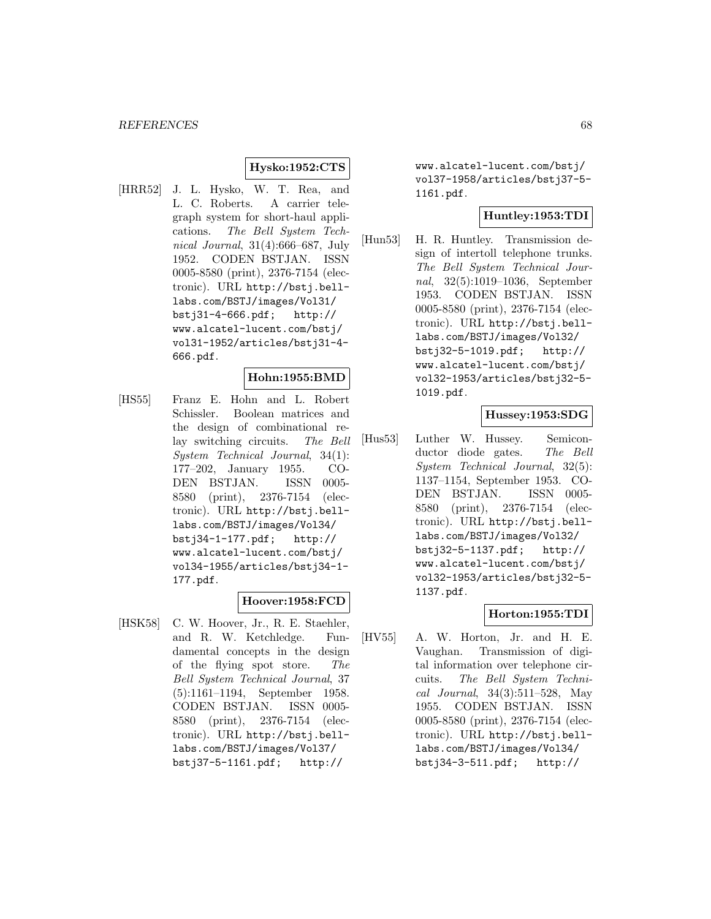**Hysko:1952:CTS**

[HRR52] J. L. Hysko, W. T. Rea, and L. C. Roberts. A carrier telegraph system for short-haul applications. *The Bell System Technical Journal*, 31(4):666–687, July 1952. CODEN BSTJAN. ISSN 0005-8580 (print), 2376-7154 (electronic). URL http://bstj.bell-labs.com/BSTJ/images/Vol31/bstj31-4-666.pdf; http://www.alcatel-lucent.com/bstj/vol31-1952/articles/bstj31-4-666.pdf.

**Hohn:1955:BMD**

[HS55] Franz E. Hohn and L. Robert Schissler. Boolean matrices and the design of combinational relay switching circuits. *The Bell System Technical Journal*, 34(1):177–202, January 1955. CODEN BSTJAN. ISSN 0005-8580 (print), 2376-7154 (electronic). URL http://bstj.bell-labs.com/BSTJ/images/Vol34/bstj34-1-177.pdf; http://www.alcatel-lucent.com/bstj/vol34-1955/articles/bstj34-1-177.pdf.

**Hoover:1958:FCD**

[HSK58] C. W. Hoover, Jr., R. E. Staehler, and R. W. Ketchledge. Fundamental concepts in the design of the flying spot store. *The Bell System Technical Journal*, 37(5):1161–1194, September 1958. CODEN BSTJAN. ISSN 0005-8580 (print), 2376-7154 (electronic). URL http://bstj.bell-labs.com/BSTJ/images/Vol37/bstj37-5-1161.pdf; http://www.alcatel-lucent.com/bstj/vol37-1958/articles/bstj37-5-1161.pdf.

**Huntley:1953:TDI**

[Hun53] H. R. Huntley. Transmission design of intertoll telephone trunks. *The Bell System Technical Journal*, 32(5):1019–1036, September 1953. CODEN BSTJAN. ISSN 0005-8580 (print), 2376-7154 (electronic). URL http://bstj.bell-labs.com/BSTJ/images/Vol32/bstj32-5-1019.pdf; http://www.alcatel-lucent.com/bstj/vol32-1953/articles/bstj32-5-1019.pdf.

**Hussey:1953:SDG**

[Hus53] Luther W. Hussey. Semiconductor diode gates. *The Bell System Technical Journal*, 32(5):1137–1154, September 1953. CODEN BSTJAN. ISSN 0005-8580 (print), 2376-7154 (electronic). URL http://bstj.bell-labs.com/BSTJ/images/Vol32/bstj32-5-1137.pdf; http://www.alcatel-lucent.com/bstj/vol32-1953/articles/bstj32-5-1137.pdf.

**Horton:1955:TDI**

[HV55] A. W. Horton, Jr. and H. E. Vaughan. Transmission of digital information over telephone circuits. *The Bell System Technical Journal*, 34(3):511–528, May 1955. CODEN BSTJAN. ISSN 0005-8580 (print), 2376-7154 (electronic). URL http://bstj.bell-labs.com/BSTJ/images/Vol34/bstj34-3-511.pdf; http://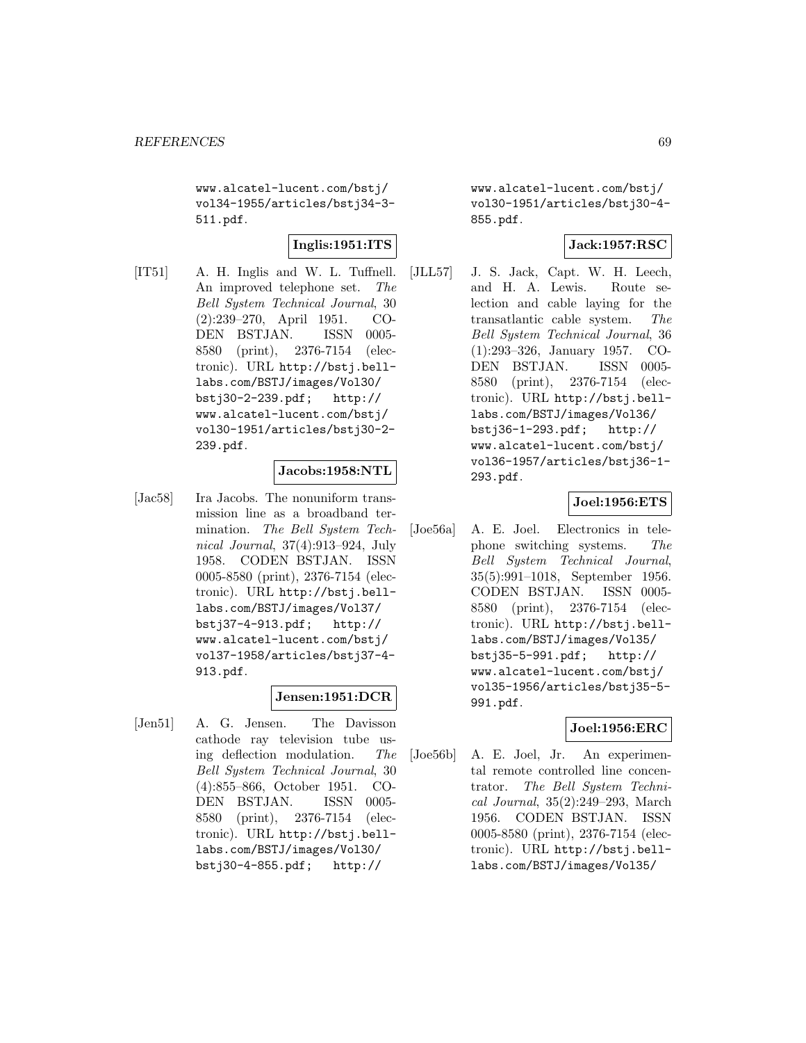www.alcatel-lucent.com/bstj/vol34-1955/articles/bstj34-3-511.pdf.

**Inglis:1951:ITS**

[IT51] A. H. Inglis and W. L. Tuffnell. An improved telephone set. *The Bell System Technical Journal*, 30 (2):239–270, April 1951. CODEN BSTJAN. ISSN 0005-8580 (print), 2376-7154 (electronic). URL http://bstj.bell-labs.com/BSTJ/images/Vol30/bstj30-2-239.pdf; http://www.alcatel-lucent.com/bstj/vol30-1951/articles/bstj30-2-239.pdf.

**Jacobs:1958:NTL**

[Jac58] Ira Jacobs. The nonuniform transmission line as a broadband termination. *The Bell System Technical Journal*, 37(4):913–924, July 1958. CODEN BSTJAN. ISSN 0005-8580 (print), 2376-7154 (electronic). URL http://bstj.bell-labs.com/BSTJ/images/Vol37/bstj37-4-913.pdf; http://www.alcatel-lucent.com/bstj/vol37-1958/articles/bstj37-4-913.pdf.

**Jensen:1951:DCR**

[Jen51] A. G. Jensen. The Davisson cathode ray television tube using deflection modulation. *The Bell System Technical Journal*, 30 (4):855–866, October 1951. CODEN BSTJAN. ISSN 0005-8580 (print), 2376-7154 (electronic). URL http://bstj.bell-labs.com/BSTJ/images/Vol30/bstj30-4-855.pdf; http://www.alcatel-lucent.com/bstj/vol30-1951/articles/bstj30-4-855.pdf.

**Jack:1957:RSC**

[JLL57] J. S. Jack, Capt. W. H. Leech, and H. A. Lewis. Route selection and cable laying for the transatlantic cable system. *The Bell System Technical Journal*, 36 (1):293–326, January 1957. CODEN BSTJAN. ISSN 0005-8580 (print), 2376-7154 (electronic). URL http://bstj.bell-labs.com/BSTJ/images/Vol36/bstj36-1-293.pdf; http://www.alcatel-lucent.com/bstj/vol36-1957/articles/bstj36-1-293.pdf.

**Joel:1956:ETS**

[Joe56a] A. E. Joel. Electronics in telephone switching systems. *The Bell System Technical Journal*, 35(5):991–1018, September 1956. CODEN BSTJAN. ISSN 0005-8580 (print), 2376-7154 (electronic). URL http://bstj.bell-labs.com/BSTJ/images/Vol35/bstj35-5-991.pdf; http://www.alcatel-lucent.com/bstj/vol35-1956/articles/bstj35-5-991.pdf.

**Joel:1956:ERC**

[Joe56b] A. E. Joel, Jr. An experimental remote controlled line concentrator. *The Bell System Technical Journal*, 35(2):249–293, March 1956. CODEN BSTJAN. ISSN 0005-8580 (print), 2376-7154 (electronic). URL http://bstj.bell-labs.com/BSTJ/images/Vol35/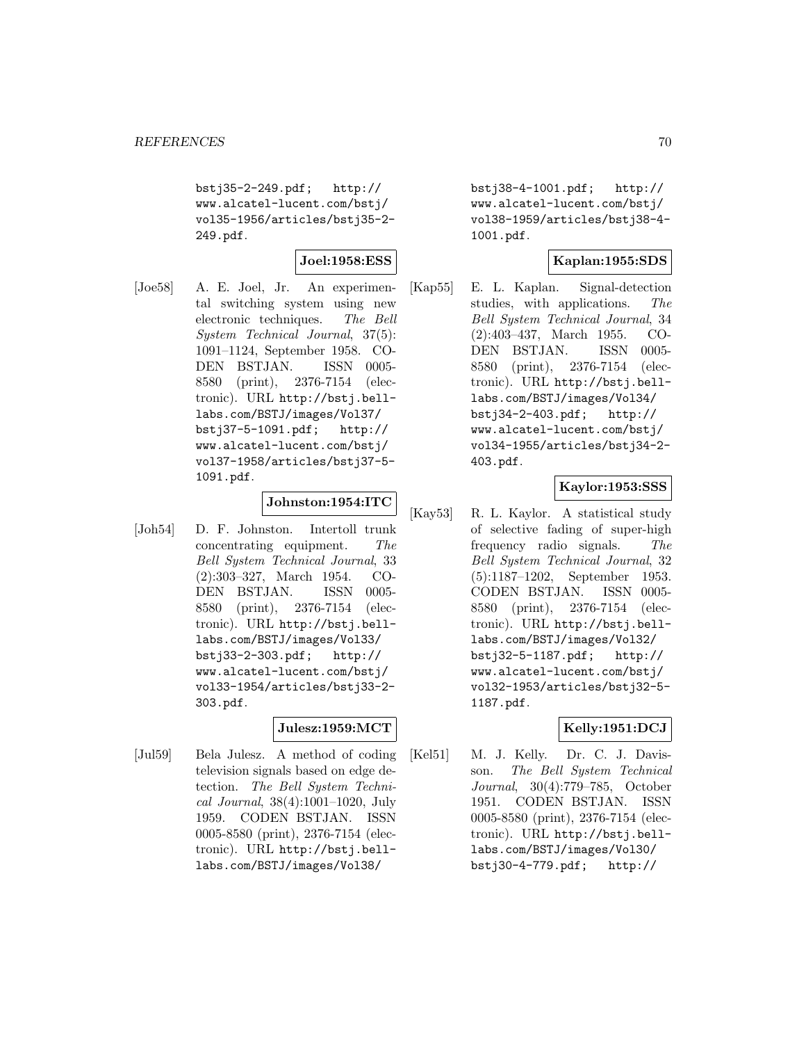bstj35-2-249.pdf; http://www.alcatel-lucent.com/bstj/vol35-1956/articles/bstj35-2-249.pdf.

**Joel:1958:ESS**

[Joe58] A. E. Joel, Jr. An experimental switching system using new electronic techniques. *The Bell System Technical Journal*, 37(5): 1091–1124, September 1958. CODEN BSTJAN. ISSN 0005-8580 (print), 2376-7154 (electronic). URL http://bstj.bell-labs.com/BSTJ/images/Vol37/bstj37-5-1091.pdf; http://www.alcatel-lucent.com/bstj/vol37-1958/articles/bstj37-5-1091.pdf.

**Johnston:1954:ITC**

[Joh54] D. F. Johnston. Intertoll trunk concentrating equipment. *The Bell System Technical Journal*, 33 (2):303–327, March 1954. CODEN BSTJAN. ISSN 0005-8580 (print), 2376-7154 (electronic). URL http://bstj.bell-labs.com/BSTJ/images/Vol33/bstj33-2-303.pdf; http://www.alcatel-lucent.com/bstj/vol33-1954/articles/bstj33-2-303.pdf.

**Julesz:1959:MCT**

[Jul59] Bela Julesz. A method of coding television signals based on edge detection. *The Bell System Technical Journal*, 38(4):1001–1020, July 1959. CODEN BSTJAN. ISSN 0005-8580 (print), 2376-7154 (electronic). URL http://bstj.bell-labs.com/BSTJ/images/Vol38/bstj38-4-1001.pdf; http://www.alcatel-lucent.com/bstj/vol38-1959/articles/bstj38-4-1001.pdf.

**Kaplan:1955:SDS**

[Kap55] E. L. Kaplan. Signal-detection studies, with applications. *The Bell System Technical Journal*, 34 (2):403–437, March 1955. CODEN BSTJAN. ISSN 0005-8580 (print), 2376-7154 (electronic). URL http://bstj.bell-labs.com/BSTJ/images/Vol34/bstj34-2-403.pdf; http://www.alcatel-lucent.com/bstj/vol34-1955/articles/bstj34-2-403.pdf.

**Kaylor:1953:SSS**

[Kay53] R. L. Kaylor. A statistical study of selective fading of super-high frequency radio signals. *The Bell System Technical Journal*, 32 (5):1187–1202, September 1953. CODEN BSTJAN. ISSN 0005-8580 (print), 2376-7154 (electronic). URL http://bstj.bell-labs.com/BSTJ/images/Vol32/bstj32-5-1187.pdf; http://www.alcatel-lucent.com/bstj/vol32-1953/articles/bstj32-5-1187.pdf.

**Kelly:1951:DCJ**

[Kel51] M. J. Kelly. Dr. C. J. Davisson. *The Bell System Technical Journal*, 30(4):779–785, October 1951. CODEN BSTJAN. ISSN 0005-8580 (print), 2376-7154 (electronic). URL http://bstj.bell-labs.com/BSTJ/images/Vol30/bstj30-4-779.pdf; http://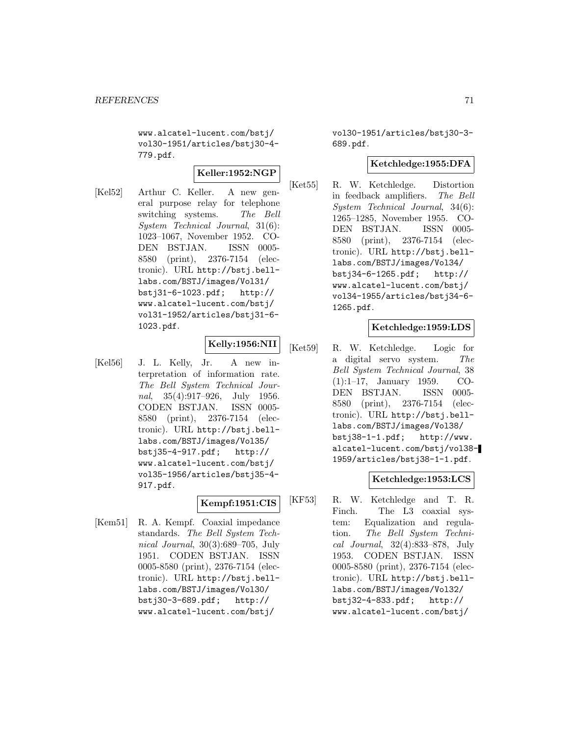www.alcatel-lucent.com/bstj/vol30-1951/articles/bstj30-4-779.pdf.

**Keller:1952:NGP**

[Kel52] Arthur C. Keller. A new general purpose relay for telephone switching systems. *The Bell System Technical Journal*, 31(6): 1023–1067, November 1952. CODEN BSTJAN. ISSN 0005-8580 (print), 2376-7154 (electronic). URL http://bstj.bell-labs.com/BSTJ/images/Vol31/bstj31-6-1023.pdf; http://www.alcatel-lucent.com/bstj/vol31-1952/articles/bstj31-6-1023.pdf.

**Kelly:1956:NII**

[Kel56] J. L. Kelly, Jr. A new interpretation of information rate. *The Bell System Technical Journal*, 35(4):917–926, July 1956. CODEN BSTJAN. ISSN 0005-8580 (print), 2376-7154 (electronic). URL http://bstj.bell-labs.com/BSTJ/images/Vol35/bstj35-4-917.pdf; http://www.alcatel-lucent.com/bstj/vol35-1956/articles/bstj35-4-917.pdf.

**Kempf:1951:CIS**

[Kem51] R. A. Kempf. Coaxial impedance standards. *The Bell System Technical Journal*, 30(3):689–705, July 1951. CODEN BSTJAN. ISSN 0005-8580 (print), 2376-7154 (electronic). URL http://bstj.bell-labs.com/BSTJ/images/Vol30/bstj30-3-689.pdf; http://www.alcatel-lucent.com/bstj/vol30-1951/articles/bstj30-3-689.pdf.

**Ketchledge:1955:DFA**

[Ket55] R. W. Ketchledge. Distortion in feedback amplifiers. *The Bell System Technical Journal*, 34(6): 1265–1285, November 1955. CODEN BSTJAN. ISSN 0005-8580 (print), 2376-7154 (electronic). URL http://bstj.bell-labs.com/BSTJ/images/Vol34/bstj34-6-1265.pdf; http://www.alcatel-lucent.com/bstj/vol34-1955/articles/bstj34-6-1265.pdf.

**Ketchledge:1959:LDS**

[Ket59] R. W. Ketchledge. Logic for a digital servo system. *The Bell System Technical Journal*, 38 (1):1–17, January 1959. CODEN BSTJAN. ISSN 0005-8580 (print), 2376-7154 (electronic). URL http://bstj.bell-labs.com/BSTJ/images/Vol38/bstj38-1-1.pdf; http://www.alcatel-lucent.com/bstj/vol38-1959/articles/bstj38-1-1.pdf.

**Ketchledge:1953:LCS**

[KF53] R. W. Ketchledge and T. R. Finch. The L3 coaxial system: Equalization and regulation. *The Bell System Technical Journal*, 32(4):833–878, July 1953. CODEN BSTJAN. ISSN 0005-8580 (print), 2376-7154 (electronic). URL http://bstj.bell-labs.com/BSTJ/images/Vol32/bstj32-4-833.pdf; http://www.alcatel-lucent.com/bstj/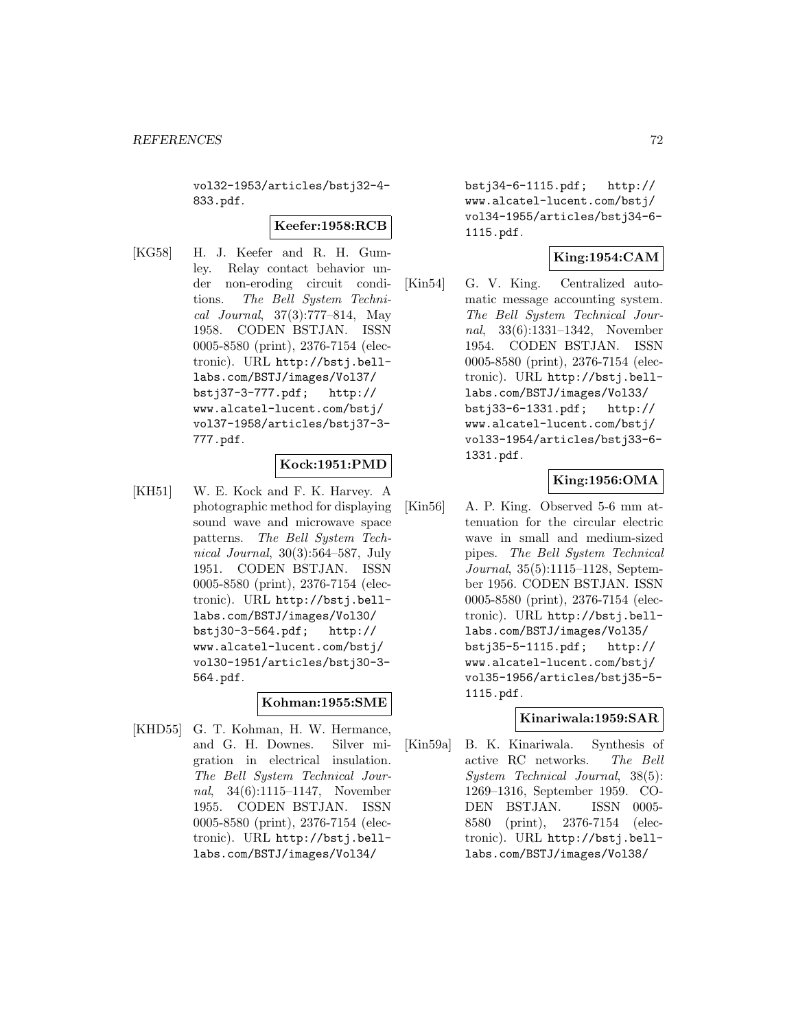vol32-1953/articles/bstj32-4-833.pdf.

**Keefer:1958:RCB**

[KG58] H. J. Keefer and R. H. Gumley. Relay contact behavior under non-eroding circuit conditions. *The Bell System Technical Journal*, 37(3):777–814, May 1958. CODEN BSTJAN. ISSN 0005-8580 (print), 2376-7154 (electronic). URL http://bstj.bell-labs.com/BSTJ/images/Vol37/bstj37-3-777.pdf; http://www.alcatel-lucent.com/bstj/vol37-1958/articles/bstj37-3-777.pdf.

**Kock:1951:PMD**

[KH51] W. E. Kock and F. K. Harvey. A photographic method for displaying sound wave and microwave space patterns. *The Bell System Technical Journal*, 30(3):564–587, July 1951. CODEN BSTJAN. ISSN 0005-8580 (print), 2376-7154 (electronic). URL http://bstj.bell-labs.com/BSTJ/images/Vol30/bstj30-3-564.pdf; http://www.alcatel-lucent.com/bstj/vol30-1951/articles/bstj30-3-564.pdf.

**Kohman:1955:SME**

[KHD55] G. T. Kohman, H. W. Hermance, and G. H. Downes. Silver migration in electrical insulation. *The Bell System Technical Journal*, 34(6):1115–1147, November 1955. CODEN BSTJAN. ISSN 0005-8580 (print), 2376-7154 (electronic). URL http://bstj.bell-labs.com/BSTJ/images/Vol34/bstj34-6-1115.pdf; http://www.alcatel-lucent.com/bstj/vol34-1955/articles/bstj34-6-1115.pdf.

**King:1954:CAM**

[Kin54] G. V. King. Centralized automatic message accounting system. *The Bell System Technical Journal*, 33(6):1331–1342, November 1954. CODEN BSTJAN. ISSN 0005-8580 (print), 2376-7154 (electronic). URL http://bstj.bell-labs.com/BSTJ/images/Vol33/bstj33-6-1331.pdf; http://www.alcatel-lucent.com/bstj/vol33-1954/articles/bstj33-6-1331.pdf.

**King:1956:OMA**

[Kin56] A. P. King. Observed 5-6 mm attenuation for the circular electric wave in small and medium-sized pipes. *The Bell System Technical Journal*, 35(5):1115–1128, September 1956. CODEN BSTJAN. ISSN 0005-8580 (print), 2376-7154 (electronic). URL http://bstj.bell-labs.com/BSTJ/images/Vol35/bstj35-5-1115.pdf; http://www.alcatel-lucent.com/bstj/vol35-1956/articles/bstj35-5-1115.pdf.

**Kinariwala:1959:SAR**

[Kin59a] B. K. Kinariwala. Synthesis of active RC networks. *The Bell System Technical Journal*, 38(5): 1269–1316, September 1959. CODEN BSTJAN. ISSN 0005-8580 (print), 2376-7154 (electronic). URL http://bstj.bell-labs.com/BSTJ/images/Vol38/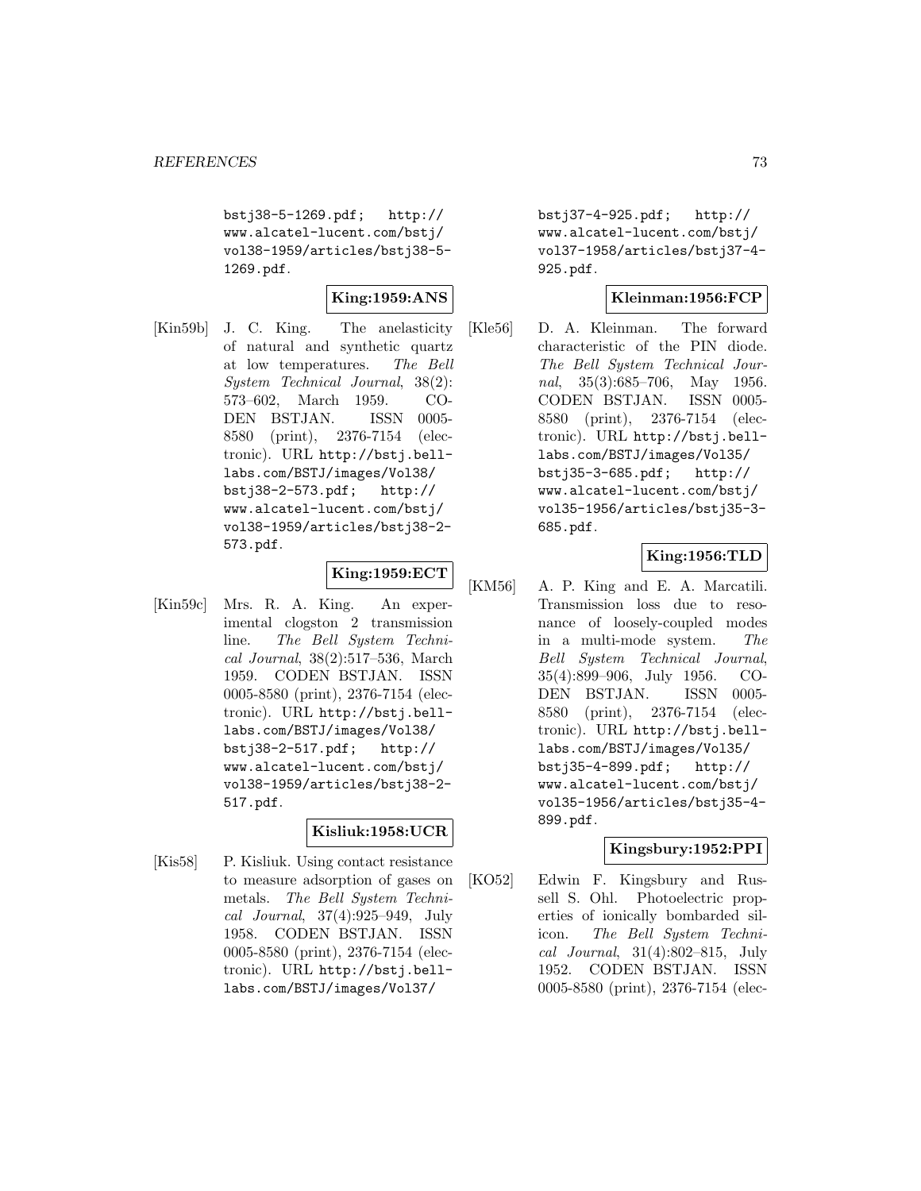bstj38-5-1269.pdf; http://www.alcatel-lucent.com/bstj/vol38-1959/articles/bstj38-5-1269.pdf.

**King:1959:ANS**

[Kin59b] J. C. King. The anelasticity of natural and synthetic quartz at low temperatures. *The Bell System Technical Journal*, 38(2): 573–602, March 1959. CODEN BSTJAN. ISSN 0005-8580 (print), 2376-7154 (electronic). URL http://bstj.bell-labs.com/BSTJ/images/Vol38/bstj38-2-573.pdf; http://www.alcatel-lucent.com/bstj/vol38-1959/articles/bstj38-2-573.pdf.

**King:1959:ECT**

[Kin59c] Mrs. R. A. King. An experimental clogston 2 transmission line. *The Bell System Technical Journal*, 38(2):517–536, March 1959. CODEN BSTJAN. ISSN 0005-8580 (print), 2376-7154 (electronic). URL http://bstj.bell-labs.com/BSTJ/images/Vol38/bstj38-2-517.pdf; http://www.alcatel-lucent.com/bstj/vol38-1959/articles/bstj38-2-517.pdf.

**Kisliuk:1958:UCR**

[Kis58] P. Kisliuk. Using contact resistance to measure adsorption of gases on metals. *The Bell System Technical Journal*, 37(4):925–949, July 1958. CODEN BSTJAN. ISSN 0005-8580 (print), 2376-7154 (electronic). URL http://bstj.bell-labs.com/BSTJ/images/Vol37/bstj37-4-925.pdf; http://www.alcatel-lucent.com/bstj/vol37-1958/articles/bstj37-4-925.pdf.

**Kleinman:1956:FCP**

[Kle56] D. A. Kleinman. The forward characteristic of the PIN diode. *The Bell System Technical Journal*, 35(3):685–706, May 1956. CODEN BSTJAN. ISSN 0005-8580 (print), 2376-7154 (electronic). URL http://bstj.bell-labs.com/BSTJ/images/Vol35/bstj35-3-685.pdf; http://www.alcatel-lucent.com/bstj/vol35-1956/articles/bstj35-3-685.pdf.

**King:1956:TLD**

[KM56] A. P. King and E. A. Marcatili. Transmission loss due to resonance of loosely-coupled modes in a multi-mode system. *The Bell System Technical Journal*, 35(4):899–906, July 1956. CODEN BSTJAN. ISSN 0005-8580 (print), 2376-7154 (electronic). URL http://bstj.bell-labs.com/BSTJ/images/Vol35/bstj35-4-899.pdf; http://www.alcatel-lucent.com/bstj/vol35-1956/articles/bstj35-4-899.pdf.

**Kingsbury:1952:PPI**

[KO52] Edwin F. Kingsbury and Russell S. Ohl. Photoelectric properties of ionically bombarded silicon. *The Bell System Technical Journal*, 31(4):802–815, July 1952. CODEN BSTJAN. ISSN 0005-8580 (print), 2376-7154 (elec-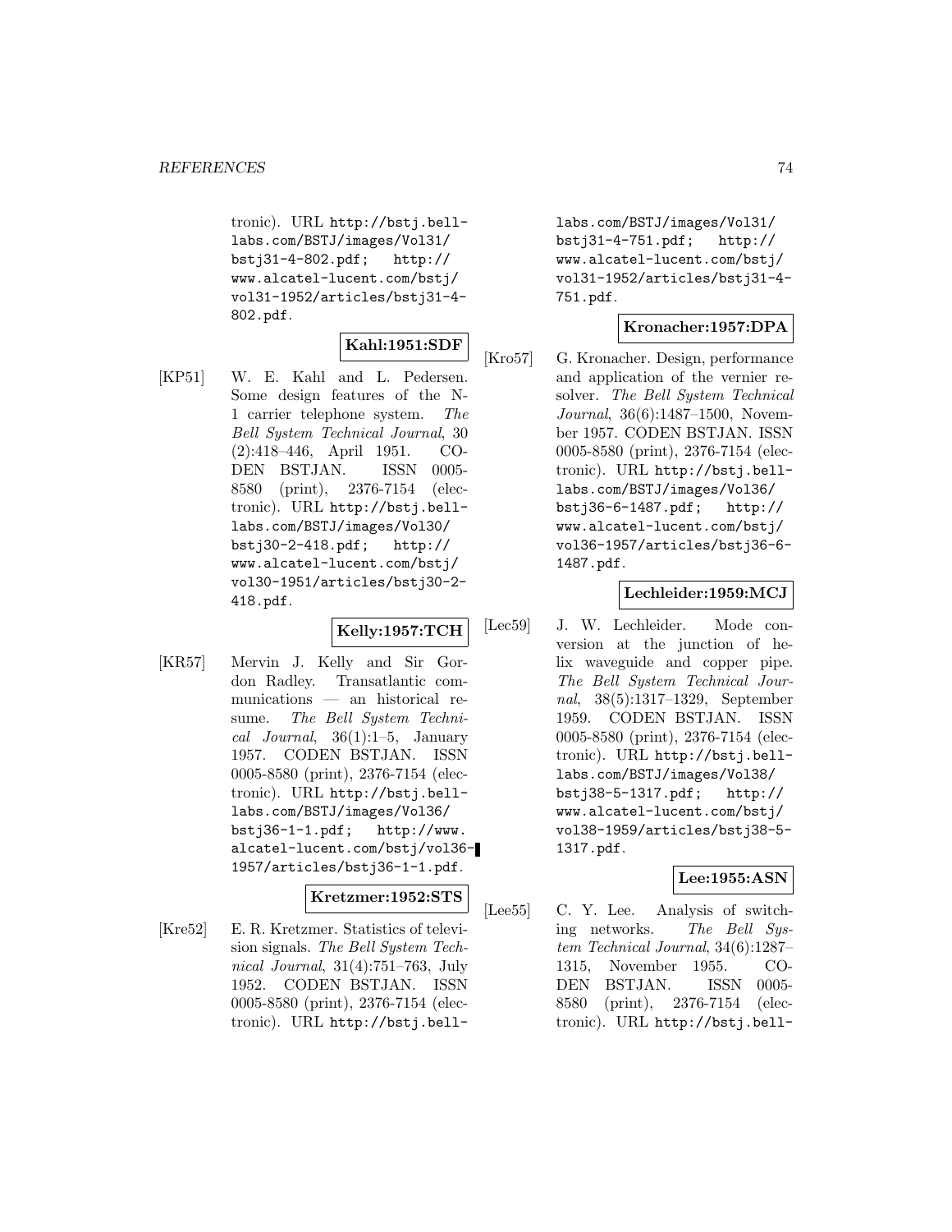tronic). URL http://bstj.bell-labs.com/BSTJ/images/Vol31/bstj31-4-802.pdf; http://www.alcatel-lucent.com/bstj/vol31-1952/articles/bstj31-4-802.pdf.

**Kahl:1951:SDF**

[KP51] W. E. Kahl and L. Pedersen. Some design features of the N-1 carrier telephone system. *The Bell System Technical Journal*, 30 (2):418–446, April 1951. CODEN BSTJAN. ISSN 0005-8580 (print), 2376-7154 (electronic). URL http://bstj.bell-labs.com/BSTJ/images/Vol30/bstj30-2-418.pdf; http://www.alcatel-lucent.com/bstj/vol30-1951/articles/bstj30-2-418.pdf.

**Kelly:1957:TCH**

[KR57] Mervin J. Kelly and Sir Gordon Radley. Transatlantic communications — an historical resume. *The Bell System Technical Journal*, 36(1):1–5, January 1957. CODEN BSTJAN. ISSN 0005-8580 (print), 2376-7154 (electronic). URL http://bstj.bell-labs.com/BSTJ/images/Vol36/bstj36-1-1.pdf; http://www.alcatel-lucent.com/bstj/vol36-1957/articles/bstj36-1-1.pdf.

**Kretzmer:1952:STS**

[Kre52] E. R. Kretzmer. Statistics of television signals. *The Bell System Technical Journal*, 31(4):751–763, July 1952. CODEN BSTJAN. ISSN 0005-8580 (print), 2376-7154 (electronic). URL http://bstj.bell-labs.com/BSTJ/images/Vol31/bstj31-4-751.pdf; http://www.alcatel-lucent.com/bstj/vol31-1952/articles/bstj31-4-751.pdf.

**Kronacher:1957:DPA**

[Kro57] G. Kronacher. Design, performance and application of the vernier resolver. *The Bell System Technical Journal*, 36(6):1487–1500, November 1957. CODEN BSTJAN. ISSN 0005-8580 (print), 2376-7154 (electronic). URL http://bstj.bell-labs.com/BSTJ/images/Vol36/bstj36-6-1487.pdf; http://www.alcatel-lucent.com/bstj/vol36-1957/articles/bstj36-6-1487.pdf.

**Lechleider:1959:MCJ**

[Lec59] J. W. Lechleider. Mode conversion at the junction of helix waveguide and copper pipe. *The Bell System Technical Journal*, 38(5):1317–1329, September 1959. CODEN BSTJAN. ISSN 0005-8580 (print), 2376-7154 (electronic). URL http://bstj.bell-labs.com/BSTJ/images/Vol38/bstj38-5-1317.pdf; http://www.alcatel-lucent.com/bstj/vol38-1959/articles/bstj38-5-1317.pdf.

**Lee:1955:ASN**

[Lee55] C. Y. Lee. Analysis of switching networks. *The Bell System Technical Journal*, 34(6):1287–1315, November 1955. CODEN BSTJAN. ISSN 0005-8580 (print), 2376-7154 (electronic). URL http://bstj.bell-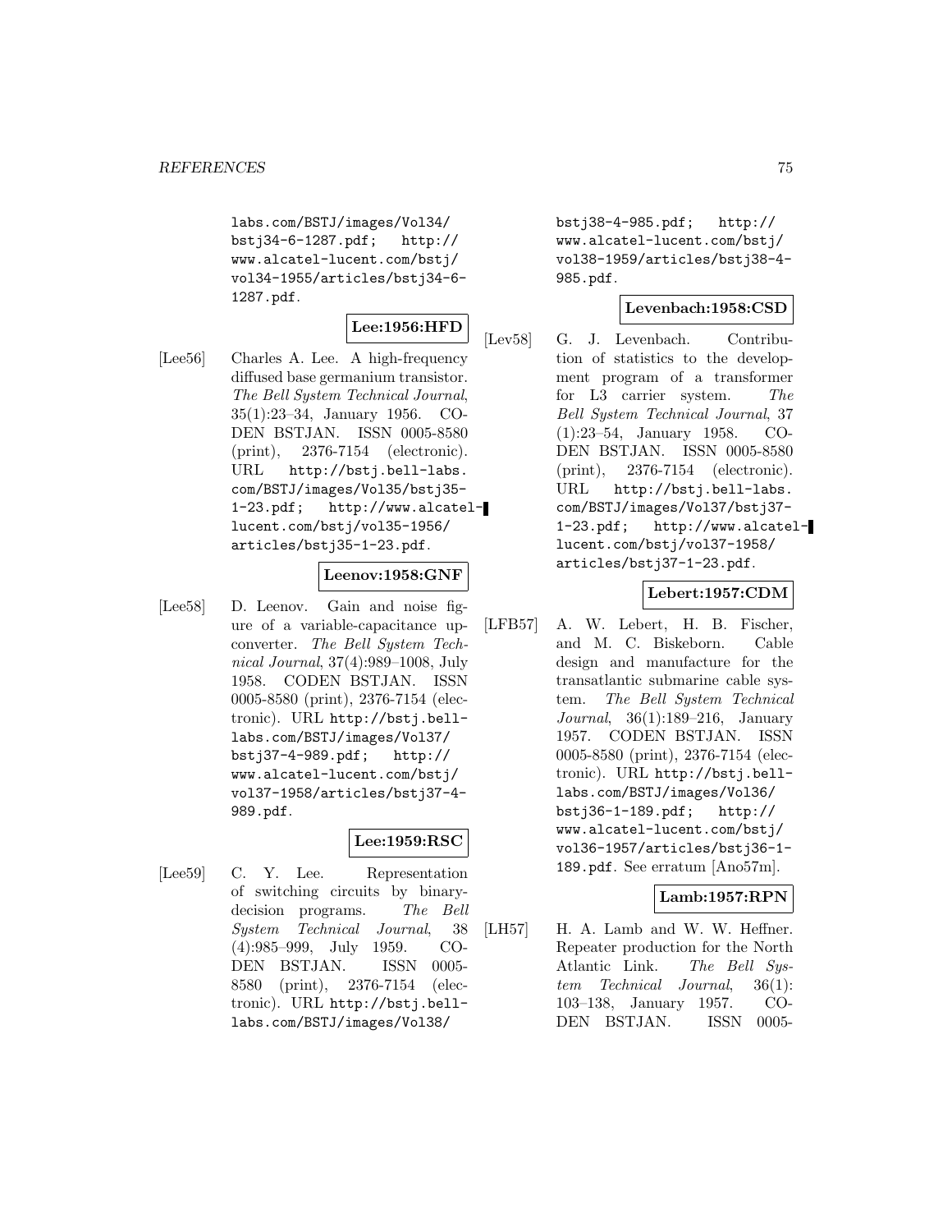labs.com/BSTJ/images/Vol34/bstj34-6-1287.pdf; http://www.alcatel-lucent.com/bstj/vol34-1955/articles/bstj34-6-1287.pdf.

**Lee:1956:HFD**

[Lee56] Charles A. Lee. A high-frequency diffused base germanium transistor. *The Bell System Technical Journal*, 35(1):23–34, January 1956. CODEN BSTJAN. ISSN 0005-8580 (print), 2376-7154 (electronic). URL http://bstj.bell-labs.com/BSTJ/images/Vol35/bstj35-1-23.pdf; http://www.alcatel-lucent.com/bstj/vol35-1956/articles/bstj35-1-23.pdf.

**Leenov:1958:GNF**

[Lee58] D. Leenov. Gain and noise figure of a variable-capacitance upconverter. *The Bell System Technical Journal*, 37(4):989–1008, July 1958. CODEN BSTJAN. ISSN 0005-8580 (print), 2376-7154 (electronic). URL http://bstj.bell-labs.com/BSTJ/images/Vol37/bstj37-4-989.pdf; http://www.alcatel-lucent.com/bstj/vol37-1958/articles/bstj37-4-989.pdf.

**Lee:1959:RSC**

[Lee59] C. Y. Lee. Representation of switching circuits by binary-decision programs. *The Bell System Technical Journal*, 38(4):985–999, July 1959. CODEN BSTJAN. ISSN 0005-8580 (print), 2376-7154 (electronic). URL http://bstj.bell-labs.com/BSTJ/images/Vol38/bstj38-4-985.pdf; http://www.alcatel-lucent.com/bstj/vol38-1959/articles/bstj38-4-985.pdf.

**Levenbach:1958:CSD**

[Lev58] G. J. Levenbach. Contribution of statistics to the development program of a transformer for L3 carrier system. *The Bell System Technical Journal*, 37(1):23–54, January 1958. CODEN BSTJAN. ISSN 0005-8580 (print), 2376-7154 (electronic). URL http://bstj.bell-labs.com/BSTJ/images/Vol37/bstj37-1-23.pdf; http://www.alcatel-lucent.com/bstj/vol37-1958/articles/bstj37-1-23.pdf.

**Lebert:1957:CDM**

[LFB57] A. W. Lebert, H. B. Fischer, and M. C. Biskeborn. Cable design and manufacture for the transatlantic submarine cable system. *The Bell System Technical Journal*, 36(1):189–216, January 1957. CODEN BSTJAN. ISSN 0005-8580 (print), 2376-7154 (electronic). URL http://bstj.bell-labs.com/BSTJ/images/Vol36/bstj36-1-189.pdf; http://www.alcatel-lucent.com/bstj/vol36-1957/articles/bstj36-1-189.pdf. See erratum [Ano57m].

**Lamb:1957:RPN**

[LH57] H. A. Lamb and W. W. Heffner. Repeater production for the North Atlantic Link. *The Bell System Technical Journal*, 36(1):103–138, January 1957. CODEN BSTJAN. ISSN 0005-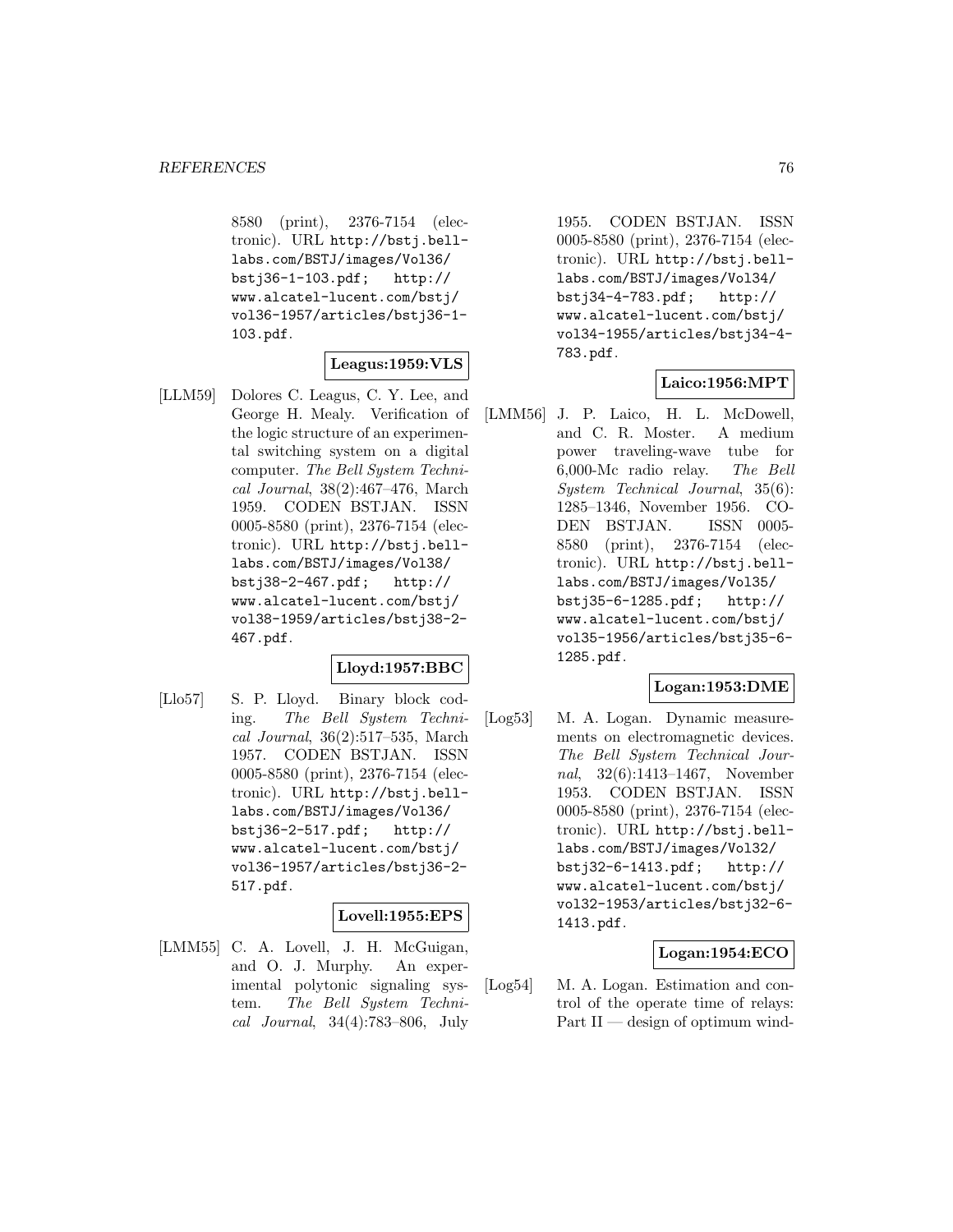8580 (print), 2376-7154 (electronic). URL http://bstj.bell-labs.com/BSTJ/images/Vol36/bstj36-1-103.pdf; http://www.alcatel-lucent.com/bstj/vol36-1957/articles/bstj36-1-103.pdf.

**Leagus:1959:VLS**

[LLM59] Dolores C. Leagus, C. Y. Lee, and George H. Mealy. Verification of the logic structure of an experimental switching system on a digital computer. *The Bell System Technical Journal*, 38(2):467–476, March 1959. CODEN BSTJAN. ISSN 0005-8580 (print), 2376-7154 (electronic). URL http://bstj.bell-labs.com/BSTJ/images/Vol38/bstj38-2-467.pdf; http://www.alcatel-lucent.com/bstj/vol38-1959/articles/bstj38-2-467.pdf.

**Lloyd:1957:BBC**

[Llo57] S. P. Lloyd. Binary block coding. *The Bell System Technical Journal*, 36(2):517–535, March 1957. CODEN BSTJAN. ISSN 0005-8580 (print), 2376-7154 (electronic). URL http://bstj.bell-labs.com/BSTJ/images/Vol36/bstj36-2-517.pdf; http://www.alcatel-lucent.com/bstj/vol36-1957/articles/bstj36-2-517.pdf.

**Lovell:1955:EPS**

[LMM55] C. A. Lovell, J. H. McGuigan, and O. J. Murphy. An experimental polytonic signaling system. *The Bell System Technical Journal*, 34(4):783–806, July 1955. CODEN BSTJAN. ISSN 0005-8580 (print), 2376-7154 (electronic). URL http://bstj.bell-labs.com/BSTJ/images/Vol34/bstj34-4-783.pdf; http://www.alcatel-lucent.com/bstj/vol34-1955/articles/bstj34-4-783.pdf.

**Laico:1956:MPT**

[LMM56] J. P. Laico, H. L. McDowell, and C. R. Moster. A medium power traveling-wave tube for 6,000-Mc radio relay. *The Bell System Technical Journal*, 35(6):1285–1346, November 1956. CODEN BSTJAN. ISSN 0005-8580 (print), 2376-7154 (electronic). URL http://bstj.bell-labs.com/BSTJ/images/Vol35/bstj35-6-1285.pdf; http://www.alcatel-lucent.com/bstj/vol35-1956/articles/bstj35-6-1285.pdf.

**Logan:1953:DME**

[Log53] M. A. Logan. Dynamic measurements on electromagnetic devices. *The Bell System Technical Journal*, 32(6):1413–1467, November 1953. CODEN BSTJAN. ISSN 0005-8580 (print), 2376-7154 (electronic). URL http://bstj.bell-labs.com/BSTJ/images/Vol32/bstj32-6-1413.pdf; http://www.alcatel-lucent.com/bstj/vol32-1953/articles/bstj32-6-1413.pdf.

**Logan:1954:ECO**

[Log54] M. A. Logan. Estimation and control of the operate time of relays: Part II — design of optimum wind-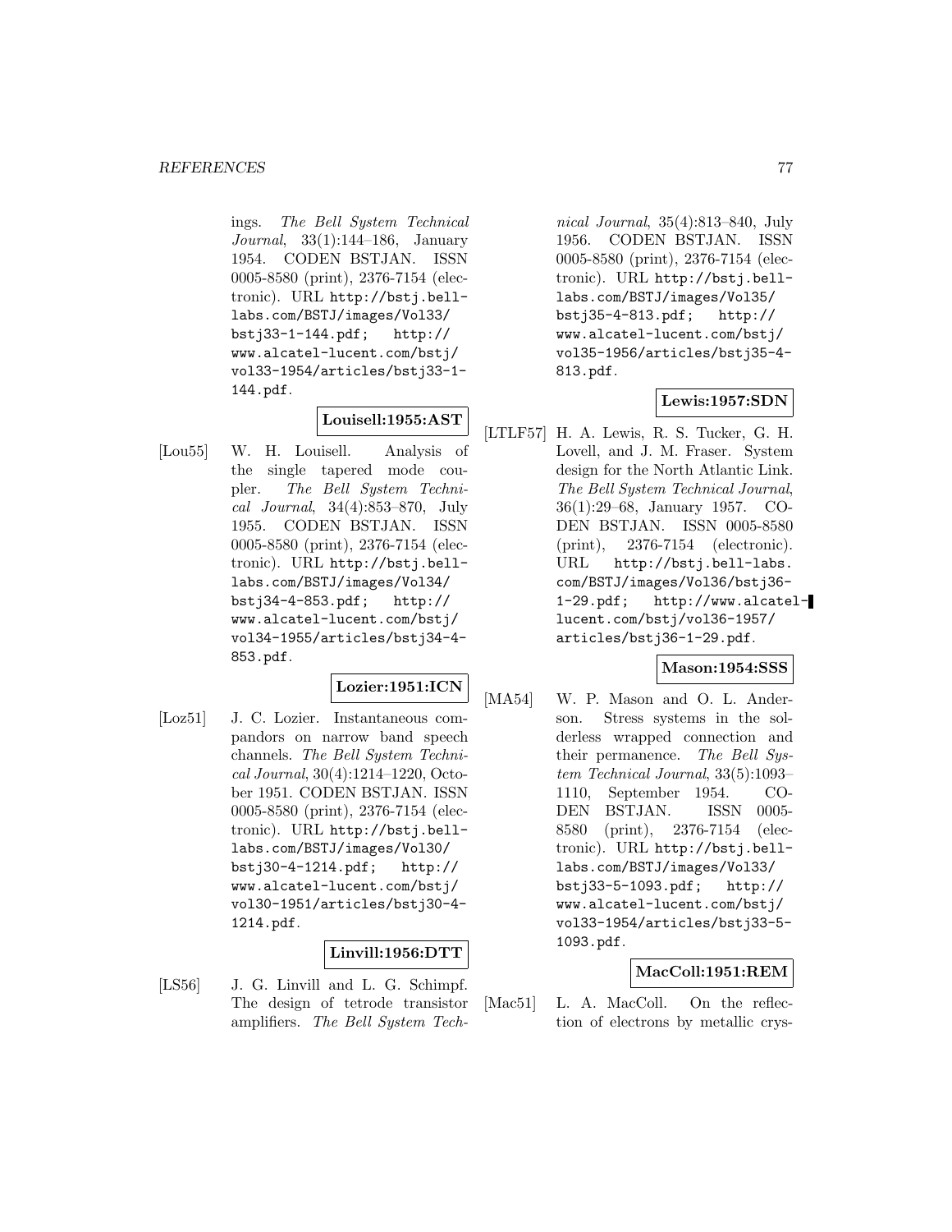ings. *The Bell System Technical Journal*, 33(1):144–186, January 1954. CODEN BSTJAN. ISSN 0005-8580 (print), 2376-7154 (electronic). URL http://bstj.bell-labs.com/BSTJ/images/Vol33/bstj33-1-144.pdf; http://www.alcatel-lucent.com/bstj/vol33-1954/articles/bstj33-1-144.pdf.

**Louisell:1955:AST**

[Lou55] W. H. Louisell. Analysis of the single tapered mode coupler. *The Bell System Technical Journal*, 34(4):853–870, July 1955. CODEN BSTJAN. ISSN 0005-8580 (print), 2376-7154 (electronic). URL http://bstj.bell-labs.com/BSTJ/images/Vol34/bstj34-4-853.pdf; http://www.alcatel-lucent.com/bstj/vol34-1955/articles/bstj34-4-853.pdf.

**Lozier:1951:ICN**

[Loz51] J. C. Lozier. Instantaneous compandors on narrow band speech channels. *The Bell System Technical Journal*, 30(4):1214–1220, October 1951. CODEN BSTJAN. ISSN 0005-8580 (print), 2376-7154 (electronic). URL http://bstj.bell-labs.com/BSTJ/images/Vol30/bstj30-4-1214.pdf; http://www.alcatel-lucent.com/bstj/vol30-1951/articles/bstj30-4-1214.pdf.

**Linvill:1956:DTT**

[LS56] J. G. Linvill and L. G. Schimpf. The design of tetrode transistor amplifiers. *The Bell System Technical Journal*, 35(4):813–840, July 1956. CODEN BSTJAN. ISSN 0005-8580 (print), 2376-7154 (electronic). URL http://bstj.bell-labs.com/BSTJ/images/Vol35/bstj35-4-813.pdf; http://www.alcatel-lucent.com/bstj/vol35-1956/articles/bstj35-4-813.pdf.

**Lewis:1957:SDN**

[LTLF57] H. A. Lewis, R. S. Tucker, G. H. Lovell, and J. M. Fraser. System design for the North Atlantic Link. *The Bell System Technical Journal*, 36(1):29–68, January 1957. CODEN BSTJAN. ISSN 0005-8580 (print), 2376-7154 (electronic). URL http://bstj.bell-labs.com/BSTJ/images/Vol36/bstj36-1-29.pdf; http://www.alcatel-lucent.com/bstj/vol36-1957/articles/bstj36-1-29.pdf.

**Mason:1954:SSS**

[MA54] W. P. Mason and O. L. Anderson. Stress systems in the solderless wrapped connection and their permanence. *The Bell System Technical Journal*, 33(5):1093–1110, September 1954. CODEN BSTJAN. ISSN 0005-8580 (print), 2376-7154 (electronic). URL http://bstj.bell-labs.com/BSTJ/images/Vol33/bstj33-5-1093.pdf; http://www.alcatel-lucent.com/bstj/vol33-1954/articles/bstj33-5-1093.pdf.

**MacColl:1951:REM**

[Mac51] L. A. MacColl. On the reflection of electrons by metallic crys-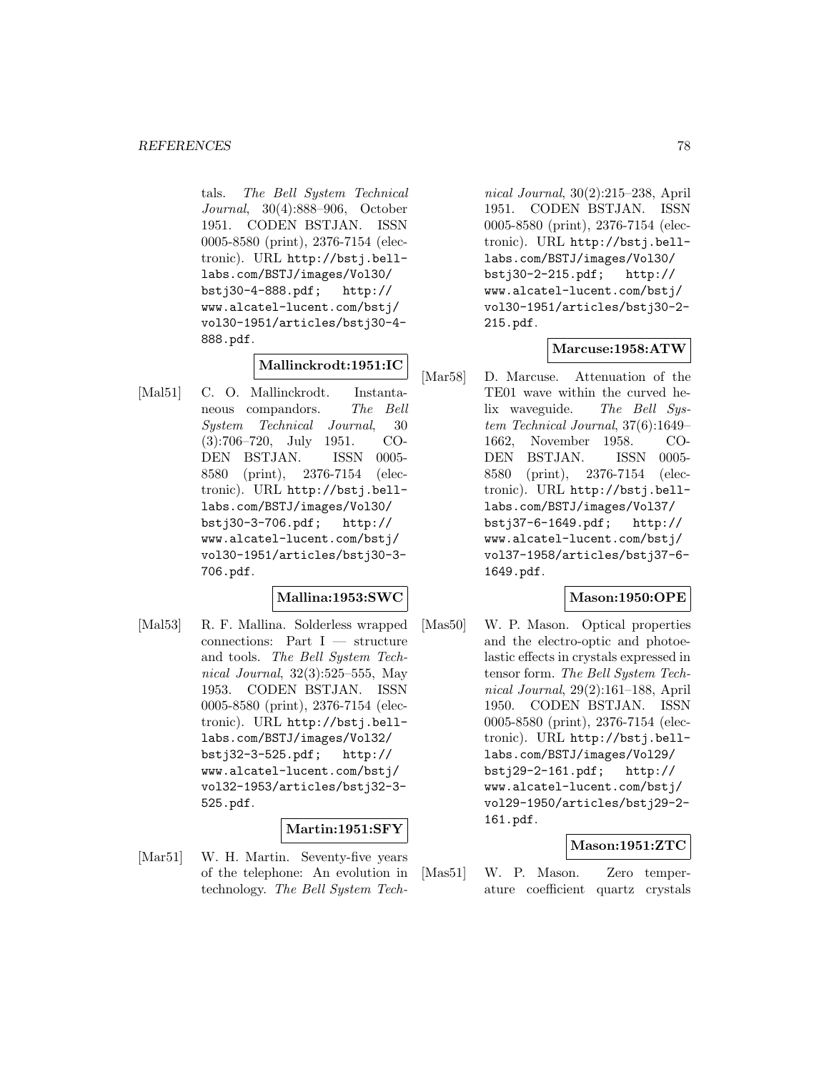tals. *The Bell System Technical Journal*, 30(4):888–906, October 1951. CODEN BSTJAN. ISSN 0005-8580 (print), 2376-7154 (electronic). URL http://bstj.bell-labs.com/BSTJ/images/Vol30/bstj30-4-888.pdf; http://www.alcatel-lucent.com/bstj/vol30-1951/articles/bstj30-4-888.pdf.

**Mallinckrodt:1951:IC**

[Mal51] C. O. Mallinckrodt. Instantaneous compandors. *The Bell System Technical Journal*, 30(3):706–720, July 1951. CODEN BSTJAN. ISSN 0005-8580 (print), 2376-7154 (electronic). URL http://bstj.bell-labs.com/BSTJ/images/Vol30/bstj30-3-706.pdf; http://www.alcatel-lucent.com/bstj/vol30-1951/articles/bstj30-3-706.pdf.

**Mallina:1953:SWC**

[Mal53] R. F. Mallina. Solderless wrapped connections: Part I — structure and tools. *The Bell System Technical Journal*, 32(3):525–555, May 1953. CODEN BSTJAN. ISSN 0005-8580 (print), 2376-7154 (electronic). URL http://bstj.bell-labs.com/BSTJ/images/Vol32/bstj32-3-525.pdf; http://www.alcatel-lucent.com/bstj/vol32-1953/articles/bstj32-3-525.pdf.

**Martin:1951:SFY**

[Mar51] W. H. Martin. Seventy-five years of the telephone: An evolution in technology. *The Bell System Technical Journal*, 30(2):215–238, April 1951. CODEN BSTJAN. ISSN 0005-8580 (print), 2376-7154 (electronic). URL http://bstj.bell-labs.com/BSTJ/images/Vol30/bstj30-2-215.pdf; http://www.alcatel-lucent.com/bstj/vol30-1951/articles/bstj30-2-215.pdf.

**Marcuse:1958:ATW**

[Mar58] D. Marcuse. Attenuation of the TE01 wave within the curved helix waveguide. *The Bell System Technical Journal*, 37(6):1649–1662, November 1958. CODEN BSTJAN. ISSN 0005-8580 (print), 2376-7154 (electronic). URL http://bstj.bell-labs.com/BSTJ/images/Vol37/bstj37-6-1649.pdf; http://www.alcatel-lucent.com/bstj/vol37-1958/articles/bstj37-6-1649.pdf.

**Mason:1950:OPE**

[Mas50] W. P. Mason. Optical properties and the electro-optic and photoelastic effects in crystals expressed in tensor form. *The Bell System Technical Journal*, 29(2):161–188, April 1950. CODEN BSTJAN. ISSN 0005-8580 (print), 2376-7154 (electronic). URL http://bstj.bell-labs.com/BSTJ/images/Vol29/bstj29-2-161.pdf; http://www.alcatel-lucent.com/bstj/vol29-1950/articles/bstj29-2-161.pdf.

**Mason:1951:ZTC**

[Mas51] W. P. Mason. Zero temperature coefficient quartz crystals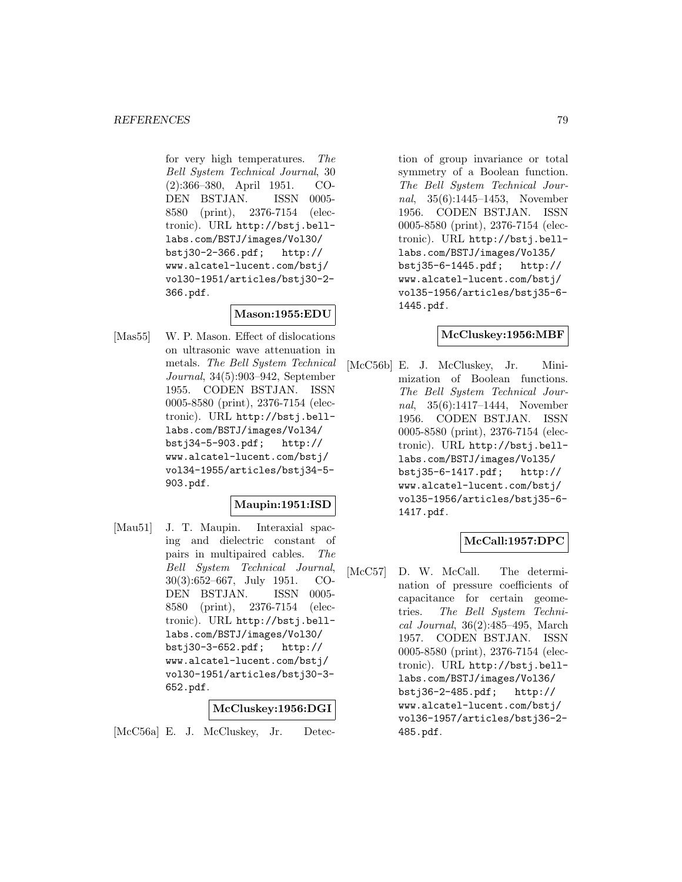for very high temperatures. *The Bell System Technical Journal*, 30 (2):366–380, April 1951. CODEN BSTJAN. ISSN 0005-8580 (print), 2376-7154 (electronic). URL http://bstj.bell-labs.com/BSTJ/images/Vol30/bstj30-2-366.pdf; http://www.alcatel-lucent.com/bstj/vol30-1951/articles/bstj30-2-366.pdf.

**Mason:1955:EDU**

[Mas55] W. P. Mason. Effect of dislocations on ultrasonic wave attenuation in metals. *The Bell System Technical Journal*, 34(5):903–942, September 1955. CODEN BSTJAN. ISSN 0005-8580 (print), 2376-7154 (electronic). URL http://bstj.bell-labs.com/BSTJ/images/Vol34/bstj34-5-903.pdf; http://www.alcatel-lucent.com/bstj/vol34-1955/articles/bstj34-5-903.pdf.

**Maupin:1951:ISD**

[Mau51] J. T. Maupin. Interaxial spacing and dielectric constant of pairs in multipaired cables. *The Bell System Technical Journal*, 30(3):652–667, July 1951. CODEN BSTJAN. ISSN 0005-8580 (print), 2376-7154 (electronic). URL http://bstj.bell-labs.com/BSTJ/images/Vol30/bstj30-3-652.pdf; http://www.alcatel-lucent.com/bstj/vol30-1951/articles/bstj30-3-652.pdf.

**McCluskey:1956:DGI**

[McC56a] E. J. McCluskey, Jr. Detection of group invariance or total symmetry of a Boolean function. *The Bell System Technical Journal*, 35(6):1445–1453, November 1956. CODEN BSTJAN. ISSN 0005-8580 (print), 2376-7154 (electronic). URL http://bstj.bell-labs.com/BSTJ/images/Vol35/bstj35-6-1445.pdf; http://www.alcatel-lucent.com/bstj/vol35-1956/articles/bstj35-6-1445.pdf.

**McCluskey:1956:MBF**

[McC56b] E. J. McCluskey, Jr. Minimization of Boolean functions. *The Bell System Technical Journal*, 35(6):1417–1444, November 1956. CODEN BSTJAN. ISSN 0005-8580 (print), 2376-7154 (electronic). URL http://bstj.bell-labs.com/BSTJ/images/Vol35/bstj35-6-1417.pdf; http://www.alcatel-lucent.com/bstj/vol35-1956/articles/bstj35-6-1417.pdf.

**McCall:1957:DPC**

[McC57] D. W. McCall. The determination of pressure coefficients of capacitance for certain geometries. *The Bell System Technical Journal*, 36(2):485–495, March 1957. CODEN BSTJAN. ISSN 0005-8580 (print), 2376-7154 (electronic). URL http://bstj.bell-labs.com/BSTJ/images/Vol36/bstj36-2-485.pdf; http://www.alcatel-lucent.com/bstj/vol36-1957/articles/bstj36-2-485.pdf.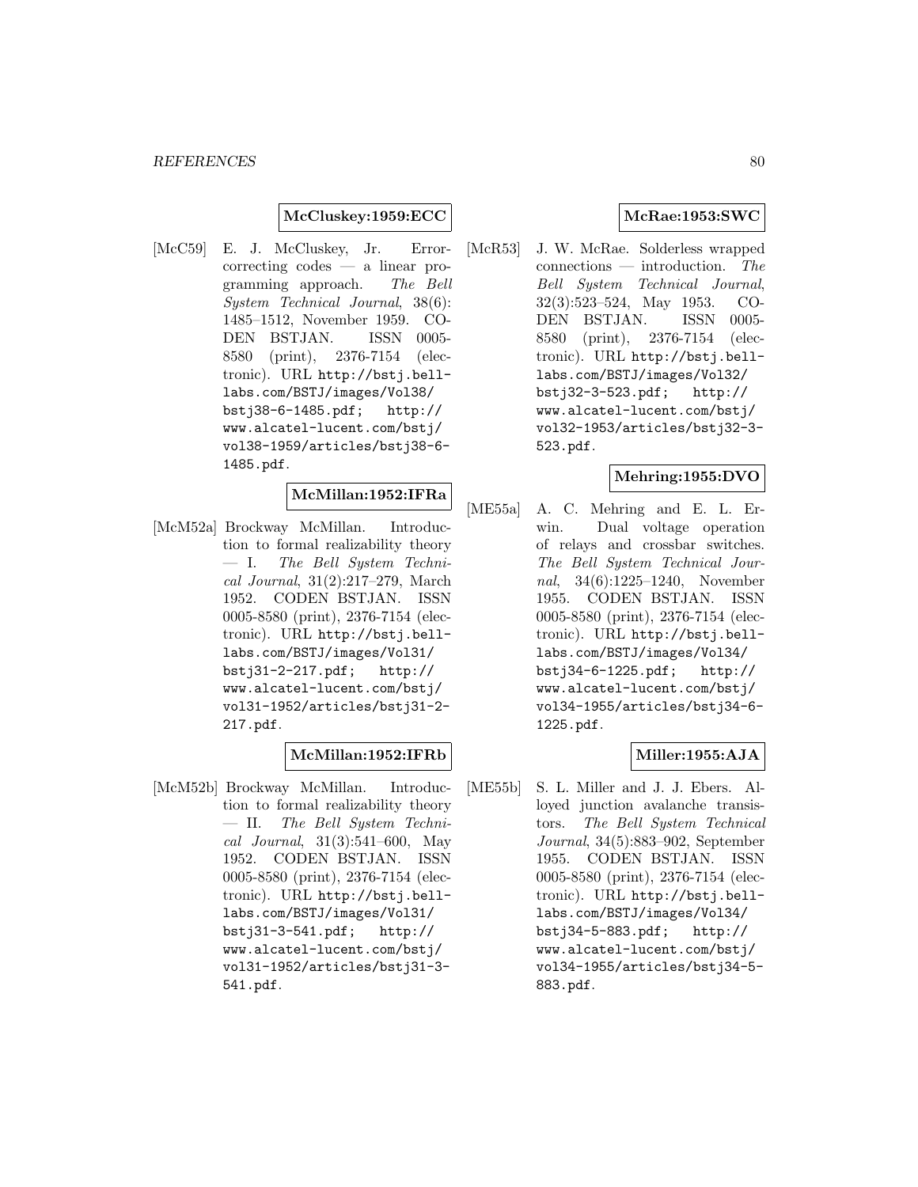**McCluskey:1959:ECC**

[McC59] E. J. McCluskey, Jr. Error-correcting codes — a linear programming approach. *The Bell System Technical Journal*, 38(6): 1485–1512, November 1959. CODEN BSTJAN. ISSN 0005-8580 (print), 2376-7154 (electronic). URL http://bstj.bell-labs.com/BSTJ/images/Vol38/bstj38-6-1485.pdf; http://www.alcatel-lucent.com/bstj/vol38-1959/articles/bstj38-6-1485.pdf.

**McMillan:1952:IFRa**

[McM52a] Brockway McMillan. Introduction to formal realizability theory — I. *The Bell System Technical Journal*, 31(2):217–279, March 1952. CODEN BSTJAN. ISSN 0005-8580 (print), 2376-7154 (electronic). URL http://bstj.bell-labs.com/BSTJ/images/Vol31/bstj31-2-217.pdf; http://www.alcatel-lucent.com/bstj/vol31-1952/articles/bstj31-2-217.pdf.

**McMillan:1952:IFRb**

[McM52b] Brockway McMillan. Introduction to formal realizability theory — II. *The Bell System Technical Journal*, 31(3):541–600, May 1952. CODEN BSTJAN. ISSN 0005-8580 (print), 2376-7154 (electronic). URL http://bstj.bell-labs.com/BSTJ/images/Vol31/bstj31-3-541.pdf; http://www.alcatel-lucent.com/bstj/vol31-1952/articles/bstj31-3-541.pdf.

**McRae:1953:SWC**

[McR53] J. W. McRae. Solderless wrapped connections — introduction. *The Bell System Technical Journal*, 32(3):523–524, May 1953. CODEN BSTJAN. ISSN 0005-8580 (print), 2376-7154 (electronic). URL http://bstj.bell-labs.com/BSTJ/images/Vol32/bstj32-3-523.pdf; http://www.alcatel-lucent.com/bstj/vol32-1953/articles/bstj32-3-523.pdf.

**Mehring:1955:DVO**

[ME55a] A. C. Mehring and E. L. Erwin. Dual voltage operation of relays and crossbar switches. *The Bell System Technical Journal*, 34(6):1225–1240, November 1955. CODEN BSTJAN. ISSN 0005-8580 (print), 2376-7154 (electronic). URL http://bstj.bell-labs.com/BSTJ/images/Vol34/bstj34-6-1225.pdf; http://www.alcatel-lucent.com/bstj/vol34-1955/articles/bstj34-6-1225.pdf.

**Miller:1955:AJA**

[ME55b] S. L. Miller and J. J. Ebers. Alloyed junction avalanche transistors. *The Bell System Technical Journal*, 34(5):883–902, September 1955. CODEN BSTJAN. ISSN 0005-8580 (print), 2376-7154 (electronic). URL http://bstj.bell-labs.com/BSTJ/images/Vol34/bstj34-5-883.pdf; http://www.alcatel-lucent.com/bstj/vol34-1955/articles/bstj34-5-883.pdf.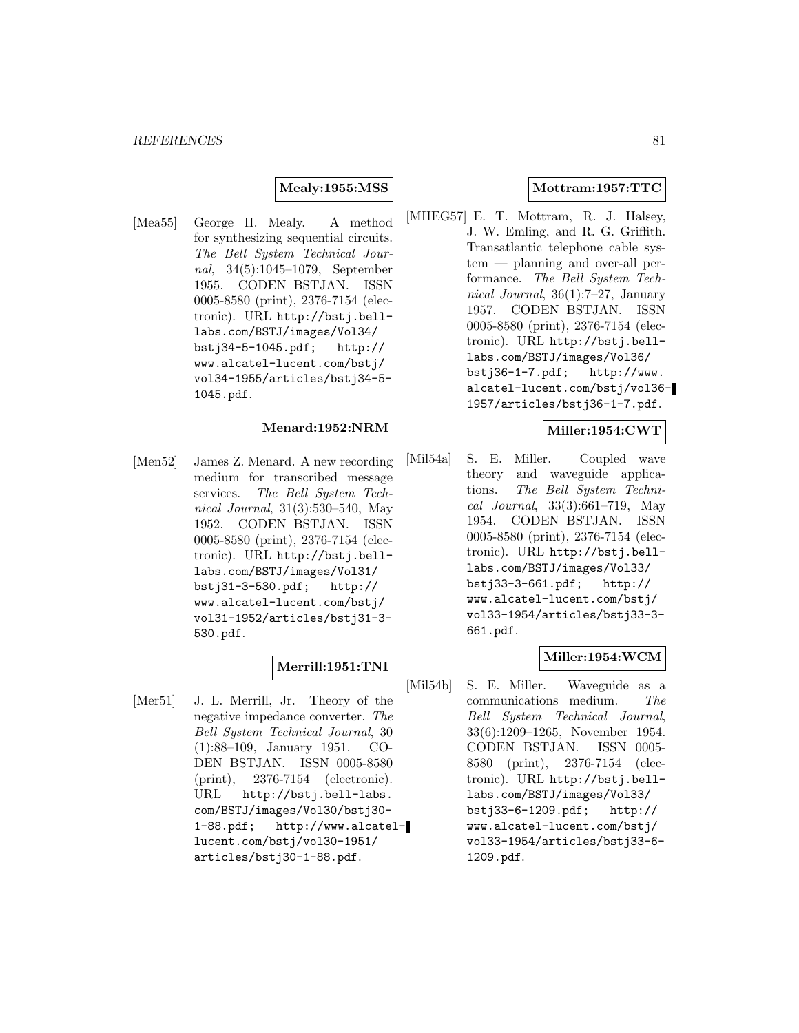**Mealy:1955:MSS**

[Mea55] George H. Mealy. A method for synthesizing sequential circuits. *The Bell System Technical Journal*, 34(5):1045–1079, September 1955. CODEN BSTJAN. ISSN 0005-8580 (print), 2376-7154 (electronic). URL `http://bstj.bell-labs.com/BSTJ/images/Vol34/bstj34-5-1045.pdf`; `http://www.alcatel-lucent.com/bstj/vol34-1955/articles/bstj34-5-1045.pdf`.

**Menard:1952:NRM**

[Men52] James Z. Menard. A new recording medium for transcribed message services. *The Bell System Technical Journal*, 31(3):530–540, May 1952. CODEN BSTJAN. ISSN 0005-8580 (print), 2376-7154 (electronic). URL `http://bstj.bell-labs.com/BSTJ/images/Vol31/bstj31-3-530.pdf`; `http://www.alcatel-lucent.com/bstj/vol31-1952/articles/bstj31-3-530.pdf`.

**Merrill:1951:TNI**

[Mer51] J. L. Merrill, Jr. Theory of the negative impedance converter. *The Bell System Technical Journal*, 30 (1):88–109, January 1951. CODEN BSTJAN. ISSN 0005-8580 (print), 2376-7154 (electronic). URL `http://bstj.bell-labs.com/BSTJ/images/Vol30/bstj30-1-88.pdf`; `http://www.alcatel-lucent.com/bstj/vol30-1951/articles/bstj30-1-88.pdf`.

**Mottram:1957:TTC**

[MHEG57] E. T. Mottram, R. J. Halsey, J. W. Emling, and R. G. Griffith. Transatlantic telephone cable system — planning and over-all performance. *The Bell System Technical Journal*, 36(1):7–27, January 1957. CODEN BSTJAN. ISSN 0005-8580 (print), 2376-7154 (electronic). URL `http://bstj.bell-labs.com/BSTJ/images/Vol36/bstj36-1-7.pdf`; `http://www.alcatel-lucent.com/bstj/vol36-1957/articles/bstj36-1-7.pdf`.

**Miller:1954:CWT**

[Mil54a] S. E. Miller. Coupled wave theory and waveguide applications. *The Bell System Technical Journal*, 33(3):661–719, May 1954. CODEN BSTJAN. ISSN 0005-8580 (print), 2376-7154 (electronic). URL `http://bstj.bell-labs.com/BSTJ/images/Vol33/bstj33-3-661.pdf`; `http://www.alcatel-lucent.com/bstj/vol33-1954/articles/bstj33-3-661.pdf`.

**Miller:1954:WCM**

[Mil54b] S. E. Miller. Waveguide as a communications medium. *The Bell System Technical Journal*, 33(6):1209–1265, November 1954. CODEN BSTJAN. ISSN 0005-8580 (print), 2376-7154 (electronic). URL `http://bstj.bell-labs.com/BSTJ/images/Vol33/bstj33-6-1209.pdf`; `http://www.alcatel-lucent.com/bstj/vol33-1954/articles/bstj33-6-1209.pdf`.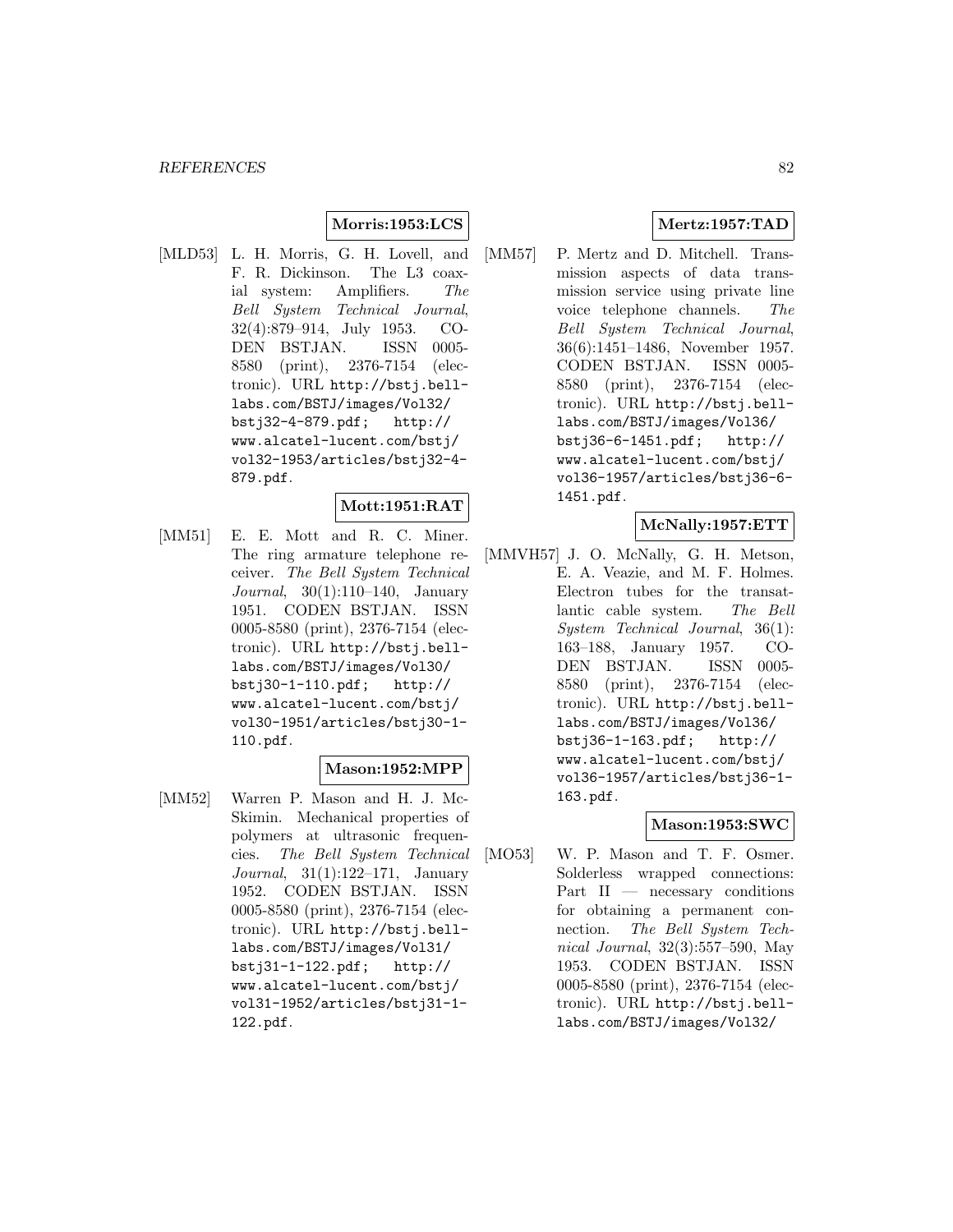**Morris:1953:LCS**

[MLD53] L. H. Morris, G. H. Lovell, and F. R. Dickinson. The L3 coaxial system: Amplifiers. *The Bell System Technical Journal*, 32(4):879–914, July 1953. CODEN BSTJAN. ISSN 0005-8580 (print), 2376-7154 (electronic). URL http://bstj.bell-labs.com/BSTJ/images/Vol32/bstj32-4-879.pdf; http://www.alcatel-lucent.com/bstj/vol32-1953/articles/bstj32-4-879.pdf.

**Mott:1951:RAT**

[MM51] E. E. Mott and R. C. Miner. The ring armature telephone receiver. *The Bell System Technical Journal*, 30(1):110–140, January 1951. CODEN BSTJAN. ISSN 0005-8580 (print), 2376-7154 (electronic). URL http://bstj.bell-labs.com/BSTJ/images/Vol30/bstj30-1-110.pdf; http://www.alcatel-lucent.com/bstj/vol30-1951/articles/bstj30-1-110.pdf.

**Mason:1952:MPP**

[MM52] Warren P. Mason and H. J. McSkimin. Mechanical properties of polymers at ultrasonic frequencies. *The Bell System Technical Journal*, 31(1):122–171, January 1952. CODEN BSTJAN. ISSN 0005-8580 (print), 2376-7154 (electronic). URL http://bstj.bell-labs.com/BSTJ/images/Vol31/bstj31-1-122.pdf; http://www.alcatel-lucent.com/bstj/vol31-1952/articles/bstj31-1-122.pdf.

**Mertz:1957:TAD**

[MM57] P. Mertz and D. Mitchell. Transmission aspects of data transmission service using private line voice telephone channels. *The Bell System Technical Journal*, 36(6):1451–1486, November 1957. CODEN BSTJAN. ISSN 0005-8580 (print), 2376-7154 (electronic). URL http://bstj.bell-labs.com/BSTJ/images/Vol36/bstj36-6-1451.pdf; http://www.alcatel-lucent.com/bstj/vol36-1957/articles/bstj36-6-1451.pdf.

**McNally:1957:ETT**

[MMVH57] J. O. McNally, G. H. Metson, E. A. Veazie, and M. F. Holmes. Electron tubes for the transatlantic cable system. *The Bell System Technical Journal*, 36(1):163–188, January 1957. CODEN BSTJAN. ISSN 0005-8580 (print), 2376-7154 (electronic). URL http://bstj.bell-labs.com/BSTJ/images/Vol36/bstj36-1-163.pdf; http://www.alcatel-lucent.com/bstj/vol36-1957/articles/bstj36-1-163.pdf.

**Mason:1953:SWC**

[MO53] W. P. Mason and T. F. Osmer. Solderless wrapped connections: Part II — necessary conditions for obtaining a permanent connection. *The Bell System Technical Journal*, 32(3):557–590, May 1953. CODEN BSTJAN. ISSN 0005-8580 (print), 2376-7154 (electronic). URL http://bstj.bell-labs.com/BSTJ/images/Vol32/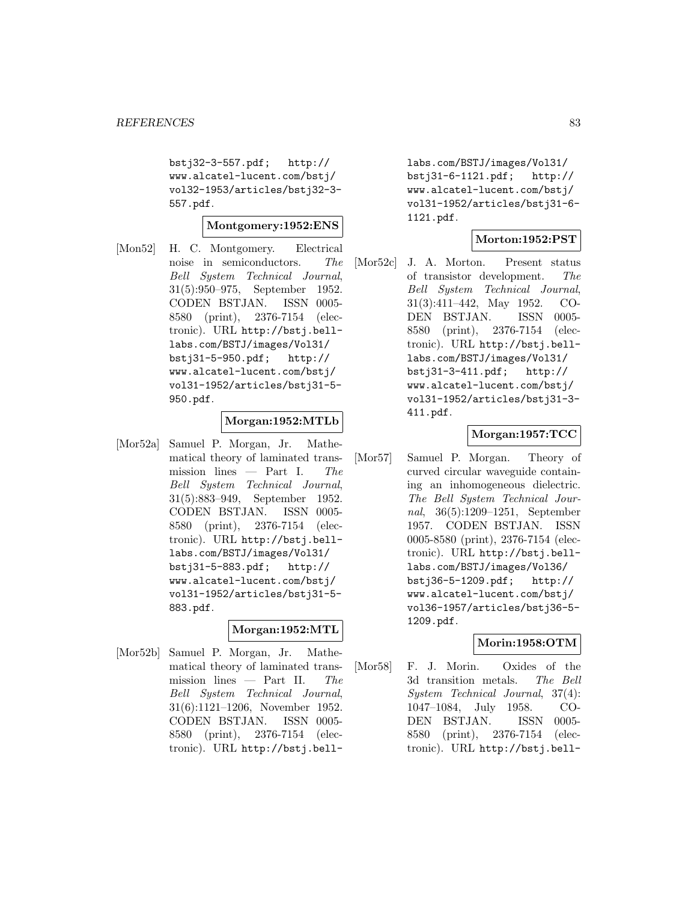bstj32-3-557.pdf; http://www.alcatel-lucent.com/bstj/vol32-1953/articles/bstj32-3-557.pdf.

**Montgomery:1952:ENS**

[Mon52] H. C. Montgomery. Electrical noise in semiconductors. *The Bell System Technical Journal*, 31(5):950–975, September 1952. CODEN BSTJAN. ISSN 0005-8580 (print), 2376-7154 (electronic). URL http://bstj.bell-labs.com/BSTJ/images/Vol31/bstj31-5-950.pdf; http://www.alcatel-lucent.com/bstj/vol31-1952/articles/bstj31-5-950.pdf.

**Morgan:1952:MTLb**

[Mor52a] Samuel P. Morgan, Jr. Mathematical theory of laminated transmission lines — Part I. *The Bell System Technical Journal*, 31(5):883–949, September 1952. CODEN BSTJAN. ISSN 0005-8580 (print), 2376-7154 (electronic). URL http://bstj.bell-labs.com/BSTJ/images/Vol31/bstj31-5-883.pdf; http://www.alcatel-lucent.com/bstj/vol31-1952/articles/bstj31-5-883.pdf.

**Morgan:1952:MTL**

[Mor52b] Samuel P. Morgan, Jr. Mathematical theory of laminated transmission lines — Part II. *The Bell System Technical Journal*, 31(6):1121–1206, November 1952. CODEN BSTJAN. ISSN 0005-8580 (print), 2376-7154 (electronic). URL http://bstj.bell-labs.com/BSTJ/images/Vol31/bstj31-6-1121.pdf; http://www.alcatel-lucent.com/bstj/vol31-1952/articles/bstj31-6-1121.pdf.

**Morton:1952:PST**

[Mor52c] J. A. Morton. Present status of transistor development. *The Bell System Technical Journal*, 31(3):411–442, May 1952. CODEN BSTJAN. ISSN 0005-8580 (print), 2376-7154 (electronic). URL http://bstj.bell-labs.com/BSTJ/images/Vol31/bstj31-3-411.pdf; http://www.alcatel-lucent.com/bstj/vol31-1952/articles/bstj31-3-411.pdf.

**Morgan:1957:TCC**

[Mor57] Samuel P. Morgan. Theory of curved circular waveguide containing an inhomogeneous dielectric. *The Bell System Technical Journal*, 36(5):1209–1251, September 1957. CODEN BSTJAN. ISSN 0005-8580 (print), 2376-7154 (electronic). URL http://bstj.bell-labs.com/BSTJ/images/Vol36/bstj36-5-1209.pdf; http://www.alcatel-lucent.com/bstj/vol36-1957/articles/bstj36-5-1209.pdf.

**Morin:1958:OTM**

[Mor58] F. J. Morin. Oxides of the 3d transition metals. *The Bell System Technical Journal*, 37(4):1047–1084, July 1958. CODEN BSTJAN. ISSN 0005-8580 (print), 2376-7154 (electronic). URL http://bstj.bell-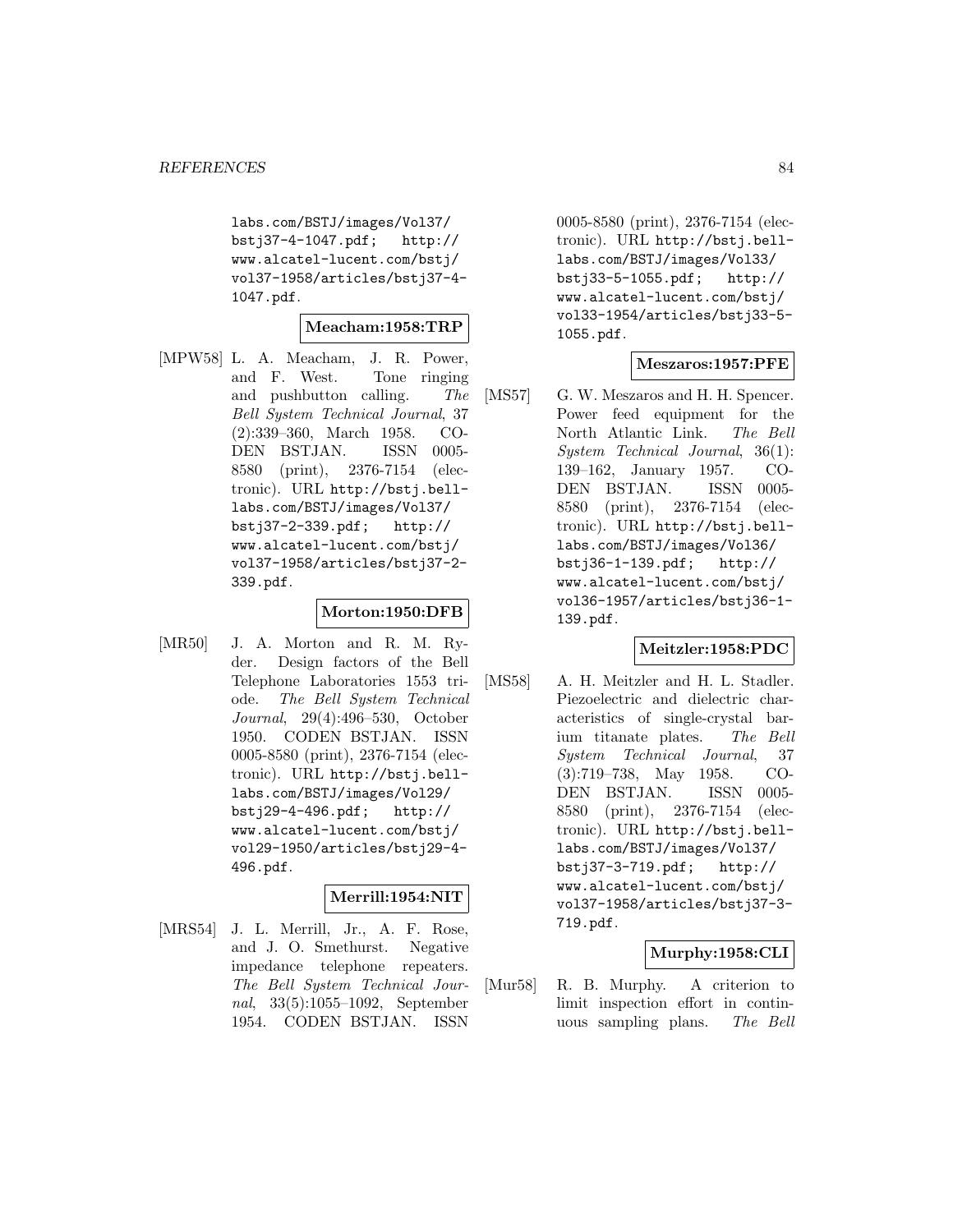labs.com/BSTJ/images/Vol37/bstj37-4-1047.pdf; http://www.alcatel-lucent.com/bstj/vol37-1958/articles/bstj37-4-1047.pdf.

**Meacham:1958:TRP**

[MPW58] L. A. Meacham, J. R. Power, and F. West. Tone ringing and pushbutton calling. *The Bell System Technical Journal*, 37 (2):339–360, March 1958. CODEN BSTJAN. ISSN 0005-8580 (print), 2376-7154 (electronic). URL http://bstj.bell-labs.com/BSTJ/images/Vol37/bstj37-2-339.pdf; http://www.alcatel-lucent.com/bstj/vol37-1958/articles/bstj37-2-339.pdf.

**Morton:1950:DFB**

[MR50] J. A. Morton and R. M. Ryder. Design factors of the Bell Telephone Laboratories 1553 triode. *The Bell System Technical Journal*, 29(4):496–530, October 1950. CODEN BSTJAN. ISSN 0005-8580 (print), 2376-7154 (electronic). URL http://bstj.bell-labs.com/BSTJ/images/Vol29/bstj29-4-496.pdf; http://www.alcatel-lucent.com/bstj/vol29-1950/articles/bstj29-4-496.pdf.

**Merrill:1954:NIT**

[MRS54] J. L. Merrill, Jr., A. F. Rose, and J. O. Smethurst. Negative impedance telephone repeaters. *The Bell System Technical Journal*, 33(5):1055–1092, September 1954. CODEN BSTJAN. ISSN 0005-8580 (print), 2376-7154 (electronic). URL http://bstj.bell-labs.com/BSTJ/images/Vol33/bstj33-5-1055.pdf; http://www.alcatel-lucent.com/bstj/vol33-1954/articles/bstj33-5-1055.pdf.

**Meszaros:1957:PFE**

[MS57] G. W. Meszaros and H. H. Spencer. Power feed equipment for the North Atlantic Link. *The Bell System Technical Journal*, 36(1): 139–162, January 1957. CODEN BSTJAN. ISSN 0005-8580 (print), 2376-7154 (electronic). URL http://bstj.bell-labs.com/BSTJ/images/Vol36/bstj36-1-139.pdf; http://www.alcatel-lucent.com/bstj/vol36-1957/articles/bstj36-1-139.pdf.

**Meitzler:1958:PDC**

[MS58] A. H. Meitzler and H. L. Stadler. Piezoelectric and dielectric characteristics of single-crystal barium titanate plates. *The Bell System Technical Journal*, 37 (3):719–738, May 1958. CODEN BSTJAN. ISSN 0005-8580 (print), 2376-7154 (electronic). URL http://bstj.bell-labs.com/BSTJ/images/Vol37/bstj37-3-719.pdf; http://www.alcatel-lucent.com/bstj/vol37-1958/articles/bstj37-3-719.pdf.

**Murphy:1958:CLI**

[Mur58] R. B. Murphy. A criterion to limit inspection effort in continuous sampling plans. *The Bell*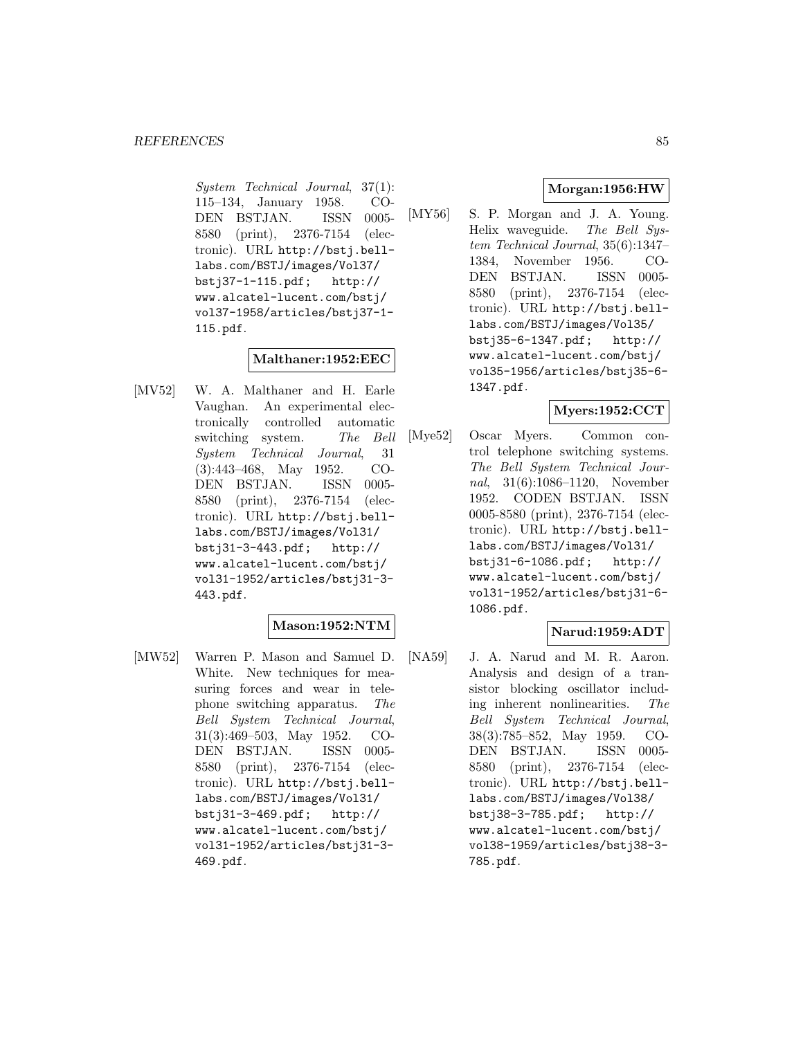*System Technical Journal*, 37(1): 115–134, January 1958. CODEN BSTJAN. ISSN 0005-8580 (print), 2376-7154 (electronic). URL http://bstj.bell-labs.com/BSTJ/images/Vol37/bstj37-1-115.pdf; http://www.alcatel-lucent.com/bstj/vol37-1958/articles/bstj37-1-115.pdf.

**Malthaner:1952:EEC**

[MV52] W. A. Malthaner and H. Earle Vaughan. An experimental electronically controlled automatic switching system. *The Bell System Technical Journal*, 31 (3):443–468, May 1952. CODEN BSTJAN. ISSN 0005-8580 (print), 2376-7154 (electronic). URL http://bstj.bell-labs.com/BSTJ/images/Vol31/bstj31-3-443.pdf; http://www.alcatel-lucent.com/bstj/vol31-1952/articles/bstj31-3-443.pdf.

**Mason:1952:NTM**

[MW52] Warren P. Mason and Samuel D. White. New techniques for measuring forces and wear in telephone switching apparatus. *The Bell System Technical Journal*, 31(3):469–503, May 1952. CODEN BSTJAN. ISSN 0005-8580 (print), 2376-7154 (electronic). URL http://bstj.bell-labs.com/BSTJ/images/Vol31/bstj31-3-469.pdf; http://www.alcatel-lucent.com/bstj/vol31-1952/articles/bstj31-3-469.pdf.

**Morgan:1956:HW**

[MY56] S. P. Morgan and J. A. Young. Helix waveguide. *The Bell System Technical Journal*, 35(6):1347–1384, November 1956. CODEN BSTJAN. ISSN 0005-8580 (print), 2376-7154 (electronic). URL http://bstj.bell-labs.com/BSTJ/images/Vol35/bstj35-6-1347.pdf; http://www.alcatel-lucent.com/bstj/vol35-1956/articles/bstj35-6-1347.pdf.

**Myers:1952:CCT**

[Mye52] Oscar Myers. Common control telephone switching systems. *The Bell System Technical Journal*, 31(6):1086–1120, November 1952. CODEN BSTJAN. ISSN 0005-8580 (print), 2376-7154 (electronic). URL http://bstj.bell-labs.com/BSTJ/images/Vol31/bstj31-6-1086.pdf; http://www.alcatel-lucent.com/bstj/vol31-1952/articles/bstj31-6-1086.pdf.

**Narud:1959:ADT**

[NA59] J. A. Narud and M. R. Aaron. Analysis and design of a transistor blocking oscillator including inherent nonlinearities. *The Bell System Technical Journal*, 38(3):785–852, May 1959. CODEN BSTJAN. ISSN 0005-8580 (print), 2376-7154 (electronic). URL http://bstj.bell-labs.com/BSTJ/images/Vol38/bstj38-3-785.pdf; http://www.alcatel-lucent.com/bstj/vol38-1959/articles/bstj38-3-785.pdf.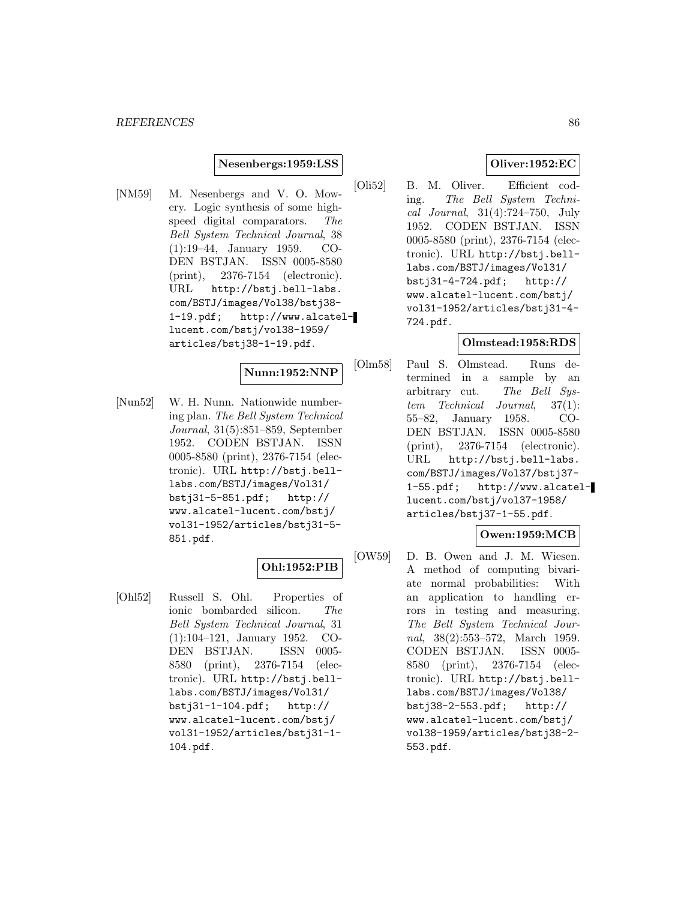**Nesenbergs:1959:LSS**

[NM59] M. Nesenbergs and V. O. Mowery. Logic synthesis of some high-speed digital comparators. *The Bell System Technical Journal*, 38 (1):19–44, January 1959. CODEN BSTJAN. ISSN 0005-8580 (print), 2376-7154 (electronic). URL `http://bstj.bell-labs.com/BSTJ/images/Vol38/bstj38-1-19.pdf`; `http://www.alcatel-lucent.com/bstj/vol38-1959/articles/bstj38-1-19.pdf`.

**Nunn:1952:NNP**

[Nun52] W. H. Nunn. Nationwide numbering plan. *The Bell System Technical Journal*, 31(5):851–859, September 1952. CODEN BSTJAN. ISSN 0005-8580 (print), 2376-7154 (electronic). URL `http://bstj.bell-labs.com/BSTJ/images/Vol31/bstj31-5-851.pdf`; `http://www.alcatel-lucent.com/bstj/vol31-1952/articles/bstj31-5-851.pdf`.

**Ohl:1952:PIB**

[Ohl52] Russell S. Ohl. Properties of ionic bombarded silicon. *The Bell System Technical Journal*, 31 (1):104–121, January 1952. CODEN BSTJAN. ISSN 0005-8580 (print), 2376-7154 (electronic). URL `http://bstj.bell-labs.com/BSTJ/images/Vol31/bstj31-1-104.pdf`; `http://www.alcatel-lucent.com/bstj/vol31-1952/articles/bstj31-1-104.pdf`.

**Oliver:1952:EC**

[Oli52] B. M. Oliver. Efficient coding. *The Bell System Technical Journal*, 31(4):724–750, July 1952. CODEN BSTJAN. ISSN 0005-8580 (print), 2376-7154 (electronic). URL `http://bstj.bell-labs.com/BSTJ/images/Vol31/bstj31-4-724.pdf`; `http://www.alcatel-lucent.com/bstj/vol31-1952/articles/bstj31-4-724.pdf`.

**Olmstead:1958:RDS**

[Olm58] Paul S. Olmstead. Runs determined in a sample by an arbitrary cut. *The Bell System Technical Journal*, 37(1): 55–82, January 1958. CODEN BSTJAN. ISSN 0005-8580 (print), 2376-7154 (electronic). URL `http://bstj.bell-labs.com/BSTJ/images/Vol37/bstj37-1-55.pdf`; `http://www.alcatel-lucent.com/bstj/vol37-1958/articles/bstj37-1-55.pdf`.

**Owen:1959:MCB**

[OW59] D. B. Owen and J. M. Wiesen. A method of computing bivariate normal probabilities: With an application to handling errors in testing and measuring. *The Bell System Technical Journal*, 38(2):553–572, March 1959. CODEN BSTJAN. ISSN 0005-8580 (print), 2376-7154 (electronic). URL `http://bstj.bell-labs.com/BSTJ/images/Vol38/bstj38-2-553.pdf`; `http://www.alcatel-lucent.com/bstj/vol38-1959/articles/bstj38-2-553.pdf`.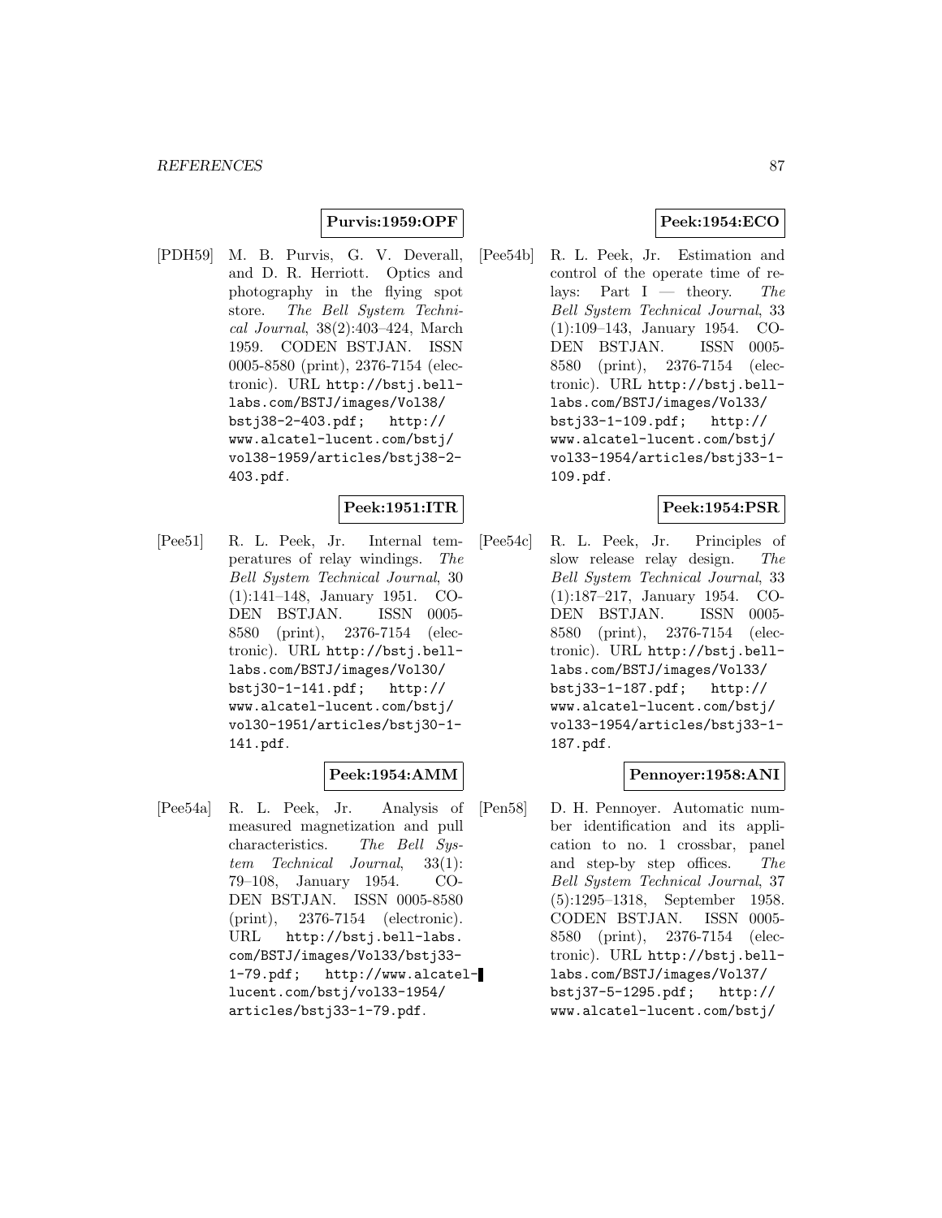**Purvis:1959:OPF**

[PDH59] M. B. Purvis, G. V. Deverall, and D. R. Herriott. Optics and photography in the flying spot store. *The Bell System Technical Journal*, 38(2):403–424, March 1959. CODEN BSTJAN. ISSN 0005-8580 (print), 2376-7154 (electronic). URL http://bstj.bell-labs.com/BSTJ/images/Vol38/bstj38-2-403.pdf; http://www.alcatel-lucent.com/bstj/vol38-1959/articles/bstj38-2-403.pdf.

**Peek:1951:ITR**

[Pee51] R. L. Peek, Jr. Internal temperatures of relay windings. *The Bell System Technical Journal*, 30 (1):141–148, January 1951. CODEN BSTJAN. ISSN 0005-8580 (print), 2376-7154 (electronic). URL http://bstj.bell-labs.com/BSTJ/images/Vol30/bstj30-1-141.pdf; http://www.alcatel-lucent.com/bstj/vol30-1951/articles/bstj30-1-141.pdf.

**Peek:1954:AMM**

[Pee54a] R. L. Peek, Jr. Analysis of measured magnetization and pull characteristics. *The Bell System Technical Journal*, 33(1):79–108, January 1954. CODEN BSTJAN. ISSN 0005-8580 (print), 2376-7154 (electronic). URL http://bstj.bell-labs.com/BSTJ/images/Vol33/bstj33-1-79.pdf; http://www.alcatel-lucent.com/bstj/vol33-1954/articles/bstj33-1-79.pdf.

**Peek:1954:ECO**

[Pee54b] R. L. Peek, Jr. Estimation and control of the operate time of relays: Part I — theory. *The Bell System Technical Journal*, 33 (1):109–143, January 1954. CODEN BSTJAN. ISSN 0005-8580 (print), 2376-7154 (electronic). URL http://bstj.bell-labs.com/BSTJ/images/Vol33/bstj33-1-109.pdf; http://www.alcatel-lucent.com/bstj/vol33-1954/articles/bstj33-1-109.pdf.

**Peek:1954:PSR**

[Pee54c] R. L. Peek, Jr. Principles of slow release relay design. *The Bell System Technical Journal*, 33 (1):187–217, January 1954. CODEN BSTJAN. ISSN 0005-8580 (print), 2376-7154 (electronic). URL http://bstj.bell-labs.com/BSTJ/images/Vol33/bstj33-1-187.pdf; http://www.alcatel-lucent.com/bstj/vol33-1954/articles/bstj33-1-187.pdf.

**Pennoyer:1958:ANI**

[Pen58] D. H. Pennoyer. Automatic number identification and its application to no. 1 crossbar, panel and step-by step offices. *The Bell System Technical Journal*, 37 (5):1295–1318, September 1958. CODEN BSTJAN. ISSN 0005-8580 (print), 2376-7154 (electronic). URL http://bstj.bell-labs.com/BSTJ/images/Vol37/bstj37-5-1295.pdf; http://www.alcatel-lucent.com/bstj/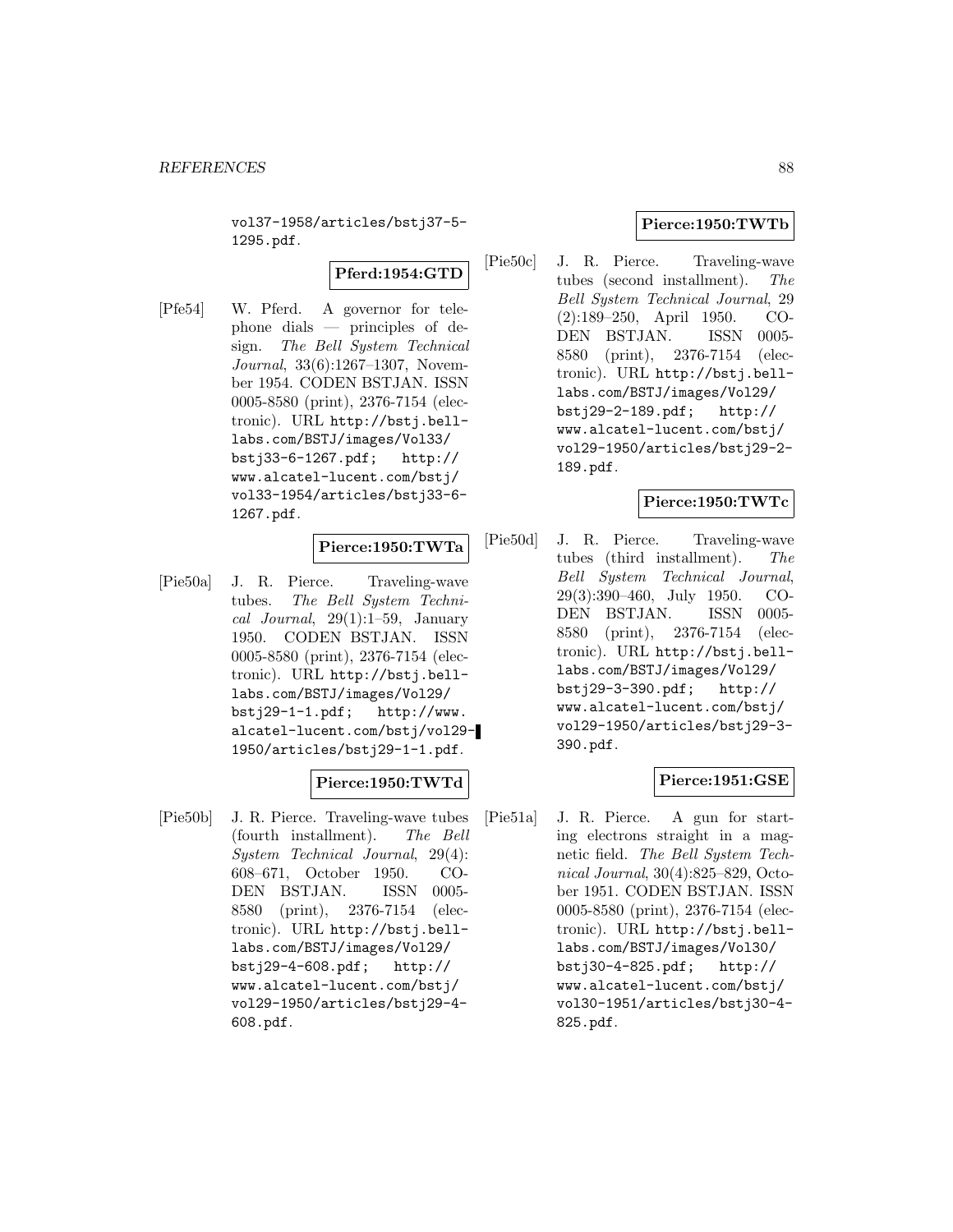vol37-1958/articles/bstj37-5-1295.pdf.

**Pferd:1954:GTD**

[Pfe54] W. Pferd. A governor for telephone dials — principles of design. *The Bell System Technical Journal*, 33(6):1267–1307, November 1954. CODEN BSTJAN. ISSN 0005-8580 (print), 2376-7154 (electronic). URL http://bstj.bell-labs.com/BSTJ/images/Vol33/bstj33-6-1267.pdf; http://www.alcatel-lucent.com/bstj/vol33-1954/articles/bstj33-6-1267.pdf.

**Pierce:1950:TWTa**

[Pie50a] J. R. Pierce. Traveling-wave tubes. *The Bell System Technical Journal*, 29(1):1–59, January 1950. CODEN BSTJAN. ISSN 0005-8580 (print), 2376-7154 (electronic). URL http://bstj.bell-labs.com/BSTJ/images/Vol29/bstj29-1-1.pdf; http://www.alcatel-lucent.com/bstj/vol29-1950/articles/bstj29-1-1.pdf.

**Pierce:1950:TWTd**

[Pie50b] J. R. Pierce. Traveling-wave tubes (fourth installment). *The Bell System Technical Journal*, 29(4):608–671, October 1950. CODEN BSTJAN. ISSN 0005-8580 (print), 2376-7154 (electronic). URL http://bstj.bell-labs.com/BSTJ/images/Vol29/bstj29-4-608.pdf; http://www.alcatel-lucent.com/bstj/vol29-1950/articles/bstj29-4-608.pdf.

**Pierce:1950:TWTb**

[Pie50c] J. R. Pierce. Traveling-wave tubes (second installment). *The Bell System Technical Journal*, 29(2):189–250, April 1950. CODEN BSTJAN. ISSN 0005-8580 (print), 2376-7154 (electronic). URL http://bstj.bell-labs.com/BSTJ/images/Vol29/bstj29-2-189.pdf; http://www.alcatel-lucent.com/bstj/vol29-1950/articles/bstj29-2-189.pdf.

**Pierce:1950:TWTc**

[Pie50d] J. R. Pierce. Traveling-wave tubes (third installment). *The Bell System Technical Journal*, 29(3):390–460, July 1950. CODEN BSTJAN. ISSN 0005-8580 (print), 2376-7154 (electronic). URL http://bstj.bell-labs.com/BSTJ/images/Vol29/bstj29-3-390.pdf; http://www.alcatel-lucent.com/bstj/vol29-1950/articles/bstj29-3-390.pdf.

**Pierce:1951:GSE**

[Pie51a] J. R. Pierce. A gun for starting electrons straight in a magnetic field. *The Bell System Technical Journal*, 30(4):825–829, October 1951. CODEN BSTJAN. ISSN 0005-8580 (print), 2376-7154 (electronic). URL http://bstj.bell-labs.com/BSTJ/images/Vol30/bstj30-4-825.pdf; http://www.alcatel-lucent.com/bstj/vol30-1951/articles/bstj30-4-825.pdf.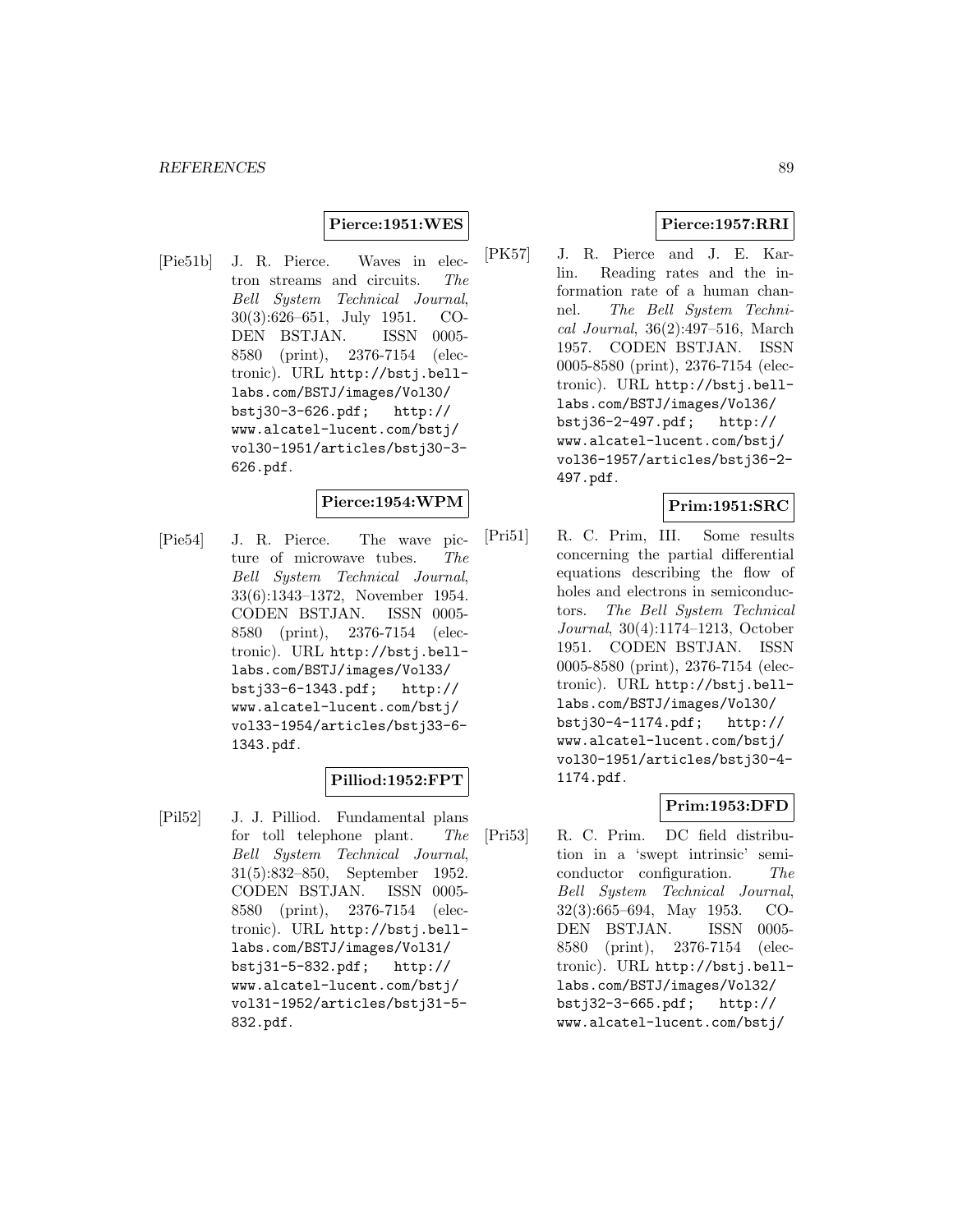**Pierce:1951:WES**

[Pie51b] J. R. Pierce. Waves in electron streams and circuits. *The Bell System Technical Journal*, 30(3):626–651, July 1951. CODEN BSTJAN. ISSN 0005-8580 (print), 2376-7154 (electronic). URL http://bstj.bell-labs.com/BSTJ/images/Vol30/bstj30-3-626.pdf; http://www.alcatel-lucent.com/bstj/vol30-1951/articles/bstj30-3-626.pdf.

**Pierce:1954:WPM**

[Pie54] J. R. Pierce. The wave picture of microwave tubes. *The Bell System Technical Journal*, 33(6):1343–1372, November 1954. CODEN BSTJAN. ISSN 0005-8580 (print), 2376-7154 (electronic). URL http://bstj.bell-labs.com/BSTJ/images/Vol33/bstj33-6-1343.pdf; http://www.alcatel-lucent.com/bstj/vol33-1954/articles/bstj33-6-1343.pdf.

**Pilliod:1952:FPT**

[Pil52] J. J. Pilliod. Fundamental plans for toll telephone plant. *The Bell System Technical Journal*, 31(5):832–850, September 1952. CODEN BSTJAN. ISSN 0005-8580 (print), 2376-7154 (electronic). URL http://bstj.bell-labs.com/BSTJ/images/Vol31/bstj31-5-832.pdf; http://www.alcatel-lucent.com/bstj/vol31-1952/articles/bstj31-5-832.pdf.

**Pierce:1957:RRI**

[PK57] J. R. Pierce and J. E. Karlin. Reading rates and the information rate of a human channel. *The Bell System Technical Journal*, 36(2):497–516, March 1957. CODEN BSTJAN. ISSN 0005-8580 (print), 2376-7154 (electronic). URL http://bstj.bell-labs.com/BSTJ/images/Vol36/bstj36-2-497.pdf; http://www.alcatel-lucent.com/bstj/vol36-1957/articles/bstj36-2-497.pdf.

**Prim:1951:SRC**

[Pri51] R. C. Prim, III. Some results concerning the partial differential equations describing the flow of holes and electrons in semiconductors. *The Bell System Technical Journal*, 30(4):1174–1213, October 1951. CODEN BSTJAN. ISSN 0005-8580 (print), 2376-7154 (electronic). URL http://bstj.bell-labs.com/BSTJ/images/Vol30/bstj30-4-1174.pdf; http://www.alcatel-lucent.com/bstj/vol30-1951/articles/bstj30-4-1174.pdf.

**Prim:1953:DFD**

[Pri53] R. C. Prim. DC field distribution in a 'swept intrinsic' semiconductor configuration. *The Bell System Technical Journal*, 32(3):665–694, May 1953. CODEN BSTJAN. ISSN 0005-8580 (print), 2376-7154 (electronic). URL http://bstj.bell-labs.com/BSTJ/images/Vol32/bstj32-3-665.pdf; http://www.alcatel-lucent.com/bstj/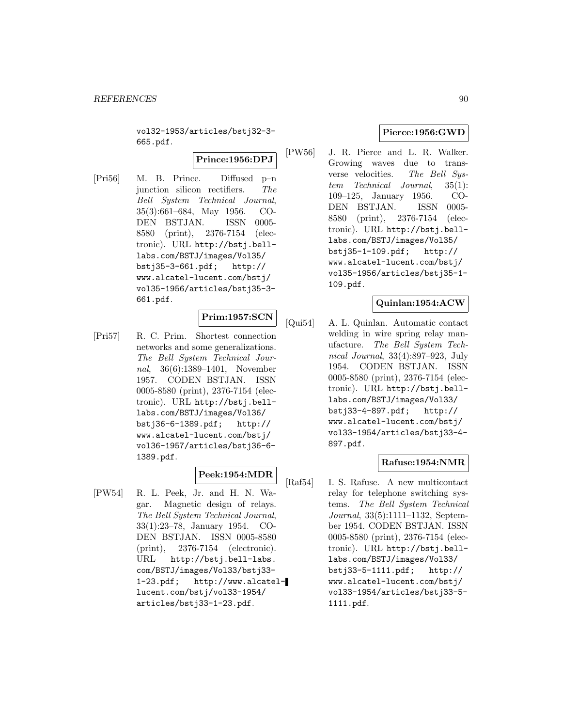vol32-1953/articles/bstj32-3-665.pdf.

**Prince:1956:DPJ**

[Pri56] M. B. Prince. Diffused p–n junction silicon rectifiers. *The Bell System Technical Journal*, 35(3):661–684, May 1956. CODEN BSTJAN. ISSN 0005-8580 (print), 2376-7154 (electronic). URL http://bstj.bell-labs.com/BSTJ/images/Vol35/bstj35-3-661.pdf; http://www.alcatel-lucent.com/bstj/vol35-1956/articles/bstj35-3-661.pdf.

**Prim:1957:SCN**

[Pri57] R. C. Prim. Shortest connection networks and some generalizations. *The Bell System Technical Journal*, 36(6):1389–1401, November 1957. CODEN BSTJAN. ISSN 0005-8580 (print), 2376-7154 (electronic). URL http://bstj.bell-labs.com/BSTJ/images/Vol36/bstj36-6-1389.pdf; http://www.alcatel-lucent.com/bstj/vol36-1957/articles/bstj36-6-1389.pdf.

**Peek:1954:MDR**

[PW54] R. L. Peek, Jr. and H. N. Wagar. Magnetic design of relays. *The Bell System Technical Journal*, 33(1):23–78, January 1954. CODEN BSTJAN. ISSN 0005-8580 (print), 2376-7154 (electronic). URL http://bstj.bell-labs.com/BSTJ/images/Vol33/bstj33-1-23.pdf; http://www.alcatel-lucent.com/bstj/vol33-1954/articles/bstj33-1-23.pdf.

**Pierce:1956:GWD**

[PW56] J. R. Pierce and L. R. Walker. Growing waves due to transverse velocities. *The Bell System Technical Journal*, 35(1):109–125, January 1956. CODEN BSTJAN. ISSN 0005-8580 (print), 2376-7154 (electronic). URL http://bstj.bell-labs.com/BSTJ/images/Vol35/bstj35-1-109.pdf; http://www.alcatel-lucent.com/bstj/vol35-1956/articles/bstj35-1-109.pdf.

**Quinlan:1954:ACW**

[Qui54] A. L. Quinlan. Automatic contact welding in wire spring relay manufacture. *The Bell System Technical Journal*, 33(4):897–923, July 1954. CODEN BSTJAN. ISSN 0005-8580 (print), 2376-7154 (electronic). URL http://bstj.bell-labs.com/BSTJ/images/Vol33/bstj33-4-897.pdf; http://www.alcatel-lucent.com/bstj/vol33-1954/articles/bstj33-4-897.pdf.

**Rafuse:1954:NMR**

[Raf54] I. S. Rafuse. A new multicontact relay for telephone switching systems. *The Bell System Technical Journal*, 33(5):1111–1132, September 1954. CODEN BSTJAN. ISSN 0005-8580 (print), 2376-7154 (electronic). URL http://bstj.bell-labs.com/BSTJ/images/Vol33/bstj33-5-1111.pdf; http://www.alcatel-lucent.com/bstj/vol33-1954/articles/bstj33-5-1111.pdf.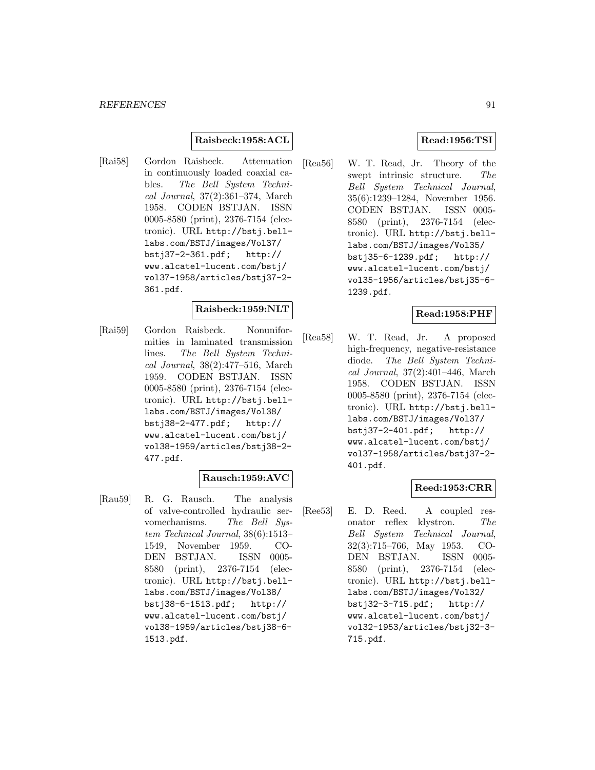**Raisbeck:1958:ACL**

[Rai58] Gordon Raisbeck. Attenuation in continuously loaded coaxial cables. *The Bell System Technical Journal*, 37(2):361–374, March 1958. CODEN BSTJAN. ISSN 0005-8580 (print), 2376-7154 (electronic). URL http://bstj.bell-labs.com/BSTJ/images/Vol37/bstj37-2-361.pdf; http://www.alcatel-lucent.com/bstj/vol37-1958/articles/bstj37-2-361.pdf.

**Raisbeck:1959:NLT**

[Rai59] Gordon Raisbeck. Nonuniformities in laminated transmission lines. *The Bell System Technical Journal*, 38(2):477–516, March 1959. CODEN BSTJAN. ISSN 0005-8580 (print), 2376-7154 (electronic). URL http://bstj.bell-labs.com/BSTJ/images/Vol38/bstj38-2-477.pdf; http://www.alcatel-lucent.com/bstj/vol38-1959/articles/bstj38-2-477.pdf.

**Rausch:1959:AVC**

[Rau59] R. G. Rausch. The analysis of valve-controlled hydraulic servomechanisms. *The Bell System Technical Journal*, 38(6):1513–1549, November 1959. CODEN BSTJAN. ISSN 0005-8580 (print), 2376-7154 (electronic). URL http://bstj.bell-labs.com/BSTJ/images/Vol38/bstj38-6-1513.pdf; http://www.alcatel-lucent.com/bstj/vol38-1959/articles/bstj38-6-1513.pdf.

**Read:1956:TSI**

[Rea56] W. T. Read, Jr. Theory of the swept intrinsic structure. *The Bell System Technical Journal*, 35(6):1239–1284, November 1956. CODEN BSTJAN. ISSN 0005-8580 (print), 2376-7154 (electronic). URL http://bstj.bell-labs.com/BSTJ/images/Vol35/bstj35-6-1239.pdf; http://www.alcatel-lucent.com/bstj/vol35-1956/articles/bstj35-6-1239.pdf.

**Read:1958:PHF**

[Rea58] W. T. Read, Jr. A proposed high-frequency, negative-resistance diode. *The Bell System Technical Journal*, 37(2):401–446, March 1958. CODEN BSTJAN. ISSN 0005-8580 (print), 2376-7154 (electronic). URL http://bstj.bell-labs.com/BSTJ/images/Vol37/bstj37-2-401.pdf; http://www.alcatel-lucent.com/bstj/vol37-1958/articles/bstj37-2-401.pdf.

**Reed:1953:CRR**

[Ree53] E. D. Reed. A coupled resonator reflex klystron. *The Bell System Technical Journal*, 32(3):715–766, May 1953. CODEN BSTJAN. ISSN 0005-8580 (print), 2376-7154 (electronic). URL http://bstj.bell-labs.com/BSTJ/images/Vol32/bstj32-3-715.pdf; http://www.alcatel-lucent.com/bstj/vol32-1953/articles/bstj32-3-715.pdf.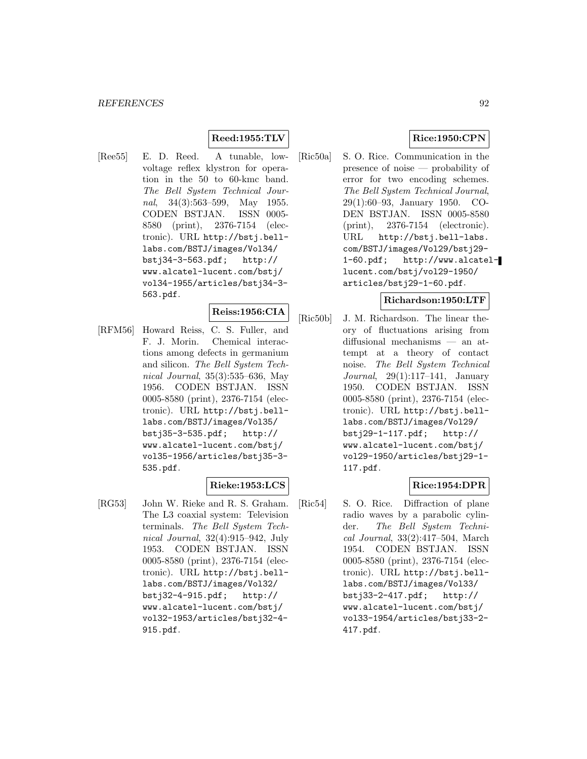**Reed:1955:TLV**

[Ree55] E. D. Reed. A tunable, low-voltage reflex klystron for operation in the 50 to 60-kmc band. *The Bell System Technical Journal*, 34(3):563–599, May 1955. CODEN BSTJAN. ISSN 0005-8580 (print), 2376-7154 (electronic). URL `http://bstj.bell-labs.com/BSTJ/images/Vol34/bstj34-3-563.pdf`; `http://www.alcatel-lucent.com/bstj/vol34-1955/articles/bstj34-3-563.pdf`.

**Reiss:1956:CIA**

[RFM56] Howard Reiss, C. S. Fuller, and F. J. Morin. Chemical interactions among defects in germanium and silicon. *The Bell System Technical Journal*, 35(3):535–636, May 1956. CODEN BSTJAN. ISSN 0005-8580 (print), 2376-7154 (electronic). URL `http://bstj.bell-labs.com/BSTJ/images/Vol35/bstj35-3-535.pdf`; `http://www.alcatel-lucent.com/bstj/vol35-1956/articles/bstj35-3-535.pdf`.

**Rieke:1953:LCS**

[RG53] John W. Rieke and R. S. Graham. The L3 coaxial system: Television terminals. *The Bell System Technical Journal*, 32(4):915–942, July 1953. CODEN BSTJAN. ISSN 0005-8580 (print), 2376-7154 (electronic). URL `http://bstj.bell-labs.com/BSTJ/images/Vol32/bstj32-4-915.pdf`; `http://www.alcatel-lucent.com/bstj/vol32-1953/articles/bstj32-4-915.pdf`.

**Rice:1950:CPN**

[Ric50a] S. O. Rice. Communication in the presence of noise — probability of error for two encoding schemes. *The Bell System Technical Journal*, 29(1):60–93, January 1950. CODEN BSTJAN. ISSN 0005-8580 (print), 2376-7154 (electronic). URL `http://bstj.bell-labs.com/BSTJ/images/Vol29/bstj29-1-60.pdf`; `http://www.alcatel-lucent.com/bstj/vol29-1950/articles/bstj29-1-60.pdf`.

**Richardson:1950:LTF**

[Ric50b] J. M. Richardson. The linear theory of fluctuations arising from diffusional mechanisms — an attempt at a theory of contact noise. *The Bell System Technical Journal*, 29(1):117–141, January 1950. CODEN BSTJAN. ISSN 0005-8580 (print), 2376-7154 (electronic). URL `http://bstj.bell-labs.com/BSTJ/images/Vol29/bstj29-1-117.pdf`; `http://www.alcatel-lucent.com/bstj/vol29-1950/articles/bstj29-1-117.pdf`.

**Rice:1954:DPR**

[Ric54] S. O. Rice. Diffraction of plane radio waves by a parabolic cylinder. *The Bell System Technical Journal*, 33(2):417–504, March 1954. CODEN BSTJAN. ISSN 0005-8580 (print), 2376-7154 (electronic). URL `http://bstj.bell-labs.com/BSTJ/images/Vol33/bstj33-2-417.pdf`; `http://www.alcatel-lucent.com/bstj/vol33-1954/articles/bstj33-2-417.pdf`.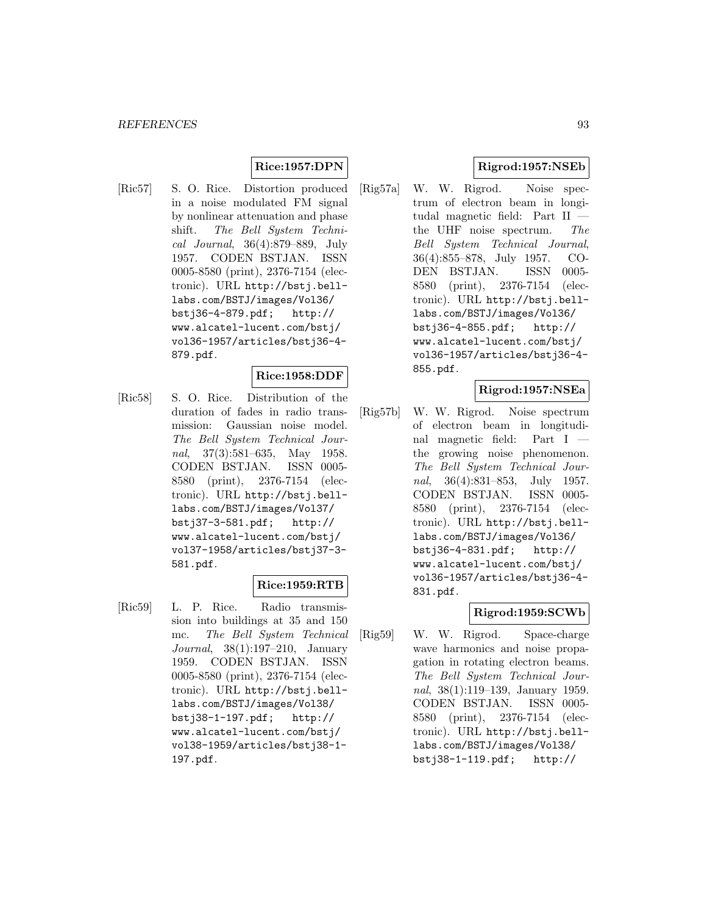**Rice:1957:DPN**

[Ric57] S. O. Rice. Distortion produced in a noise modulated FM signal by nonlinear attenuation and phase shift. *The Bell System Technical Journal*, 36(4):879–889, July 1957. CODEN BSTJAN. ISSN 0005-8580 (print), 2376-7154 (electronic). URL `http://bstj.bell-labs.com/BSTJ/images/Vol36/bstj36-4-879.pdf`; `http://www.alcatel-lucent.com/bstj/vol36-1957/articles/bstj36-4-879.pdf`.

**Rice:1958:DDF**

[Ric58] S. O. Rice. Distribution of the duration of fades in radio transmission: Gaussian noise model. *The Bell System Technical Journal*, 37(3):581–635, May 1958. CODEN BSTJAN. ISSN 0005-8580 (print), 2376-7154 (electronic). URL `http://bstj.bell-labs.com/BSTJ/images/Vol37/bstj37-3-581.pdf`; `http://www.alcatel-lucent.com/bstj/vol37-1958/articles/bstj37-3-581.pdf`.

**Rice:1959:RTB**

[Ric59] L. P. Rice. Radio transmission into buildings at 35 and 150 mc. *The Bell System Technical Journal*, 38(1):197–210, January 1959. CODEN BSTJAN. ISSN 0005-8580 (print), 2376-7154 (electronic). URL `http://bstj.bell-labs.com/BSTJ/images/Vol38/bstj38-1-197.pdf`; `http://www.alcatel-lucent.com/bstj/vol38-1959/articles/bstj38-1-197.pdf`.

**Rigrod:1957:NSEb**

[Rig57a] W. W. Rigrod. Noise spectrum of electron beam in longitudal magnetic field: Part II — the UHF noise spectrum. *The Bell System Technical Journal*, 36(4):855–878, July 1957. CODEN BSTJAN. ISSN 0005-8580 (print), 2376-7154 (electronic). URL `http://bstj.bell-labs.com/BSTJ/images/Vol36/bstj36-4-855.pdf`; `http://www.alcatel-lucent.com/bstj/vol36-1957/articles/bstj36-4-855.pdf`.

**Rigrod:1957:NSEa**

[Rig57b] W. W. Rigrod. Noise spectrum of electron beam in longitudinal magnetic field: Part I — the growing noise phenomenon. *The Bell System Technical Journal*, 36(4):831–853, July 1957. CODEN BSTJAN. ISSN 0005-8580 (print), 2376-7154 (electronic). URL `http://bstj.bell-labs.com/BSTJ/images/Vol36/bstj36-4-831.pdf`; `http://www.alcatel-lucent.com/bstj/vol36-1957/articles/bstj36-4-831.pdf`.

**Rigrod:1959:SCWb**

[Rig59] W. W. Rigrod. Space-charge wave harmonics and noise propagation in rotating electron beams. *The Bell System Technical Journal*, 38(1):119–139, January 1959. CODEN BSTJAN. ISSN 0005-8580 (print), 2376-7154 (electronic). URL `http://bstj.bell-labs.com/BSTJ/images/Vol38/bstj38-1-119.pdf`; `http://`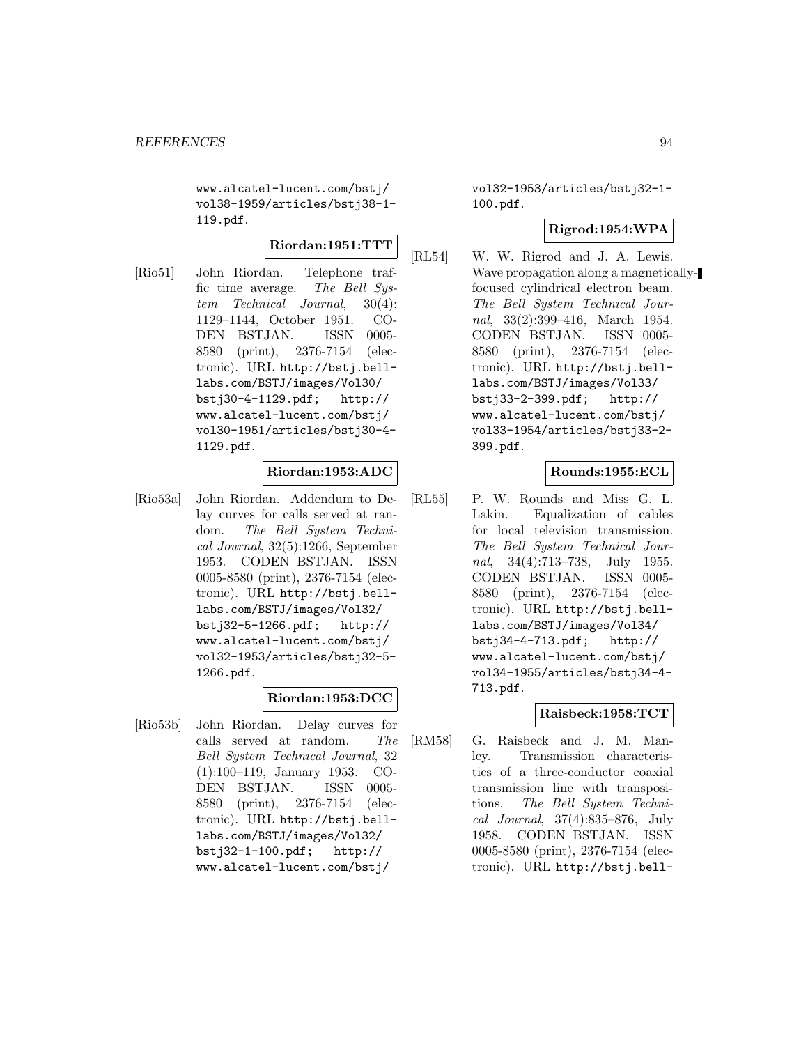www.alcatel-lucent.com/bstj/vol38-1959/articles/bstj38-1-119.pdf.

**Riordan:1951:TTT**

[Rio51] John Riordan. Telephone traffic time average. *The Bell System Technical Journal*, 30(4): 1129–1144, October 1951. CODEN BSTJAN. ISSN 0005-8580 (print), 2376-7154 (electronic). URL http://bstj.bell-labs.com/BSTJ/images/Vol30/bstj30-4-1129.pdf; http://www.alcatel-lucent.com/bstj/vol30-1951/articles/bstj30-4-1129.pdf.

**Riordan:1953:ADC**

[Rio53a] John Riordan. Addendum to Delay curves for calls served at random. *The Bell System Technical Journal*, 32(5):1266, September 1953. CODEN BSTJAN. ISSN 0005-8580 (print), 2376-7154 (electronic). URL http://bstj.bell-labs.com/BSTJ/images/Vol32/bstj32-5-1266.pdf; http://www.alcatel-lucent.com/bstj/vol32-1953/articles/bstj32-5-1266.pdf.

**Riordan:1953:DCC**

[Rio53b] John Riordan. Delay curves for calls served at random. *The Bell System Technical Journal*, 32 (1):100–119, January 1953. CODEN BSTJAN. ISSN 0005-8580 (print), 2376-7154 (electronic). URL http://bstj.bell-labs.com/BSTJ/images/Vol32/bstj32-1-100.pdf; http://www.alcatel-lucent.com/bstj/vol32-1953/articles/bstj32-1-100.pdf.

**Rigrod:1954:WPA**

[RL54] W. W. Rigrod and J. A. Lewis. Wave propagation along a magnetically-focused cylindrical electron beam. *The Bell System Technical Journal*, 33(2):399–416, March 1954. CODEN BSTJAN. ISSN 0005-8580 (print), 2376-7154 (electronic). URL http://bstj.bell-labs.com/BSTJ/images/Vol33/bstj33-2-399.pdf; http://www.alcatel-lucent.com/bstj/vol33-1954/articles/bstj33-2-399.pdf.

**Rounds:1955:ECL**

[RL55] P. W. Rounds and Miss G. L. Lakin. Equalization of cables for local television transmission. *The Bell System Technical Journal*, 34(4):713–738, July 1955. CODEN BSTJAN. ISSN 0005-8580 (print), 2376-7154 (electronic). URL http://bstj.bell-labs.com/BSTJ/images/Vol34/bstj34-4-713.pdf; http://www.alcatel-lucent.com/bstj/vol34-1955/articles/bstj34-4-713.pdf.

**Raisbeck:1958:TCT**

[RM58] G. Raisbeck and J. M. Manley. Transmission characteristics of a three-conductor coaxial transmission line with transpositions. *The Bell System Technical Journal*, 37(4):835–876, July 1958. CODEN BSTJAN. ISSN 0005-8580 (print), 2376-7154 (electronic). URL http://bstj.bell-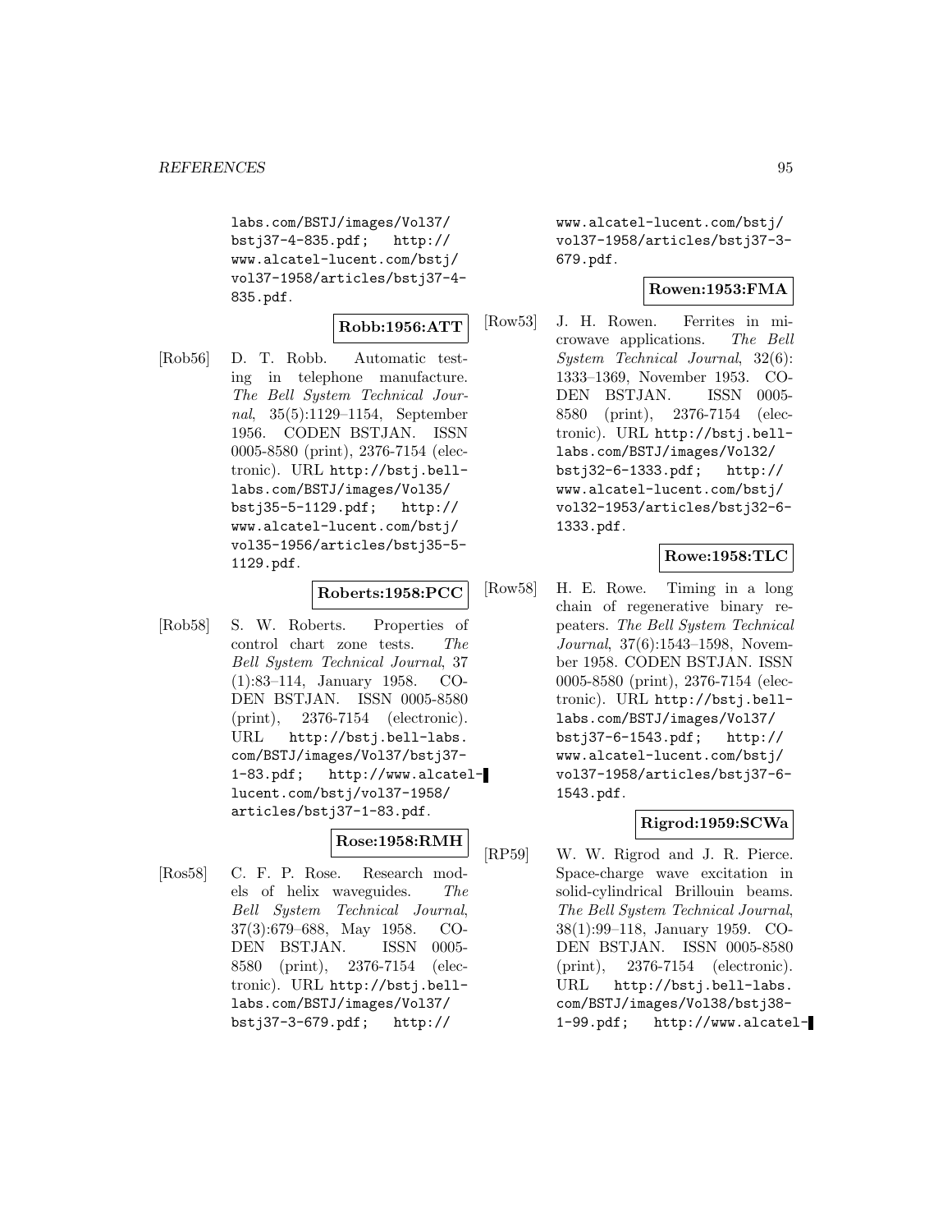labs.com/BSTJ/images/Vol37/bstj37-4-835.pdf; http://www.alcatel-lucent.com/bstj/vol37-1958/articles/bstj37-4-835.pdf.

**Robb:1956:ATT**

[Rob56] D. T. Robb. Automatic testing in telephone manufacture. *The Bell System Technical Journal*, 35(5):1129–1154, September 1956. CODEN BSTJAN. ISSN 0005-8580 (print), 2376-7154 (electronic). URL http://bstj.bell-labs.com/BSTJ/images/Vol35/bstj35-5-1129.pdf; http://www.alcatel-lucent.com/bstj/vol35-1956/articles/bstj35-5-1129.pdf.

**Roberts:1958:PCC**

[Rob58] S. W. Roberts. Properties of control chart zone tests. *The Bell System Technical Journal*, 37(1):83–114, January 1958. CODEN BSTJAN. ISSN 0005-8580 (print), 2376-7154 (electronic). URL http://bstj.bell-labs.com/BSTJ/images/Vol37/bstj37-1-83.pdf; http://www.alcatel-lucent.com/bstj/vol37-1958/articles/bstj37-1-83.pdf.

**Rose:1958:RMH**

[Ros58] C. F. P. Rose. Research models of helix waveguides. *The Bell System Technical Journal*, 37(3):679–688, May 1958. CODEN BSTJAN. ISSN 0005-8580 (print), 2376-7154 (electronic). URL http://bstj.bell-labs.com/BSTJ/images/Vol37/bstj37-3-679.pdf; http://www.alcatel-lucent.com/bstj/vol37-1958/articles/bstj37-3-679.pdf.

**Rowen:1953:FMA**

[Row53] J. H. Rowen. Ferrites in microwave applications. *The Bell System Technical Journal*, 32(6):1333–1369, November 1953. CODEN BSTJAN. ISSN 0005-8580 (print), 2376-7154 (electronic). URL http://bstj.bell-labs.com/BSTJ/images/Vol32/bstj32-6-1333.pdf; http://www.alcatel-lucent.com/bstj/vol32-1953/articles/bstj32-6-1333.pdf.

**Rowe:1958:TLC**

[Row58] H. E. Rowe. Timing in a long chain of regenerative binary repeaters. *The Bell System Technical Journal*, 37(6):1543–1598, November 1958. CODEN BSTJAN. ISSN 0005-8580 (print), 2376-7154 (electronic). URL http://bstj.bell-labs.com/BSTJ/images/Vol37/bstj37-6-1543.pdf; http://www.alcatel-lucent.com/bstj/vol37-1958/articles/bstj37-6-1543.pdf.

**Rigrod:1959:SCWa**

[RP59] W. W. Rigrod and J. R. Pierce. Space-charge wave excitation in solid-cylindrical Brillouin beams. *The Bell System Technical Journal*, 38(1):99–118, January 1959. CODEN BSTJAN. ISSN 0005-8580 (print), 2376-7154 (electronic). URL http://bstj.bell-labs.com/BSTJ/images/Vol38/bstj38-1-99.pdf; http://www.alcatel-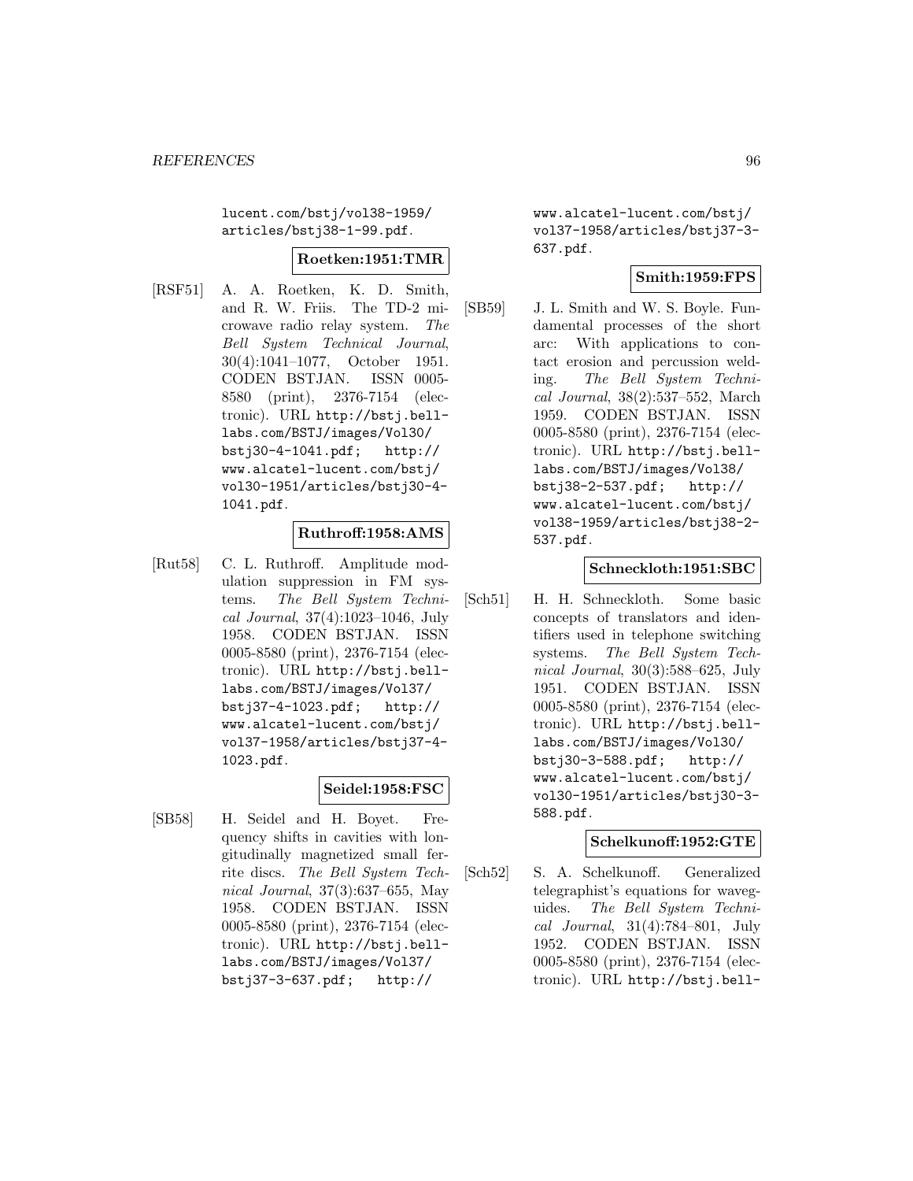lucent.com/bstj/vol38-1959/articles/bstj38-1-99.pdf.

**Roetken:1951:TMR**

[RSF51] A. A. Roetken, K. D. Smith, and R. W. Friis. The TD-2 microwave radio relay system. *The Bell System Technical Journal*, 30(4):1041–1077, October 1951. CODEN BSTJAN. ISSN 0005-8580 (print), 2376-7154 (electronic). URL http://bstj.bell-labs.com/BSTJ/images/Vol30/bstj30-4-1041.pdf; http://www.alcatel-lucent.com/bstj/vol30-1951/articles/bstj30-4-1041.pdf.

**Ruthroff:1958:AMS**

[Rut58] C. L. Ruthroff. Amplitude modulation suppression in FM systems. *The Bell System Technical Journal*, 37(4):1023–1046, July 1958. CODEN BSTJAN. ISSN 0005-8580 (print), 2376-7154 (electronic). URL http://bstj.bell-labs.com/BSTJ/images/Vol37/bstj37-4-1023.pdf; http://www.alcatel-lucent.com/bstj/vol37-1958/articles/bstj37-4-1023.pdf.

**Seidel:1958:FSC**

[SB58] H. Seidel and H. Boyet. Frequency shifts in cavities with longitudinally magnetized small ferrite discs. *The Bell System Technical Journal*, 37(3):637–655, May 1958. CODEN BSTJAN. ISSN 0005-8580 (print), 2376-7154 (electronic). URL http://bstj.bell-labs.com/BSTJ/images/Vol37/bstj37-3-637.pdf; http://www.alcatel-lucent.com/bstj/vol37-1958/articles/bstj37-3-637.pdf.

**Smith:1959:FPS**

[SB59] J. L. Smith and W. S. Boyle. Fundamental processes of the short arc: With applications to contact erosion and percussion welding. *The Bell System Technical Journal*, 38(2):537–552, March 1959. CODEN BSTJAN. ISSN 0005-8580 (print), 2376-7154 (electronic). URL http://bstj.bell-labs.com/BSTJ/images/Vol38/bstj38-2-537.pdf; http://www.alcatel-lucent.com/bstj/vol38-1959/articles/bstj38-2-537.pdf.

**Schneckloth:1951:SBC**

[Sch51] H. H. Schneckloth. Some basic concepts of translators and identifiers used in telephone switching systems. *The Bell System Technical Journal*, 30(3):588–625, July 1951. CODEN BSTJAN. ISSN 0005-8580 (print), 2376-7154 (electronic). URL http://bstj.bell-labs.com/BSTJ/images/Vol30/bstj30-3-588.pdf; http://www.alcatel-lucent.com/bstj/vol30-1951/articles/bstj30-3-588.pdf.

**Schelkunoff:1952:GTE**

[Sch52] S. A. Schelkunoff. Generalized telegraphist's equations for waveguides. *The Bell System Technical Journal*, 31(4):784–801, July 1952. CODEN BSTJAN. ISSN 0005-8580 (print), 2376-7154 (electronic). URL http://bstj.bell-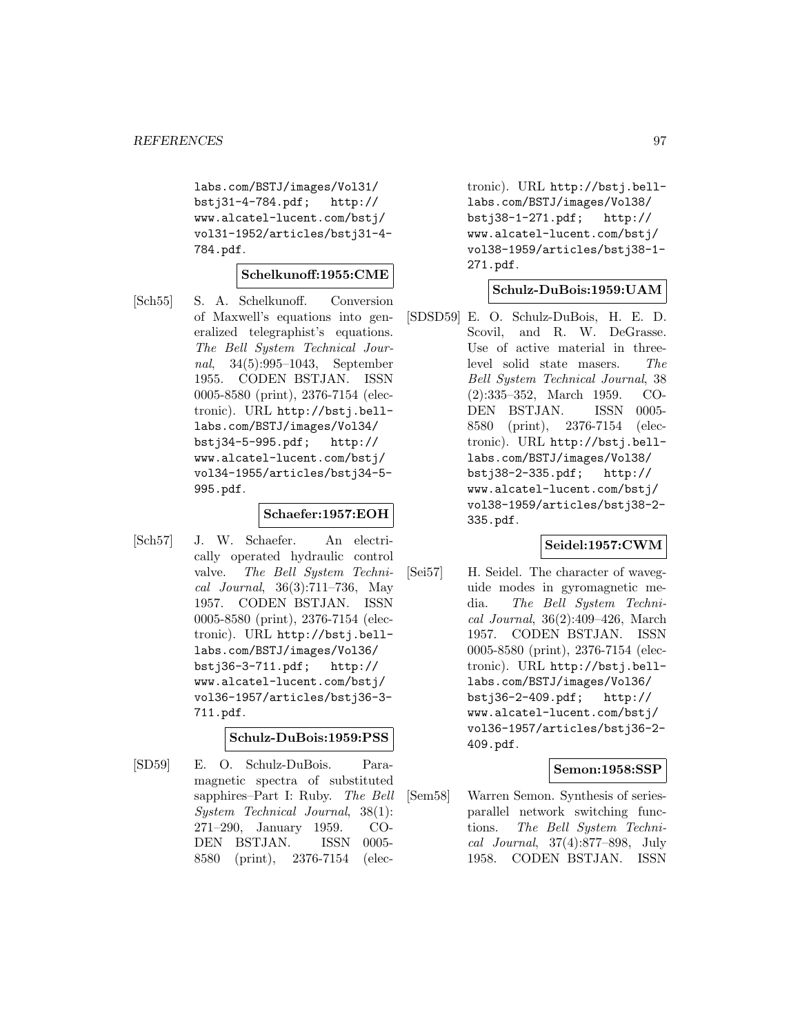labs.com/BSTJ/images/Vol31/bstj31-4-784.pdf; http://www.alcatel-lucent.com/bstj/vol31-1952/articles/bstj31-4-784.pdf.

**Schelkunoff:1955:CME**

[Sch55] S. A. Schelkunoff. Conversion of Maxwell's equations into generalized telegraphist's equations. *The Bell System Technical Journal*, 34(5):995–1043, September 1955. CODEN BSTJAN. ISSN 0005-8580 (print), 2376-7154 (electronic). URL http://bstj.bell-labs.com/BSTJ/images/Vol34/bstj34-5-995.pdf; http://www.alcatel-lucent.com/bstj/vol34-1955/articles/bstj34-5-995.pdf.

**Schaefer:1957:EOH**

[Sch57] J. W. Schaefer. An electrically operated hydraulic control valve. *The Bell System Technical Journal*, 36(3):711–736, May 1957. CODEN BSTJAN. ISSN 0005-8580 (print), 2376-7154 (electronic). URL http://bstj.bell-labs.com/BSTJ/images/Vol36/bstj36-3-711.pdf; http://www.alcatel-lucent.com/bstj/vol36-1957/articles/bstj36-3-711.pdf.

**Schulz-DuBois:1959:PSS**

[SD59] E. O. Schulz-DuBois. Paramagnetic spectra of substituted sapphires–Part I: Ruby. *The Bell System Technical Journal*, 38(1):271–290, January 1959. CODEN BSTJAN. ISSN 0005-8580 (print), 2376-7154 (electronic). URL http://bstj.bell-labs.com/BSTJ/images/Vol38/bstj38-1-271.pdf; http://www.alcatel-lucent.com/bstj/vol38-1959/articles/bstj38-1-271.pdf.

**Schulz-DuBois:1959:UAM**

[SDSD59] E. O. Schulz-DuBois, H. E. D. Scovil, and R. W. DeGrasse. Use of active material in three-level solid state masers. *The Bell System Technical Journal*, 38(2):335–352, March 1959. CODEN BSTJAN. ISSN 0005-8580 (print), 2376-7154 (electronic). URL http://bstj.bell-labs.com/BSTJ/images/Vol38/bstj38-2-335.pdf; http://www.alcatel-lucent.com/bstj/vol38-1959/articles/bstj38-2-335.pdf.

**Seidel:1957:CWM**

[Sei57] H. Seidel. The character of waveguide modes in gyromagnetic media. *The Bell System Technical Journal*, 36(2):409–426, March 1957. CODEN BSTJAN. ISSN 0005-8580 (print), 2376-7154 (electronic). URL http://bstj.bell-labs.com/BSTJ/images/Vol36/bstj36-2-409.pdf; http://www.alcatel-lucent.com/bstj/vol36-1957/articles/bstj36-2-409.pdf.

**Semon:1958:SSP**

[Sem58] Warren Semon. Synthesis of series-parallel network switching functions. *The Bell System Technical Journal*, 37(4):877–898, July 1958. CODEN BSTJAN. ISSN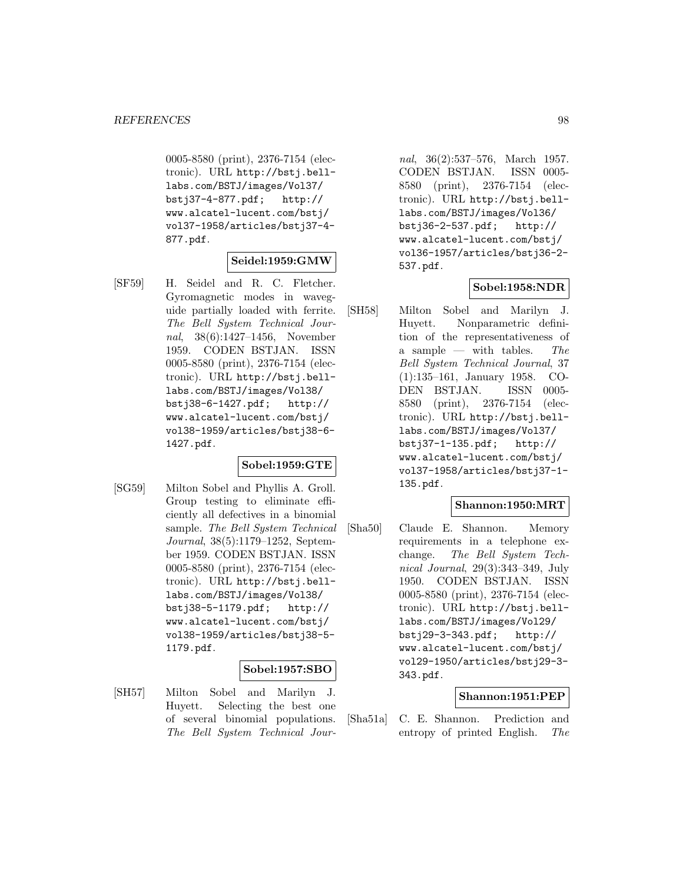0005-8580 (print), 2376-7154 (electronic). URL http://bstj.bell-labs.com/BSTJ/images/Vol37/bstj37-4-877.pdf; http://www.alcatel-lucent.com/bstj/vol37-1958/articles/bstj37-4-877.pdf.

**Seidel:1959:GMW**

[SF59] H. Seidel and R. C. Fletcher. Gyromagnetic modes in waveguide partially loaded with ferrite. *The Bell System Technical Journal*, 38(6):1427–1456, November 1959. CODEN BSTJAN. ISSN 0005-8580 (print), 2376-7154 (electronic). URL http://bstj.bell-labs.com/BSTJ/images/Vol38/bstj38-6-1427.pdf; http://www.alcatel-lucent.com/bstj/vol38-1959/articles/bstj38-6-1427.pdf.

**Sobel:1959:GTE**

[SG59] Milton Sobel and Phyllis A. Groll. Group testing to eliminate efficiently all defectives in a binomial sample. *The Bell System Technical Journal*, 38(5):1179–1252, September 1959. CODEN BSTJAN. ISSN 0005-8580 (print), 2376-7154 (electronic). URL http://bstj.bell-labs.com/BSTJ/images/Vol38/bstj38-5-1179.pdf; http://www.alcatel-lucent.com/bstj/vol38-1959/articles/bstj38-5-1179.pdf.

**Sobel:1957:SBO**

[SH57] Milton Sobel and Marilyn J. Huyett. Selecting the best one of several binomial populations. *The Bell System Technical Journal*, 36(2):537–576, March 1957. CODEN BSTJAN. ISSN 0005-8580 (print), 2376-7154 (electronic). URL http://bstj.bell-labs.com/BSTJ/images/Vol36/bstj36-2-537.pdf; http://www.alcatel-lucent.com/bstj/vol36-1957/articles/bstj36-2-537.pdf.

**Sobel:1958:NDR**

[SH58] Milton Sobel and Marilyn J. Huyett. Nonparametric definition of the representativeness of a sample — with tables. *The Bell System Technical Journal*, 37 (1):135–161, January 1958. CODEN BSTJAN. ISSN 0005-8580 (print), 2376-7154 (electronic). URL http://bstj.bell-labs.com/BSTJ/images/Vol37/bstj37-1-135.pdf; http://www.alcatel-lucent.com/bstj/vol37-1958/articles/bstj37-1-135.pdf.

**Shannon:1950:MRT**

[Sha50] Claude E. Shannon. Memory requirements in a telephone exchange. *The Bell System Technical Journal*, 29(3):343–349, July 1950. CODEN BSTJAN. ISSN 0005-8580 (print), 2376-7154 (electronic). URL http://bstj.bell-labs.com/BSTJ/images/Vol29/bstj29-3-343.pdf; http://www.alcatel-lucent.com/bstj/vol29-1950/articles/bstj29-3-343.pdf.

**Shannon:1951:PEP**

[Sha51a] C. E. Shannon. Prediction and entropy of printed English. *The*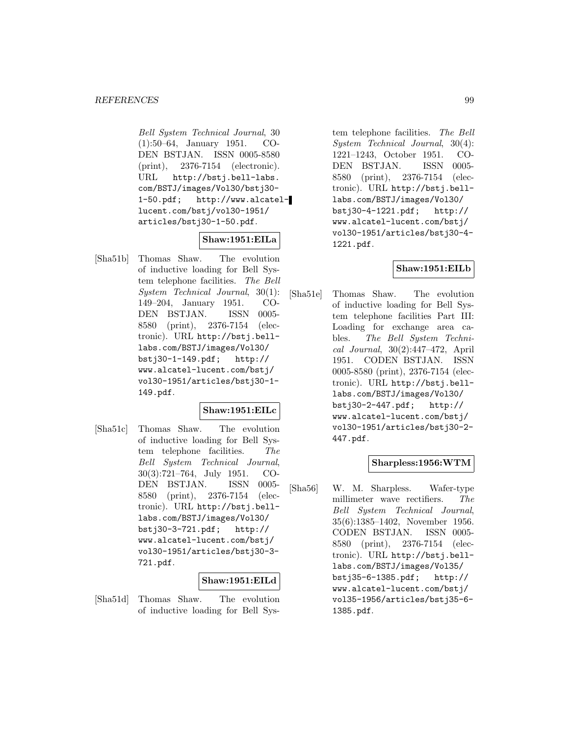*Bell System Technical Journal*, 30 (1):50–64, January 1951. CODEN BSTJAN. ISSN 0005-8580 (print), 2376-7154 (electronic). URL http://bstj.bell-labs.com/BSTJ/images/Vol30/bstj30-1-50.pdf; http://www.alcatel-lucent.com/bstj/vol30-1951/articles/bstj30-1-50.pdf.

**Shaw:1951:EILa**

[Sha51b] Thomas Shaw. The evolution of inductive loading for Bell System telephone facilities. *The Bell System Technical Journal*, 30(1): 149–204, January 1951. CODEN BSTJAN. ISSN 0005-8580 (print), 2376-7154 (electronic). URL http://bstj.bell-labs.com/BSTJ/images/Vol30/bstj30-1-149.pdf; http://www.alcatel-lucent.com/bstj/vol30-1951/articles/bstj30-1-149.pdf.

**Shaw:1951:EILc**

[Sha51c] Thomas Shaw. The evolution of inductive loading for Bell System telephone facilities. *The Bell System Technical Journal*, 30(3):721–764, July 1951. CODEN BSTJAN. ISSN 0005-8580 (print), 2376-7154 (electronic). URL http://bstj.bell-labs.com/BSTJ/images/Vol30/bstj30-3-721.pdf; http://www.alcatel-lucent.com/bstj/vol30-1951/articles/bstj30-3-721.pdf.

**Shaw:1951:EILd**

[Sha51d] Thomas Shaw. The evolution of inductive loading for Bell System telephone facilities. *The Bell System Technical Journal*, 30(4): 1221–1243, October 1951. CODEN BSTJAN. ISSN 0005-8580 (print), 2376-7154 (electronic). URL http://bstj.bell-labs.com/BSTJ/images/Vol30/bstj30-4-1221.pdf; http://www.alcatel-lucent.com/bstj/vol30-1951/articles/bstj30-4-1221.pdf.

**Shaw:1951:EILb**

[Sha51e] Thomas Shaw. The evolution of inductive loading for Bell System telephone facilities Part III: Loading for exchange area cables. *The Bell System Technical Journal*, 30(2):447–472, April 1951. CODEN BSTJAN. ISSN 0005-8580 (print), 2376-7154 (electronic). URL http://bstj.bell-labs.com/BSTJ/images/Vol30/bstj30-2-447.pdf; http://www.alcatel-lucent.com/bstj/vol30-1951/articles/bstj30-2-447.pdf.

**Sharpless:1956:WTM**

[Sha56] W. M. Sharpless. Wafer-type millimeter wave rectifiers. *The Bell System Technical Journal*, 35(6):1385–1402, November 1956. CODEN BSTJAN. ISSN 0005-8580 (print), 2376-7154 (electronic). URL http://bstj.bell-labs.com/BSTJ/images/Vol35/bstj35-6-1385.pdf; http://www.alcatel-lucent.com/bstj/vol35-1956/articles/bstj35-6-1385.pdf.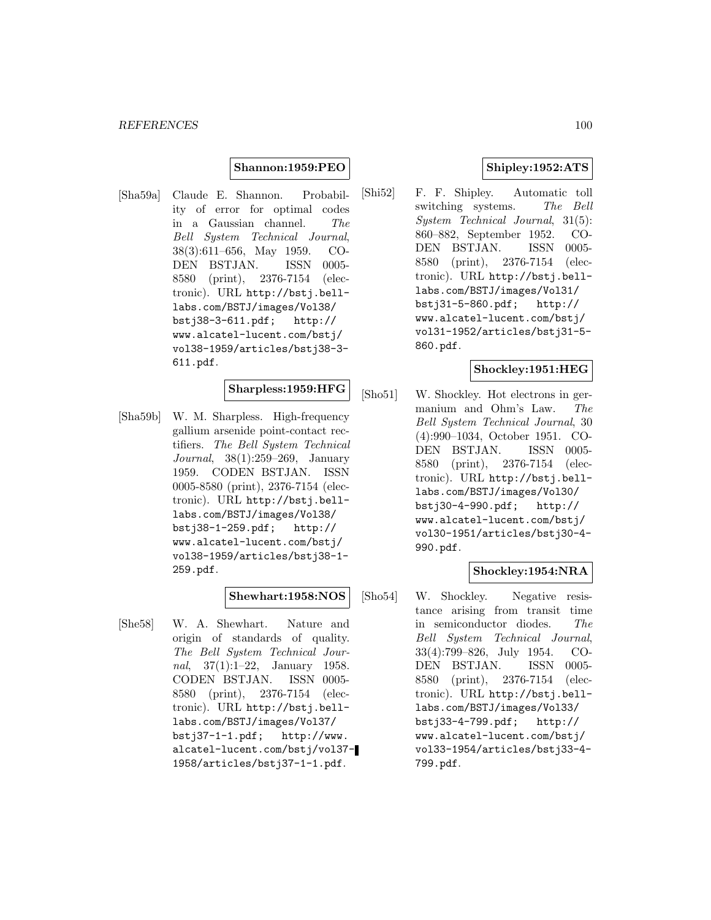**Shannon:1959:PEO**

[Sha59a] Claude E. Shannon. Probability of error for optimal codes in a Gaussian channel. *The Bell System Technical Journal*, 38(3):611–656, May 1959. CODEN BSTJAN. ISSN 0005-8580 (print), 2376-7154 (electronic). URL http://bstj.bell-labs.com/BSTJ/images/Vol38/bstj38-3-611.pdf; http://www.alcatel-lucent.com/bstj/vol38-1959/articles/bstj38-3-611.pdf.

**Sharpless:1959:HFG**

[Sha59b] W. M. Sharpless. High-frequency gallium arsenide point-contact rectifiers. *The Bell System Technical Journal*, 38(1):259–269, January 1959. CODEN BSTJAN. ISSN 0005-8580 (print), 2376-7154 (electronic). URL http://bstj.bell-labs.com/BSTJ/images/Vol38/bstj38-1-259.pdf; http://www.alcatel-lucent.com/bstj/vol38-1959/articles/bstj38-1-259.pdf.

**Shewhart:1958:NOS**

[She58] W. A. Shewhart. Nature and origin of standards of quality. *The Bell System Technical Journal*, 37(1):1–22, January 1958. CODEN BSTJAN. ISSN 0005-8580 (print), 2376-7154 (electronic). URL http://bstj.bell-labs.com/BSTJ/images/Vol37/bstj37-1-1.pdf; http://www.alcatel-lucent.com/bstj/vol37-1958/articles/bstj37-1-1.pdf.

**Shipley:1952:ATS**

[Shi52] F. F. Shipley. Automatic toll switching systems. *The Bell System Technical Journal*, 31(5):860–882, September 1952. CODEN BSTJAN. ISSN 0005-8580 (print), 2376-7154 (electronic). URL http://bstj.bell-labs.com/BSTJ/images/Vol31/bstj31-5-860.pdf; http://www.alcatel-lucent.com/bstj/vol31-1952/articles/bstj31-5-860.pdf.

**Shockley:1951:HEG**

[Sho51] W. Shockley. Hot electrons in germanium and Ohm's Law. *The Bell System Technical Journal*, 30 (4):990–1034, October 1951. CODEN BSTJAN. ISSN 0005-8580 (print), 2376-7154 (electronic). URL http://bstj.bell-labs.com/BSTJ/images/Vol30/bstj30-4-990.pdf; http://www.alcatel-lucent.com/bstj/vol30-1951/articles/bstj30-4-990.pdf.

**Shockley:1954:NRA**

[Sho54] W. Shockley. Negative resistance arising from transit time in semiconductor diodes. *The Bell System Technical Journal*, 33(4):799–826, July 1954. CODEN BSTJAN. ISSN 0005-8580 (print), 2376-7154 (electronic). URL http://bstj.bell-labs.com/BSTJ/images/Vol33/bstj33-4-799.pdf; http://www.alcatel-lucent.com/bstj/vol33-1954/articles/bstj33-4-799.pdf.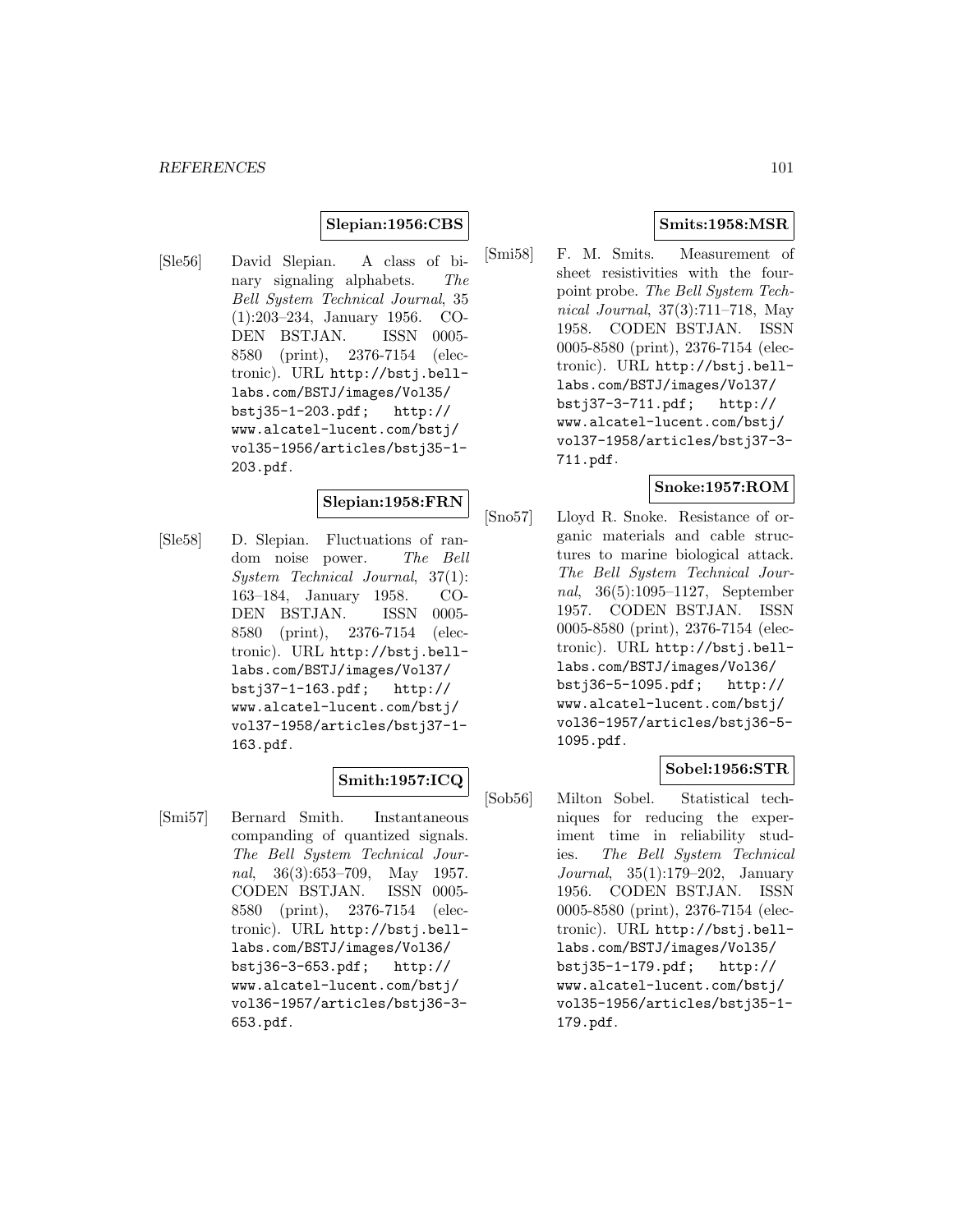**Slepian:1956:CBS**

[Sle56] David Slepian. A class of binary signaling alphabets. *The Bell System Technical Journal*, 35 (1):203–234, January 1956. CODEN BSTJAN. ISSN 0005-8580 (print), 2376-7154 (electronic). URL http://bstj.bell-labs.com/BSTJ/images/Vol35/bstj35-1-203.pdf; http://www.alcatel-lucent.com/bstj/vol35-1956/articles/bstj35-1-203.pdf.

**Slepian:1958:FRN**

[Sle58] D. Slepian. Fluctuations of random noise power. *The Bell System Technical Journal*, 37(1): 163–184, January 1958. CODEN BSTJAN. ISSN 0005-8580 (print), 2376-7154 (electronic). URL http://bstj.bell-labs.com/BSTJ/images/Vol37/bstj37-1-163.pdf; http://www.alcatel-lucent.com/bstj/vol37-1958/articles/bstj37-1-163.pdf.

**Smith:1957:ICQ**

[Smi57] Bernard Smith. Instantaneous companding of quantized signals. *The Bell System Technical Journal*, 36(3):653–709, May 1957. CODEN BSTJAN. ISSN 0005-8580 (print), 2376-7154 (electronic). URL http://bstj.bell-labs.com/BSTJ/images/Vol36/bstj36-3-653.pdf; http://www.alcatel-lucent.com/bstj/vol36-1957/articles/bstj36-3-653.pdf.

**Smits:1958:MSR**

[Smi58] F. M. Smits. Measurement of sheet resistivities with the four-point probe. *The Bell System Technical Journal*, 37(3):711–718, May 1958. CODEN BSTJAN. ISSN 0005-8580 (print), 2376-7154 (electronic). URL http://bstj.bell-labs.com/BSTJ/images/Vol37/bstj37-3-711.pdf; http://www.alcatel-lucent.com/bstj/vol37-1958/articles/bstj37-3-711.pdf.

**Snoke:1957:ROM**

[Sno57] Lloyd R. Snoke. Resistance of organic materials and cable structures to marine biological attack. *The Bell System Technical Journal*, 36(5):1095–1127, September 1957. CODEN BSTJAN. ISSN 0005-8580 (print), 2376-7154 (electronic). URL http://bstj.bell-labs.com/BSTJ/images/Vol36/bstj36-5-1095.pdf; http://www.alcatel-lucent.com/bstj/vol36-1957/articles/bstj36-5-1095.pdf.

**Sobel:1956:STR**

[Sob56] Milton Sobel. Statistical techniques for reducing the experiment time in reliability studies. *The Bell System Technical Journal*, 35(1):179–202, January 1956. CODEN BSTJAN. ISSN 0005-8580 (print), 2376-7154 (electronic). URL http://bstj.bell-labs.com/BSTJ/images/Vol35/bstj35-1-179.pdf; http://www.alcatel-lucent.com/bstj/vol35-1956/articles/bstj35-1-179.pdf.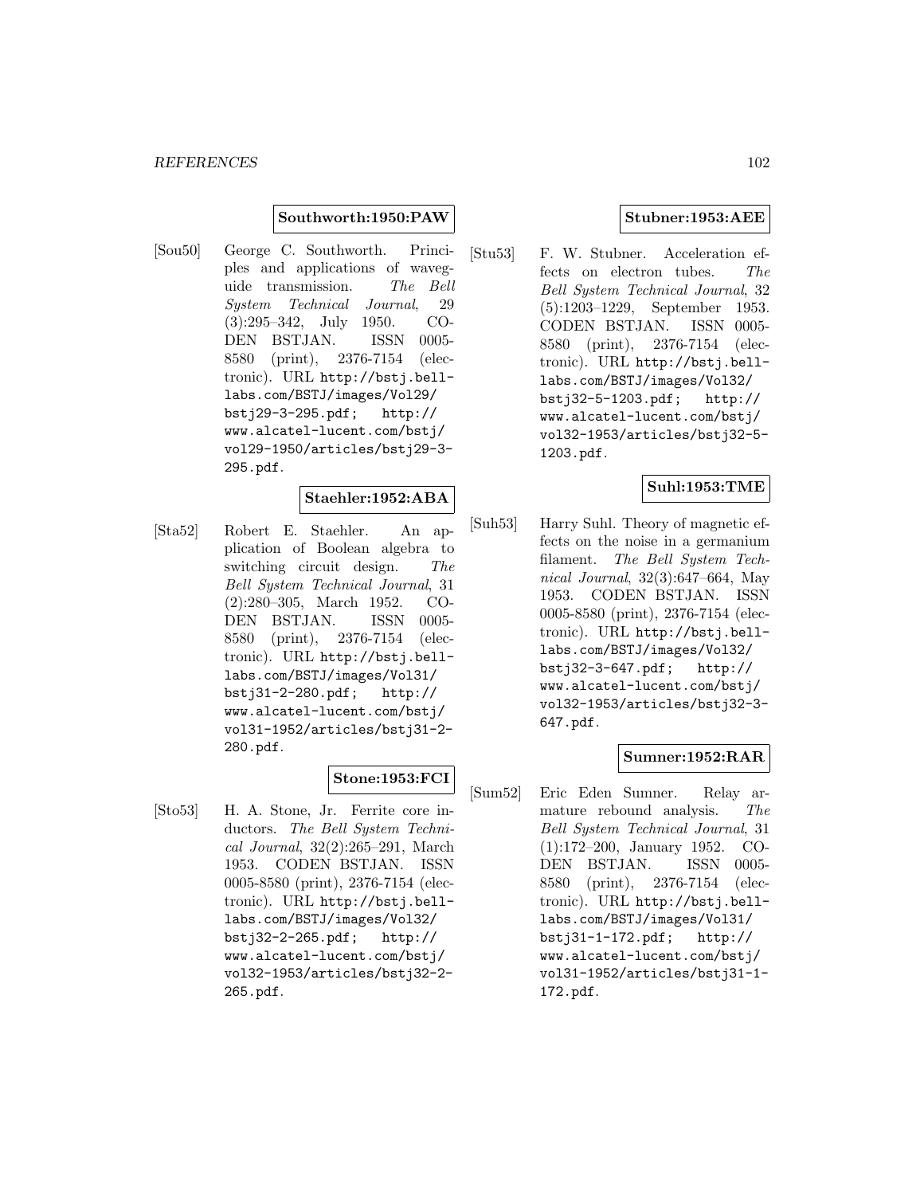**Southworth:1950:PAW**

[Sou50] George C. Southworth. Principles and applications of waveguide transmission. *The Bell System Technical Journal*, 29 (3):295–342, July 1950. CODEN BSTJAN. ISSN 0005-8580 (print), 2376-7154 (electronic). URL http://bstj.bell-labs.com/BSTJ/images/Vol29/bstj29-3-295.pdf; http://www.alcatel-lucent.com/bstj/vol29-1950/articles/bstj29-3-295.pdf.

**Staehler:1952:ABA**

[Sta52] Robert E. Staehler. An application of Boolean algebra to switching circuit design. *The Bell System Technical Journal*, 31 (2):280–305, March 1952. CODEN BSTJAN. ISSN 0005-8580 (print), 2376-7154 (electronic). URL http://bstj.bell-labs.com/BSTJ/images/Vol31/bstj31-2-280.pdf; http://www.alcatel-lucent.com/bstj/vol31-1952/articles/bstj31-2-280.pdf.

**Stone:1953:FCI**

[Sto53] H. A. Stone, Jr. Ferrite core inductors. *The Bell System Technical Journal*, 32(2):265–291, March 1953. CODEN BSTJAN. ISSN 0005-8580 (print), 2376-7154 (electronic). URL http://bstj.bell-labs.com/BSTJ/images/Vol32/bstj32-2-265.pdf; http://www.alcatel-lucent.com/bstj/vol32-1953/articles/bstj32-2-265.pdf.

**Stubner:1953:AEE**

[Stu53] F. W. Stubner. Acceleration effects on electron tubes. *The Bell System Technical Journal*, 32 (5):1203–1229, September 1953. CODEN BSTJAN. ISSN 0005-8580 (print), 2376-7154 (electronic). URL http://bstj.bell-labs.com/BSTJ/images/Vol32/bstj32-5-1203.pdf; http://www.alcatel-lucent.com/bstj/vol32-1953/articles/bstj32-5-1203.pdf.

**Suhl:1953:TME**

[Suh53] Harry Suhl. Theory of magnetic effects on the noise in a germanium filament. *The Bell System Technical Journal*, 32(3):647–664, May 1953. CODEN BSTJAN. ISSN 0005-8580 (print), 2376-7154 (electronic). URL http://bstj.bell-labs.com/BSTJ/images/Vol32/bstj32-3-647.pdf; http://www.alcatel-lucent.com/bstj/vol32-1953/articles/bstj32-3-647.pdf.

**Sumner:1952:RAR**

[Sum52] Eric Eden Sumner. Relay armature rebound analysis. *The Bell System Technical Journal*, 31 (1):172–200, January 1952. CODEN BSTJAN. ISSN 0005-8580 (print), 2376-7154 (electronic). URL http://bstj.bell-labs.com/BSTJ/images/Vol31/bstj31-1-172.pdf; http://www.alcatel-lucent.com/bstj/vol31-1952/articles/bstj31-1-172.pdf.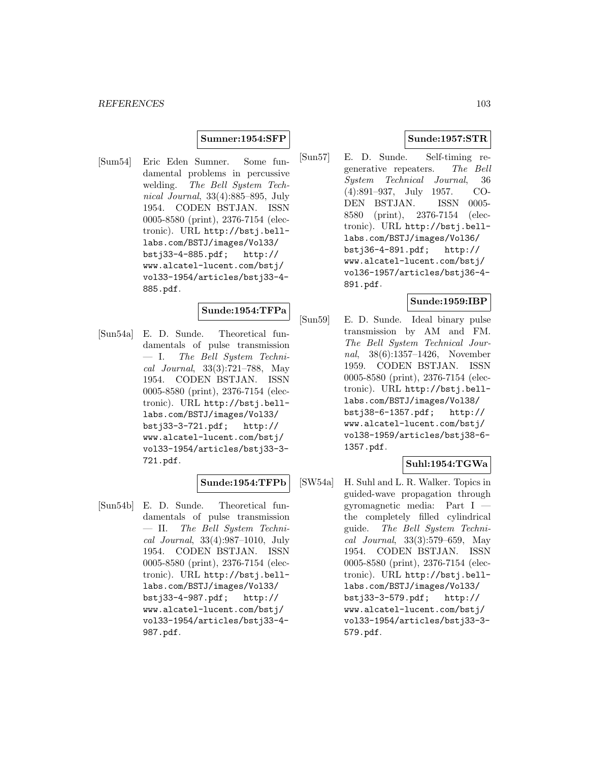**Sumner:1954:SFP**

[Sum54] Eric Eden Sumner. Some fundamental problems in percussive welding. *The Bell System Technical Journal*, 33(4):885–895, July 1954. CODEN BSTJAN. ISSN 0005-8580 (print), 2376-7154 (electronic). URL `http://bstj.bell-labs.com/BSTJ/images/Vol33/bstj33-4-885.pdf; http://www.alcatel-lucent.com/bstj/vol33-1954/articles/bstj33-4-885.pdf`.

**Sunde:1954:TFPa**

[Sun54a] E. D. Sunde. Theoretical fundamentals of pulse transmission — I. *The Bell System Technical Journal*, 33(3):721–788, May 1954. CODEN BSTJAN. ISSN 0005-8580 (print), 2376-7154 (electronic). URL `http://bstj.bell-labs.com/BSTJ/images/Vol33/bstj33-3-721.pdf; http://www.alcatel-lucent.com/bstj/vol33-1954/articles/bstj33-3-721.pdf`.

**Sunde:1954:TFPb**

[Sun54b] E. D. Sunde. Theoretical fundamentals of pulse transmission — II. *The Bell System Technical Journal*, 33(4):987–1010, July 1954. CODEN BSTJAN. ISSN 0005-8580 (print), 2376-7154 (electronic). URL `http://bstj.bell-labs.com/BSTJ/images/Vol33/bstj33-4-987.pdf; http://www.alcatel-lucent.com/bstj/vol33-1954/articles/bstj33-4-987.pdf`.

**Sunde:1957:STR**

[Sun57] E. D. Sunde. Self-timing regenerative repeaters. *The Bell System Technical Journal*, 36 (4):891–937, July 1957. CODEN BSTJAN. ISSN 0005-8580 (print), 2376-7154 (electronic). URL `http://bstj.bell-labs.com/BSTJ/images/Vol36/bstj36-4-891.pdf; http://www.alcatel-lucent.com/bstj/vol36-1957/articles/bstj36-4-891.pdf`.

**Sunde:1959:IBP**

[Sun59] E. D. Sunde. Ideal binary pulse transmission by AM and FM. *The Bell System Technical Journal*, 38(6):1357–1426, November 1959. CODEN BSTJAN. ISSN 0005-8580 (print), 2376-7154 (electronic). URL `http://bstj.bell-labs.com/BSTJ/images/Vol38/bstj38-6-1357.pdf; http://www.alcatel-lucent.com/bstj/vol38-1959/articles/bstj38-6-1357.pdf`.

**Suhl:1954:TGWa**

[SW54a] H. Suhl and L. R. Walker. Topics in guided-wave propagation through gyromagnetic media: Part I — the completely filled cylindrical guide. *The Bell System Technical Journal*, 33(3):579–659, May 1954. CODEN BSTJAN. ISSN 0005-8580 (print), 2376-7154 (electronic). URL `http://bstj.bell-labs.com/BSTJ/images/Vol33/bstj33-3-579.pdf; http://www.alcatel-lucent.com/bstj/vol33-1954/articles/bstj33-3-579.pdf`.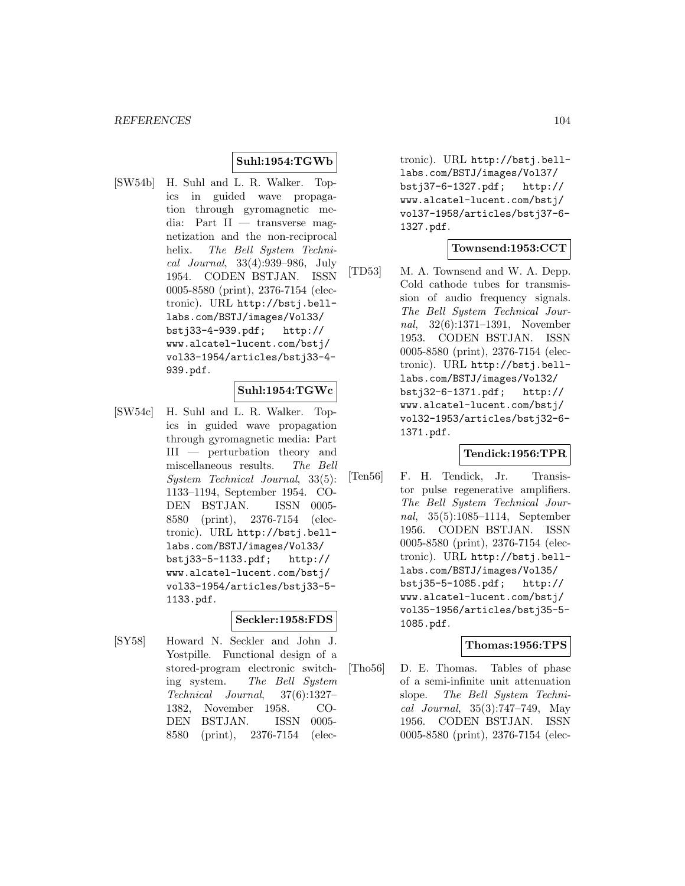**Suhl:1954:TGWb**

[SW54b] H. Suhl and L. R. Walker. Topics in guided wave propagation through gyromagnetic media: Part II — transverse magnetization and the non-reciprocal helix. *The Bell System Technical Journal*, 33(4):939–986, July 1954. CODEN BSTJAN. ISSN 0005-8580 (print), 2376-7154 (electronic). URL http://bstj.bell-labs.com/BSTJ/images/Vol33/bstj33-4-939.pdf; http://www.alcatel-lucent.com/bstj/vol33-1954/articles/bstj33-4-939.pdf.

**Suhl:1954:TGWc**

[SW54c] H. Suhl and L. R. Walker. Topics in guided wave propagation through gyromagnetic media: Part III — perturbation theory and miscellaneous results. *The Bell System Technical Journal*, 33(5):1133–1194, September 1954. CODEN BSTJAN. ISSN 0005-8580 (print), 2376-7154 (electronic). URL http://bstj.bell-labs.com/BSTJ/images/Vol33/bstj33-5-1133.pdf; http://www.alcatel-lucent.com/bstj/vol33-1954/articles/bstj33-5-1133.pdf.

**Seckler:1958:FDS**

[SY58] Howard N. Seckler and John J. Yostpille. Functional design of a stored-program electronic switching system. *The Bell System Technical Journal*, 37(6):1327–1382, November 1958. CODEN BSTJAN. ISSN 0005-8580 (print), 2376-7154 (electronic). URL http://bstj.bell-labs.com/BSTJ/images/Vol37/bstj37-6-1327.pdf; http://www.alcatel-lucent.com/bstj/vol37-1958/articles/bstj37-6-1327.pdf.

**Townsend:1953:CCT**

[TD53] M. A. Townsend and W. A. Depp. Cold cathode tubes for transmission of audio frequency signals. *The Bell System Technical Journal*, 32(6):1371–1391, November 1953. CODEN BSTJAN. ISSN 0005-8580 (print), 2376-7154 (electronic). URL http://bstj.bell-labs.com/BSTJ/images/Vol32/bstj32-6-1371.pdf; http://www.alcatel-lucent.com/bstj/vol32-1953/articles/bstj32-6-1371.pdf.

**Tendick:1956:TPR**

[Ten56] F. H. Tendick, Jr. Transistor pulse regenerative amplifiers. *The Bell System Technical Journal*, 35(5):1085–1114, September 1956. CODEN BSTJAN. ISSN 0005-8580 (print), 2376-7154 (electronic). URL http://bstj.bell-labs.com/BSTJ/images/Vol35/bstj35-5-1085.pdf; http://www.alcatel-lucent.com/bstj/vol35-1956/articles/bstj35-5-1085.pdf.

**Thomas:1956:TPS**

[Tho56] D. E. Thomas. Tables of phase of a semi-infinite unit attenuation slope. *The Bell System Technical Journal*, 35(3):747–749, May 1956. CODEN BSTJAN. ISSN 0005-8580 (print), 2376-7154 (elec-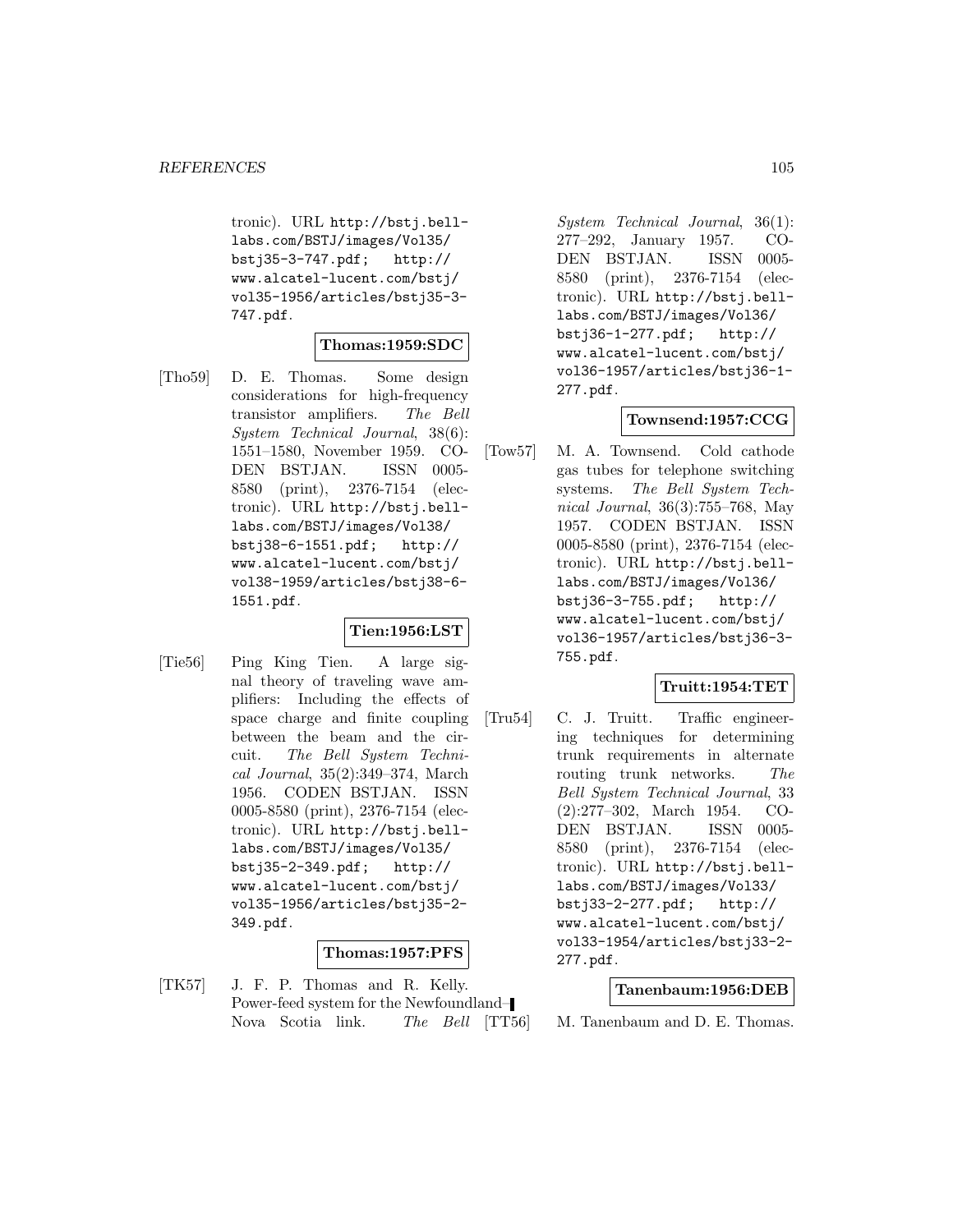tronic). URL http://bstj.bell-labs.com/BSTJ/images/Vol35/bstj35-3-747.pdf; http://www.alcatel-lucent.com/bstj/vol35-1956/articles/bstj35-3-747.pdf.

**Thomas:1959:SDC**

[Tho59] D. E. Thomas. Some design considerations for high-frequency transistor amplifiers. *The Bell System Technical Journal*, 38(6): 1551–1580, November 1959. CODEN BSTJAN. ISSN 0005-8580 (print), 2376-7154 (electronic). URL http://bstj.bell-labs.com/BSTJ/images/Vol38/bstj38-6-1551.pdf; http://www.alcatel-lucent.com/bstj/vol38-1959/articles/bstj38-6-1551.pdf.

**Tien:1956:LST**

[Tie56] Ping King Tien. A large signal theory of traveling wave amplifiers: Including the effects of space charge and finite coupling between the beam and the circuit. *The Bell System Technical Journal*, 35(2):349–374, March 1956. CODEN BSTJAN. ISSN 0005-8580 (print), 2376-7154 (electronic). URL http://bstj.bell-labs.com/BSTJ/images/Vol35/bstj35-2-349.pdf; http://www.alcatel-lucent.com/bstj/vol35-1956/articles/bstj35-2-349.pdf.

**Thomas:1957:PFS**

[TK57] J. F. P. Thomas and R. Kelly. Power-feed system for the Newfoundland–Nova Scotia link. *The Bell System Technical Journal*, 36(1): 277–292, January 1957. CODEN BSTJAN. ISSN 0005-8580 (print), 2376-7154 (electronic). URL http://bstj.bell-labs.com/BSTJ/images/Vol36/bstj36-1-277.pdf; http://www.alcatel-lucent.com/bstj/vol36-1957/articles/bstj36-1-277.pdf.

**Townsend:1957:CCG**

[Tow57] M. A. Townsend. Cold cathode gas tubes for telephone switching systems. *The Bell System Technical Journal*, 36(3):755–768, May 1957. CODEN BSTJAN. ISSN 0005-8580 (print), 2376-7154 (electronic). URL http://bstj.bell-labs.com/BSTJ/images/Vol36/bstj36-3-755.pdf; http://www.alcatel-lucent.com/bstj/vol36-1957/articles/bstj36-3-755.pdf.

**Truitt:1954:TET**

[Tru54] C. J. Truitt. Traffic engineering techniques for determining trunk requirements in alternate routing trunk networks. *The Bell System Technical Journal*, 33 (2):277–302, March 1954. CODEN BSTJAN. ISSN 0005-8580 (print), 2376-7154 (electronic). URL http://bstj.bell-labs.com/BSTJ/images/Vol33/bstj33-2-277.pdf; http://www.alcatel-lucent.com/bstj/vol33-1954/articles/bstj33-2-277.pdf.

**Tanenbaum:1956:DEB**

[TT56] M. Tanenbaum and D. E. Thomas.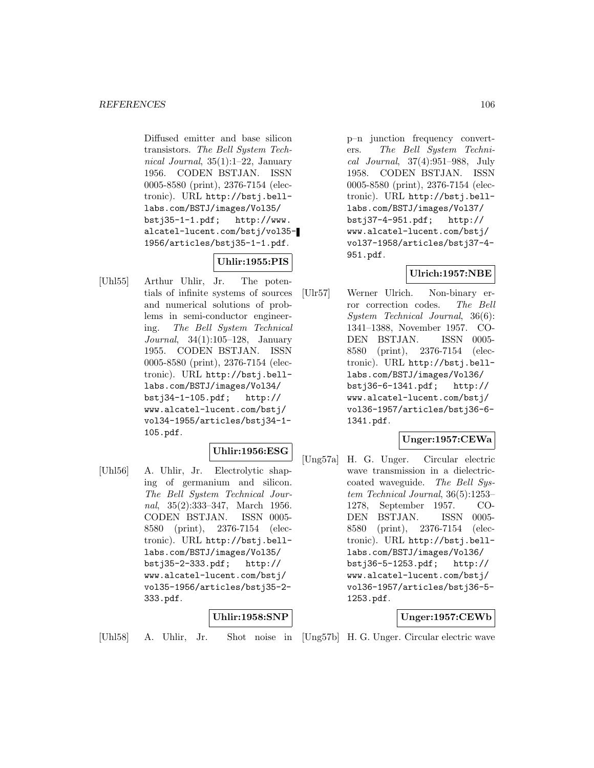Diffused emitter and base silicon transistors. *The Bell System Technical Journal*, 35(1):1–22, January 1956. CODEN BSTJAN. ISSN 0005-8580 (print), 2376-7154 (electronic). URL http://bstj.bell-labs.com/BSTJ/images/Vol35/bstj35-1-1.pdf; http://www.alcatel-lucent.com/bstj/vol35-1956/articles/bstj35-1-1.pdf.

**Uhlir:1955:PIS**

[Uhl55] Arthur Uhlir, Jr. The potentials of infinite systems of sources and numerical solutions of problems in semi-conductor engineering. *The Bell System Technical Journal*, 34(1):105–128, January 1955. CODEN BSTJAN. ISSN 0005-8580 (print), 2376-7154 (electronic). URL http://bstj.bell-labs.com/BSTJ/images/Vol34/bstj34-1-105.pdf; http://www.alcatel-lucent.com/bstj/vol34-1955/articles/bstj34-1-105.pdf.

**Uhlir:1956:ESG**

[Uhl56] A. Uhlir, Jr. Electrolytic shaping of germanium and silicon. *The Bell System Technical Journal*, 35(2):333–347, March 1956. CODEN BSTJAN. ISSN 0005-8580 (print), 2376-7154 (electronic). URL http://bstj.bell-labs.com/BSTJ/images/Vol35/bstj35-2-333.pdf; http://www.alcatel-lucent.com/bstj/vol35-1956/articles/bstj35-2-333.pdf.

**Uhlir:1958:SNP**

[Uhl58] A. Uhlir, Jr. Shot noise in p–n junction frequency converters. *The Bell System Technical Journal*, 37(4):951–988, July 1958. CODEN BSTJAN. ISSN 0005-8580 (print), 2376-7154 (electronic). URL http://bstj.bell-labs.com/BSTJ/images/Vol37/bstj37-4-951.pdf; http://www.alcatel-lucent.com/bstj/vol37-1958/articles/bstj37-4-951.pdf.

**Ulrich:1957:NBE**

[Ulr57] Werner Ulrich. Non-binary error correction codes. *The Bell System Technical Journal*, 36(6):1341–1388, November 1957. CODEN BSTJAN. ISSN 0005-8580 (print), 2376-7154 (electronic). URL http://bstj.bell-labs.com/BSTJ/images/Vol36/bstj36-6-1341.pdf; http://www.alcatel-lucent.com/bstj/vol36-1957/articles/bstj36-6-1341.pdf.

**Unger:1957:CEWa**

[Ung57a] H. G. Unger. Circular electric wave transmission in a dielectric-coated waveguide. *The Bell System Technical Journal*, 36(5):1253–1278, September 1957. CODEN BSTJAN. ISSN 0005-8580 (print), 2376-7154 (electronic). URL http://bstj.bell-labs.com/BSTJ/images/Vol36/bstj36-5-1253.pdf; http://www.alcatel-lucent.com/bstj/vol36-1957/articles/bstj36-5-1253.pdf.

**Unger:1957:CEWb**

[Ung57b] H. G. Unger. Circular electric wave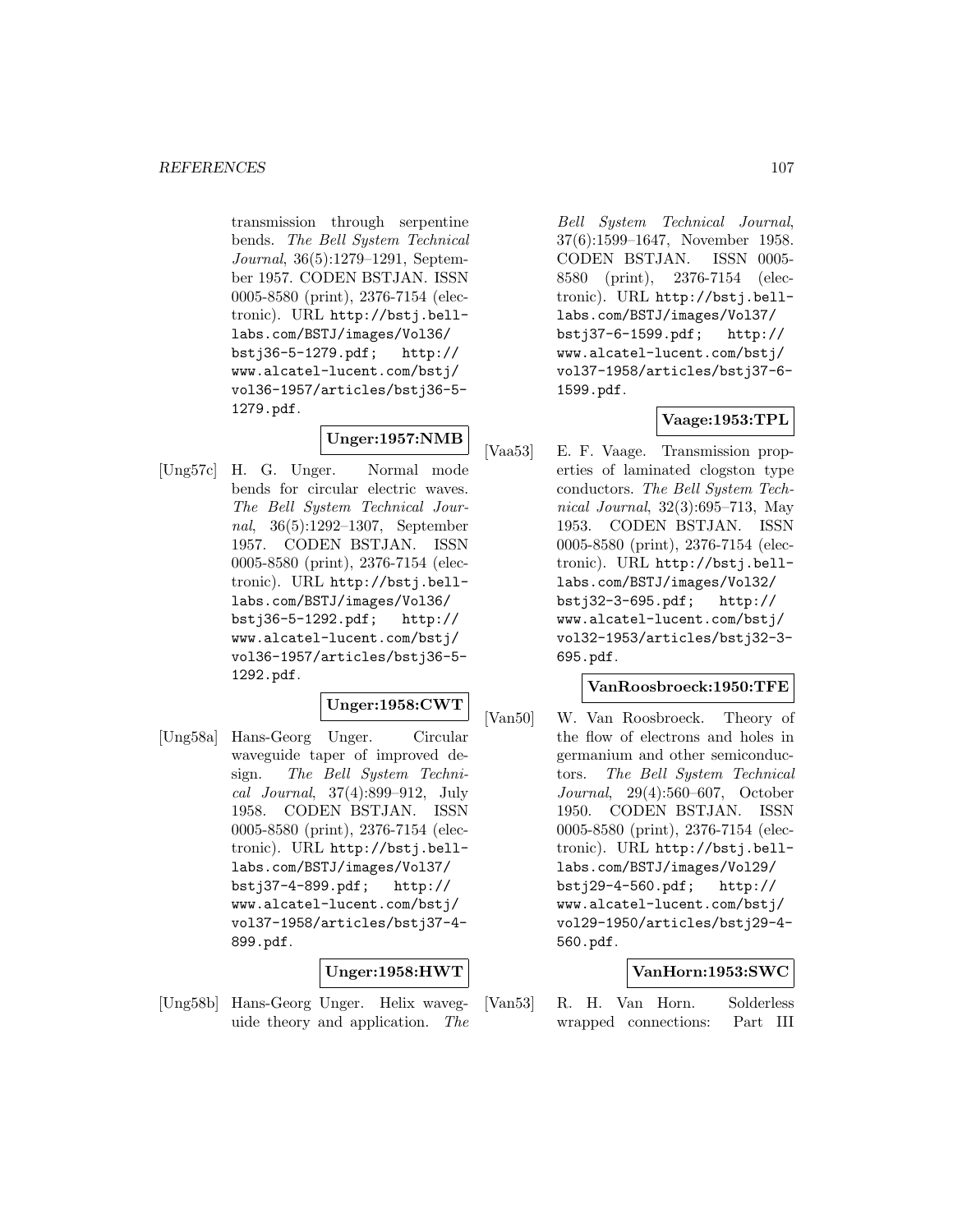transmission through serpentine bends. *The Bell System Technical Journal*, 36(5):1279–1291, September 1957. CODEN BSTJAN. ISSN 0005-8580 (print), 2376-7154 (electronic). URL http://bstj.bell-labs.com/BSTJ/images/Vol36/bstj36-5-1279.pdf; http://www.alcatel-lucent.com/bstj/vol36-1957/articles/bstj36-5-1279.pdf.

**Unger:1957:NMB**

[Ung57c] H. G. Unger. Normal mode bends for circular electric waves. *The Bell System Technical Journal*, 36(5):1292–1307, September 1957. CODEN BSTJAN. ISSN 0005-8580 (print), 2376-7154 (electronic). URL http://bstj.bell-labs.com/BSTJ/images/Vol36/bstj36-5-1292.pdf; http://www.alcatel-lucent.com/bstj/vol36-1957/articles/bstj36-5-1292.pdf.

**Unger:1958:CWT**

[Ung58a] Hans-Georg Unger. Circular waveguide taper of improved design. *The Bell System Technical Journal*, 37(4):899–912, July 1958. CODEN BSTJAN. ISSN 0005-8580 (print), 2376-7154 (electronic). URL http://bstj.bell-labs.com/BSTJ/images/Vol37/bstj37-4-899.pdf; http://www.alcatel-lucent.com/bstj/vol37-1958/articles/bstj37-4-899.pdf.

**Unger:1958:HWT**

[Ung58b] Hans-Georg Unger. Helix waveguide theory and application. *The Bell System Technical Journal*, 37(6):1599–1647, November 1958. CODEN BSTJAN. ISSN 0005-8580 (print), 2376-7154 (electronic). URL http://bstj.bell-labs.com/BSTJ/images/Vol37/bstj37-6-1599.pdf; http://www.alcatel-lucent.com/bstj/vol37-1958/articles/bstj37-6-1599.pdf.

**Vaage:1953:TPL**

[Vaa53] E. F. Vaage. Transmission properties of laminated clogston type conductors. *The Bell System Technical Journal*, 32(3):695–713, May 1953. CODEN BSTJAN. ISSN 0005-8580 (print), 2376-7154 (electronic). URL http://bstj.bell-labs.com/BSTJ/images/Vol32/bstj32-3-695.pdf; http://www.alcatel-lucent.com/bstj/vol32-1953/articles/bstj32-3-695.pdf.

**VanRoosbroeck:1950:TFE**

[Van50] W. Van Roosbroeck. Theory of the flow of electrons and holes in germanium and other semiconductors. *The Bell System Technical Journal*, 29(4):560–607, October 1950. CODEN BSTJAN. ISSN 0005-8580 (print), 2376-7154 (electronic). URL http://bstj.bell-labs.com/BSTJ/images/Vol29/bstj29-4-560.pdf; http://www.alcatel-lucent.com/bstj/vol29-1950/articles/bstj29-4-560.pdf.

**VanHorn:1953:SWC**

[Van53] R. H. Van Horn. Solderless wrapped connections: Part III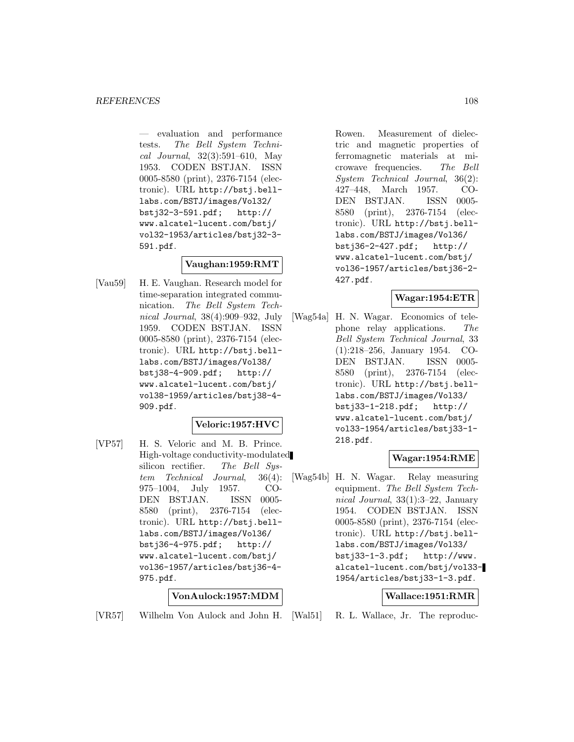— evaluation and performance tests. *The Bell System Technical Journal*, 32(3):591–610, May 1953. CODEN BSTJAN. ISSN 0005-8580 (print), 2376-7154 (electronic). URL http://bstj.bell-labs.com/BSTJ/images/Vol32/bstj32-3-591.pdf; http://www.alcatel-lucent.com/bstj/vol32-1953/articles/bstj32-3-591.pdf.

**Vaughan:1959:RMT**

[Vau59] H. E. Vaughan. Research model for time-separation integrated communication. *The Bell System Technical Journal*, 38(4):909–932, July 1959. CODEN BSTJAN. ISSN 0005-8580 (print), 2376-7154 (electronic). URL http://bstj.bell-labs.com/BSTJ/images/Vol38/bstj38-4-909.pdf; http://www.alcatel-lucent.com/bstj/vol38-1959/articles/bstj38-4-909.pdf.

**Veloric:1957:HVC**

[VP57] H. S. Veloric and M. B. Prince. High-voltage conductivity-modulated silicon rectifier. *The Bell System Technical Journal*, 36(4):975–1004, July 1957. CODEN BSTJAN. ISSN 0005-8580 (print), 2376-7154 (electronic). URL http://bstj.bell-labs.com/BSTJ/images/Vol36/bstj36-4-975.pdf; http://www.alcatel-lucent.com/bstj/vol36-1957/articles/bstj36-4-975.pdf.

**VonAulock:1957:MDM**

[VR57] Wilhelm Von Aulock and John H. Rowen. Measurement of dielectric and magnetic properties of ferromagnetic materials at microwave frequencies. *The Bell System Technical Journal*, 36(2):427–448, March 1957. CODEN BSTJAN. ISSN 0005-8580 (print), 2376-7154 (electronic). URL http://bstj.bell-labs.com/BSTJ/images/Vol36/bstj36-2-427.pdf; http://www.alcatel-lucent.com/bstj/vol36-1957/articles/bstj36-2-427.pdf.

**Wagar:1954:ETR**

[Wag54a] H. N. Wagar. Economics of telephone relay applications. *The Bell System Technical Journal*, 33(1):218–256, January 1954. CODEN BSTJAN. ISSN 0005-8580 (print), 2376-7154 (electronic). URL http://bstj.bell-labs.com/BSTJ/images/Vol33/bstj33-1-218.pdf; http://www.alcatel-lucent.com/bstj/vol33-1954/articles/bstj33-1-218.pdf.

**Wagar:1954:RME**

[Wag54b] H. N. Wagar. Relay measuring equipment. *The Bell System Technical Journal*, 33(1):3–22, January 1954. CODEN BSTJAN. ISSN 0005-8580 (print), 2376-7154 (electronic). URL http://bstj.bell-labs.com/BSTJ/images/Vol33/bstj33-1-3.pdf; http://www.alcatel-lucent.com/bstj/vol33-1954/articles/bstj33-1-3.pdf.

**Wallace:1951:RMR**

[Wal51] R. L. Wallace, Jr. The reproduc-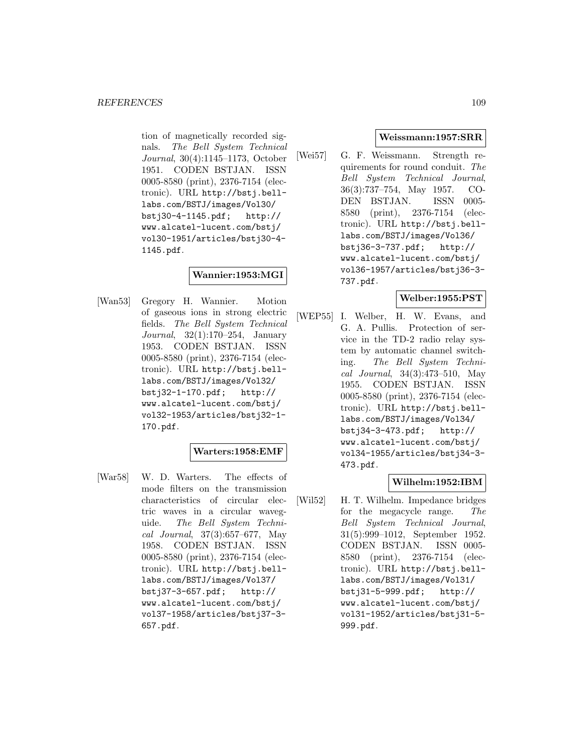tion of magnetically recorded signals. *The Bell System Technical Journal*, 30(4):1145–1173, October 1951. CODEN BSTJAN. ISSN 0005-8580 (print), 2376-7154 (electronic). URL http://bstj.bell-labs.com/BSTJ/images/Vol30/bstj30-4-1145.pdf; http://www.alcatel-lucent.com/bstj/vol30-1951/articles/bstj30-4-1145.pdf.

**Wannier:1953:MGI**

[Wan53] Gregory H. Wannier. Motion of gaseous ions in strong electric fields. *The Bell System Technical Journal*, 32(1):170–254, January 1953. CODEN BSTJAN. ISSN 0005-8580 (print), 2376-7154 (electronic). URL http://bstj.bell-labs.com/BSTJ/images/Vol32/bstj32-1-170.pdf; http://www.alcatel-lucent.com/bstj/vol32-1953/articles/bstj32-1-170.pdf.

**Warters:1958:EMF**

[War58] W. D. Warters. The effects of mode filters on the transmission characteristics of circular electric waves in a circular waveguide. *The Bell System Technical Journal*, 37(3):657–677, May 1958. CODEN BSTJAN. ISSN 0005-8580 (print), 2376-7154 (electronic). URL http://bstj.bell-labs.com/BSTJ/images/Vol37/bstj37-3-657.pdf; http://www.alcatel-lucent.com/bstj/vol37-1958/articles/bstj37-3-657.pdf.

**Weissmann:1957:SRR**

[Wei57] G. F. Weissmann. Strength requirements for round conduit. *The Bell System Technical Journal*, 36(3):737–754, May 1957. CODEN BSTJAN. ISSN 0005-8580 (print), 2376-7154 (electronic). URL http://bstj.bell-labs.com/BSTJ/images/Vol36/bstj36-3-737.pdf; http://www.alcatel-lucent.com/bstj/vol36-1957/articles/bstj36-3-737.pdf.

**Welber:1955:PST**

[WEP55] I. Welber, H. W. Evans, and G. A. Pullis. Protection of service in the TD-2 radio relay system by automatic channel switching. *The Bell System Technical Journal*, 34(3):473–510, May 1955. CODEN BSTJAN. ISSN 0005-8580 (print), 2376-7154 (electronic). URL http://bstj.bell-labs.com/BSTJ/images/Vol34/bstj34-3-473.pdf; http://www.alcatel-lucent.com/bstj/vol34-1955/articles/bstj34-3-473.pdf.

**Wilhelm:1952:IBM**

[Wil52] H. T. Wilhelm. Impedance bridges for the megacycle range. *The Bell System Technical Journal*, 31(5):999–1012, September 1952. CODEN BSTJAN. ISSN 0005-8580 (print), 2376-7154 (electronic). URL http://bstj.bell-labs.com/BSTJ/images/Vol31/bstj31-5-999.pdf; http://www.alcatel-lucent.com/bstj/vol31-1952/articles/bstj31-5-999.pdf.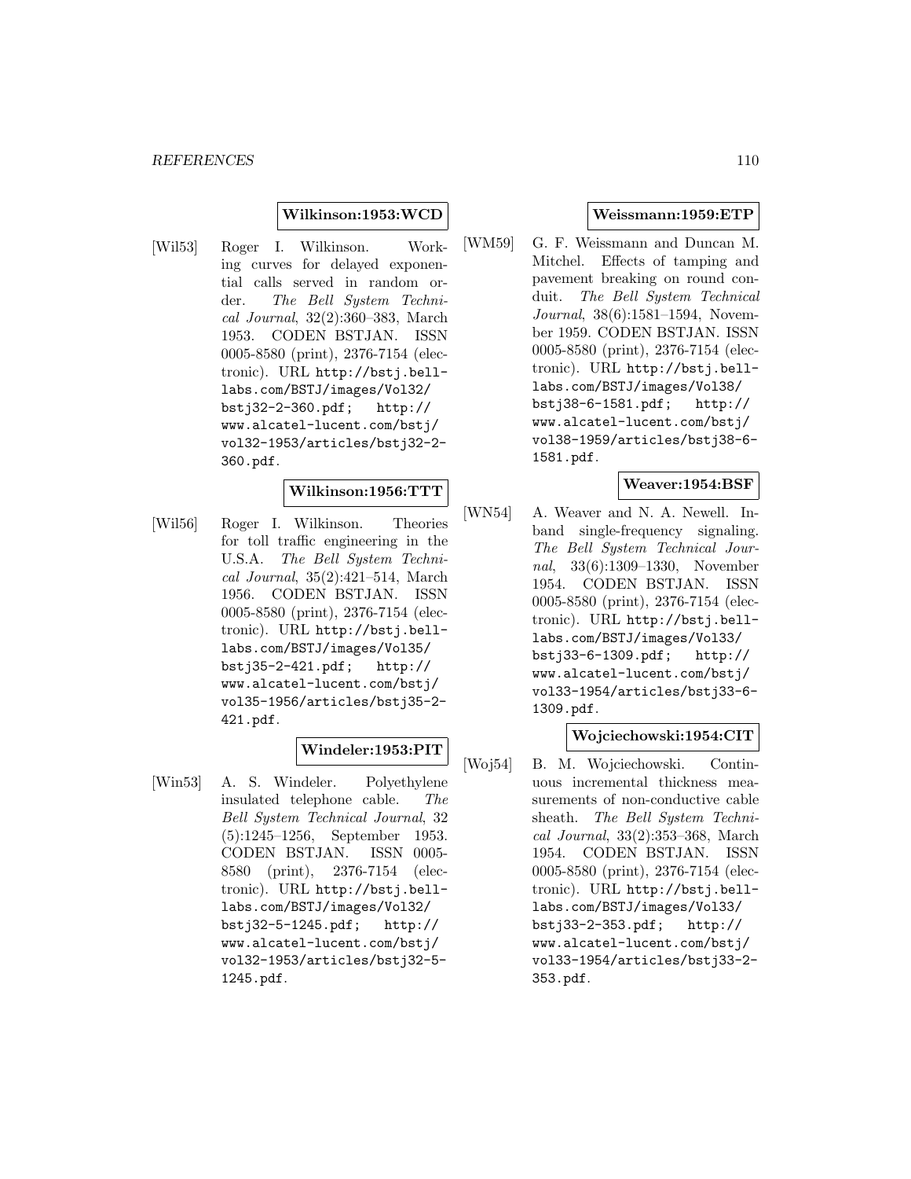**Wilkinson:1953:WCD**

[Wil53] Roger I. Wilkinson. Working curves for delayed exponential calls served in random order. *The Bell System Technical Journal*, 32(2):360–383, March 1953. CODEN BSTJAN. ISSN 0005-8580 (print), 2376-7154 (electronic). URL http://bstj.bell-labs.com/BSTJ/images/Vol32/bstj32-2-360.pdf; http://www.alcatel-lucent.com/bstj/vol32-1953/articles/bstj32-2-360.pdf.

**Wilkinson:1956:TTT**

[Wil56] Roger I. Wilkinson. Theories for toll traffic engineering in the U.S.A. *The Bell System Technical Journal*, 35(2):421–514, March 1956. CODEN BSTJAN. ISSN 0005-8580 (print), 2376-7154 (electronic). URL http://bstj.bell-labs.com/BSTJ/images/Vol35/bstj35-2-421.pdf; http://www.alcatel-lucent.com/bstj/vol35-1956/articles/bstj35-2-421.pdf.

**Windeler:1953:PIT**

[Win53] A. S. Windeler. Polyethylene insulated telephone cable. *The Bell System Technical Journal*, 32(5):1245–1256, September 1953. CODEN BSTJAN. ISSN 0005-8580 (print), 2376-7154 (electronic). URL http://bstj.bell-labs.com/BSTJ/images/Vol32/bstj32-5-1245.pdf; http://www.alcatel-lucent.com/bstj/vol32-1953/articles/bstj32-5-1245.pdf.

**Weissmann:1959:ETP**

[WM59] G. F. Weissmann and Duncan M. Mitchel. Effects of tamping and pavement breaking on round conduit. *The Bell System Technical Journal*, 38(6):1581–1594, November 1959. CODEN BSTJAN. ISSN 0005-8580 (print), 2376-7154 (electronic). URL http://bstj.bell-labs.com/BSTJ/images/Vol38/bstj38-6-1581.pdf; http://www.alcatel-lucent.com/bstj/vol38-1959/articles/bstj38-6-1581.pdf.

**Weaver:1954:BSF**

[WN54] A. Weaver and N. A. Newell. Inband single-frequency signaling. *The Bell System Technical Journal*, 33(6):1309–1330, November 1954. CODEN BSTJAN. ISSN 0005-8580 (print), 2376-7154 (electronic). URL http://bstj.bell-labs.com/BSTJ/images/Vol33/bstj33-6-1309.pdf; http://www.alcatel-lucent.com/bstj/vol33-1954/articles/bstj33-6-1309.pdf.

**Wojciechowski:1954:CIT**

[Woj54] B. M. Wojciechowski. Continuous incremental thickness measurements of non-conductive cable sheath. *The Bell System Technical Journal*, 33(2):353–368, March 1954. CODEN BSTJAN. ISSN 0005-8580 (print), 2376-7154 (electronic). URL http://bstj.bell-labs.com/BSTJ/images/Vol33/bstj33-2-353.pdf; http://www.alcatel-lucent.com/bstj/vol33-1954/articles/bstj33-2-353.pdf.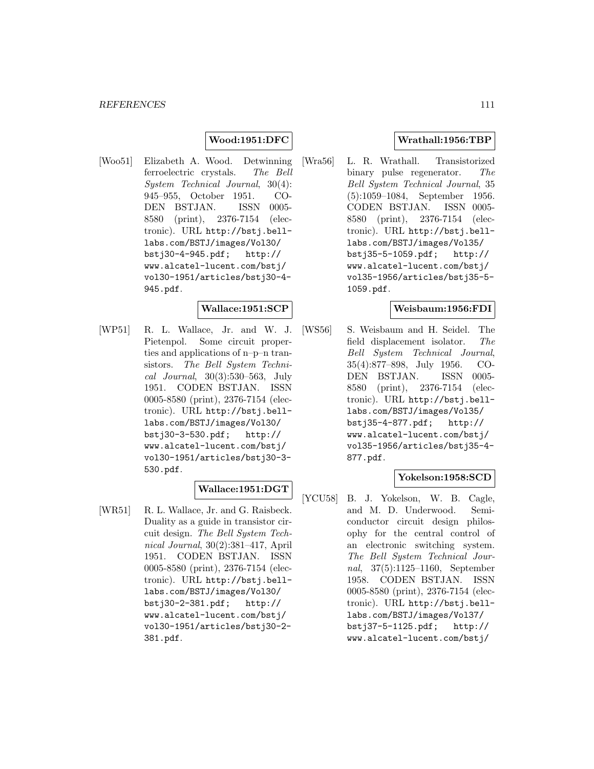**Wood:1951:DFC**

[Woo51] Elizabeth A. Wood. Detwinning ferroelectric crystals. *The Bell System Technical Journal*, 30(4): 945–955, October 1951. CODEN BSTJAN. ISSN 0005-8580 (print), 2376-7154 (electronic). URL http://bstj.bell-labs.com/BSTJ/images/Vol30/bstj30-4-945.pdf; http://www.alcatel-lucent.com/bstj/vol30-1951/articles/bstj30-4-945.pdf.

**Wallace:1951:SCP**

[WP51] R. L. Wallace, Jr. and W. J. Pietenpol. Some circuit properties and applications of n–p–n transistors. *The Bell System Technical Journal*, 30(3):530–563, July 1951. CODEN BSTJAN. ISSN 0005-8580 (print), 2376-7154 (electronic). URL http://bstj.bell-labs.com/BSTJ/images/Vol30/bstj30-3-530.pdf; http://www.alcatel-lucent.com/bstj/vol30-1951/articles/bstj30-3-530.pdf.

**Wallace:1951:DGT**

[WR51] R. L. Wallace, Jr. and G. Raisbeck. Duality as a guide in transistor circuit design. *The Bell System Technical Journal*, 30(2):381–417, April 1951. CODEN BSTJAN. ISSN 0005-8580 (print), 2376-7154 (electronic). URL http://bstj.bell-labs.com/BSTJ/images/Vol30/bstj30-2-381.pdf; http://www.alcatel-lucent.com/bstj/vol30-1951/articles/bstj30-2-381.pdf.

**Wrathall:1956:TBP**

[Wra56] L. R. Wrathall. Transistorized binary pulse regenerator. *The Bell System Technical Journal*, 35 (5):1059–1084, September 1956. CODEN BSTJAN. ISSN 0005-8580 (print), 2376-7154 (electronic). URL http://bstj.bell-labs.com/BSTJ/images/Vol35/bstj35-5-1059.pdf; http://www.alcatel-lucent.com/bstj/vol35-1956/articles/bstj35-5-1059.pdf.

**Weisbaum:1956:FDI**

[WS56] S. Weisbaum and H. Seidel. The field displacement isolator. *The Bell System Technical Journal*, 35(4):877–898, July 1956. CODEN BSTJAN. ISSN 0005-8580 (print), 2376-7154 (electronic). URL http://bstj.bell-labs.com/BSTJ/images/Vol35/bstj35-4-877.pdf; http://www.alcatel-lucent.com/bstj/vol35-1956/articles/bstj35-4-877.pdf.

**Yokelson:1958:SCD**

[YCU58] B. J. Yokelson, W. B. Cagle, and M. D. Underwood. Semiconductor circuit design philosophy for the central control of an electronic switching system. *The Bell System Technical Journal*, 37(5):1125–1160, September 1958. CODEN BSTJAN. ISSN 0005-8580 (print), 2376-7154 (electronic). URL http://bstj.bell-labs.com/BSTJ/images/Vol37/bstj37-5-1125.pdf; http://www.alcatel-lucent.com/bstj/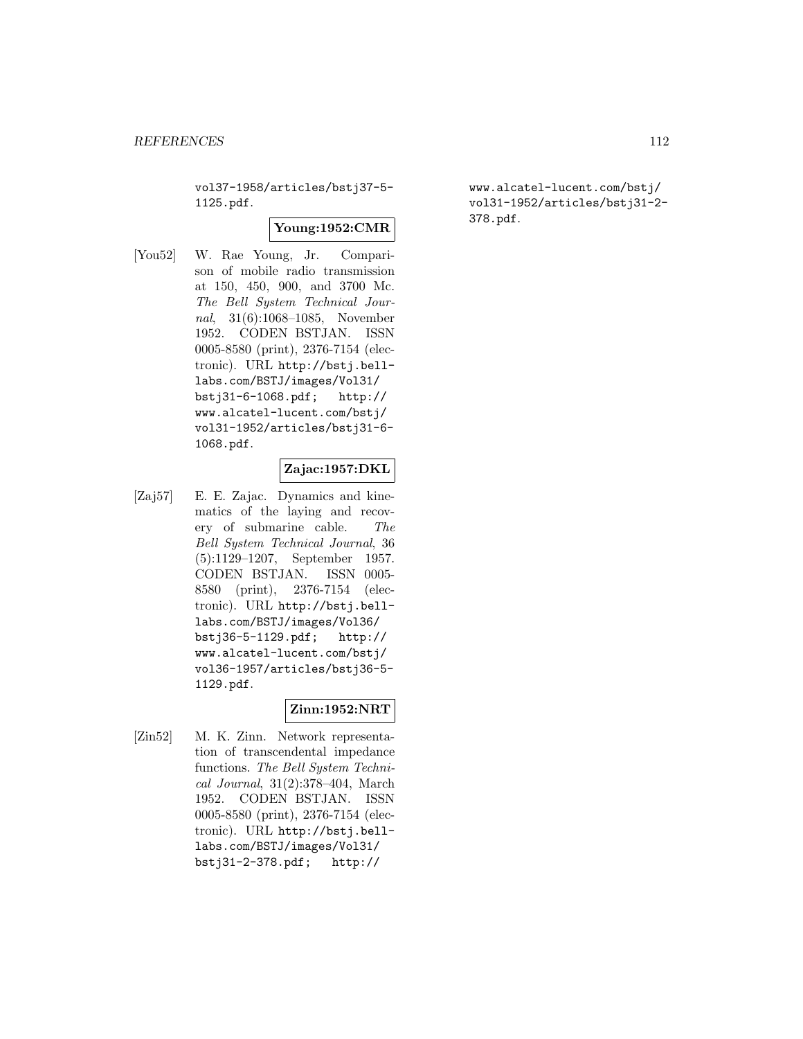vol37-1958/articles/bstj37-5-1125.pdf.

**Young:1952:CMR**

[You52] W. Rae Young, Jr. Comparison of mobile radio transmission at 150, 450, 900, and 3700 Mc. *The Bell System Technical Journal*, 31(6):1068–1085, November 1952. CODEN BSTJAN. ISSN 0005-8580 (print), 2376-7154 (electronic). URL http://bstj.bell-labs.com/BSTJ/images/Vol31/bstj31-6-1068.pdf; http://www.alcatel-lucent.com/bstj/vol31-1952/articles/bstj31-6-1068.pdf.

**Zajac:1957:DKL**

[Zaj57] E. E. Zajac. Dynamics and kinematics of the laying and recovery of submarine cable. *The Bell System Technical Journal*, 36(5):1129–1207, September 1957. CODEN BSTJAN. ISSN 0005-8580 (print), 2376-7154 (electronic). URL http://bstj.bell-labs.com/BSTJ/images/Vol36/bstj36-5-1129.pdf; http://www.alcatel-lucent.com/bstj/vol36-1957/articles/bstj36-5-1129.pdf.

**Zinn:1952:NRT**

[Zin52] M. K. Zinn. Network representation of transcendental impedance functions. *The Bell System Technical Journal*, 31(2):378–404, March 1952. CODEN BSTJAN. ISSN 0005-8580 (print), 2376-7154 (electronic). URL http://bstj.bell-labs.com/BSTJ/images/Vol31/bstj31-2-378.pdf; http://www.alcatel-lucent.com/bstj/vol31-1952/articles/bstj31-2-378.pdf.